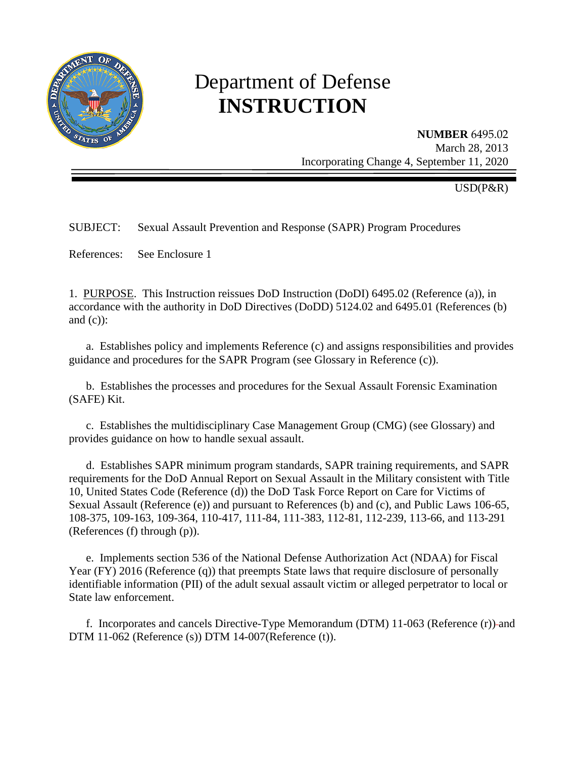# Department of Defense **INSTRUCTION**

**NUMBER** 6495.02
March 28, 2013
Incorporating Change 4, September 11, 2020

USD(P&R)

SUBJECT: Sexual Assault Prevention and Response (SAPR) Program Procedures

References: See Enclosure 1

1. PURPOSE. This Instruction reissues DoD Instruction (DoDI) 6495.02 (Reference (a)), in accordance with the authority in DoD Directives (DoDD) 5124.02 and 6495.01 (References (b) and (c)):

a. Establishes policy and implements Reference (c) and assigns responsibilities and provides guidance and procedures for the SAPR Program (see Glossary in Reference (c)).

b. Establishes the processes and procedures for the Sexual Assault Forensic Examination (SAFE) Kit.

c. Establishes the multidisciplinary Case Management Group (CMG) (see Glossary) and provides guidance on how to handle sexual assault.

d. Establishes SAPR minimum program standards, SAPR training requirements, and SAPR requirements for the DoD Annual Report on Sexual Assault in the Military consistent with Title 10, United States Code (Reference (d)) the DoD Task Force Report on Care for Victims of Sexual Assault (Reference (e)) and pursuant to References (b) and (c), and Public Laws 106-65, 108-375, 109-163, 109-364, 110-417, 111-84, 111-383, 112-81, 112-239, 113-66, and 113-291 (References (f) through (p)).

e. Implements section 536 of the National Defense Authorization Act (NDAA) for Fiscal Year (FY) 2016 (Reference (q)) that preempts State laws that require disclosure of personally identifiable information (PII) of the adult sexual assault victim or alleged perpetrator to local or State law enforcement.

f. Incorporates and cancels Directive-Type Memorandum (DTM) 11-063 (Reference (r)) and DTM 11-062 (Reference (s)) DTM 14-007(Reference (t)).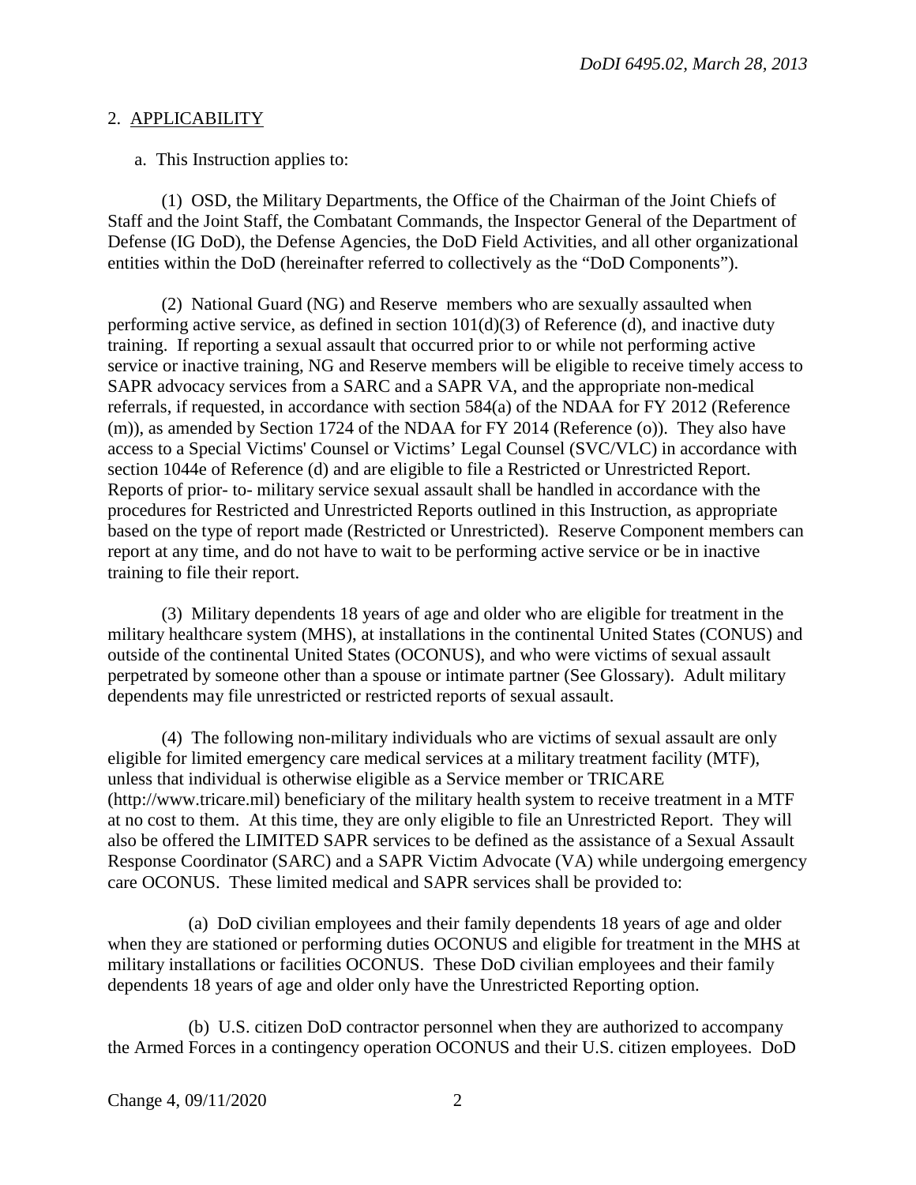## 2. APPLICABILITY

a. This Instruction applies to:

(1) OSD, the Military Departments, the Office of the Chairman of the Joint Chiefs of Staff and the Joint Staff, the Combatant Commands, the Inspector General of the Department of Defense (IG DoD), the Defense Agencies, the DoD Field Activities, and all other organizational entities within the DoD (hereinafter referred to collectively as the "DoD Components").

(2) National Guard (NG) and Reserve members who are sexually assaulted when performing active service, as defined in section 101(d)(3) of Reference (d), and inactive duty training. If reporting a sexual assault that occurred prior to or while not performing active service or inactive training, NG and Reserve members will be eligible to receive timely access to SAPR advocacy services from a SARC and a SAPR VA, and the appropriate non-medical referrals, if requested, in accordance with section 584(a) of the NDAA for FY 2012 (Reference (m)), as amended by Section 1724 of the NDAA for FY 2014 (Reference (o)). They also have access to a Special Victims' Counsel or Victims' Legal Counsel (SVC/VLC) in accordance with section 1044e of Reference (d) and are eligible to file a Restricted or Unrestricted Report. Reports of prior- to- military service sexual assault shall be handled in accordance with the procedures for Restricted and Unrestricted Reports outlined in this Instruction, as appropriate based on the type of report made (Restricted or Unrestricted). Reserve Component members can report at any time, and do not have to wait to be performing active service or be in inactive training to file their report.

(3) Military dependents 18 years of age and older who are eligible for treatment in the military healthcare system (MHS), at installations in the continental United States (CONUS) and outside of the continental United States (OCONUS), and who were victims of sexual assault perpetrated by someone other than a spouse or intimate partner (See Glossary). Adult military dependents may file unrestricted or restricted reports of sexual assault.

(4) The following non-military individuals who are victims of sexual assault are only eligible for limited emergency care medical services at a military treatment facility (MTF), unless that individual is otherwise eligible as a Service member or TRICARE (http://www.tricare.mil) beneficiary of the military health system to receive treatment in a MTF at no cost to them. At this time, they are only eligible to file an Unrestricted Report. They will also be offered the LIMITED SAPR services to be defined as the assistance of a Sexual Assault Response Coordinator (SARC) and a SAPR Victim Advocate (VA) while undergoing emergency care OCONUS. These limited medical and SAPR services shall be provided to:

(a) DoD civilian employees and their family dependents 18 years of age and older when they are stationed or performing duties OCONUS and eligible for treatment in the MHS at military installations or facilities OCONUS. These DoD civilian employees and their family dependents 18 years of age and older only have the Unrestricted Reporting option.

(b) U.S. citizen DoD contractor personnel when they are authorized to accompany the Armed Forces in a contingency operation OCONUS and their U.S. citizen employees. DoD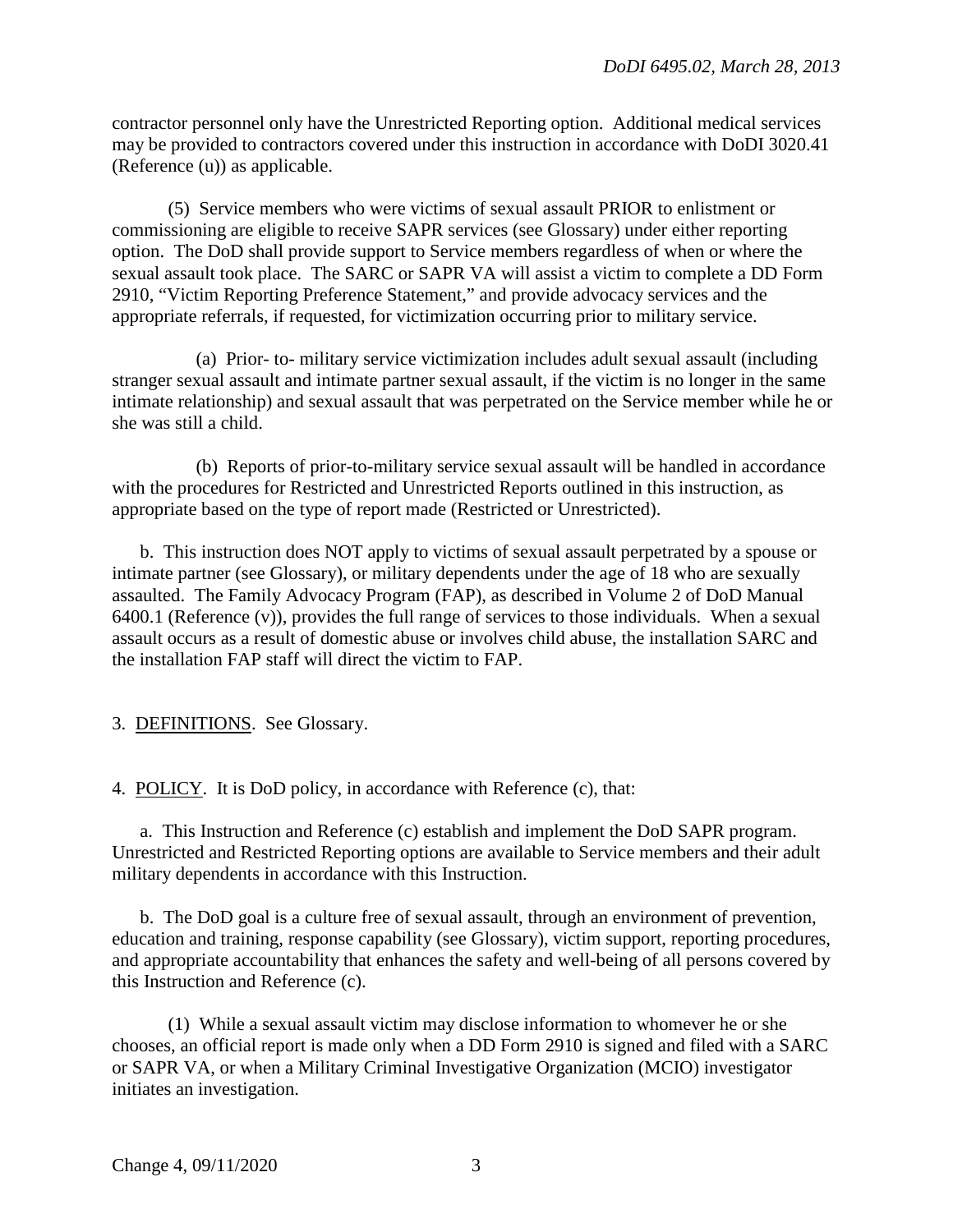contractor personnel only have the Unrestricted Reporting option. Additional medical services may be provided to contractors covered under this instruction in accordance with DoDI 3020.41 (Reference (u)) as applicable.

(5) Service members who were victims of sexual assault PRIOR to enlistment or commissioning are eligible to receive SAPR services (see Glossary) under either reporting option. The DoD shall provide support to Service members regardless of when or where the sexual assault took place. The SARC or SAPR VA will assist a victim to complete a DD Form 2910, "Victim Reporting Preference Statement," and provide advocacy services and the appropriate referrals, if requested, for victimization occurring prior to military service.

(a) Prior- to- military service victimization includes adult sexual assault (including stranger sexual assault and intimate partner sexual assault, if the victim is no longer in the same intimate relationship) and sexual assault that was perpetrated on the Service member while he or she was still a child.

(b) Reports of prior-to-military service sexual assault will be handled in accordance with the procedures for Restricted and Unrestricted Reports outlined in this instruction, as appropriate based on the type of report made (Restricted or Unrestricted).

b. This instruction does NOT apply to victims of sexual assault perpetrated by a spouse or intimate partner (see Glossary), or military dependents under the age of 18 who are sexually assaulted. The Family Advocacy Program (FAP), as described in Volume 2 of DoD Manual 6400.1 (Reference (v)), provides the full range of services to those individuals. When a sexual assault occurs as a result of domestic abuse or involves child abuse, the installation SARC and the installation FAP staff will direct the victim to FAP.

3. DEFINITIONS. See Glossary.

4. POLICY. It is DoD policy, in accordance with Reference (c), that:

a. This Instruction and Reference (c) establish and implement the DoD SAPR program. Unrestricted and Restricted Reporting options are available to Service members and their adult military dependents in accordance with this Instruction.

b. The DoD goal is a culture free of sexual assault, through an environment of prevention, education and training, response capability (see Glossary), victim support, reporting procedures, and appropriate accountability that enhances the safety and well-being of all persons covered by this Instruction and Reference (c).

(1) While a sexual assault victim may disclose information to whomever he or she chooses, an official report is made only when a DD Form 2910 is signed and filed with a SARC or SAPR VA, or when a Military Criminal Investigative Organization (MCIO) investigator initiates an investigation.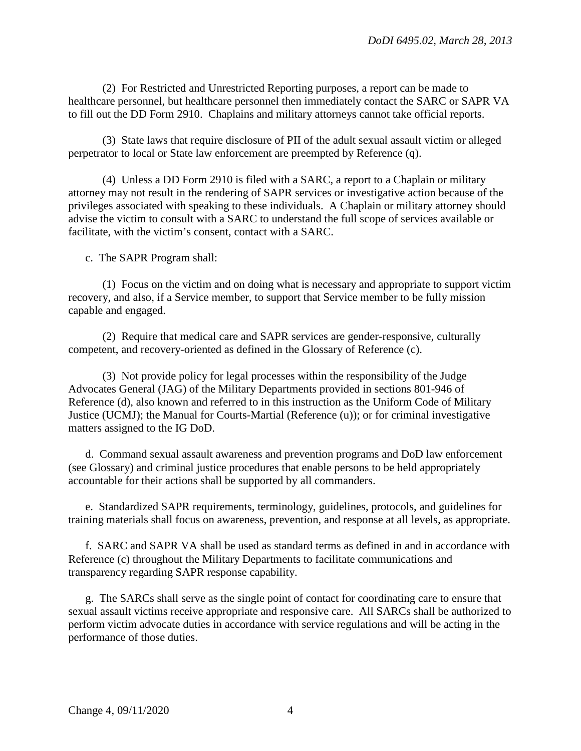(2) For Restricted and Unrestricted Reporting purposes, a report can be made to healthcare personnel, but healthcare personnel then immediately contact the SARC or SAPR VA to fill out the DD Form 2910. Chaplains and military attorneys cannot take official reports.

(3) State laws that require disclosure of PII of the adult sexual assault victim or alleged perpetrator to local or State law enforcement are preempted by Reference (q).

(4) Unless a DD Form 2910 is filed with a SARC, a report to a Chaplain or military attorney may not result in the rendering of SAPR services or investigative action because of the privileges associated with speaking to these individuals. A Chaplain or military attorney should advise the victim to consult with a SARC to understand the full scope of services available or facilitate, with the victim's consent, contact with a SARC.

c. The SAPR Program shall:

(1) Focus on the victim and on doing what is necessary and appropriate to support victim recovery, and also, if a Service member, to support that Service member to be fully mission capable and engaged.

(2) Require that medical care and SAPR services are gender-responsive, culturally competent, and recovery-oriented as defined in the Glossary of Reference (c).

(3) Not provide policy for legal processes within the responsibility of the Judge Advocates General (JAG) of the Military Departments provided in sections 801-946 of Reference (d), also known and referred to in this instruction as the Uniform Code of Military Justice (UCMJ); the Manual for Courts-Martial (Reference (u)); or for criminal investigative matters assigned to the IG DoD.

d. Command sexual assault awareness and prevention programs and DoD law enforcement (see Glossary) and criminal justice procedures that enable persons to be held appropriately accountable for their actions shall be supported by all commanders.

e. Standardized SAPR requirements, terminology, guidelines, protocols, and guidelines for training materials shall focus on awareness, prevention, and response at all levels, as appropriate.

f. SARC and SAPR VA shall be used as standard terms as defined in and in accordance with Reference (c) throughout the Military Departments to facilitate communications and transparency regarding SAPR response capability.

g. The SARCs shall serve as the single point of contact for coordinating care to ensure that sexual assault victims receive appropriate and responsive care. All SARCs shall be authorized to perform victim advocate duties in accordance with service regulations and will be acting in the performance of those duties.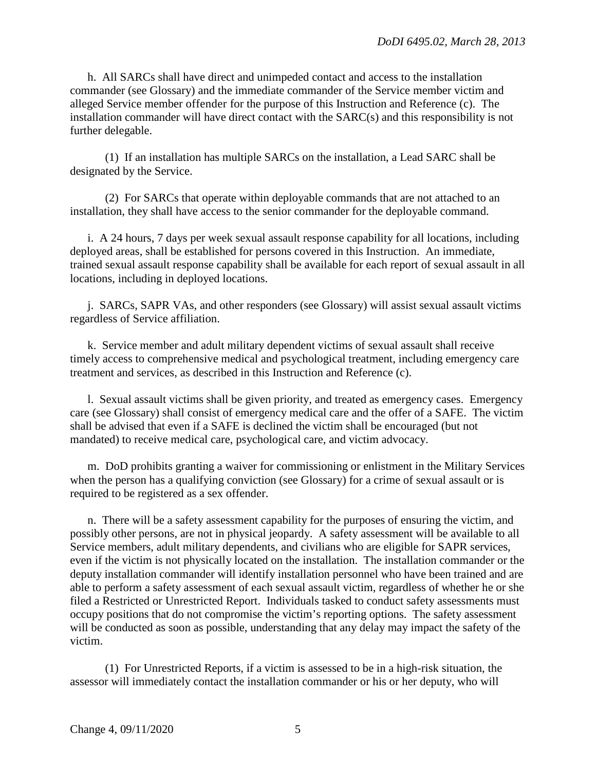h. All SARCs shall have direct and unimpeded contact and access to the installation commander (see Glossary) and the immediate commander of the Service member victim and alleged Service member offender for the purpose of this Instruction and Reference (c). The installation commander will have direct contact with the SARC(s) and this responsibility is not further delegable.

(1) If an installation has multiple SARCs on the installation, a Lead SARC shall be designated by the Service.

(2) For SARCs that operate within deployable commands that are not attached to an installation, they shall have access to the senior commander for the deployable command.

i. A 24 hours, 7 days per week sexual assault response capability for all locations, including deployed areas, shall be established for persons covered in this Instruction. An immediate, trained sexual assault response capability shall be available for each report of sexual assault in all locations, including in deployed locations.

j. SARCs, SAPR VAs, and other responders (see Glossary) will assist sexual assault victims regardless of Service affiliation.

k. Service member and adult military dependent victims of sexual assault shall receive timely access to comprehensive medical and psychological treatment, including emergency care treatment and services, as described in this Instruction and Reference (c).

l. Sexual assault victims shall be given priority, and treated as emergency cases. Emergency care (see Glossary) shall consist of emergency medical care and the offer of a SAFE. The victim shall be advised that even if a SAFE is declined the victim shall be encouraged (but not mandated) to receive medical care, psychological care, and victim advocacy.

m. DoD prohibits granting a waiver for commissioning or enlistment in the Military Services when the person has a qualifying conviction (see Glossary) for a crime of sexual assault or is required to be registered as a sex offender.

n. There will be a safety assessment capability for the purposes of ensuring the victim, and possibly other persons, are not in physical jeopardy. A safety assessment will be available to all Service members, adult military dependents, and civilians who are eligible for SAPR services, even if the victim is not physically located on the installation. The installation commander or the deputy installation commander will identify installation personnel who have been trained and are able to perform a safety assessment of each sexual assault victim, regardless of whether he or she filed a Restricted or Unrestricted Report. Individuals tasked to conduct safety assessments must occupy positions that do not compromise the victim's reporting options. The safety assessment will be conducted as soon as possible, understanding that any delay may impact the safety of the victim.

(1) For Unrestricted Reports, if a victim is assessed to be in a high-risk situation, the assessor will immediately contact the installation commander or his or her deputy, who will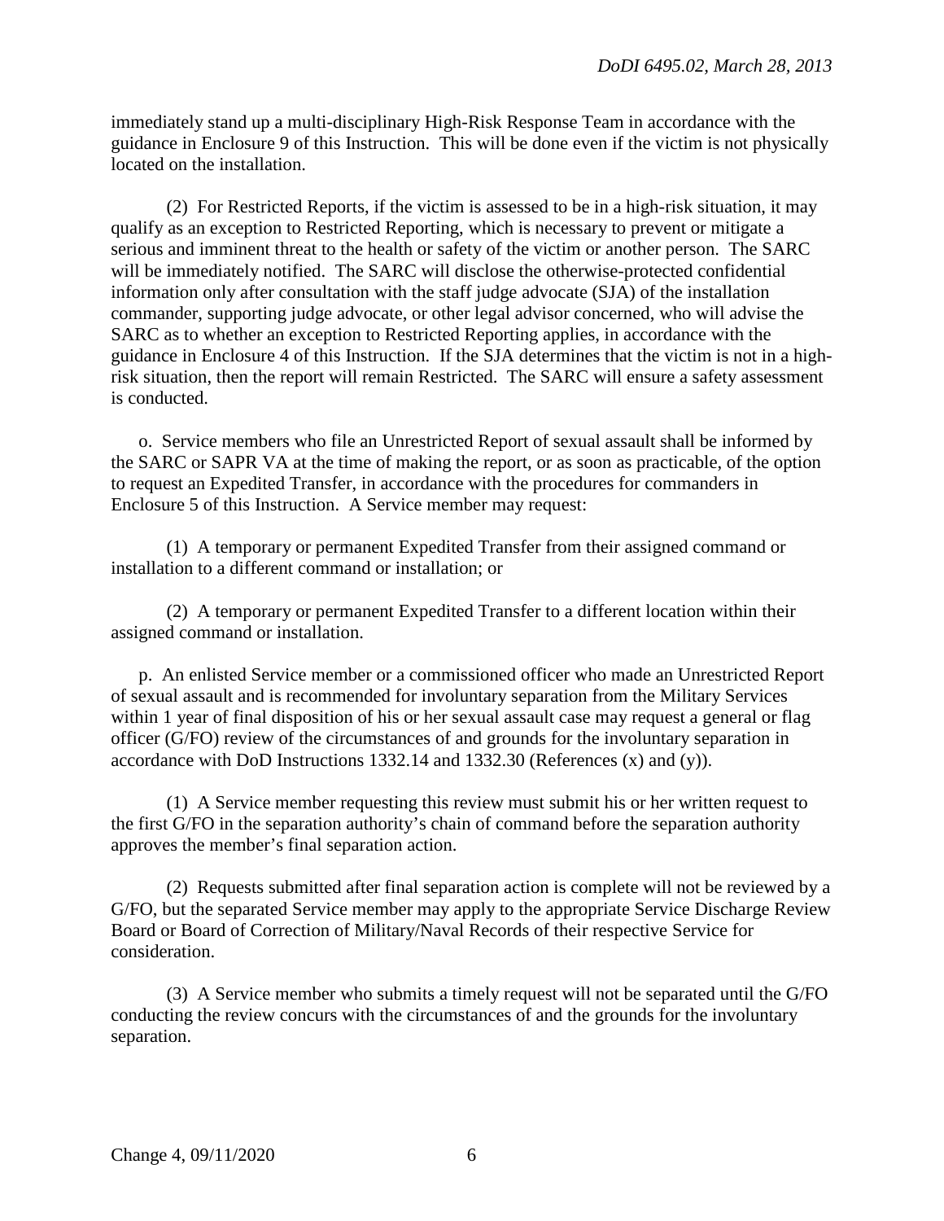immediately stand up a multi-disciplinary High-Risk Response Team in accordance with the guidance in Enclosure 9 of this Instruction. This will be done even if the victim is not physically located on the installation.

(2) For Restricted Reports, if the victim is assessed to be in a high-risk situation, it may qualify as an exception to Restricted Reporting, which is necessary to prevent or mitigate a serious and imminent threat to the health or safety of the victim or another person. The SARC will be immediately notified. The SARC will disclose the otherwise-protected confidential information only after consultation with the staff judge advocate (SJA) of the installation commander, supporting judge advocate, or other legal advisor concerned, who will advise the SARC as to whether an exception to Restricted Reporting applies, in accordance with the guidance in Enclosure 4 of this Instruction. If the SJA determines that the victim is not in a high-risk situation, then the report will remain Restricted. The SARC will ensure a safety assessment is conducted.

o. Service members who file an Unrestricted Report of sexual assault shall be informed by the SARC or SAPR VA at the time of making the report, or as soon as practicable, of the option to request an Expedited Transfer, in accordance with the procedures for commanders in Enclosure 5 of this Instruction. A Service member may request:

(1) A temporary or permanent Expedited Transfer from their assigned command or installation to a different command or installation; or

(2) A temporary or permanent Expedited Transfer to a different location within their assigned command or installation.

p. An enlisted Service member or a commissioned officer who made an Unrestricted Report of sexual assault and is recommended for involuntary separation from the Military Services within 1 year of final disposition of his or her sexual assault case may request a general or flag officer (G/FO) review of the circumstances of and grounds for the involuntary separation in accordance with DoD Instructions 1332.14 and 1332.30 (References (x) and (y)).

(1) A Service member requesting this review must submit his or her written request to the first G/FO in the separation authority's chain of command before the separation authority approves the member's final separation action.

(2) Requests submitted after final separation action is complete will not be reviewed by a G/FO, but the separated Service member may apply to the appropriate Service Discharge Review Board or Board of Correction of Military/Naval Records of their respective Service for consideration.

(3) A Service member who submits a timely request will not be separated until the G/FO conducting the review concurs with the circumstances of and the grounds for the involuntary separation.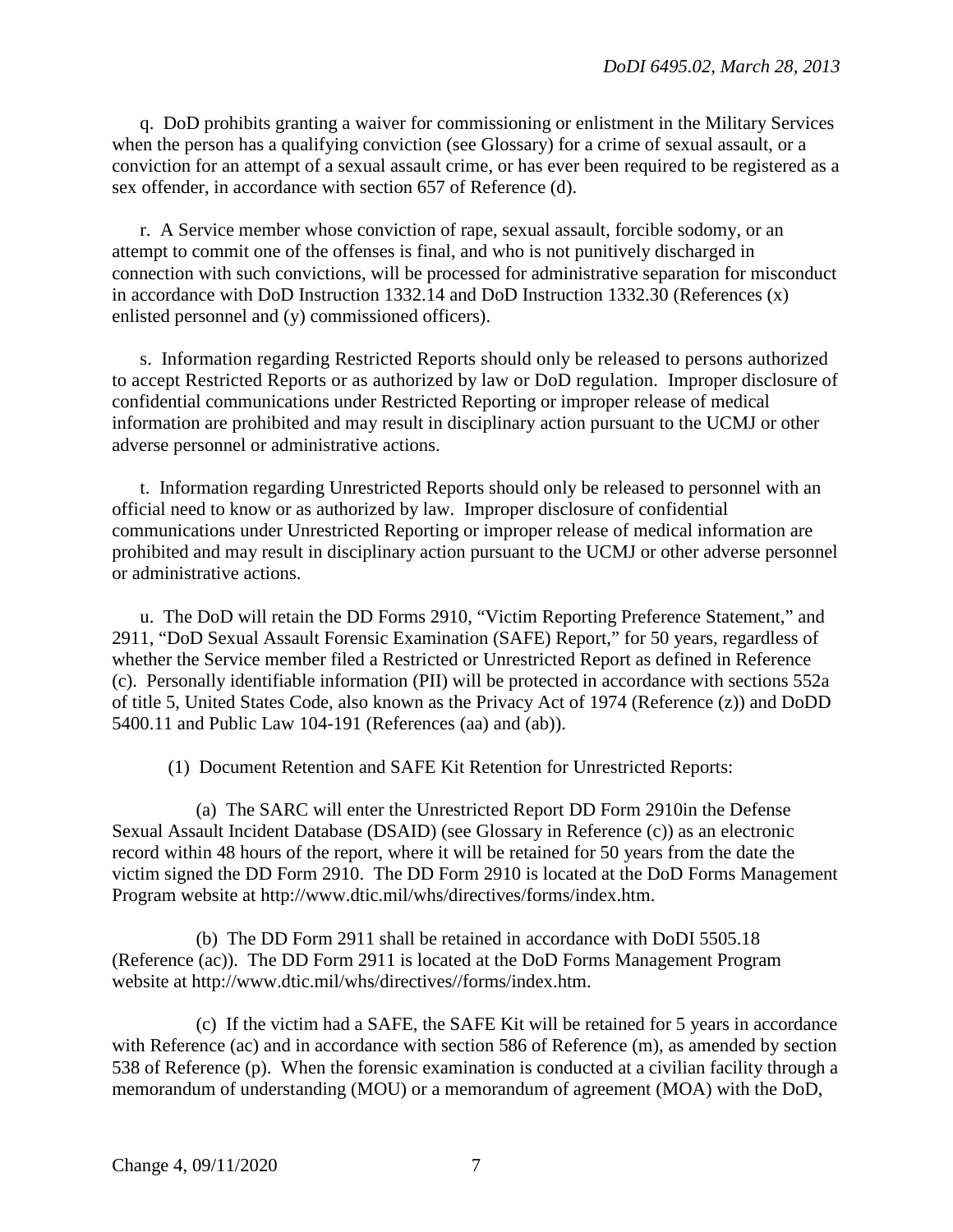q. DoD prohibits granting a waiver for commissioning or enlistment in the Military Services when the person has a qualifying conviction (see Glossary) for a crime of sexual assault, or a conviction for an attempt of a sexual assault crime, or has ever been required to be registered as a sex offender, in accordance with section 657 of Reference (d).

r. A Service member whose conviction of rape, sexual assault, forcible sodomy, or an attempt to commit one of the offenses is final, and who is not punitively discharged in connection with such convictions, will be processed for administrative separation for misconduct in accordance with DoD Instruction 1332.14 and DoD Instruction 1332.30 (References (x) enlisted personnel and (y) commissioned officers).

s. Information regarding Restricted Reports should only be released to persons authorized to accept Restricted Reports or as authorized by law or DoD regulation. Improper disclosure of confidential communications under Restricted Reporting or improper release of medical information are prohibited and may result in disciplinary action pursuant to the UCMJ or other adverse personnel or administrative actions.

t. Information regarding Unrestricted Reports should only be released to personnel with an official need to know or as authorized by law. Improper disclosure of confidential communications under Unrestricted Reporting or improper release of medical information are prohibited and may result in disciplinary action pursuant to the UCMJ or other adverse personnel or administrative actions.

u. The DoD will retain the DD Forms 2910, "Victim Reporting Preference Statement," and 2911, "DoD Sexual Assault Forensic Examination (SAFE) Report," for 50 years, regardless of whether the Service member filed a Restricted or Unrestricted Report as defined in Reference (c). Personally identifiable information (PII) will be protected in accordance with sections 552a of title 5, United States Code, also known as the Privacy Act of 1974 (Reference (z)) and DoDD 5400.11 and Public Law 104-191 (References (aa) and (ab)).

(1) Document Retention and SAFE Kit Retention for Unrestricted Reports:

(a) The SARC will enter the Unrestricted Report DD Form 2910in the Defense Sexual Assault Incident Database (DSAID) (see Glossary in Reference (c)) as an electronic record within 48 hours of the report, where it will be retained for 50 years from the date the victim signed the DD Form 2910. The DD Form 2910 is located at the DoD Forms Management Program website at http://www.dtic.mil/whs/directives/forms/index.htm.

(b) The DD Form 2911 shall be retained in accordance with DoDI 5505.18 (Reference (ac)). The DD Form 2911 is located at the DoD Forms Management Program website at http://www.dtic.mil/whs/directives//forms/index.htm.

(c) If the victim had a SAFE, the SAFE Kit will be retained for 5 years in accordance with Reference (ac) and in accordance with section 586 of Reference (m), as amended by section 538 of Reference (p). When the forensic examination is conducted at a civilian facility through a memorandum of understanding (MOU) or a memorandum of agreement (MOA) with the DoD,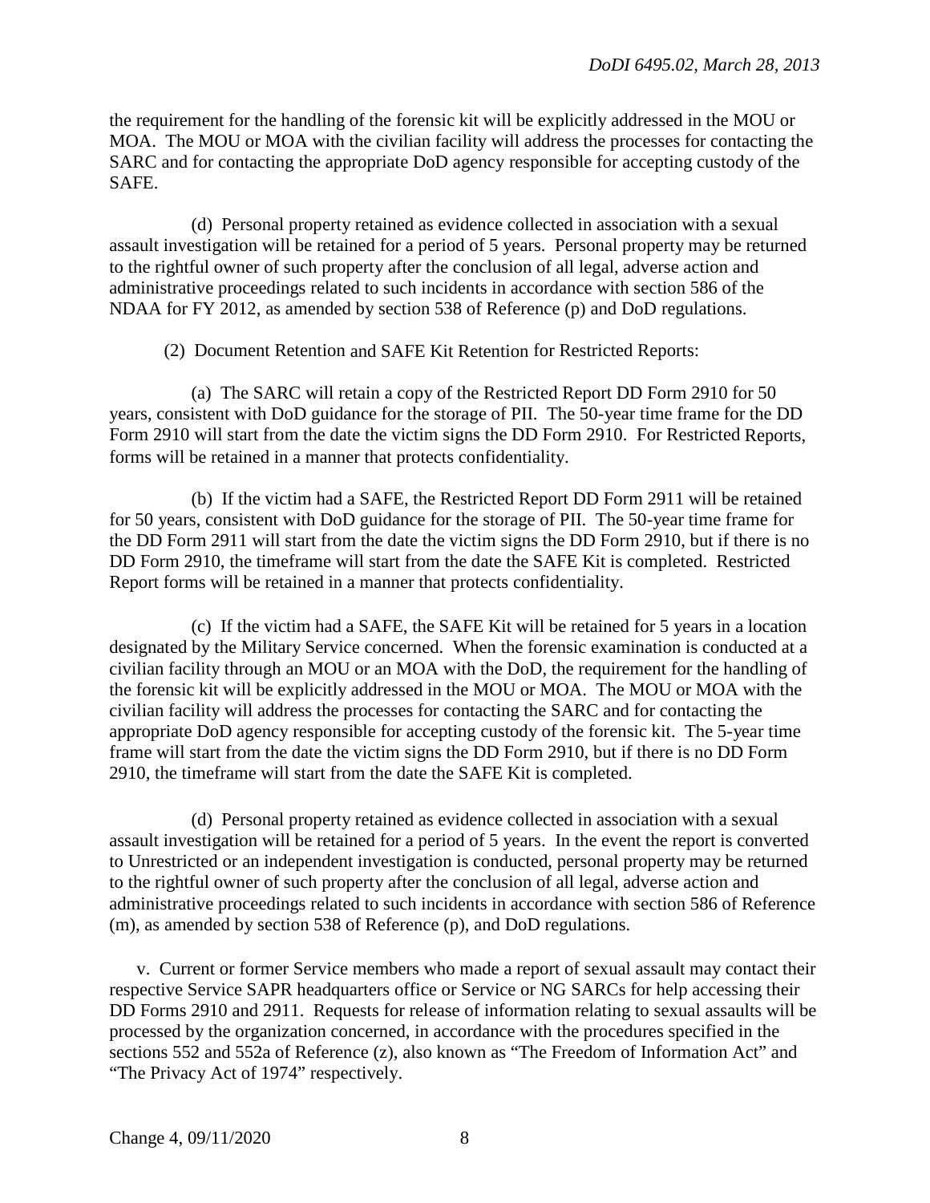the requirement for the handling of the forensic kit will be explicitly addressed in the MOU or MOA. The MOU or MOA with the civilian facility will address the processes for contacting the SARC and for contacting the appropriate DoD agency responsible for accepting custody of the SAFE.

(d) Personal property retained as evidence collected in association with a sexual assault investigation will be retained for a period of 5 years. Personal property may be returned to the rightful owner of such property after the conclusion of all legal, adverse action and administrative proceedings related to such incidents in accordance with section 586 of the NDAA for FY 2012, as amended by section 538 of Reference (p) and DoD regulations.

(2) Document Retention and SAFE Kit Retention for Restricted Reports:

(a) The SARC will retain a copy of the Restricted Report DD Form 2910 for 50 years, consistent with DoD guidance for the storage of PII. The 50-year time frame for the DD Form 2910 will start from the date the victim signs the DD Form 2910. For Restricted Reports, forms will be retained in a manner that protects confidentiality.

(b) If the victim had a SAFE, the Restricted Report DD Form 2911 will be retained for 50 years, consistent with DoD guidance for the storage of PII. The 50-year time frame for the DD Form 2911 will start from the date the victim signs the DD Form 2910, but if there is no DD Form 2910, the timeframe will start from the date the SAFE Kit is completed. Restricted Report forms will be retained in a manner that protects confidentiality.

(c) If the victim had a SAFE, the SAFE Kit will be retained for 5 years in a location designated by the Military Service concerned. When the forensic examination is conducted at a civilian facility through an MOU or an MOA with the DoD, the requirement for the handling of the forensic kit will be explicitly addressed in the MOU or MOA. The MOU or MOA with the civilian facility will address the processes for contacting the SARC and for contacting the appropriate DoD agency responsible for accepting custody of the forensic kit. The 5-year time frame will start from the date the victim signs the DD Form 2910, but if there is no DD Form 2910, the timeframe will start from the date the SAFE Kit is completed.

(d) Personal property retained as evidence collected in association with a sexual assault investigation will be retained for a period of 5 years. In the event the report is converted to Unrestricted or an independent investigation is conducted, personal property may be returned to the rightful owner of such property after the conclusion of all legal, adverse action and administrative proceedings related to such incidents in accordance with section 586 of Reference (m), as amended by section 538 of Reference (p), and DoD regulations.

v. Current or former Service members who made a report of sexual assault may contact their respective Service SAPR headquarters office or Service or NG SARCs for help accessing their DD Forms 2910 and 2911. Requests for release of information relating to sexual assaults will be processed by the organization concerned, in accordance with the procedures specified in the sections 552 and 552a of Reference (z), also known as "The Freedom of Information Act" and "The Privacy Act of 1974" respectively.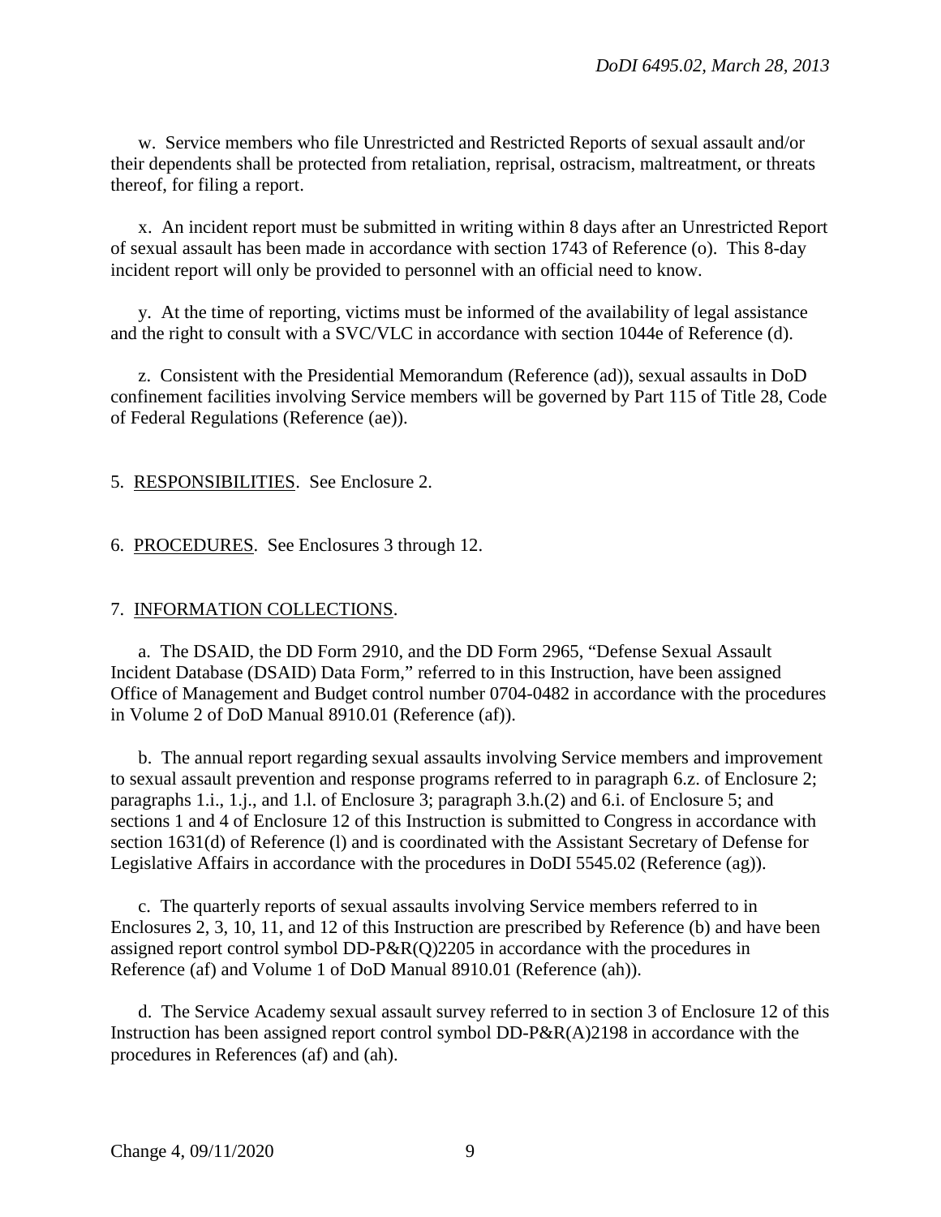w. Service members who file Unrestricted and Restricted Reports of sexual assault and/or their dependents shall be protected from retaliation, reprisal, ostracism, maltreatment, or threats thereof, for filing a report.

x. An incident report must be submitted in writing within 8 days after an Unrestricted Report of sexual assault has been made in accordance with section 1743 of Reference (o). This 8-day incident report will only be provided to personnel with an official need to know.

y. At the time of reporting, victims must be informed of the availability of legal assistance and the right to consult with a SVC/VLC in accordance with section 1044e of Reference (d).

z. Consistent with the Presidential Memorandum (Reference (ad)), sexual assaults in DoD confinement facilities involving Service members will be governed by Part 115 of Title 28, Code of Federal Regulations (Reference (ae)).

5. RESPONSIBILITIES. See Enclosure 2.

6. PROCEDURES. See Enclosures 3 through 12.

7. INFORMATION COLLECTIONS.

a. The DSAID, the DD Form 2910, and the DD Form 2965, "Defense Sexual Assault Incident Database (DSAID) Data Form," referred to in this Instruction, have been assigned Office of Management and Budget control number 0704-0482 in accordance with the procedures in Volume 2 of DoD Manual 8910.01 (Reference (af)).

b. The annual report regarding sexual assaults involving Service members and improvement to sexual assault prevention and response programs referred to in paragraph 6.z. of Enclosure 2; paragraphs 1.i., 1.j., and 1.l. of Enclosure 3; paragraph 3.h.(2) and 6.i. of Enclosure 5; and sections 1 and 4 of Enclosure 12 of this Instruction is submitted to Congress in accordance with section 1631(d) of Reference (l) and is coordinated with the Assistant Secretary of Defense for Legislative Affairs in accordance with the procedures in DoDI 5545.02 (Reference (ag)).

c. The quarterly reports of sexual assaults involving Service members referred to in Enclosures 2, 3, 10, 11, and 12 of this Instruction are prescribed by Reference (b) and have been assigned report control symbol DD-P&R(Q)2205 in accordance with the procedures in Reference (af) and Volume 1 of DoD Manual 8910.01 (Reference (ah)).

d. The Service Academy sexual assault survey referred to in section 3 of Enclosure 12 of this Instruction has been assigned report control symbol DD-P&R(A)2198 in accordance with the procedures in References (af) and (ah).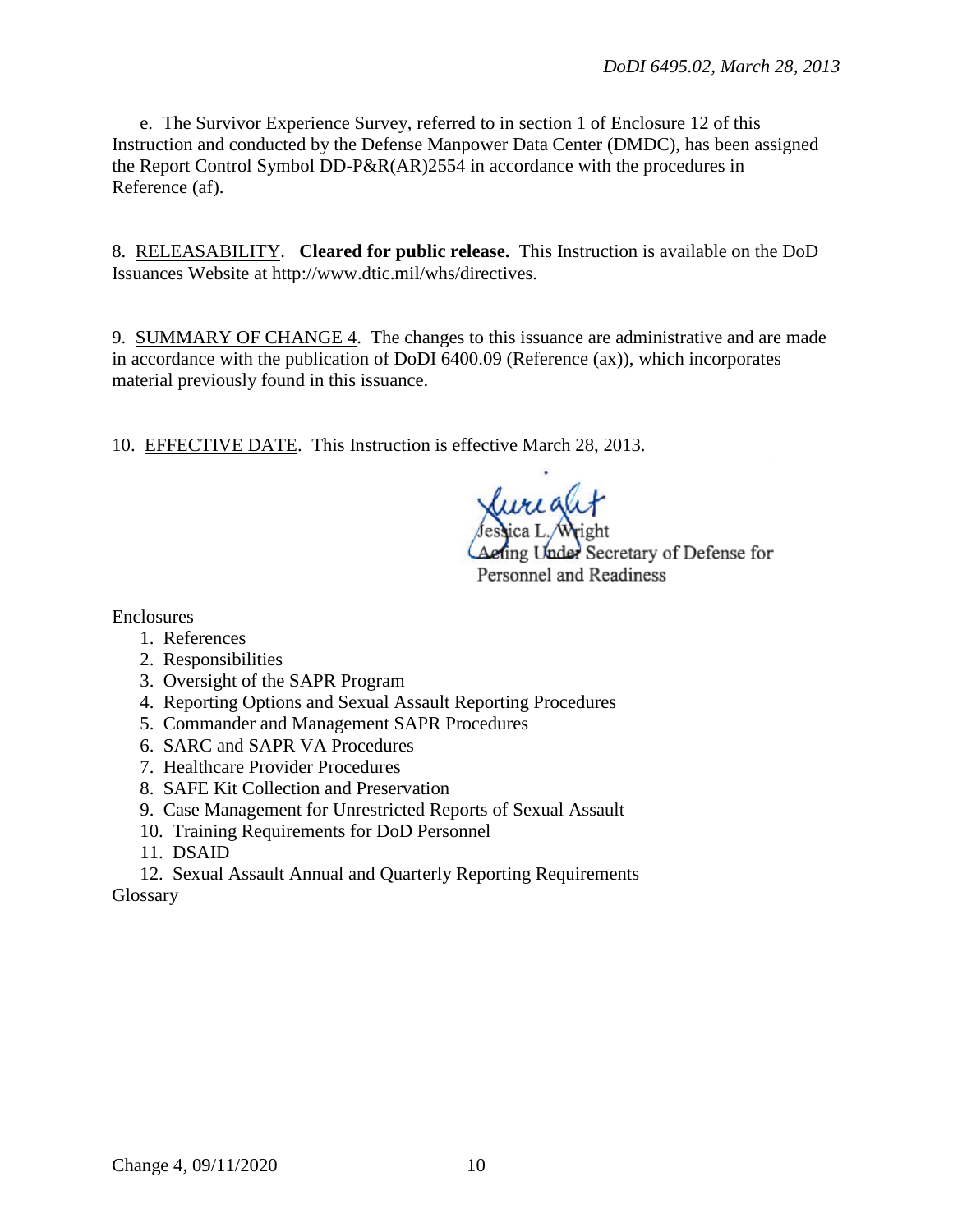e. The Survivor Experience Survey, referred to in section 1 of Enclosure 12 of this Instruction and conducted by the Defense Manpower Data Center (DMDC), has been assigned the Report Control Symbol DD-P&R(AR)2554 in accordance with the procedures in Reference (af).

8. RELEASABILITY. **Cleared for public release.** This Instruction is available on the DoD Issuances Website at http://www.dtic.mil/whs/directives.

9. SUMMARY OF CHANGE 4. The changes to this issuance are administrative and are made in accordance with the publication of DoDI 6400.09 (Reference (ax)), which incorporates material previously found in this issuance.

10. EFFECTIVE DATE. This Instruction is effective March 28, 2013.

Jessica L. Wright
Acting Under Secretary of Defense for
Personnel and Readiness

Enclosures
1. References
2. Responsibilities
3. Oversight of the SAPR Program
4. Reporting Options and Sexual Assault Reporting Procedures
5. Commander and Management SAPR Procedures
6. SARC and SAPR VA Procedures
7. Healthcare Provider Procedures
8. SAFE Kit Collection and Preservation
9. Case Management for Unrestricted Reports of Sexual Assault
10. Training Requirements for DoD Personnel
11. DSAID
12. Sexual Assault Annual and Quarterly Reporting Requirements

Glossary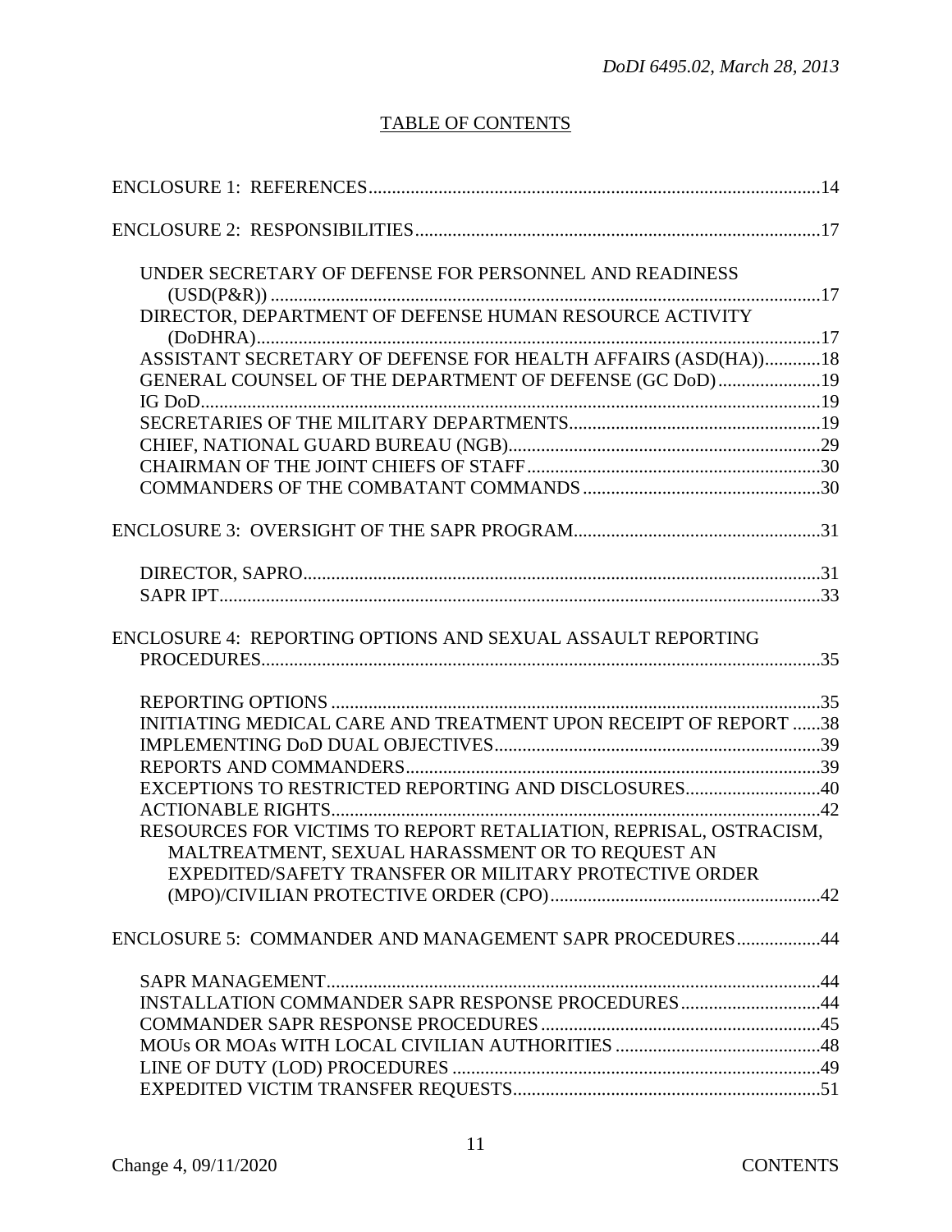## TABLE OF CONTENTS

ENCLOSURE 1: REFERENCES.....14

ENCLOSURE 2: RESPONSIBILITIES.....17

- UNDER SECRETARY OF DEFENSE FOR PERSONNEL AND READINESS (USD(P&R)).....17
- DIRECTOR, DEPARTMENT OF DEFENSE HUMAN RESOURCE ACTIVITY (DoDHRA).....17
- ASSISTANT SECRETARY OF DEFENSE FOR HEALTH AFFAIRS (ASD(HA)).....18
- GENERAL COUNSEL OF THE DEPARTMENT OF DEFENSE (GC DoD).....19
- IG DoD.....19
- SECRETARIES OF THE MILITARY DEPARTMENTS.....19
- CHIEF, NATIONAL GUARD BUREAU (NGB).....29
- CHAIRMAN OF THE JOINT CHIEFS OF STAFF.....30
- COMMANDERS OF THE COMBATANT COMMANDS.....30

ENCLOSURE 3: OVERSIGHT OF THE SAPR PROGRAM.....31

- DIRECTOR, SAPRO.....31
- SAPR IPT.....33

ENCLOSURE 4: REPORTING OPTIONS AND SEXUAL ASSAULT REPORTING PROCEDURES.....35

- REPORTING OPTIONS.....35
- INITIATING MEDICAL CARE AND TREATMENT UPON RECEIPT OF REPORT.....38
- IMPLEMENTING DoD DUAL OBJECTIVES.....39
- REPORTS AND COMMANDERS.....39
- EXCEPTIONS TO RESTRICTED REPORTING AND DISCLOSURES.....40
- ACTIONABLE RIGHTS.....42
- RESOURCES FOR VICTIMS TO REPORT RETALIATION, REPRISAL, OSTRACISM, MALTREATMENT, SEXUAL HARASSMENT OR TO REQUEST AN EXPEDITED/SAFETY TRANSFER OR MILITARY PROTECTIVE ORDER (MPO)/CIVILIAN PROTECTIVE ORDER (CPO).....42

ENCLOSURE 5: COMMANDER AND MANAGEMENT SAPR PROCEDURES.....44

- SAPR MANAGEMENT.....44
- INSTALLATION COMMANDER SAPR RESPONSE PROCEDURES.....44
- COMMANDER SAPR RESPONSE PROCEDURES.....45
- MOUs OR MOAs WITH LOCAL CIVILIAN AUTHORITIES.....48
- LINE OF DUTY (LOD) PROCEDURES.....49
- EXPEDITED VICTIM TRANSFER REQUESTS.....51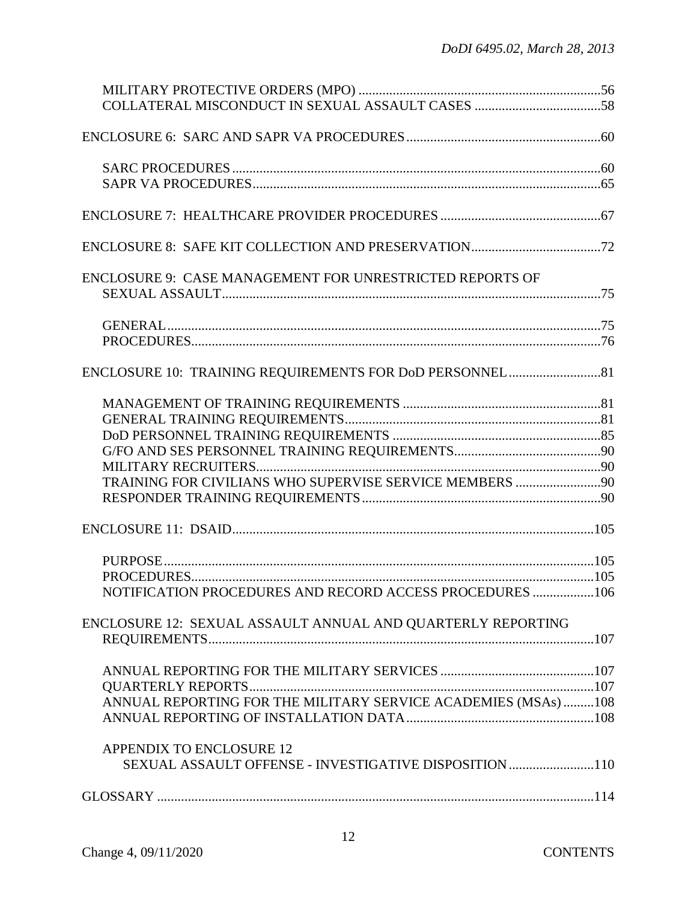MILITARY PROTECTIVE ORDERS (MPO) ....................................................................56
COLLATERAL MISCONDUCT IN SEXUAL ASSAULT CASES ....................................58

ENCLOSURE 6: SARC AND SAPR VA PROCEDURES .........................................................60

SARC PROCEDURES .............................................................................................................60
SAPR VA PROCEDURES .......................................................................................................65

ENCLOSURE 7: HEALTHCARE PROVIDER PROCEDURES ................................................67

ENCLOSURE 8: SAFE KIT COLLECTION AND PRESERVATION.......................................72

ENCLOSURE 9: CASE MANAGEMENT FOR UNRESTRICTED REPORTS OF SEXUAL ASSAULT.........................................................................................................................75

GENERAL..............................................................................................................................75
PROCEDURES.......................................................................................................................76

ENCLOSURE 10: TRAINING REQUIREMENTS FOR DoD PERSONNEL ..........................81

MANAGEMENT OF TRAINING REQUIREMENTS ..........................................................81
GENERAL TRAINING REQUIREMENTS..........................................................................81
DoD PERSONNEL TRAINING REQUIREMENTS .............................................................85
G/FO AND SES PERSONNEL TRAINING REQUIREMENTS...........................................90
MILITARY RECRUITERS....................................................................................................90
TRAINING FOR CIVILIANS WHO SUPERVISE SERVICE MEMBERS .........................90
RESPONDER TRAINING REQUIREMENTS .....................................................................90

ENCLOSURE 11: DSAID......................................................................................................105

PURPOSE.............................................................................................................................105
PROCEDURES.....................................................................................................................105
NOTIFICATION PROCEDURES AND RECORD ACCESS PROCEDURES ..................106

ENCLOSURE 12: SEXUAL ASSAULT ANNUAL AND QUARTERLY REPORTING REQUIREMENTS...............................................................................................................107

ANNUAL REPORTING FOR THE MILITARY SERVICES .............................................107
QUARTERLY REPORTS.....................................................................................................107
ANNUAL REPORTING FOR THE MILITARY SERVICE ACADEMIES (MSAs) .........108
ANNUAL REPORTING OF INSTALLATION DATA.......................................................108

APPENDIX TO ENCLOSURE 12
SEXUAL ASSAULT OFFENSE - INVESTIGATIVE DISPOSITION .........................110

GLOSSARY ..........................................................................................................................114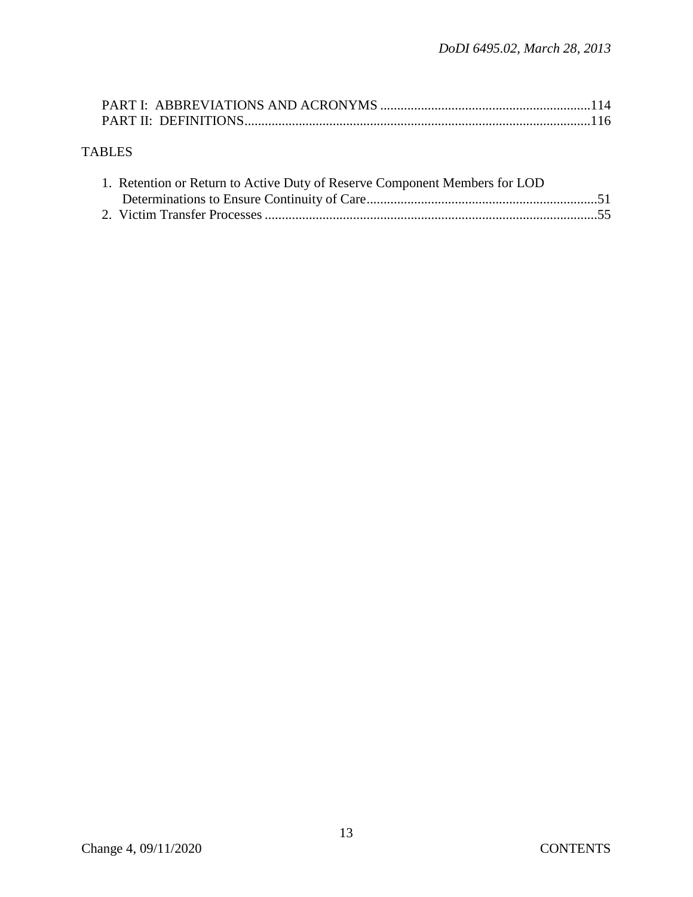PART I: ABBREVIATIONS AND ACRONYMS ..............................................................114
PART II: DEFINITIONS......................................................................................................116

TABLES

1. Retention or Return to Active Duty of Reserve Component Members for LOD Determinations to Ensure Continuity of Care....................................................................51
2. Victim Transfer Processes ..................................................................................................55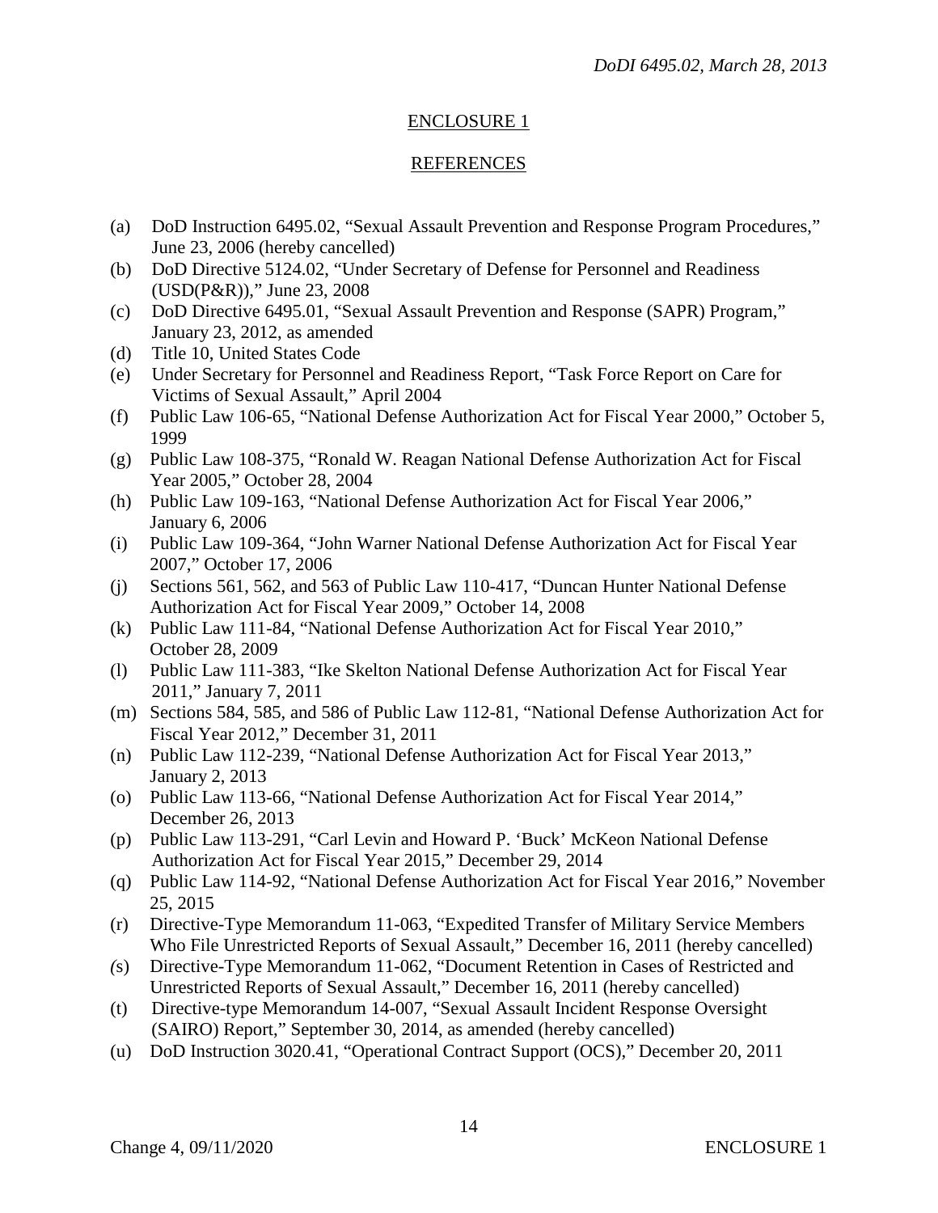## ENCLOSURE 1

## REFERENCES

(a) DoD Instruction 6495.02, "Sexual Assault Prevention and Response Program Procedures," June 23, 2006 (hereby cancelled)
(b) DoD Directive 5124.02, "Under Secretary of Defense for Personnel and Readiness (USD(P&R))," June 23, 2008
(c) DoD Directive 6495.01, "Sexual Assault Prevention and Response (SAPR) Program," January 23, 2012, as amended
(d) Title 10, United States Code
(e) Under Secretary for Personnel and Readiness Report, "Task Force Report on Care for Victims of Sexual Assault," April 2004
(f) Public Law 106-65, "National Defense Authorization Act for Fiscal Year 2000," October 5, 1999
(g) Public Law 108-375, "Ronald W. Reagan National Defense Authorization Act for Fiscal Year 2005," October 28, 2004
(h) Public Law 109-163, "National Defense Authorization Act for Fiscal Year 2006," January 6, 2006
(i) Public Law 109-364, "John Warner National Defense Authorization Act for Fiscal Year 2007," October 17, 2006
(j) Sections 561, 562, and 563 of Public Law 110-417, "Duncan Hunter National Defense Authorization Act for Fiscal Year 2009," October 14, 2008
(k) Public Law 111-84, "National Defense Authorization Act for Fiscal Year 2010," October 28, 2009
(l) Public Law 111-383, "Ike Skelton National Defense Authorization Act for Fiscal Year 2011," January 7, 2011
(m) Sections 584, 585, and 586 of Public Law 112-81, "National Defense Authorization Act for Fiscal Year 2012," December 31, 2011
(n) Public Law 112-239, "National Defense Authorization Act for Fiscal Year 2013," January 2, 2013
(o) Public Law 113-66, "National Defense Authorization Act for Fiscal Year 2014," December 26, 2013
(p) Public Law 113-291, "Carl Levin and Howard P. 'Buck' McKeon National Defense Authorization Act for Fiscal Year 2015," December 29, 2014
(q) Public Law 114-92, "National Defense Authorization Act for Fiscal Year 2016," November 25, 2015
(r) Directive-Type Memorandum 11-063, "Expedited Transfer of Military Service Members Who File Unrestricted Reports of Sexual Assault," December 16, 2011 (hereby cancelled)
(s) Directive-Type Memorandum 11-062, "Document Retention in Cases of Restricted and Unrestricted Reports of Sexual Assault," December 16, 2011 (hereby cancelled)
(t) Directive-type Memorandum 14-007, "Sexual Assault Incident Response Oversight (SAIRO) Report," September 30, 2014, as amended (hereby cancelled)
(u) DoD Instruction 3020.41, "Operational Contract Support (OCS)," December 20, 2011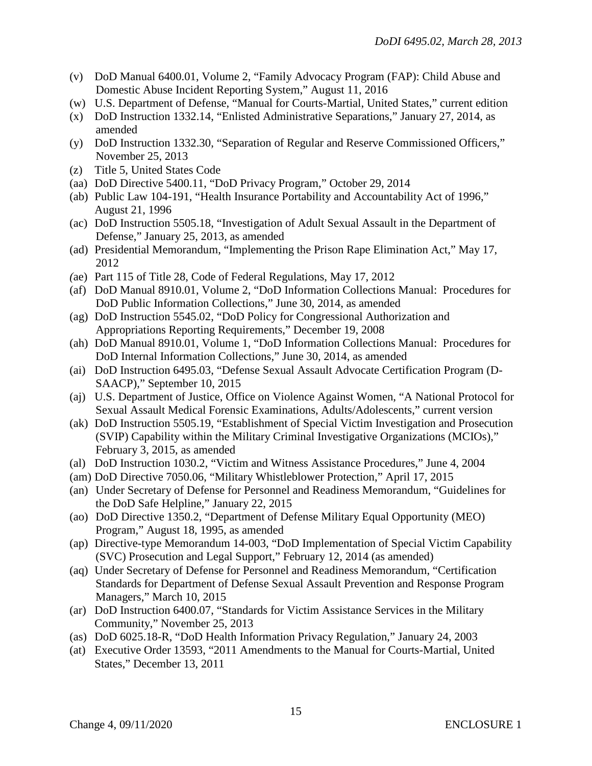(v) DoD Manual 6400.01, Volume 2, "Family Advocacy Program (FAP): Child Abuse and Domestic Abuse Incident Reporting System," August 11, 2016
(w) U.S. Department of Defense, "Manual for Courts-Martial, United States," current edition
(x) DoD Instruction 1332.14, "Enlisted Administrative Separations," January 27, 2014, as amended
(y) DoD Instruction 1332.30, "Separation of Regular and Reserve Commissioned Officers," November 25, 2013
(z) Title 5, United States Code
(aa) DoD Directive 5400.11, "DoD Privacy Program," October 29, 2014
(ab) Public Law 104-191, "Health Insurance Portability and Accountability Act of 1996," August 21, 1996
(ac) DoD Instruction 5505.18, "Investigation of Adult Sexual Assault in the Department of Defense," January 25, 2013, as amended
(ad) Presidential Memorandum, "Implementing the Prison Rape Elimination Act," May 17, 2012
(ae) Part 115 of Title 28, Code of Federal Regulations, May 17, 2012
(af) DoD Manual 8910.01, Volume 2, "DoD Information Collections Manual: Procedures for DoD Public Information Collections," June 30, 2014, as amended
(ag) DoD Instruction 5545.02, "DoD Policy for Congressional Authorization and Appropriations Reporting Requirements," December 19, 2008
(ah) DoD Manual 8910.01, Volume 1, "DoD Information Collections Manual: Procedures for DoD Internal Information Collections," June 30, 2014, as amended
(ai) DoD Instruction 6495.03, "Defense Sexual Assault Advocate Certification Program (D-SAACP)," September 10, 2015
(aj) U.S. Department of Justice, Office on Violence Against Women, "A National Protocol for Sexual Assault Medical Forensic Examinations, Adults/Adolescents," current version
(ak) DoD Instruction 5505.19, "Establishment of Special Victim Investigation and Prosecution (SVIP) Capability within the Military Criminal Investigative Organizations (MCIOs)," February 3, 2015, as amended
(al) DoD Instruction 1030.2, "Victim and Witness Assistance Procedures," June 4, 2004
(am) DoD Directive 7050.06, "Military Whistleblower Protection," April 17, 2015
(an) Under Secretary of Defense for Personnel and Readiness Memorandum, "Guidelines for the DoD Safe Helpline," January 22, 2015
(ao) DoD Directive 1350.2, "Department of Defense Military Equal Opportunity (MEO) Program," August 18, 1995, as amended
(ap) Directive-type Memorandum 14-003, "DoD Implementation of Special Victim Capability (SVC) Prosecution and Legal Support," February 12, 2014 (as amended)
(aq) Under Secretary of Defense for Personnel and Readiness Memorandum, "Certification Standards for Department of Defense Sexual Assault Prevention and Response Program Managers," March 10, 2015
(ar) DoD Instruction 6400.07, "Standards for Victim Assistance Services in the Military Community," November 25, 2013
(as) DoD 6025.18-R, "DoD Health Information Privacy Regulation," January 24, 2003
(at) Executive Order 13593, "2011 Amendments to the Manual for Courts-Martial, United States," December 13, 2011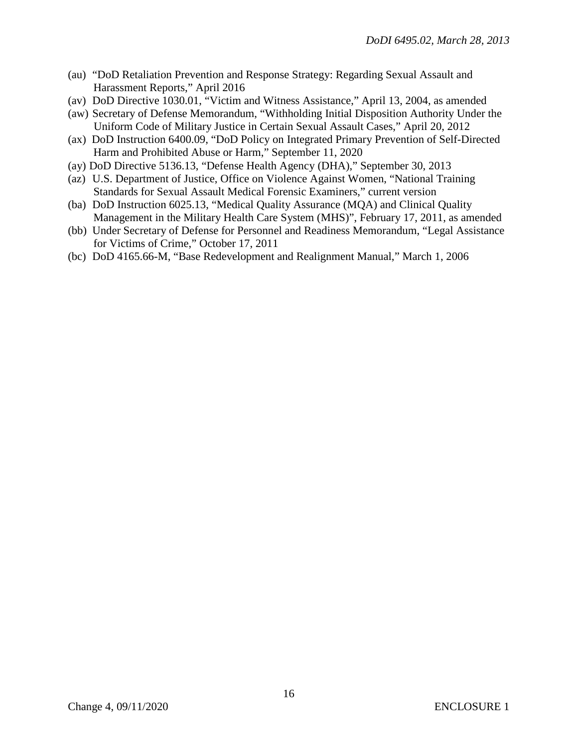(au) "DoD Retaliation Prevention and Response Strategy: Regarding Sexual Assault and Harassment Reports," April 2016
(av) DoD Directive 1030.01, "Victim and Witness Assistance," April 13, 2004, as amended
(aw) Secretary of Defense Memorandum, "Withholding Initial Disposition Authority Under the Uniform Code of Military Justice in Certain Sexual Assault Cases," April 20, 2012
(ax) DoD Instruction 6400.09, "DoD Policy on Integrated Primary Prevention of Self-Directed Harm and Prohibited Abuse or Harm," September 11, 2020
(ay) DoD Directive 5136.13, "Defense Health Agency (DHA)," September 30, 2013
(az) U.S. Department of Justice, Office on Violence Against Women, "National Training Standards for Sexual Assault Medical Forensic Examiners," current version
(ba) DoD Instruction 6025.13, "Medical Quality Assurance (MQA) and Clinical Quality Management in the Military Health Care System (MHS)", February 17, 2011, as amended
(bb) Under Secretary of Defense for Personnel and Readiness Memorandum, "Legal Assistance for Victims of Crime," October 17, 2011
(bc) DoD 4165.66-M, "Base Redevelopment and Realignment Manual," March 1, 2006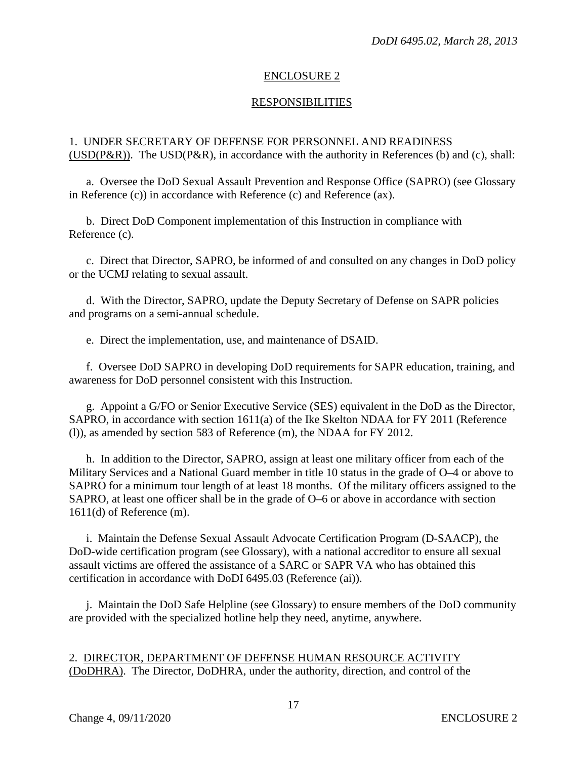## ENCLOSURE 2

## RESPONSIBILITIES

1. UNDER SECRETARY OF DEFENSE FOR PERSONNEL AND READINESS (USD(P&R)). The USD(P&R), in accordance with the authority in References (b) and (c), shall:

a. Oversee the DoD Sexual Assault Prevention and Response Office (SAPRO) (see Glossary in Reference (c)) in accordance with Reference (c) and Reference (ax).

b. Direct DoD Component implementation of this Instruction in compliance with Reference (c).

c. Direct that Director, SAPRO, be informed of and consulted on any changes in DoD policy or the UCMJ relating to sexual assault.

d. With the Director, SAPRO, update the Deputy Secretary of Defense on SAPR policies and programs on a semi-annual schedule.

e. Direct the implementation, use, and maintenance of DSAID.

f. Oversee DoD SAPRO in developing DoD requirements for SAPR education, training, and awareness for DoD personnel consistent with this Instruction.

g. Appoint a G/FO or Senior Executive Service (SES) equivalent in the DoD as the Director, SAPRO, in accordance with section 1611(a) of the Ike Skelton NDAA for FY 2011 (Reference (l)), as amended by section 583 of Reference (m), the NDAA for FY 2012.

h. In addition to the Director, SAPRO, assign at least one military officer from each of the Military Services and a National Guard member in title 10 status in the grade of O–4 or above to SAPRO for a minimum tour length of at least 18 months. Of the military officers assigned to the SAPRO, at least one officer shall be in the grade of O–6 or above in accordance with section 1611(d) of Reference (m).

i. Maintain the Defense Sexual Assault Advocate Certification Program (D-SAACP), the DoD-wide certification program (see Glossary), with a national accreditor to ensure all sexual assault victims are offered the assistance of a SARC or SAPR VA who has obtained this certification in accordance with DoDI 6495.03 (Reference (ai)).

j. Maintain the DoD Safe Helpline (see Glossary) to ensure members of the DoD community are provided with the specialized hotline help they need, anytime, anywhere.

2. DIRECTOR, DEPARTMENT OF DEFENSE HUMAN RESOURCE ACTIVITY (DoDHRA). The Director, DoDHRA, under the authority, direction, and control of the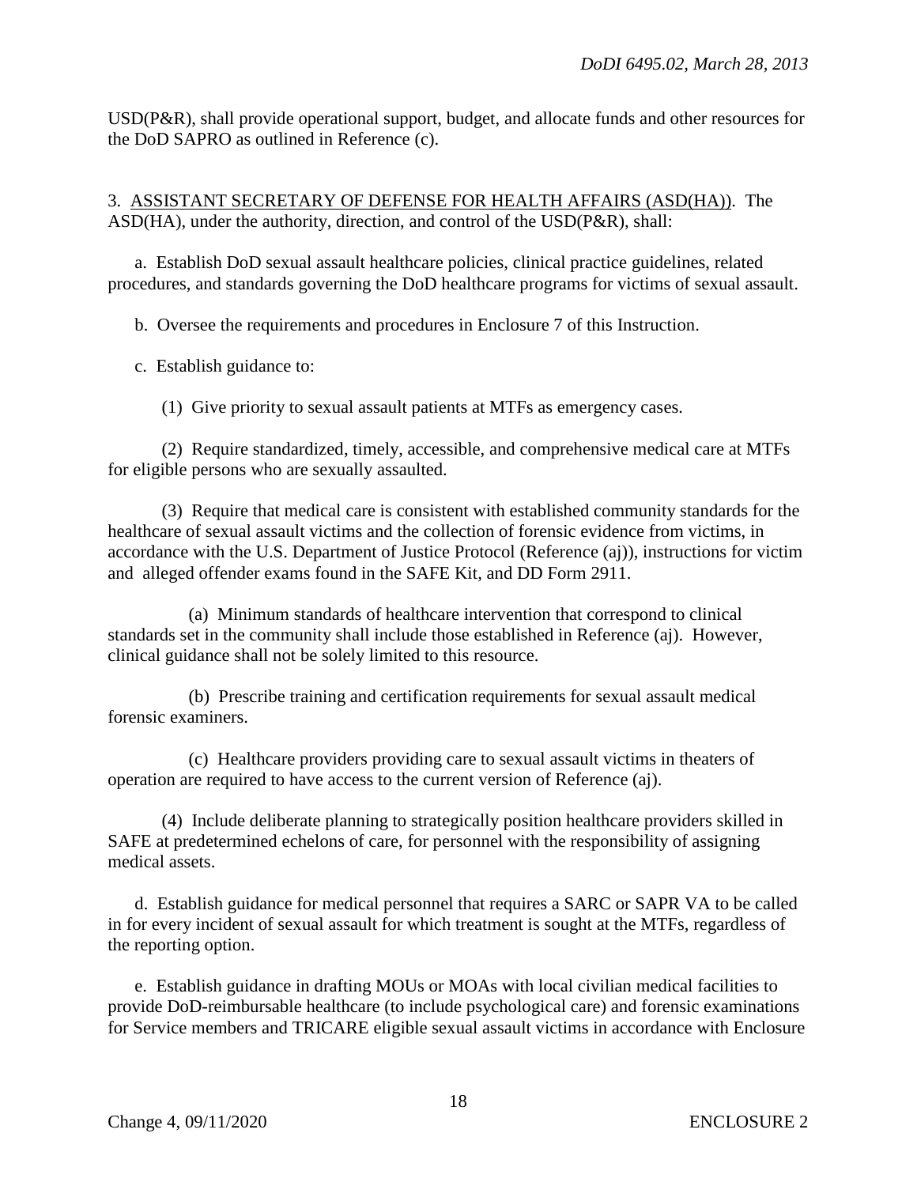USD(P&R), shall provide operational support, budget, and allocate funds and other resources for the DoD SAPRO as outlined in Reference (c).

3. ASSISTANT SECRETARY OF DEFENSE FOR HEALTH AFFAIRS (ASD(HA)). The ASD(HA), under the authority, direction, and control of the USD(P&R), shall:

a. Establish DoD sexual assault healthcare policies, clinical practice guidelines, related procedures, and standards governing the DoD healthcare programs for victims of sexual assault.

b. Oversee the requirements and procedures in Enclosure 7 of this Instruction.

c. Establish guidance to:

(1) Give priority to sexual assault patients at MTFs as emergency cases.

(2) Require standardized, timely, accessible, and comprehensive medical care at MTFs for eligible persons who are sexually assaulted.

(3) Require that medical care is consistent with established community standards for the healthcare of sexual assault victims and the collection of forensic evidence from victims, in accordance with the U.S. Department of Justice Protocol (Reference (aj)), instructions for victim and alleged offender exams found in the SAFE Kit, and DD Form 2911.

(a) Minimum standards of healthcare intervention that correspond to clinical standards set in the community shall include those established in Reference (aj). However, clinical guidance shall not be solely limited to this resource.

(b) Prescribe training and certification requirements for sexual assault medical forensic examiners.

(c) Healthcare providers providing care to sexual assault victims in theaters of operation are required to have access to the current version of Reference (aj).

(4) Include deliberate planning to strategically position healthcare providers skilled in SAFE at predetermined echelons of care, for personnel with the responsibility of assigning medical assets.

d. Establish guidance for medical personnel that requires a SARC or SAPR VA to be called in for every incident of sexual assault for which treatment is sought at the MTFs, regardless of the reporting option.

e. Establish guidance in drafting MOUs or MOAs with local civilian medical facilities to provide DoD-reimbursable healthcare (to include psychological care) and forensic examinations for Service members and TRICARE eligible sexual assault victims in accordance with Enclosure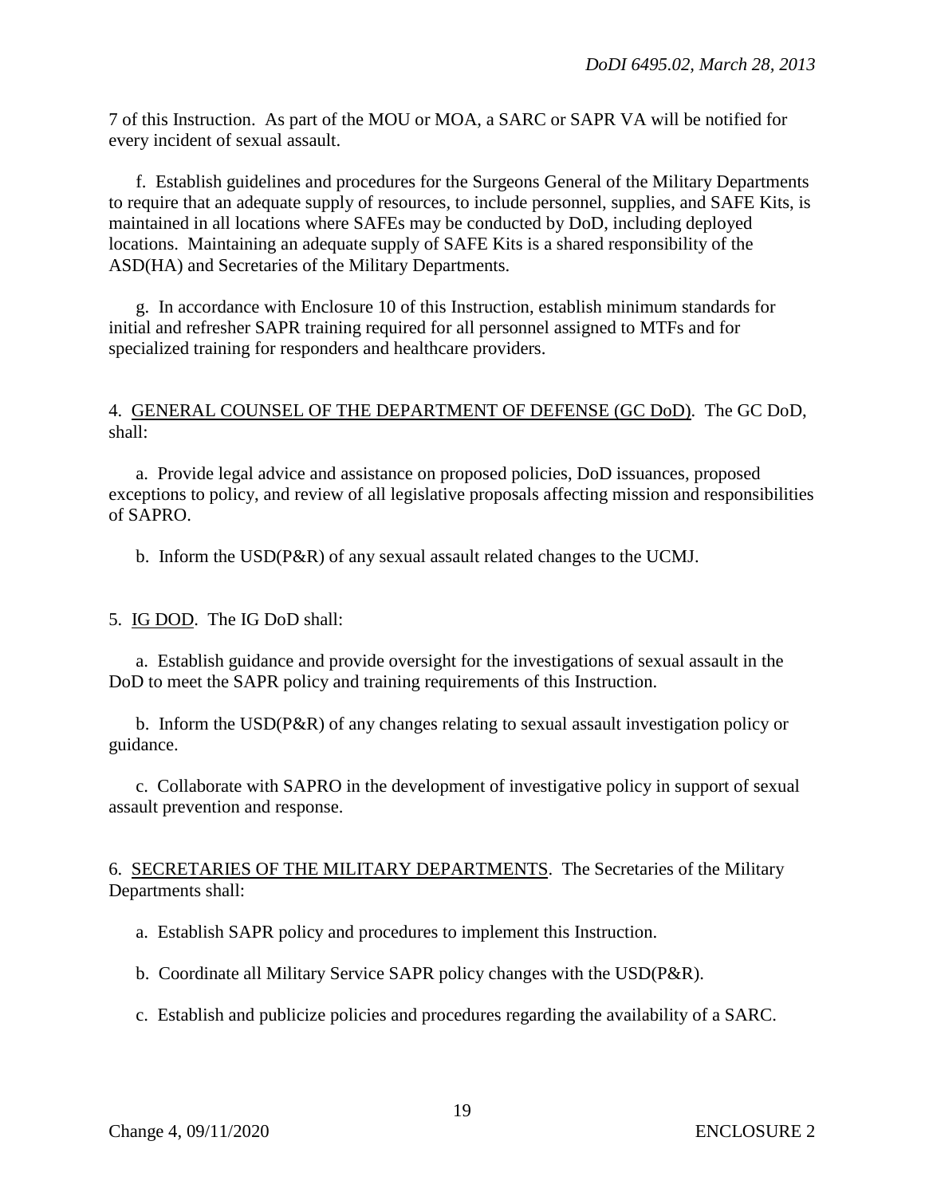7 of this Instruction. As part of the MOU or MOA, a SARC or SAPR VA will be notified for every incident of sexual assault.

f. Establish guidelines and procedures for the Surgeons General of the Military Departments to require that an adequate supply of resources, to include personnel, supplies, and SAFE Kits, is maintained in all locations where SAFEs may be conducted by DoD, including deployed locations. Maintaining an adequate supply of SAFE Kits is a shared responsibility of the ASD(HA) and Secretaries of the Military Departments.

g. In accordance with Enclosure 10 of this Instruction, establish minimum standards for initial and refresher SAPR training required for all personnel assigned to MTFs and for specialized training for responders and healthcare providers.

4. GENERAL COUNSEL OF THE DEPARTMENT OF DEFENSE (GC DoD). The GC DoD, shall:

a. Provide legal advice and assistance on proposed policies, DoD issuances, proposed exceptions to policy, and review of all legislative proposals affecting mission and responsibilities of SAPRO.

b. Inform the USD(P&R) of any sexual assault related changes to the UCMJ.

5. IG DOD. The IG DoD shall:

a. Establish guidance and provide oversight for the investigations of sexual assault in the DoD to meet the SAPR policy and training requirements of this Instruction.

b. Inform the USD(P&R) of any changes relating to sexual assault investigation policy or guidance.

c. Collaborate with SAPRO in the development of investigative policy in support of sexual assault prevention and response.

6. SECRETARIES OF THE MILITARY DEPARTMENTS. The Secretaries of the Military Departments shall:

a. Establish SAPR policy and procedures to implement this Instruction.

b. Coordinate all Military Service SAPR policy changes with the USD(P&R).

c. Establish and publicize policies and procedures regarding the availability of a SARC.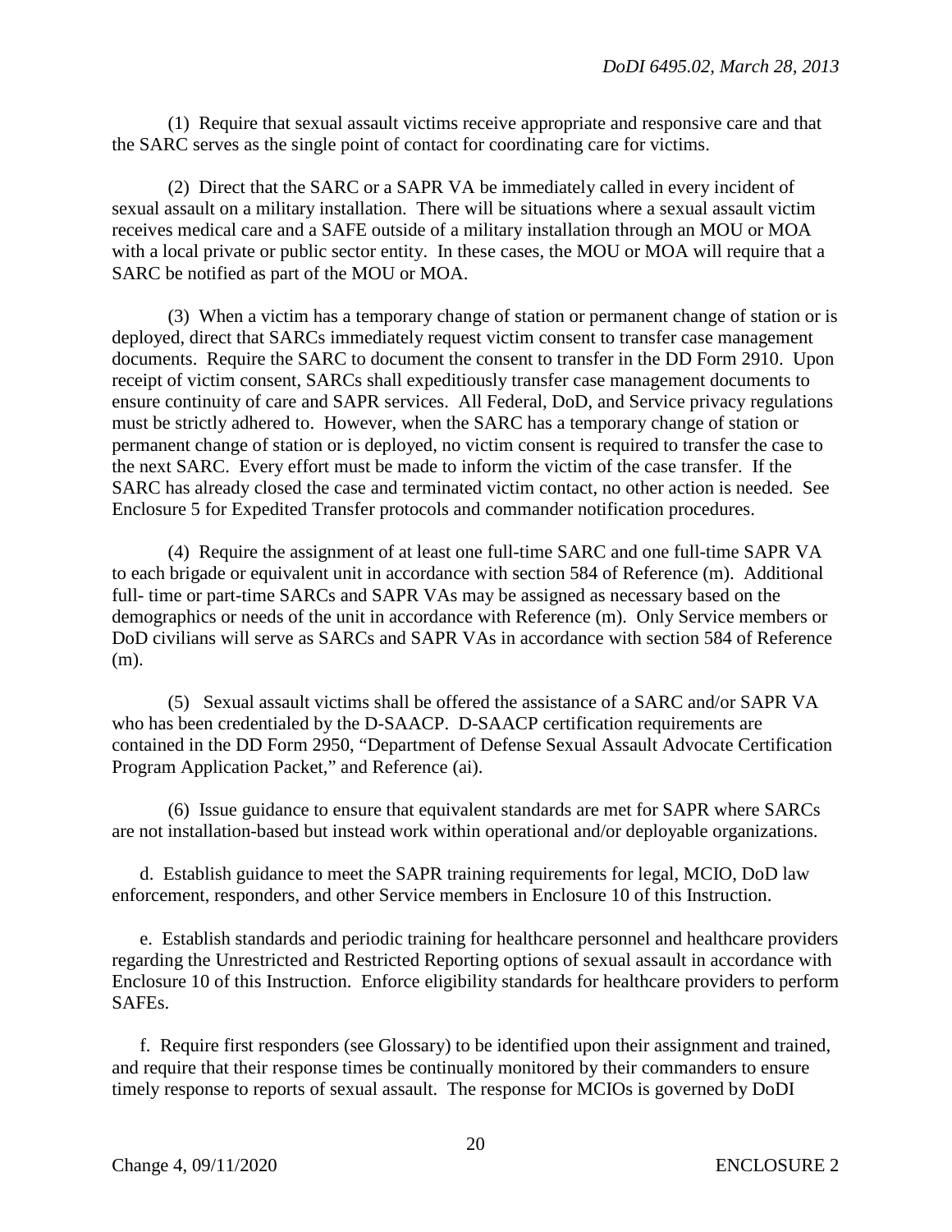(1) Require that sexual assault victims receive appropriate and responsive care and that the SARC serves as the single point of contact for coordinating care for victims.

(2) Direct that the SARC or a SAPR VA be immediately called in every incident of sexual assault on a military installation. There will be situations where a sexual assault victim receives medical care and a SAFE outside of a military installation through an MOU or MOA with a local private or public sector entity. In these cases, the MOU or MOA will require that a SARC be notified as part of the MOU or MOA.

(3) When a victim has a temporary change of station or permanent change of station or is deployed, direct that SARCs immediately request victim consent to transfer case management documents. Require the SARC to document the consent to transfer in the DD Form 2910. Upon receipt of victim consent, SARCs shall expeditiously transfer case management documents to ensure continuity of care and SAPR services. All Federal, DoD, and Service privacy regulations must be strictly adhered to. However, when the SARC has a temporary change of station or permanent change of station or is deployed, no victim consent is required to transfer the case to the next SARC. Every effort must be made to inform the victim of the case transfer. If the SARC has already closed the case and terminated victim contact, no other action is needed. See Enclosure 5 for Expedited Transfer protocols and commander notification procedures.

(4) Require the assignment of at least one full-time SARC and one full-time SAPR VA to each brigade or equivalent unit in accordance with section 584 of Reference (m). Additional full- time or part-time SARCs and SAPR VAs may be assigned as necessary based on the demographics or needs of the unit in accordance with Reference (m). Only Service members or DoD civilians will serve as SARCs and SAPR VAs in accordance with section 584 of Reference (m).

(5) Sexual assault victims shall be offered the assistance of a SARC and/or SAPR VA who has been credentialed by the D-SAACP. D-SAACP certification requirements are contained in the DD Form 2950, "Department of Defense Sexual Assault Advocate Certification Program Application Packet," and Reference (ai).

(6) Issue guidance to ensure that equivalent standards are met for SAPR where SARCs are not installation-based but instead work within operational and/or deployable organizations.

d. Establish guidance to meet the SAPR training requirements for legal, MCIO, DoD law enforcement, responders, and other Service members in Enclosure 10 of this Instruction.

e. Establish standards and periodic training for healthcare personnel and healthcare providers regarding the Unrestricted and Restricted Reporting options of sexual assault in accordance with Enclosure 10 of this Instruction. Enforce eligibility standards for healthcare providers to perform SAFEs.

f. Require first responders (see Glossary) to be identified upon their assignment and trained, and require that their response times be continually monitored by their commanders to ensure timely response to reports of sexual assault. The response for MCIOs is governed by DoDI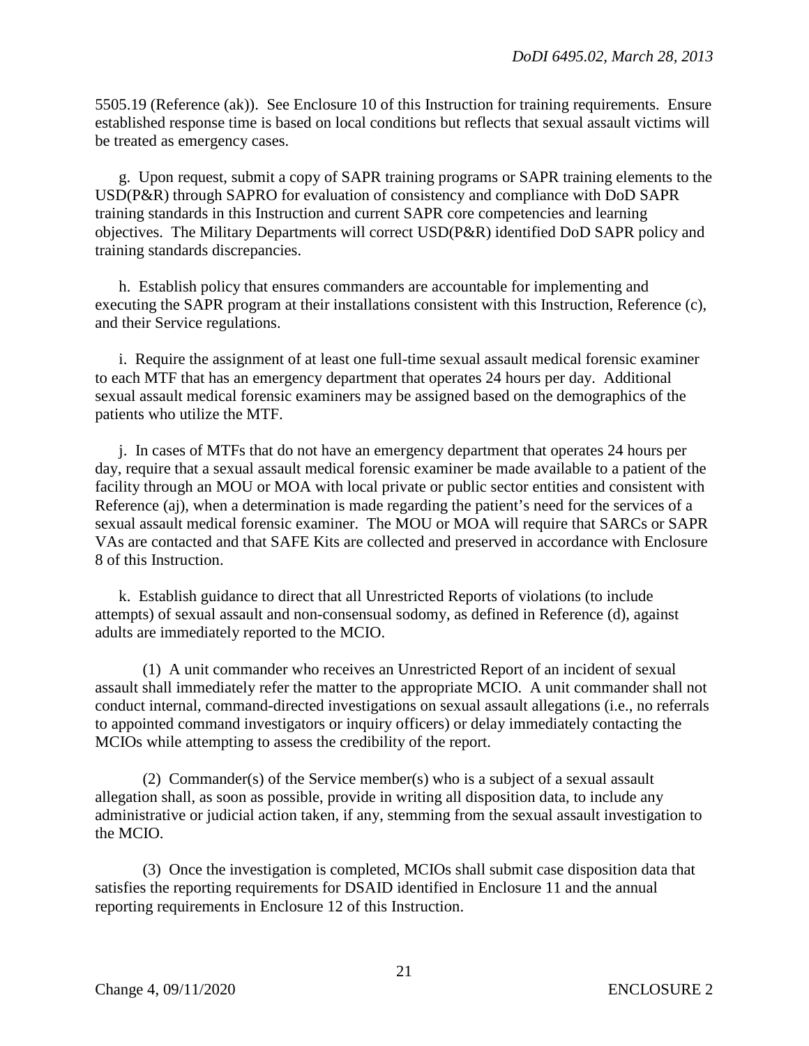5505.19 (Reference (ak)). See Enclosure 10 of this Instruction for training requirements. Ensure established response time is based on local conditions but reflects that sexual assault victims will be treated as emergency cases.

g. Upon request, submit a copy of SAPR training programs or SAPR training elements to the USD(P&R) through SAPRO for evaluation of consistency and compliance with DoD SAPR training standards in this Instruction and current SAPR core competencies and learning objectives. The Military Departments will correct USD(P&R) identified DoD SAPR policy and training standards discrepancies.

h. Establish policy that ensures commanders are accountable for implementing and executing the SAPR program at their installations consistent with this Instruction, Reference (c), and their Service regulations.

i. Require the assignment of at least one full-time sexual assault medical forensic examiner to each MTF that has an emergency department that operates 24 hours per day. Additional sexual assault medical forensic examiners may be assigned based on the demographics of the patients who utilize the MTF.

j. In cases of MTFs that do not have an emergency department that operates 24 hours per day, require that a sexual assault medical forensic examiner be made available to a patient of the facility through an MOU or MOA with local private or public sector entities and consistent with Reference (aj), when a determination is made regarding the patient's need for the services of a sexual assault medical forensic examiner. The MOU or MOA will require that SARCs or SAPR VAs are contacted and that SAFE Kits are collected and preserved in accordance with Enclosure 8 of this Instruction.

k. Establish guidance to direct that all Unrestricted Reports of violations (to include attempts) of sexual assault and non-consensual sodomy, as defined in Reference (d), against adults are immediately reported to the MCIO.

(1) A unit commander who receives an Unrestricted Report of an incident of sexual assault shall immediately refer the matter to the appropriate MCIO. A unit commander shall not conduct internal, command-directed investigations on sexual assault allegations (i.e., no referrals to appointed command investigators or inquiry officers) or delay immediately contacting the MCIOs while attempting to assess the credibility of the report.

(2) Commander(s) of the Service member(s) who is a subject of a sexual assault allegation shall, as soon as possible, provide in writing all disposition data, to include any administrative or judicial action taken, if any, stemming from the sexual assault investigation to the MCIO.

(3) Once the investigation is completed, MCIOs shall submit case disposition data that satisfies the reporting requirements for DSAID identified in Enclosure 11 and the annual reporting requirements in Enclosure 12 of this Instruction.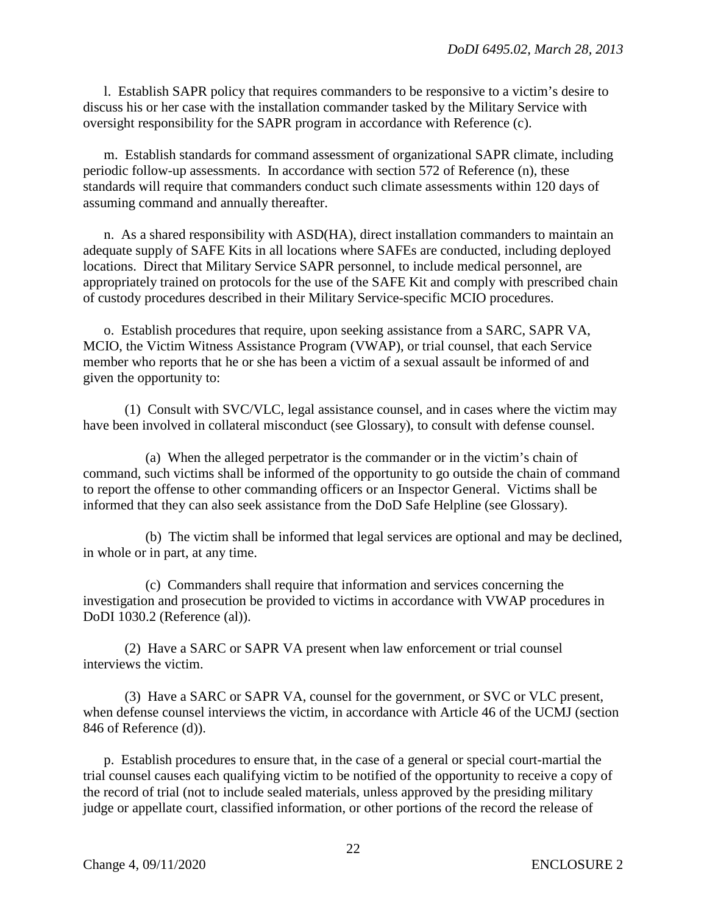l. Establish SAPR policy that requires commanders to be responsive to a victim's desire to discuss his or her case with the installation commander tasked by the Military Service with oversight responsibility for the SAPR program in accordance with Reference (c).

m. Establish standards for command assessment of organizational SAPR climate, including periodic follow-up assessments. In accordance with section 572 of Reference (n), these standards will require that commanders conduct such climate assessments within 120 days of assuming command and annually thereafter.

n. As a shared responsibility with ASD(HA), direct installation commanders to maintain an adequate supply of SAFE Kits in all locations where SAFEs are conducted, including deployed locations. Direct that Military Service SAPR personnel, to include medical personnel, are appropriately trained on protocols for the use of the SAFE Kit and comply with prescribed chain of custody procedures described in their Military Service-specific MCIO procedures.

o. Establish procedures that require, upon seeking assistance from a SARC, SAPR VA, MCIO, the Victim Witness Assistance Program (VWAP), or trial counsel, that each Service member who reports that he or she has been a victim of a sexual assault be informed of and given the opportunity to:

(1) Consult with SVC/VLC, legal assistance counsel, and in cases where the victim may have been involved in collateral misconduct (see Glossary), to consult with defense counsel.

(a) When the alleged perpetrator is the commander or in the victim's chain of command, such victims shall be informed of the opportunity to go outside the chain of command to report the offense to other commanding officers or an Inspector General. Victims shall be informed that they can also seek assistance from the DoD Safe Helpline (see Glossary).

(b) The victim shall be informed that legal services are optional and may be declined, in whole or in part, at any time.

(c) Commanders shall require that information and services concerning the investigation and prosecution be provided to victims in accordance with VWAP procedures in DoDI 1030.2 (Reference (al)).

(2) Have a SARC or SAPR VA present when law enforcement or trial counsel interviews the victim.

(3) Have a SARC or SAPR VA, counsel for the government, or SVC or VLC present, when defense counsel interviews the victim, in accordance with Article 46 of the UCMJ (section 846 of Reference (d)).

p. Establish procedures to ensure that, in the case of a general or special court-martial the trial counsel causes each qualifying victim to be notified of the opportunity to receive a copy of the record of trial (not to include sealed materials, unless approved by the presiding military judge or appellate court, classified information, or other portions of the record the release of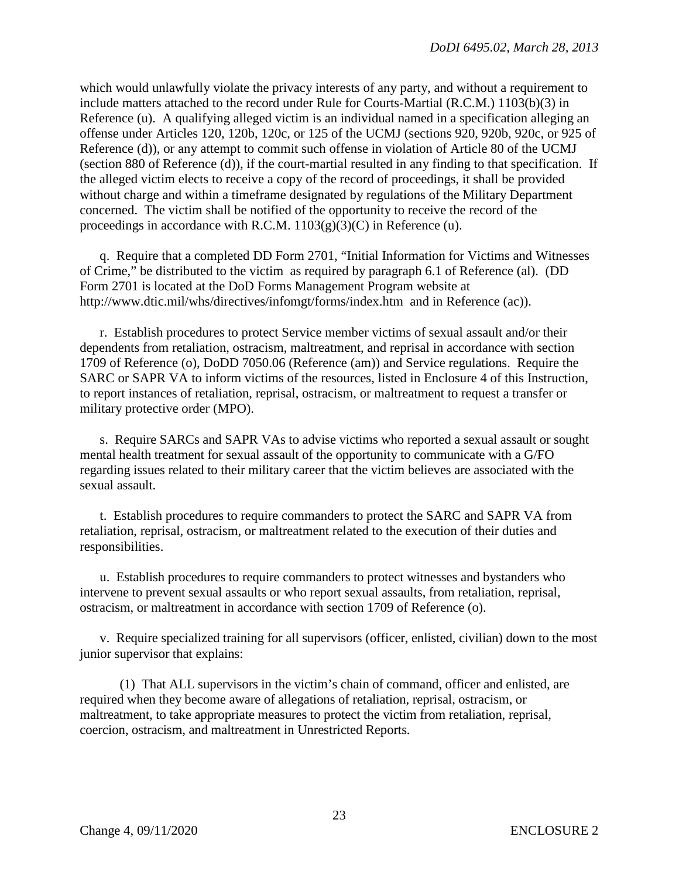which would unlawfully violate the privacy interests of any party, and without a requirement to include matters attached to the record under Rule for Courts-Martial (R.C.M.) 1103(b)(3) in Reference (u). A qualifying alleged victim is an individual named in a specification alleging an offense under Articles 120, 120b, 120c, or 125 of the UCMJ (sections 920, 920b, 920c, or 925 of Reference (d)), or any attempt to commit such offense in violation of Article 80 of the UCMJ (section 880 of Reference (d)), if the court-martial resulted in any finding to that specification. If the alleged victim elects to receive a copy of the record of proceedings, it shall be provided without charge and within a timeframe designated by regulations of the Military Department concerned. The victim shall be notified of the opportunity to receive the record of the proceedings in accordance with R.C.M. 1103(g)(3)(C) in Reference (u).

q. Require that a completed DD Form 2701, "Initial Information for Victims and Witnesses of Crime," be distributed to the victim as required by paragraph 6.1 of Reference (al). (DD Form 2701 is located at the DoD Forms Management Program website at http://www.dtic.mil/whs/directives/infomgt/forms/index.htm and in Reference (ac)).

r. Establish procedures to protect Service member victims of sexual assault and/or their dependents from retaliation, ostracism, maltreatment, and reprisal in accordance with section 1709 of Reference (o), DoDD 7050.06 (Reference (am)) and Service regulations. Require the SARC or SAPR VA to inform victims of the resources, listed in Enclosure 4 of this Instruction, to report instances of retaliation, reprisal, ostracism, or maltreatment to request a transfer or military protective order (MPO).

s. Require SARCs and SAPR VAs to advise victims who reported a sexual assault or sought mental health treatment for sexual assault of the opportunity to communicate with a G/FO regarding issues related to their military career that the victim believes are associated with the sexual assault.

t. Establish procedures to require commanders to protect the SARC and SAPR VA from retaliation, reprisal, ostracism, or maltreatment related to the execution of their duties and responsibilities.

u. Establish procedures to require commanders to protect witnesses and bystanders who intervene to prevent sexual assaults or who report sexual assaults, from retaliation, reprisal, ostracism, or maltreatment in accordance with section 1709 of Reference (o).

v. Require specialized training for all supervisors (officer, enlisted, civilian) down to the most junior supervisor that explains:

(1) That ALL supervisors in the victim's chain of command, officer and enlisted, are required when they become aware of allegations of retaliation, reprisal, ostracism, or maltreatment, to take appropriate measures to protect the victim from retaliation, reprisal, coercion, ostracism, and maltreatment in Unrestricted Reports.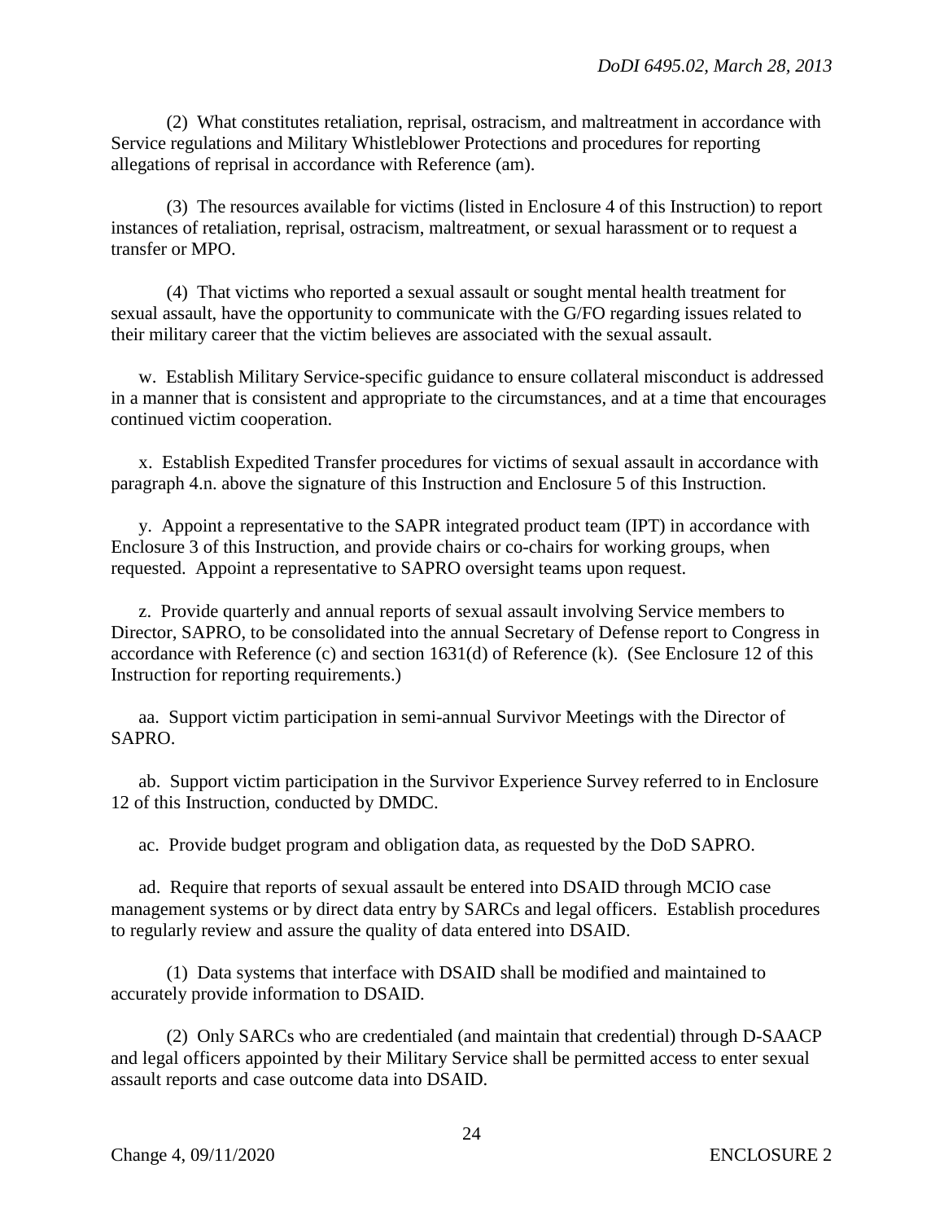(2) What constitutes retaliation, reprisal, ostracism, and maltreatment in accordance with Service regulations and Military Whistleblower Protections and procedures for reporting allegations of reprisal in accordance with Reference (am).

(3) The resources available for victims (listed in Enclosure 4 of this Instruction) to report instances of retaliation, reprisal, ostracism, maltreatment, or sexual harassment or to request a transfer or MPO.

(4) That victims who reported a sexual assault or sought mental health treatment for sexual assault, have the opportunity to communicate with the G/FO regarding issues related to their military career that the victim believes are associated with the sexual assault.

w. Establish Military Service-specific guidance to ensure collateral misconduct is addressed in a manner that is consistent and appropriate to the circumstances, and at a time that encourages continued victim cooperation.

x. Establish Expedited Transfer procedures for victims of sexual assault in accordance with paragraph 4.n. above the signature of this Instruction and Enclosure 5 of this Instruction.

y. Appoint a representative to the SAPR integrated product team (IPT) in accordance with Enclosure 3 of this Instruction, and provide chairs or co-chairs for working groups, when requested. Appoint a representative to SAPRO oversight teams upon request.

z. Provide quarterly and annual reports of sexual assault involving Service members to Director, SAPRO, to be consolidated into the annual Secretary of Defense report to Congress in accordance with Reference (c) and section 1631(d) of Reference (k). (See Enclosure 12 of this Instruction for reporting requirements.)

aa. Support victim participation in semi-annual Survivor Meetings with the Director of SAPRO.

ab. Support victim participation in the Survivor Experience Survey referred to in Enclosure 12 of this Instruction, conducted by DMDC.

ac. Provide budget program and obligation data, as requested by the DoD SAPRO.

ad. Require that reports of sexual assault be entered into DSAID through MCIO case management systems or by direct data entry by SARCs and legal officers. Establish procedures to regularly review and assure the quality of data entered into DSAID.

(1) Data systems that interface with DSAID shall be modified and maintained to accurately provide information to DSAID.

(2) Only SARCs who are credentialed (and maintain that credential) through D-SAACP and legal officers appointed by their Military Service shall be permitted access to enter sexual assault reports and case outcome data into DSAID.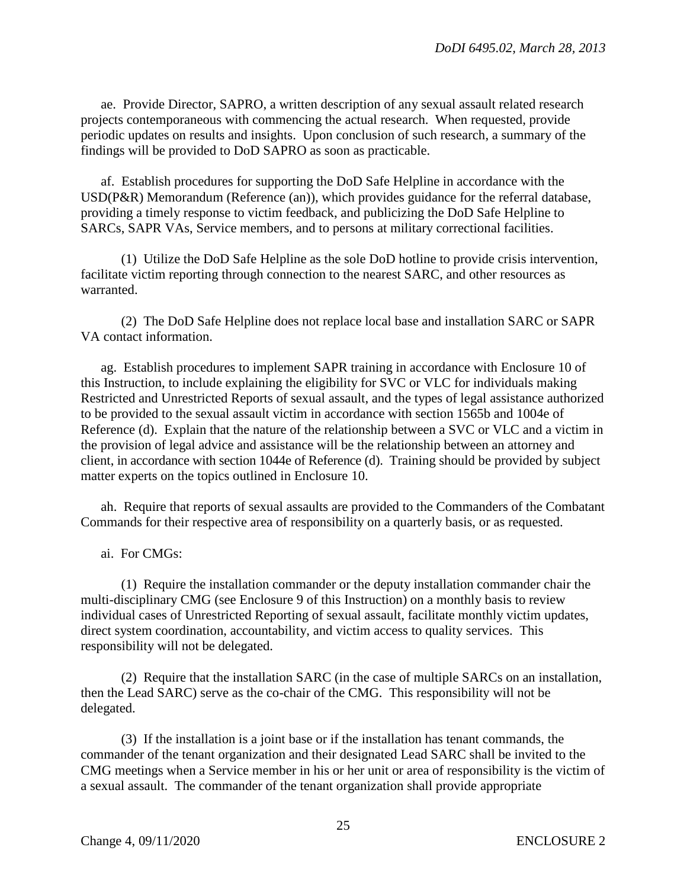ae. Provide Director, SAPRO, a written description of any sexual assault related research projects contemporaneous with commencing the actual research. When requested, provide periodic updates on results and insights. Upon conclusion of such research, a summary of the findings will be provided to DoD SAPRO as soon as practicable.

af. Establish procedures for supporting the DoD Safe Helpline in accordance with the USD(P&R) Memorandum (Reference (an)), which provides guidance for the referral database, providing a timely response to victim feedback, and publicizing the DoD Safe Helpline to SARCs, SAPR VAs, Service members, and to persons at military correctional facilities.

(1) Utilize the DoD Safe Helpline as the sole DoD hotline to provide crisis intervention, facilitate victim reporting through connection to the nearest SARC, and other resources as warranted.

(2) The DoD Safe Helpline does not replace local base and installation SARC or SAPR VA contact information.

ag. Establish procedures to implement SAPR training in accordance with Enclosure 10 of this Instruction, to include explaining the eligibility for SVC or VLC for individuals making Restricted and Unrestricted Reports of sexual assault, and the types of legal assistance authorized to be provided to the sexual assault victim in accordance with section 1565b and 1004e of Reference (d). Explain that the nature of the relationship between a SVC or VLC and a victim in the provision of legal advice and assistance will be the relationship between an attorney and client, in accordance with section 1044e of Reference (d). Training should be provided by subject matter experts on the topics outlined in Enclosure 10.

ah. Require that reports of sexual assaults are provided to the Commanders of the Combatant Commands for their respective area of responsibility on a quarterly basis, or as requested.

ai. For CMGs:

(1) Require the installation commander or the deputy installation commander chair the multi-disciplinary CMG (see Enclosure 9 of this Instruction) on a monthly basis to review individual cases of Unrestricted Reporting of sexual assault, facilitate monthly victim updates, direct system coordination, accountability, and victim access to quality services. This responsibility will not be delegated.

(2) Require that the installation SARC (in the case of multiple SARCs on an installation, then the Lead SARC) serve as the co-chair of the CMG. This responsibility will not be delegated.

(3) If the installation is a joint base or if the installation has tenant commands, the commander of the tenant organization and their designated Lead SARC shall be invited to the CMG meetings when a Service member in his or her unit or area of responsibility is the victim of a sexual assault. The commander of the tenant organization shall provide appropriate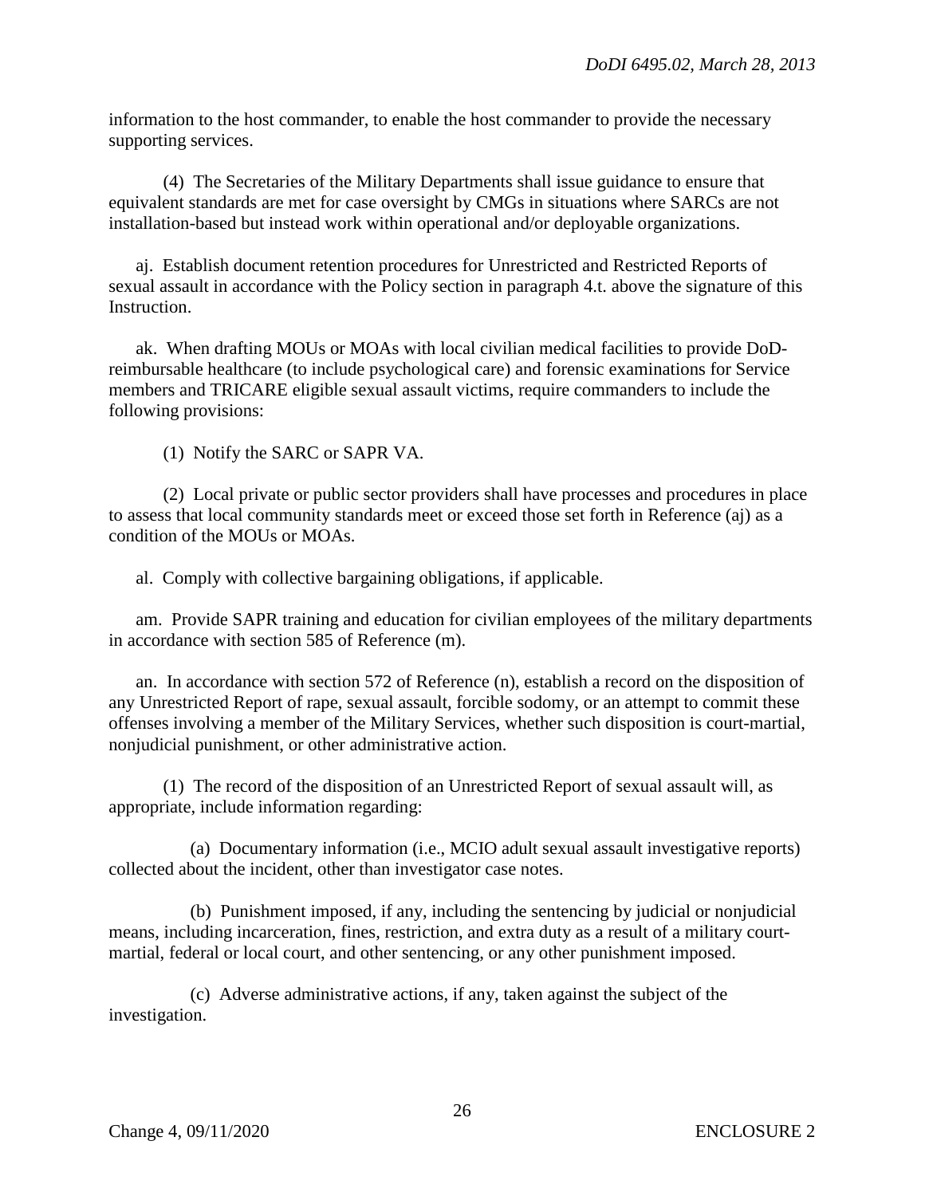information to the host commander, to enable the host commander to provide the necessary supporting services.

(4) The Secretaries of the Military Departments shall issue guidance to ensure that equivalent standards are met for case oversight by CMGs in situations where SARCs are not installation-based but instead work within operational and/or deployable organizations.

aj. Establish document retention procedures for Unrestricted and Restricted Reports of sexual assault in accordance with the Policy section in paragraph 4.t. above the signature of this Instruction.

ak. When drafting MOUs or MOAs with local civilian medical facilities to provide DoD-reimbursable healthcare (to include psychological care) and forensic examinations for Service members and TRICARE eligible sexual assault victims, require commanders to include the following provisions:

(1) Notify the SARC or SAPR VA.

(2) Local private or public sector providers shall have processes and procedures in place to assess that local community standards meet or exceed those set forth in Reference (aj) as a condition of the MOUs or MOAs.

al. Comply with collective bargaining obligations, if applicable.

am. Provide SAPR training and education for civilian employees of the military departments in accordance with section 585 of Reference (m).

an. In accordance with section 572 of Reference (n), establish a record on the disposition of any Unrestricted Report of rape, sexual assault, forcible sodomy, or an attempt to commit these offenses involving a member of the Military Services, whether such disposition is court-martial, nonjudicial punishment, or other administrative action.

(1) The record of the disposition of an Unrestricted Report of sexual assault will, as appropriate, include information regarding:

(a) Documentary information (i.e., MCIO adult sexual assault investigative reports) collected about the incident, other than investigator case notes.

(b) Punishment imposed, if any, including the sentencing by judicial or nonjudicial means, including incarceration, fines, restriction, and extra duty as a result of a military court-martial, federal or local court, and other sentencing, or any other punishment imposed.

(c) Adverse administrative actions, if any, taken against the subject of the investigation.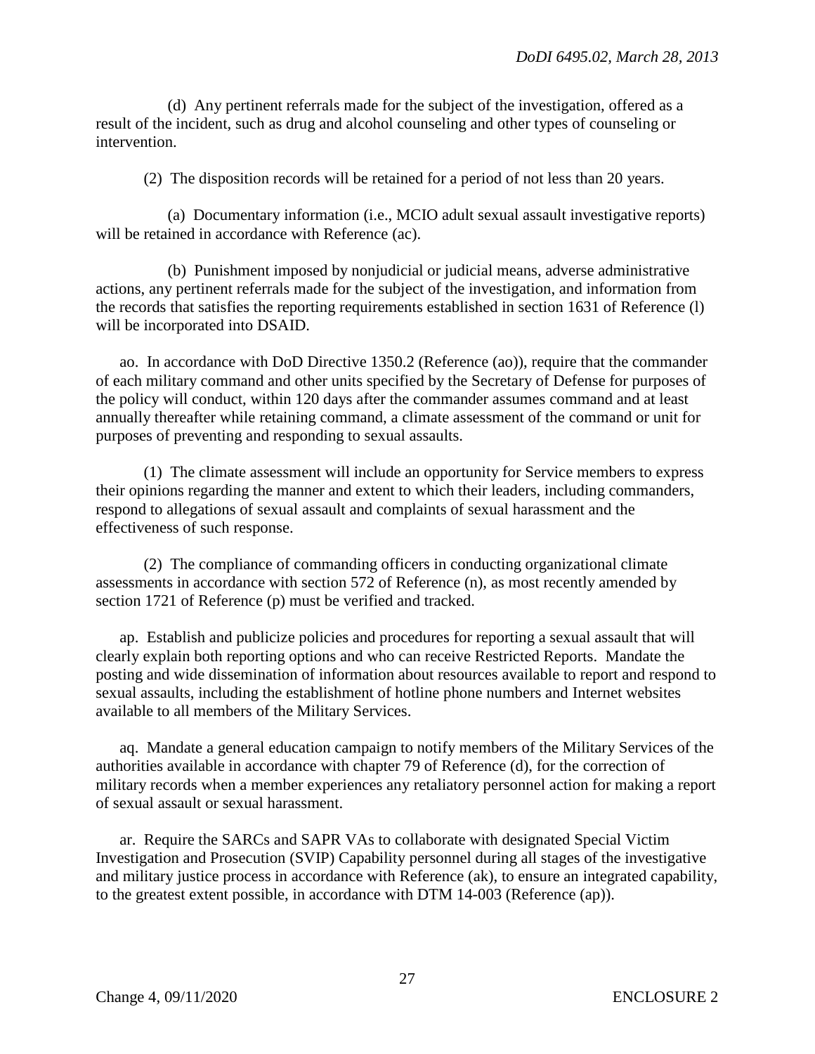(d) Any pertinent referrals made for the subject of the investigation, offered as a result of the incident, such as drug and alcohol counseling and other types of counseling or intervention.

(2) The disposition records will be retained for a period of not less than 20 years.

(a) Documentary information (i.e., MCIO adult sexual assault investigative reports) will be retained in accordance with Reference (ac).

(b) Punishment imposed by nonjudicial or judicial means, adverse administrative actions, any pertinent referrals made for the subject of the investigation, and information from the records that satisfies the reporting requirements established in section 1631 of Reference (l) will be incorporated into DSAID.

ao. In accordance with DoD Directive 1350.2 (Reference (ao)), require that the commander of each military command and other units specified by the Secretary of Defense for purposes of the policy will conduct, within 120 days after the commander assumes command and at least annually thereafter while retaining command, a climate assessment of the command or unit for purposes of preventing and responding to sexual assaults.

(1) The climate assessment will include an opportunity for Service members to express their opinions regarding the manner and extent to which their leaders, including commanders, respond to allegations of sexual assault and complaints of sexual harassment and the effectiveness of such response.

(2) The compliance of commanding officers in conducting organizational climate assessments in accordance with section 572 of Reference (n), as most recently amended by section 1721 of Reference (p) must be verified and tracked.

ap. Establish and publicize policies and procedures for reporting a sexual assault that will clearly explain both reporting options and who can receive Restricted Reports. Mandate the posting and wide dissemination of information about resources available to report and respond to sexual assaults, including the establishment of hotline phone numbers and Internet websites available to all members of the Military Services.

aq. Mandate a general education campaign to notify members of the Military Services of the authorities available in accordance with chapter 79 of Reference (d), for the correction of military records when a member experiences any retaliatory personnel action for making a report of sexual assault or sexual harassment.

ar. Require the SARCs and SAPR VAs to collaborate with designated Special Victim Investigation and Prosecution (SVIP) Capability personnel during all stages of the investigative and military justice process in accordance with Reference (ak), to ensure an integrated capability, to the greatest extent possible, in accordance with DTM 14-003 (Reference (ap)).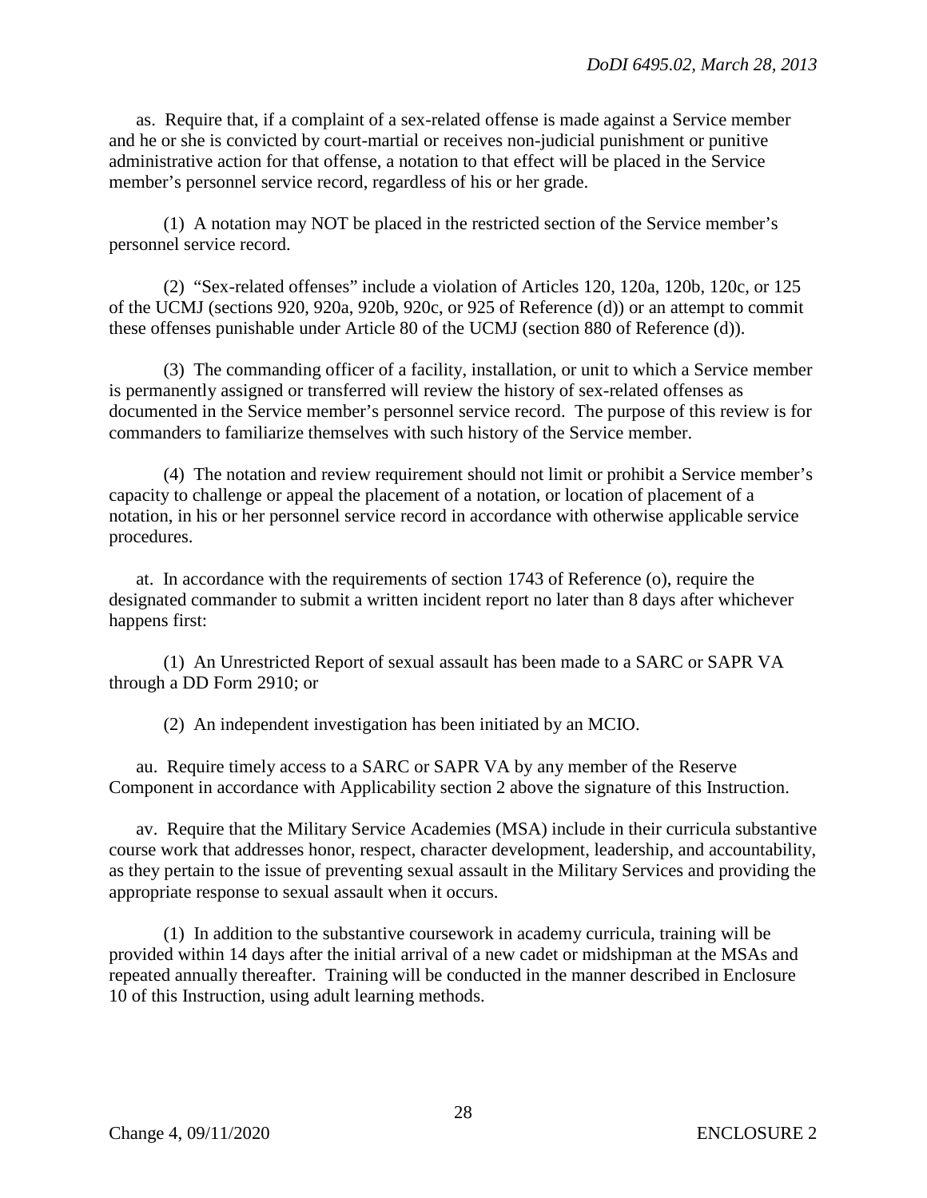as. Require that, if a complaint of a sex-related offense is made against a Service member and he or she is convicted by court-martial or receives non-judicial punishment or punitive administrative action for that offense, a notation to that effect will be placed in the Service member's personnel service record, regardless of his or her grade.

(1) A notation may NOT be placed in the restricted section of the Service member's personnel service record.

(2) "Sex-related offenses" include a violation of Articles 120, 120a, 120b, 120c, or 125 of the UCMJ (sections 920, 920a, 920b, 920c, or 925 of Reference (d)) or an attempt to commit these offenses punishable under Article 80 of the UCMJ (section 880 of Reference (d)).

(3) The commanding officer of a facility, installation, or unit to which a Service member is permanently assigned or transferred will review the history of sex-related offenses as documented in the Service member's personnel service record. The purpose of this review is for commanders to familiarize themselves with such history of the Service member.

(4) The notation and review requirement should not limit or prohibit a Service member's capacity to challenge or appeal the placement of a notation, or location of placement of a notation, in his or her personnel service record in accordance with otherwise applicable service procedures.

at. In accordance with the requirements of section 1743 of Reference (o), require the designated commander to submit a written incident report no later than 8 days after whichever happens first:

(1) An Unrestricted Report of sexual assault has been made to a SARC or SAPR VA through a DD Form 2910; or

(2) An independent investigation has been initiated by an MCIO.

au. Require timely access to a SARC or SAPR VA by any member of the Reserve Component in accordance with Applicability section 2 above the signature of this Instruction.

av. Require that the Military Service Academies (MSA) include in their curricula substantive course work that addresses honor, respect, character development, leadership, and accountability, as they pertain to the issue of preventing sexual assault in the Military Services and providing the appropriate response to sexual assault when it occurs.

(1) In addition to the substantive coursework in academy curricula, training will be provided within 14 days after the initial arrival of a new cadet or midshipman at the MSAs and repeated annually thereafter. Training will be conducted in the manner described in Enclosure 10 of this Instruction, using adult learning methods.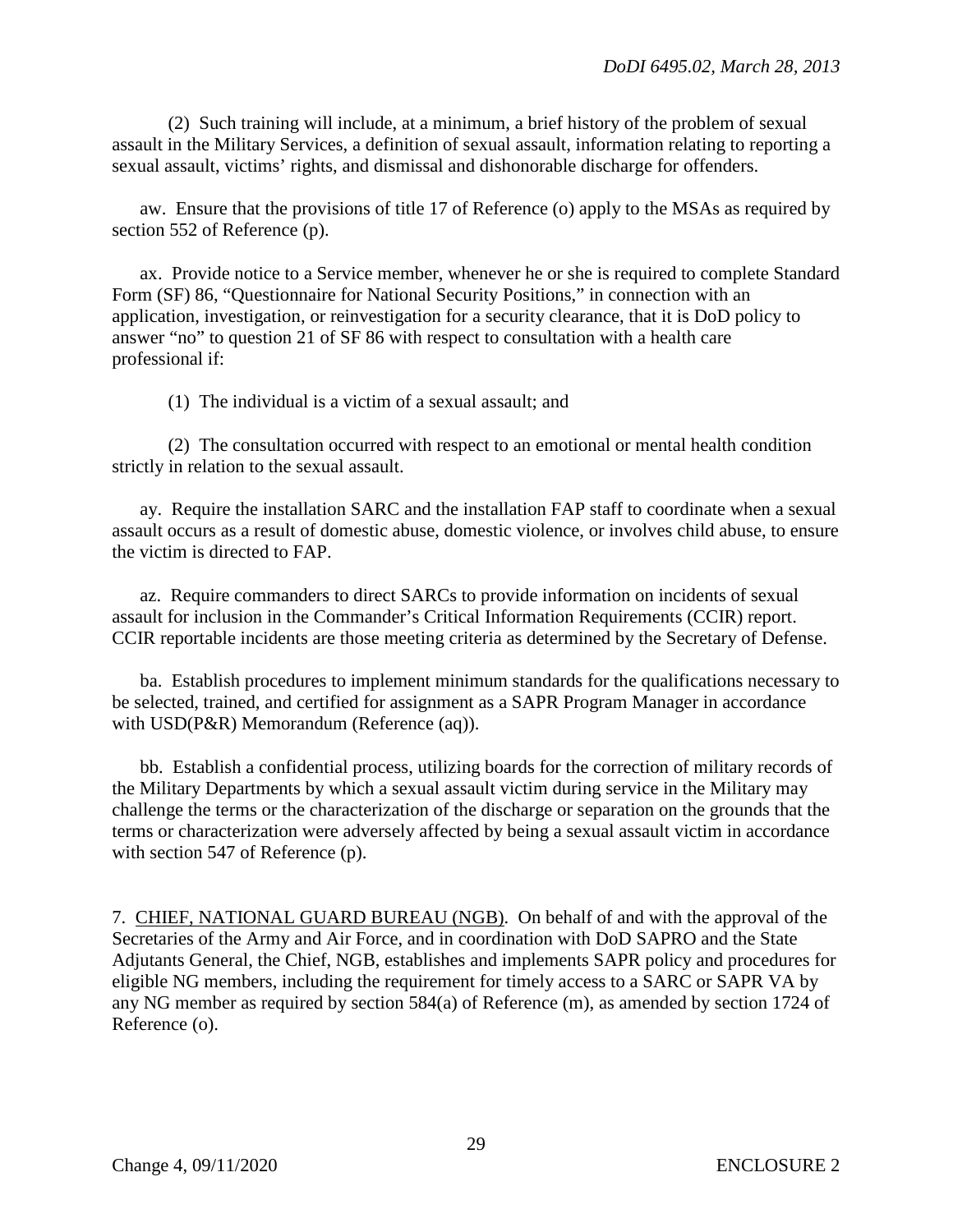(2) Such training will include, at a minimum, a brief history of the problem of sexual assault in the Military Services, a definition of sexual assault, information relating to reporting a sexual assault, victims' rights, and dismissal and dishonorable discharge for offenders.

aw. Ensure that the provisions of title 17 of Reference (o) apply to the MSAs as required by section 552 of Reference (p).

ax. Provide notice to a Service member, whenever he or she is required to complete Standard Form (SF) 86, "Questionnaire for National Security Positions," in connection with an application, investigation, or reinvestigation for a security clearance, that it is DoD policy to answer "no" to question 21 of SF 86 with respect to consultation with a health care professional if:

(1) The individual is a victim of a sexual assault; and

(2) The consultation occurred with respect to an emotional or mental health condition strictly in relation to the sexual assault.

ay. Require the installation SARC and the installation FAP staff to coordinate when a sexual assault occurs as a result of domestic abuse, domestic violence, or involves child abuse, to ensure the victim is directed to FAP.

az. Require commanders to direct SARCs to provide information on incidents of sexual assault for inclusion in the Commander's Critical Information Requirements (CCIR) report. CCIR reportable incidents are those meeting criteria as determined by the Secretary of Defense.

ba. Establish procedures to implement minimum standards for the qualifications necessary to be selected, trained, and certified for assignment as a SAPR Program Manager in accordance with USD(P&R) Memorandum (Reference (aq)).

bb. Establish a confidential process, utilizing boards for the correction of military records of the Military Departments by which a sexual assault victim during service in the Military may challenge the terms or the characterization of the discharge or separation on the grounds that the terms or characterization were adversely affected by being a sexual assault victim in accordance with section 547 of Reference (p).

7. CHIEF, NATIONAL GUARD BUREAU (NGB). On behalf of and with the approval of the Secretaries of the Army and Air Force, and in coordination with DoD SAPRO and the State Adjutants General, the Chief, NGB, establishes and implements SAPR policy and procedures for eligible NG members, including the requirement for timely access to a SARC or SAPR VA by any NG member as required by section 584(a) of Reference (m), as amended by section 1724 of Reference (o).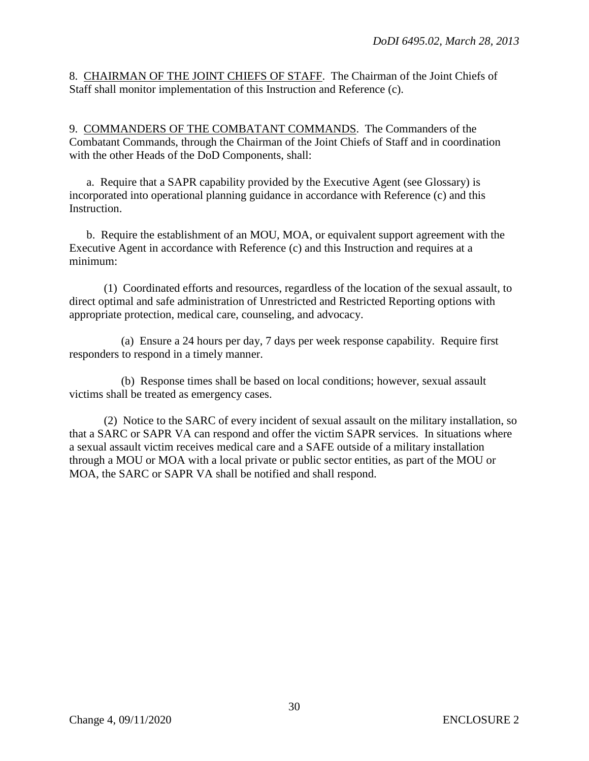8. CHAIRMAN OF THE JOINT CHIEFS OF STAFF. The Chairman of the Joint Chiefs of Staff shall monitor implementation of this Instruction and Reference (c).

9. COMMANDERS OF THE COMBATANT COMMANDS. The Commanders of the Combatant Commands, through the Chairman of the Joint Chiefs of Staff and in coordination with the other Heads of the DoD Components, shall:

a. Require that a SAPR capability provided by the Executive Agent (see Glossary) is incorporated into operational planning guidance in accordance with Reference (c) and this Instruction.

b. Require the establishment of an MOU, MOA, or equivalent support agreement with the Executive Agent in accordance with Reference (c) and this Instruction and requires at a minimum:

(1) Coordinated efforts and resources, regardless of the location of the sexual assault, to direct optimal and safe administration of Unrestricted and Restricted Reporting options with appropriate protection, medical care, counseling, and advocacy.

(a) Ensure a 24 hours per day, 7 days per week response capability. Require first responders to respond in a timely manner.

(b) Response times shall be based on local conditions; however, sexual assault victims shall be treated as emergency cases.

(2) Notice to the SARC of every incident of sexual assault on the military installation, so that a SARC or SAPR VA can respond and offer the victim SAPR services. In situations where a sexual assault victim receives medical care and a SAFE outside of a military installation through a MOU or MOA with a local private or public sector entities, as part of the MOU or MOA, the SARC or SAPR VA shall be notified and shall respond.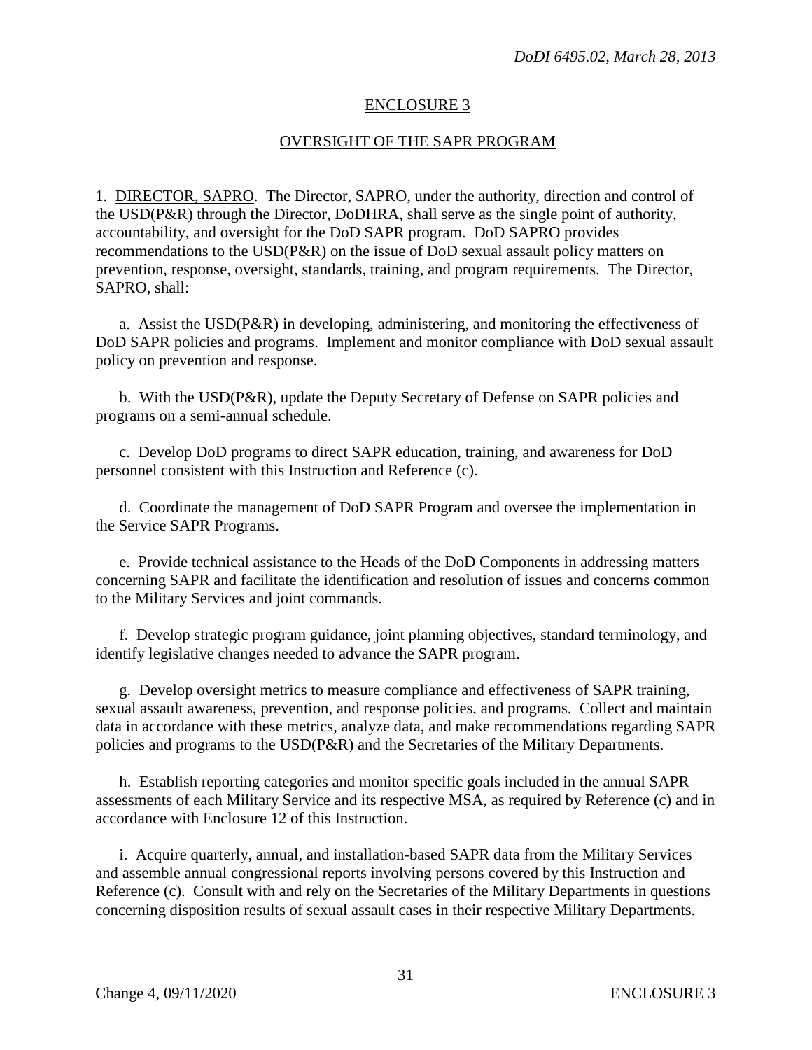## ENCLOSURE 3

## OVERSIGHT OF THE SAPR PROGRAM

1. DIRECTOR, SAPRO. The Director, SAPRO, under the authority, direction and control of the USD(P&R) through the Director, DoDHRA, shall serve as the single point of authority, accountability, and oversight for the DoD SAPR program. DoD SAPRO provides recommendations to the USD(P&R) on the issue of DoD sexual assault policy matters on prevention, response, oversight, standards, training, and program requirements. The Director, SAPRO, shall:

a. Assist the USD(P&R) in developing, administering, and monitoring the effectiveness of DoD SAPR policies and programs. Implement and monitor compliance with DoD sexual assault policy on prevention and response.

b. With the USD(P&R), update the Deputy Secretary of Defense on SAPR policies and programs on a semi-annual schedule.

c. Develop DoD programs to direct SAPR education, training, and awareness for DoD personnel consistent with this Instruction and Reference (c).

d. Coordinate the management of DoD SAPR Program and oversee the implementation in the Service SAPR Programs.

e. Provide technical assistance to the Heads of the DoD Components in addressing matters concerning SAPR and facilitate the identification and resolution of issues and concerns common to the Military Services and joint commands.

f. Develop strategic program guidance, joint planning objectives, standard terminology, and identify legislative changes needed to advance the SAPR program.

g. Develop oversight metrics to measure compliance and effectiveness of SAPR training, sexual assault awareness, prevention, and response policies, and programs. Collect and maintain data in accordance with these metrics, analyze data, and make recommendations regarding SAPR policies and programs to the USD(P&R) and the Secretaries of the Military Departments.

h. Establish reporting categories and monitor specific goals included in the annual SAPR assessments of each Military Service and its respective MSA, as required by Reference (c) and in accordance with Enclosure 12 of this Instruction.

i. Acquire quarterly, annual, and installation-based SAPR data from the Military Services and assemble annual congressional reports involving persons covered by this Instruction and Reference (c). Consult with and rely on the Secretaries of the Military Departments in questions concerning disposition results of sexual assault cases in their respective Military Departments.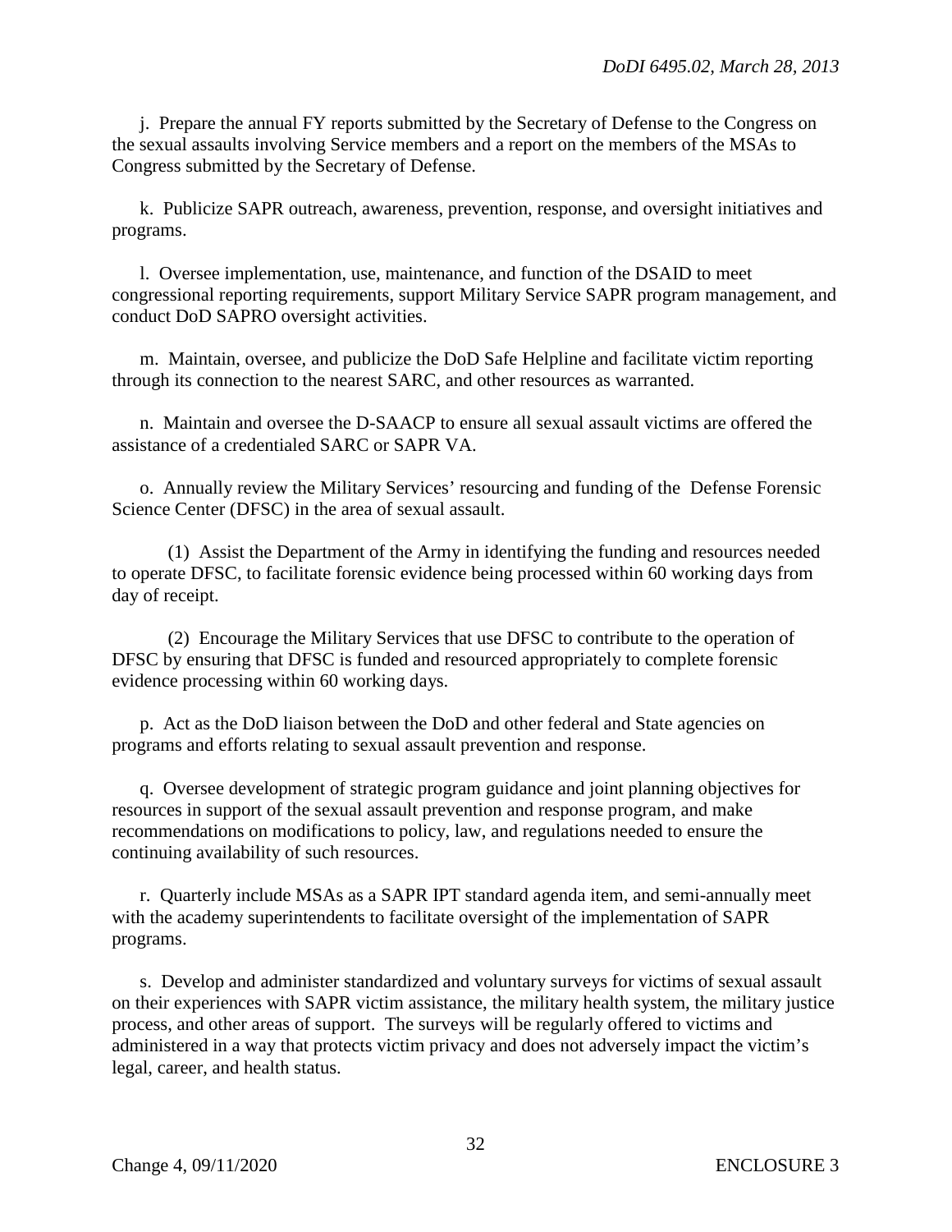j. Prepare the annual FY reports submitted by the Secretary of Defense to the Congress on the sexual assaults involving Service members and a report on the members of the MSAs to Congress submitted by the Secretary of Defense.

k. Publicize SAPR outreach, awareness, prevention, response, and oversight initiatives and programs.

l. Oversee implementation, use, maintenance, and function of the DSAID to meet congressional reporting requirements, support Military Service SAPR program management, and conduct DoD SAPRO oversight activities.

m. Maintain, oversee, and publicize the DoD Safe Helpline and facilitate victim reporting through its connection to the nearest SARC, and other resources as warranted.

n. Maintain and oversee the D-SAACP to ensure all sexual assault victims are offered the assistance of a credentialed SARC or SAPR VA.

o. Annually review the Military Services' resourcing and funding of the Defense Forensic Science Center (DFSC) in the area of sexual assault.

(1) Assist the Department of the Army in identifying the funding and resources needed to operate DFSC, to facilitate forensic evidence being processed within 60 working days from day of receipt.

(2) Encourage the Military Services that use DFSC to contribute to the operation of DFSC by ensuring that DFSC is funded and resourced appropriately to complete forensic evidence processing within 60 working days.

p. Act as the DoD liaison between the DoD and other federal and State agencies on programs and efforts relating to sexual assault prevention and response.

q. Oversee development of strategic program guidance and joint planning objectives for resources in support of the sexual assault prevention and response program, and make recommendations on modifications to policy, law, and regulations needed to ensure the continuing availability of such resources.

r. Quarterly include MSAs as a SAPR IPT standard agenda item, and semi-annually meet with the academy superintendents to facilitate oversight of the implementation of SAPR programs.

s. Develop and administer standardized and voluntary surveys for victims of sexual assault on their experiences with SAPR victim assistance, the military health system, the military justice process, and other areas of support. The surveys will be regularly offered to victims and administered in a way that protects victim privacy and does not adversely impact the victim's legal, career, and health status.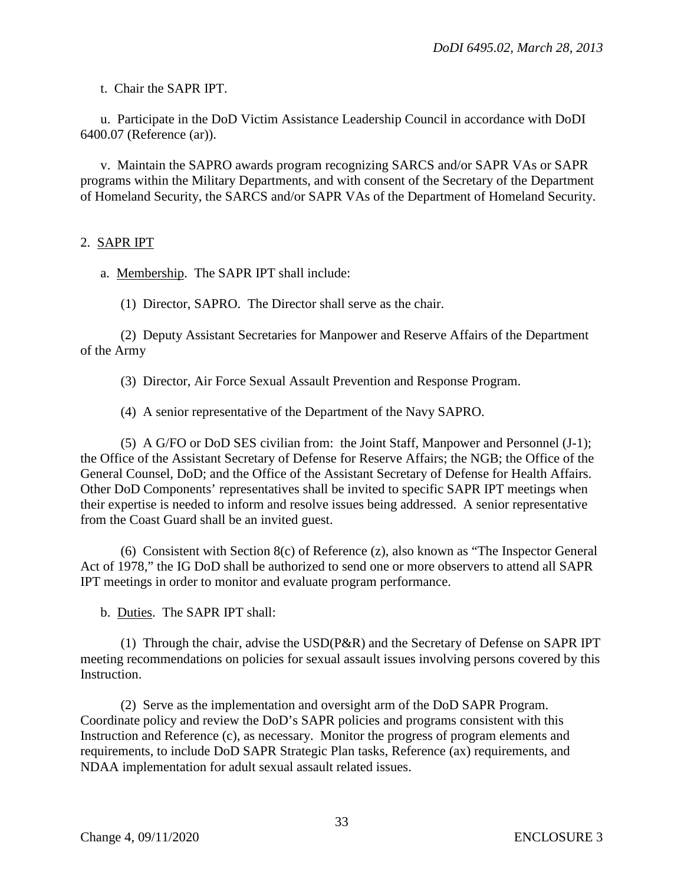t. Chair the SAPR IPT.

u. Participate in the DoD Victim Assistance Leadership Council in accordance with DoDI 6400.07 (Reference (ar)).

v. Maintain the SAPRO awards program recognizing SARCS and/or SAPR VAs or SAPR programs within the Military Departments, and with consent of the Secretary of the Department of Homeland Security, the SARCS and/or SAPR VAs of the Department of Homeland Security.

2. SAPR IPT

a. Membership. The SAPR IPT shall include:

(1) Director, SAPRO. The Director shall serve as the chair.

(2) Deputy Assistant Secretaries for Manpower and Reserve Affairs of the Department of the Army

(3) Director, Air Force Sexual Assault Prevention and Response Program.

(4) A senior representative of the Department of the Navy SAPRO.

(5) A G/FO or DoD SES civilian from: the Joint Staff, Manpower and Personnel (J-1); the Office of the Assistant Secretary of Defense for Reserve Affairs; the NGB; the Office of the General Counsel, DoD; and the Office of the Assistant Secretary of Defense for Health Affairs. Other DoD Components' representatives shall be invited to specific SAPR IPT meetings when their expertise is needed to inform and resolve issues being addressed. A senior representative from the Coast Guard shall be an invited guest.

(6) Consistent with Section 8(c) of Reference (z), also known as "The Inspector General Act of 1978," the IG DoD shall be authorized to send one or more observers to attend all SAPR IPT meetings in order to monitor and evaluate program performance.

b. Duties. The SAPR IPT shall:

(1) Through the chair, advise the USD(P&R) and the Secretary of Defense on SAPR IPT meeting recommendations on policies for sexual assault issues involving persons covered by this Instruction.

(2) Serve as the implementation and oversight arm of the DoD SAPR Program. Coordinate policy and review the DoD's SAPR policies and programs consistent with this Instruction and Reference (c), as necessary. Monitor the progress of program elements and requirements, to include DoD SAPR Strategic Plan tasks, Reference (ax) requirements, and NDAA implementation for adult sexual assault related issues.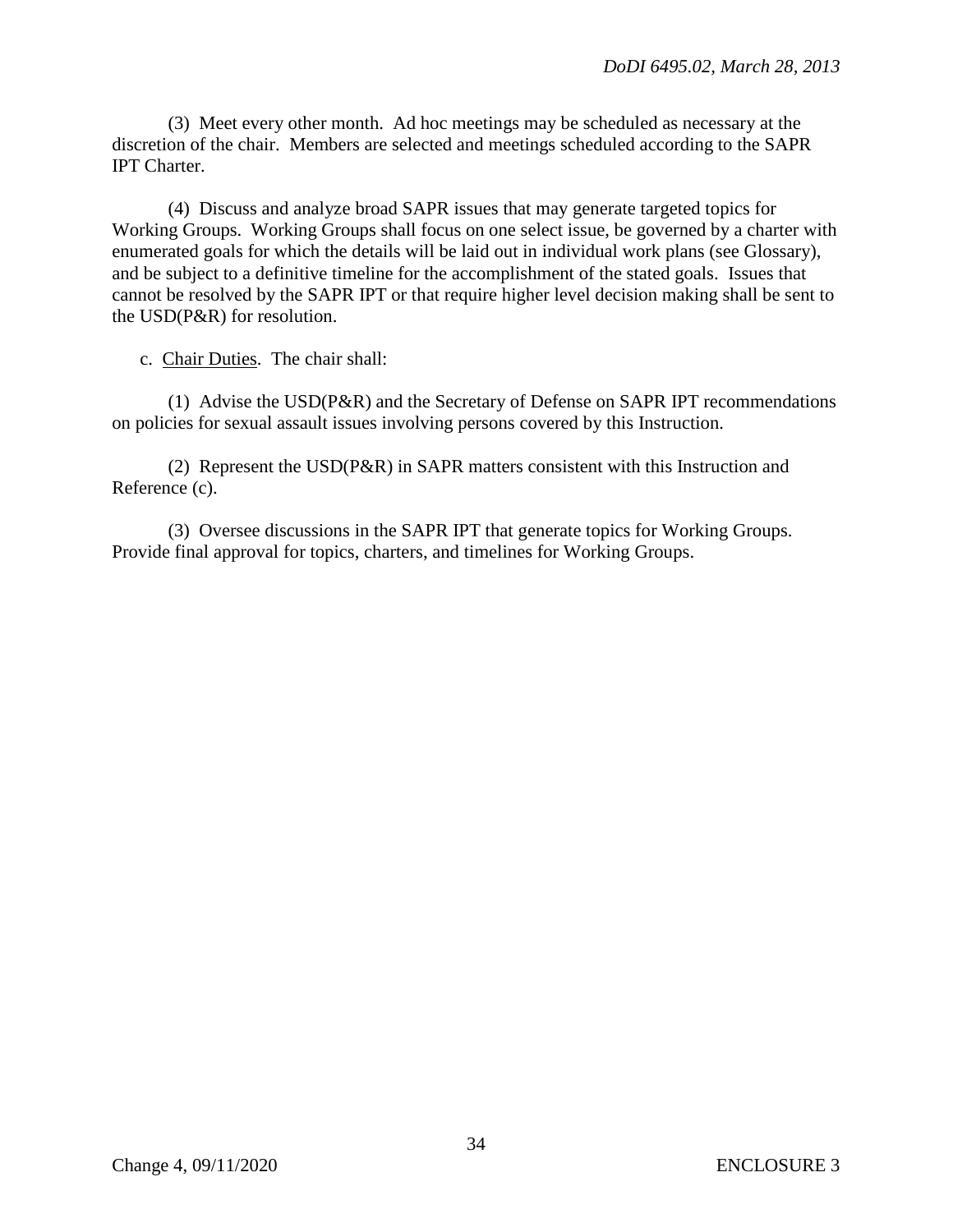(3) Meet every other month. Ad hoc meetings may be scheduled as necessary at the discretion of the chair. Members are selected and meetings scheduled according to the SAPR IPT Charter.

(4) Discuss and analyze broad SAPR issues that may generate targeted topics for Working Groups. Working Groups shall focus on one select issue, be governed by a charter with enumerated goals for which the details will be laid out in individual work plans (see Glossary), and be subject to a definitive timeline for the accomplishment of the stated goals. Issues that cannot be resolved by the SAPR IPT or that require higher level decision making shall be sent to the USD(P&R) for resolution.

c. Chair Duties. The chair shall:

(1) Advise the USD(P&R) and the Secretary of Defense on SAPR IPT recommendations on policies for sexual assault issues involving persons covered by this Instruction.

(2) Represent the USD(P&R) in SAPR matters consistent with this Instruction and Reference (c).

(3) Oversee discussions in the SAPR IPT that generate topics for Working Groups. Provide final approval for topics, charters, and timelines for Working Groups.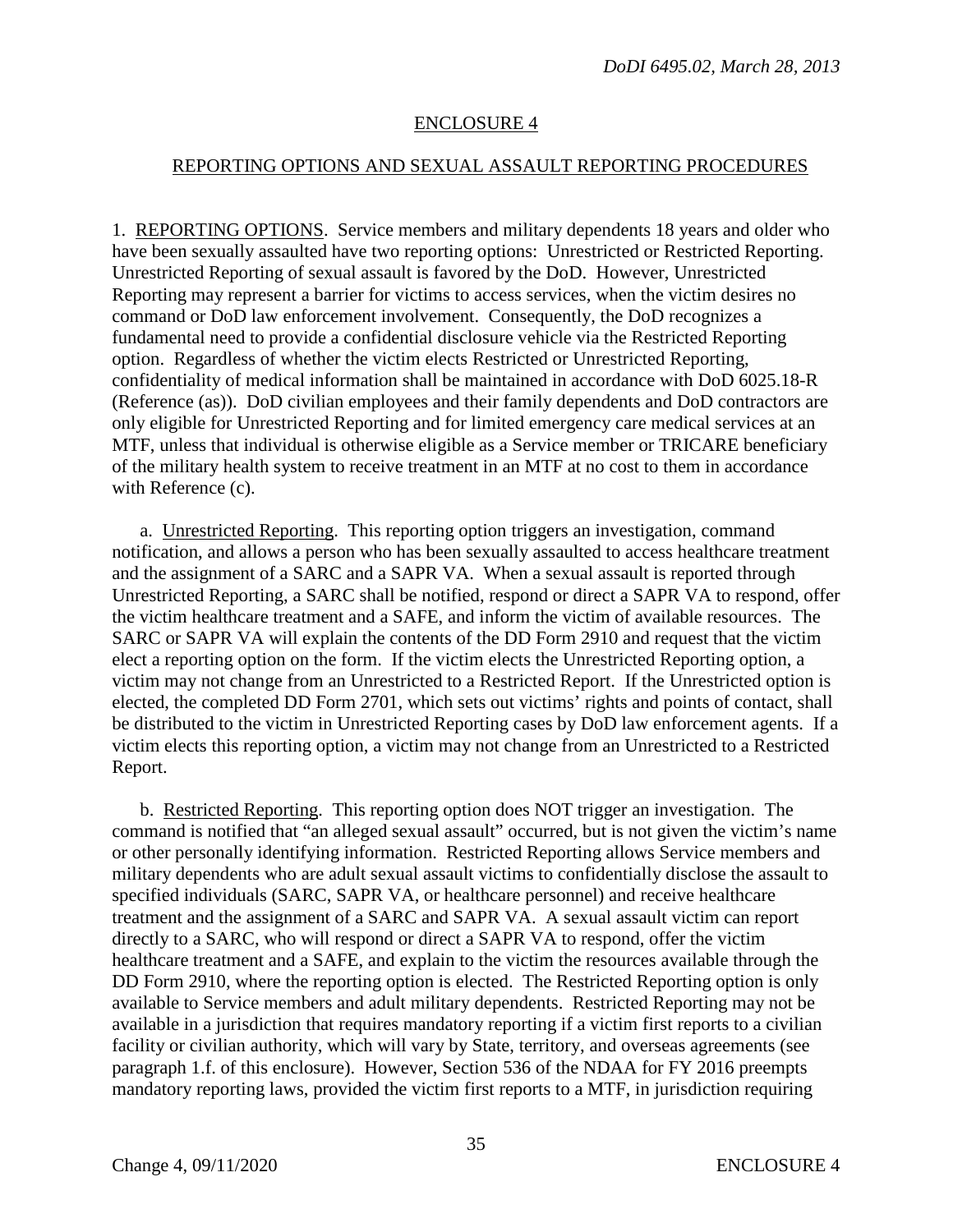## ENCLOSURE 4

## REPORTING OPTIONS AND SEXUAL ASSAULT REPORTING PROCEDURES

1. REPORTING OPTIONS. Service members and military dependents 18 years and older who have been sexually assaulted have two reporting options: Unrestricted or Restricted Reporting. Unrestricted Reporting of sexual assault is favored by the DoD. However, Unrestricted Reporting may represent a barrier for victims to access services, when the victim desires no command or DoD law enforcement involvement. Consequently, the DoD recognizes a fundamental need to provide a confidential disclosure vehicle via the Restricted Reporting option. Regardless of whether the victim elects Restricted or Unrestricted Reporting, confidentiality of medical information shall be maintained in accordance with DoD 6025.18-R (Reference (as)). DoD civilian employees and their family dependents and DoD contractors are only eligible for Unrestricted Reporting and for limited emergency care medical services at an MTF, unless that individual is otherwise eligible as a Service member or TRICARE beneficiary of the military health system to receive treatment in an MTF at no cost to them in accordance with Reference (c).

a. Unrestricted Reporting. This reporting option triggers an investigation, command notification, and allows a person who has been sexually assaulted to access healthcare treatment and the assignment of a SARC and a SAPR VA. When a sexual assault is reported through Unrestricted Reporting, a SARC shall be notified, respond or direct a SAPR VA to respond, offer the victim healthcare treatment and a SAFE, and inform the victim of available resources. The SARC or SAPR VA will explain the contents of the DD Form 2910 and request that the victim elect a reporting option on the form. If the victim elects the Unrestricted Reporting option, a victim may not change from an Unrestricted to a Restricted Report. If the Unrestricted option is elected, the completed DD Form 2701, which sets out victims' rights and points of contact, shall be distributed to the victim in Unrestricted Reporting cases by DoD law enforcement agents. If a victim elects this reporting option, a victim may not change from an Unrestricted to a Restricted Report.

b. Restricted Reporting. This reporting option does NOT trigger an investigation. The command is notified that "an alleged sexual assault" occurred, but is not given the victim's name or other personally identifying information. Restricted Reporting allows Service members and military dependents who are adult sexual assault victims to confidentially disclose the assault to specified individuals (SARC, SAPR VA, or healthcare personnel) and receive healthcare treatment and the assignment of a SARC and SAPR VA. A sexual assault victim can report directly to a SARC, who will respond or direct a SAPR VA to respond, offer the victim healthcare treatment and a SAFE, and explain to the victim the resources available through the DD Form 2910, where the reporting option is elected. The Restricted Reporting option is only available to Service members and adult military dependents. Restricted Reporting may not be available in a jurisdiction that requires mandatory reporting if a victim first reports to a civilian facility or civilian authority, which will vary by State, territory, and overseas agreements (see paragraph 1.f. of this enclosure). However, Section 536 of the NDAA for FY 2016 preempts mandatory reporting laws, provided the victim first reports to a MTF, in jurisdiction requiring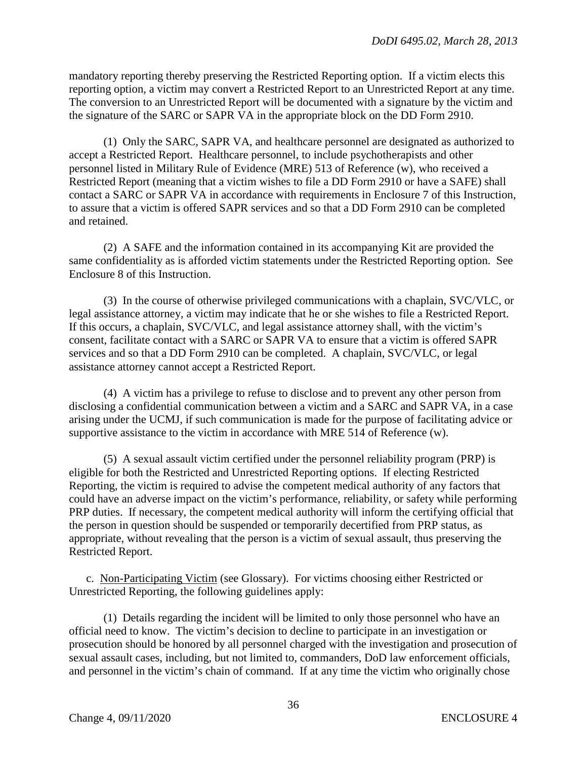mandatory reporting thereby preserving the Restricted Reporting option. If a victim elects this reporting option, a victim may convert a Restricted Report to an Unrestricted Report at any time. The conversion to an Unrestricted Report will be documented with a signature by the victim and the signature of the SARC or SAPR VA in the appropriate block on the DD Form 2910.

(1) Only the SARC, SAPR VA, and healthcare personnel are designated as authorized to accept a Restricted Report. Healthcare personnel, to include psychotherapists and other personnel listed in Military Rule of Evidence (MRE) 513 of Reference (w), who received a Restricted Report (meaning that a victim wishes to file a DD Form 2910 or have a SAFE) shall contact a SARC or SAPR VA in accordance with requirements in Enclosure 7 of this Instruction, to assure that a victim is offered SAPR services and so that a DD Form 2910 can be completed and retained.

(2) A SAFE and the information contained in its accompanying Kit are provided the same confidentiality as is afforded victim statements under the Restricted Reporting option. See Enclosure 8 of this Instruction.

(3) In the course of otherwise privileged communications with a chaplain, SVC/VLC, or legal assistance attorney, a victim may indicate that he or she wishes to file a Restricted Report. If this occurs, a chaplain, SVC/VLC, and legal assistance attorney shall, with the victim's consent, facilitate contact with a SARC or SAPR VA to ensure that a victim is offered SAPR services and so that a DD Form 2910 can be completed. A chaplain, SVC/VLC, or legal assistance attorney cannot accept a Restricted Report.

(4) A victim has a privilege to refuse to disclose and to prevent any other person from disclosing a confidential communication between a victim and a SARC and SAPR VA, in a case arising under the UCMJ, if such communication is made for the purpose of facilitating advice or supportive assistance to the victim in accordance with MRE 514 of Reference (w).

(5) A sexual assault victim certified under the personnel reliability program (PRP) is eligible for both the Restricted and Unrestricted Reporting options. If electing Restricted Reporting, the victim is required to advise the competent medical authority of any factors that could have an adverse impact on the victim's performance, reliability, or safety while performing PRP duties. If necessary, the competent medical authority will inform the certifying official that the person in question should be suspended or temporarily decertified from PRP status, as appropriate, without revealing that the person is a victim of sexual assault, thus preserving the Restricted Report.

c. Non-Participating Victim (see Glossary). For victims choosing either Restricted or Unrestricted Reporting, the following guidelines apply:

(1) Details regarding the incident will be limited to only those personnel who have an official need to know. The victim's decision to decline to participate in an investigation or prosecution should be honored by all personnel charged with the investigation and prosecution of sexual assault cases, including, but not limited to, commanders, DoD law enforcement officials, and personnel in the victim's chain of command. If at any time the victim who originally chose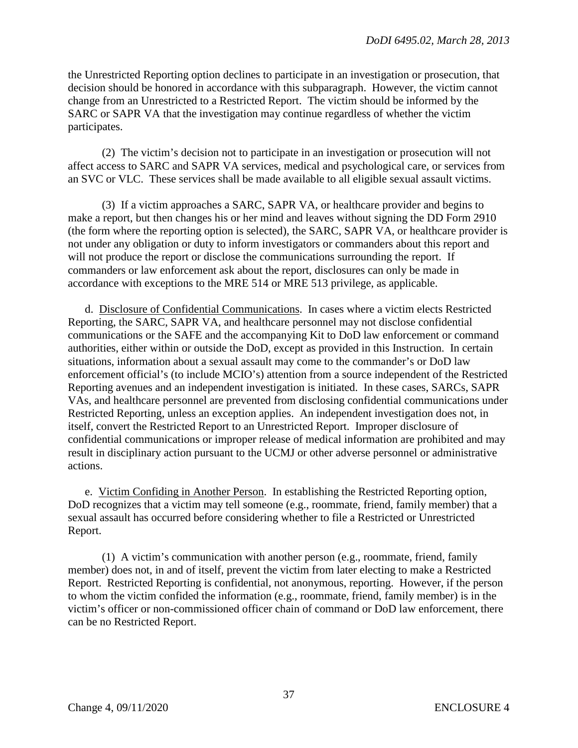the Unrestricted Reporting option declines to participate in an investigation or prosecution, that decision should be honored in accordance with this subparagraph. However, the victim cannot change from an Unrestricted to a Restricted Report. The victim should be informed by the SARC or SAPR VA that the investigation may continue regardless of whether the victim participates.

(2) The victim's decision not to participate in an investigation or prosecution will not affect access to SARC and SAPR VA services, medical and psychological care, or services from an SVC or VLC. These services shall be made available to all eligible sexual assault victims.

(3) If a victim approaches a SARC, SAPR VA, or healthcare provider and begins to make a report, but then changes his or her mind and leaves without signing the DD Form 2910 (the form where the reporting option is selected), the SARC, SAPR VA, or healthcare provider is not under any obligation or duty to inform investigators or commanders about this report and will not produce the report or disclose the communications surrounding the report. If commanders or law enforcement ask about the report, disclosures can only be made in accordance with exceptions to the MRE 514 or MRE 513 privilege, as applicable.

d. Disclosure of Confidential Communications. In cases where a victim elects Restricted Reporting, the SARC, SAPR VA, and healthcare personnel may not disclose confidential communications or the SAFE and the accompanying Kit to DoD law enforcement or command authorities, either within or outside the DoD, except as provided in this Instruction. In certain situations, information about a sexual assault may come to the commander's or DoD law enforcement official's (to include MCIO's) attention from a source independent of the Restricted Reporting avenues and an independent investigation is initiated. In these cases, SARCs, SAPR VAs, and healthcare personnel are prevented from disclosing confidential communications under Restricted Reporting, unless an exception applies. An independent investigation does not, in itself, convert the Restricted Report to an Unrestricted Report. Improper disclosure of confidential communications or improper release of medical information are prohibited and may result in disciplinary action pursuant to the UCMJ or other adverse personnel or administrative actions.

e. Victim Confiding in Another Person. In establishing the Restricted Reporting option, DoD recognizes that a victim may tell someone (e.g., roommate, friend, family member) that a sexual assault has occurred before considering whether to file a Restricted or Unrestricted Report.

(1) A victim's communication with another person (e.g., roommate, friend, family member) does not, in and of itself, prevent the victim from later electing to make a Restricted Report. Restricted Reporting is confidential, not anonymous, reporting. However, if the person to whom the victim confided the information (e.g., roommate, friend, family member) is in the victim's officer or non-commissioned officer chain of command or DoD law enforcement, there can be no Restricted Report.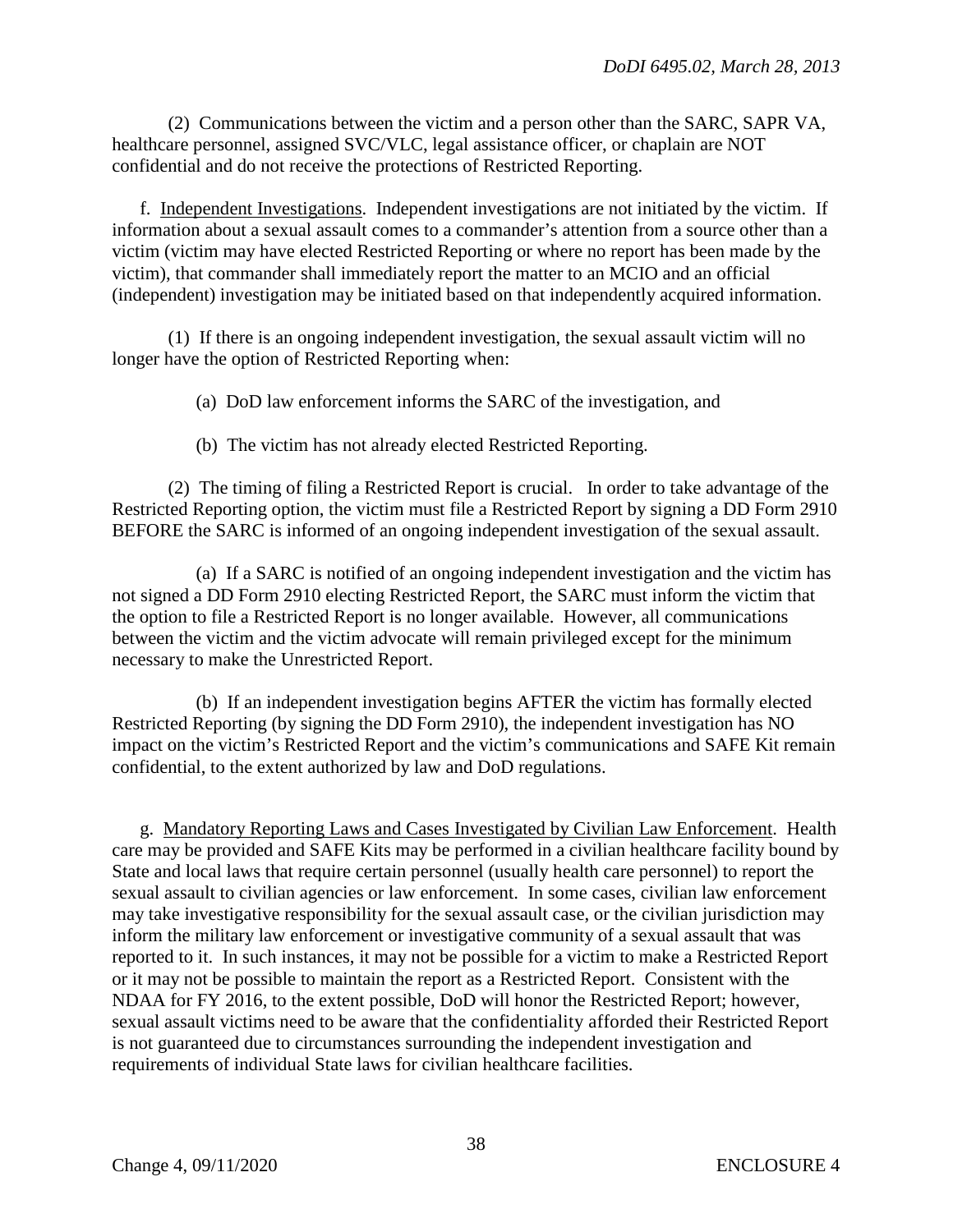(2) Communications between the victim and a person other than the SARC, SAPR VA, healthcare personnel, assigned SVC/VLC, legal assistance officer, or chaplain are NOT confidential and do not receive the protections of Restricted Reporting.

f. Independent Investigations. Independent investigations are not initiated by the victim. If information about a sexual assault comes to a commander's attention from a source other than a victim (victim may have elected Restricted Reporting or where no report has been made by the victim), that commander shall immediately report the matter to an MCIO and an official (independent) investigation may be initiated based on that independently acquired information.

(1) If there is an ongoing independent investigation, the sexual assault victim will no longer have the option of Restricted Reporting when:

(a) DoD law enforcement informs the SARC of the investigation, and

(b) The victim has not already elected Restricted Reporting.

(2) The timing of filing a Restricted Report is crucial. In order to take advantage of the Restricted Reporting option, the victim must file a Restricted Report by signing a DD Form 2910 BEFORE the SARC is informed of an ongoing independent investigation of the sexual assault.

(a) If a SARC is notified of an ongoing independent investigation and the victim has not signed a DD Form 2910 electing Restricted Report, the SARC must inform the victim that the option to file a Restricted Report is no longer available. However, all communications between the victim and the victim advocate will remain privileged except for the minimum necessary to make the Unrestricted Report.

(b) If an independent investigation begins AFTER the victim has formally elected Restricted Reporting (by signing the DD Form 2910), the independent investigation has NO impact on the victim's Restricted Report and the victim's communications and SAFE Kit remain confidential, to the extent authorized by law and DoD regulations.

g. Mandatory Reporting Laws and Cases Investigated by Civilian Law Enforcement. Health care may be provided and SAFE Kits may be performed in a civilian healthcare facility bound by State and local laws that require certain personnel (usually health care personnel) to report the sexual assault to civilian agencies or law enforcement. In some cases, civilian law enforcement may take investigative responsibility for the sexual assault case, or the civilian jurisdiction may inform the military law enforcement or investigative community of a sexual assault that was reported to it. In such instances, it may not be possible for a victim to make a Restricted Report or it may not be possible to maintain the report as a Restricted Report. Consistent with the NDAA for FY 2016, to the extent possible, DoD will honor the Restricted Report; however, sexual assault victims need to be aware that the confidentiality afforded their Restricted Report is not guaranteed due to circumstances surrounding the independent investigation and requirements of individual State laws for civilian healthcare facilities.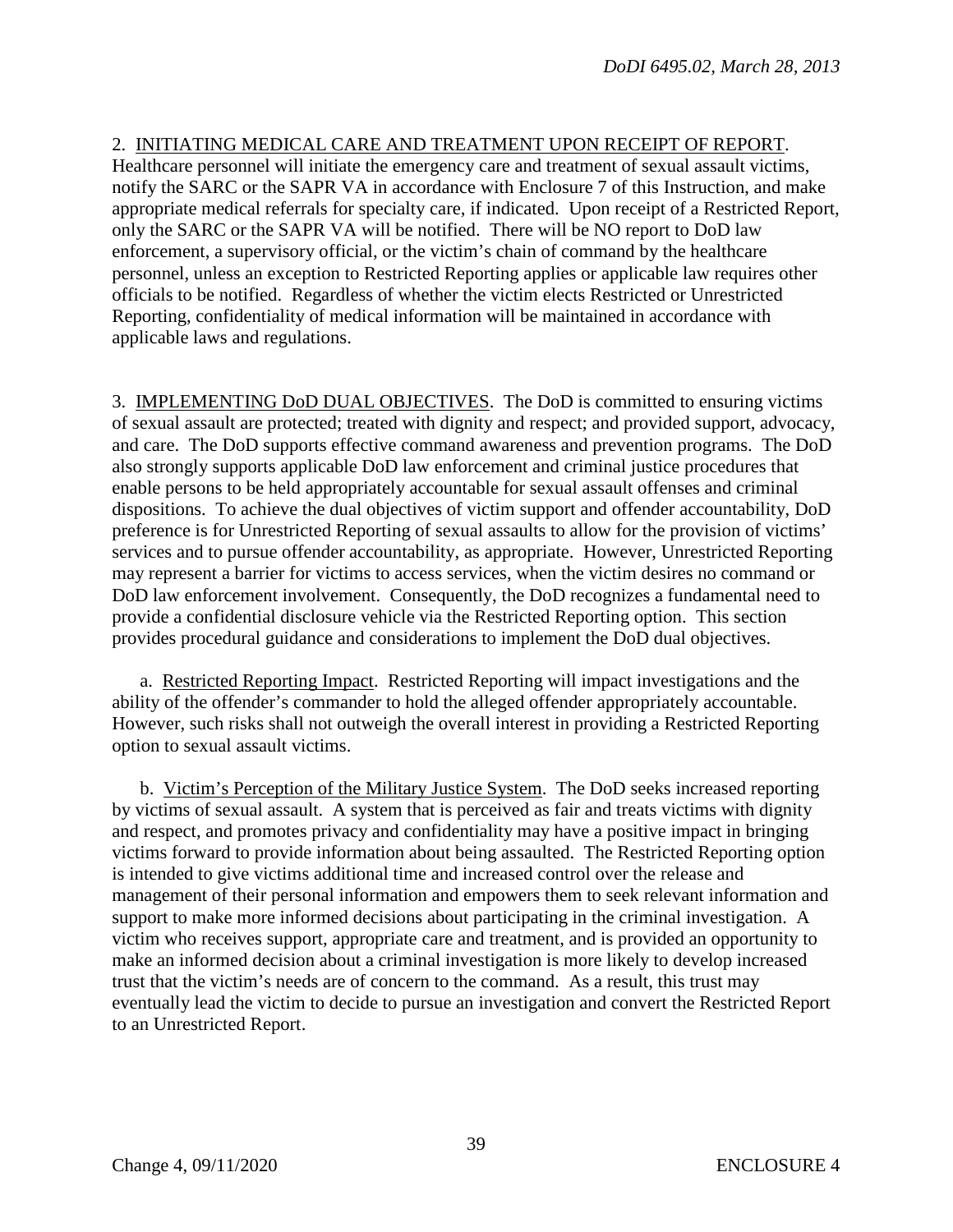2. <u>INITIATING MEDICAL CARE AND TREATMENT UPON RECEIPT OF REPORT</u>. Healthcare personnel will initiate the emergency care and treatment of sexual assault victims, notify the SARC or the SAPR VA in accordance with Enclosure 7 of this Instruction, and make appropriate medical referrals for specialty care, if indicated. Upon receipt of a Restricted Report, only the SARC or the SAPR VA will be notified. There will be NO report to DoD law enforcement, a supervisory official, or the victim's chain of command by the healthcare personnel, unless an exception to Restricted Reporting applies or applicable law requires other officials to be notified. Regardless of whether the victim elects Restricted or Unrestricted Reporting, confidentiality of medical information will be maintained in accordance with applicable laws and regulations.

3. <u>IMPLEMENTING DoD DUAL OBJECTIVES</u>. The DoD is committed to ensuring victims of sexual assault are protected; treated with dignity and respect; and provided support, advocacy, and care. The DoD supports effective command awareness and prevention programs. The DoD also strongly supports applicable DoD law enforcement and criminal justice procedures that enable persons to be held appropriately accountable for sexual assault offenses and criminal dispositions. To achieve the dual objectives of victim support and offender accountability, DoD preference is for Unrestricted Reporting of sexual assaults to allow for the provision of victims' services and to pursue offender accountability, as appropriate. However, Unrestricted Reporting may represent a barrier for victims to access services, when the victim desires no command or DoD law enforcement involvement. Consequently, the DoD recognizes a fundamental need to provide a confidential disclosure vehicle via the Restricted Reporting option. This section provides procedural guidance and considerations to implement the DoD dual objectives.

a. <u>Restricted Reporting Impact</u>. Restricted Reporting will impact investigations and the ability of the offender's commander to hold the alleged offender appropriately accountable. However, such risks shall not outweigh the overall interest in providing a Restricted Reporting option to sexual assault victims.

b. <u>Victim's Perception of the Military Justice System</u>. The DoD seeks increased reporting by victims of sexual assault. A system that is perceived as fair and treats victims with dignity and respect, and promotes privacy and confidentiality may have a positive impact in bringing victims forward to provide information about being assaulted. The Restricted Reporting option is intended to give victims additional time and increased control over the release and management of their personal information and empowers them to seek relevant information and support to make more informed decisions about participating in the criminal investigation. A victim who receives support, appropriate care and treatment, and is provided an opportunity to make an informed decision about a criminal investigation is more likely to develop increased trust that the victim's needs are of concern to the command. As a result, this trust may eventually lead the victim to decide to pursue an investigation and convert the Restricted Report to an Unrestricted Report.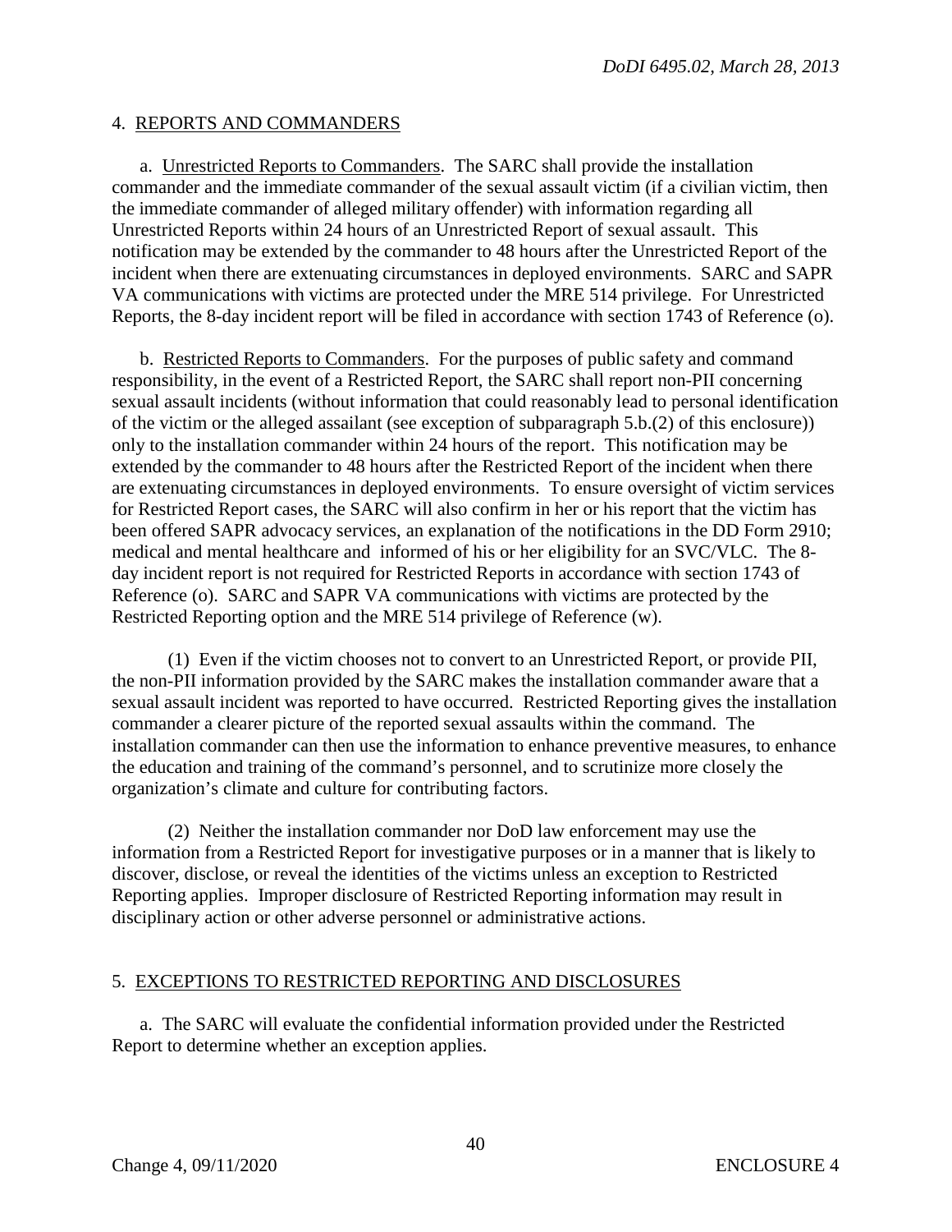4. REPORTS AND COMMANDERS

a. Unrestricted Reports to Commanders. The SARC shall provide the installation commander and the immediate commander of the sexual assault victim (if a civilian victim, then the immediate commander of alleged military offender) with information regarding all Unrestricted Reports within 24 hours of an Unrestricted Report of sexual assault. This notification may be extended by the commander to 48 hours after the Unrestricted Report of the incident when there are extenuating circumstances in deployed environments. SARC and SAPR VA communications with victims are protected under the MRE 514 privilege. For Unrestricted Reports, the 8-day incident report will be filed in accordance with section 1743 of Reference (o).

b. Restricted Reports to Commanders. For the purposes of public safety and command responsibility, in the event of a Restricted Report, the SARC shall report non-PII concerning sexual assault incidents (without information that could reasonably lead to personal identification of the victim or the alleged assailant (see exception of subparagraph 5.b.(2) of this enclosure)) only to the installation commander within 24 hours of the report. This notification may be extended by the commander to 48 hours after the Restricted Report of the incident when there are extenuating circumstances in deployed environments. To ensure oversight of victim services for Restricted Report cases, the SARC will also confirm in her or his report that the victim has been offered SAPR advocacy services, an explanation of the notifications in the DD Form 2910; medical and mental healthcare and informed of his or her eligibility for an SVC/VLC. The 8-day incident report is not required for Restricted Reports in accordance with section 1743 of Reference (o). SARC and SAPR VA communications with victims are protected by the Restricted Reporting option and the MRE 514 privilege of Reference (w).

(1) Even if the victim chooses not to convert to an Unrestricted Report, or provide PII, the non-PII information provided by the SARC makes the installation commander aware that a sexual assault incident was reported to have occurred. Restricted Reporting gives the installation commander a clearer picture of the reported sexual assaults within the command. The installation commander can then use the information to enhance preventive measures, to enhance the education and training of the command's personnel, and to scrutinize more closely the organization's climate and culture for contributing factors.

(2) Neither the installation commander nor DoD law enforcement may use the information from a Restricted Report for investigative purposes or in a manner that is likely to discover, disclose, or reveal the identities of the victims unless an exception to Restricted Reporting applies. Improper disclosure of Restricted Reporting information may result in disciplinary action or other adverse personnel or administrative actions.

5. EXCEPTIONS TO RESTRICTED REPORTING AND DISCLOSURES

a. The SARC will evaluate the confidential information provided under the Restricted Report to determine whether an exception applies.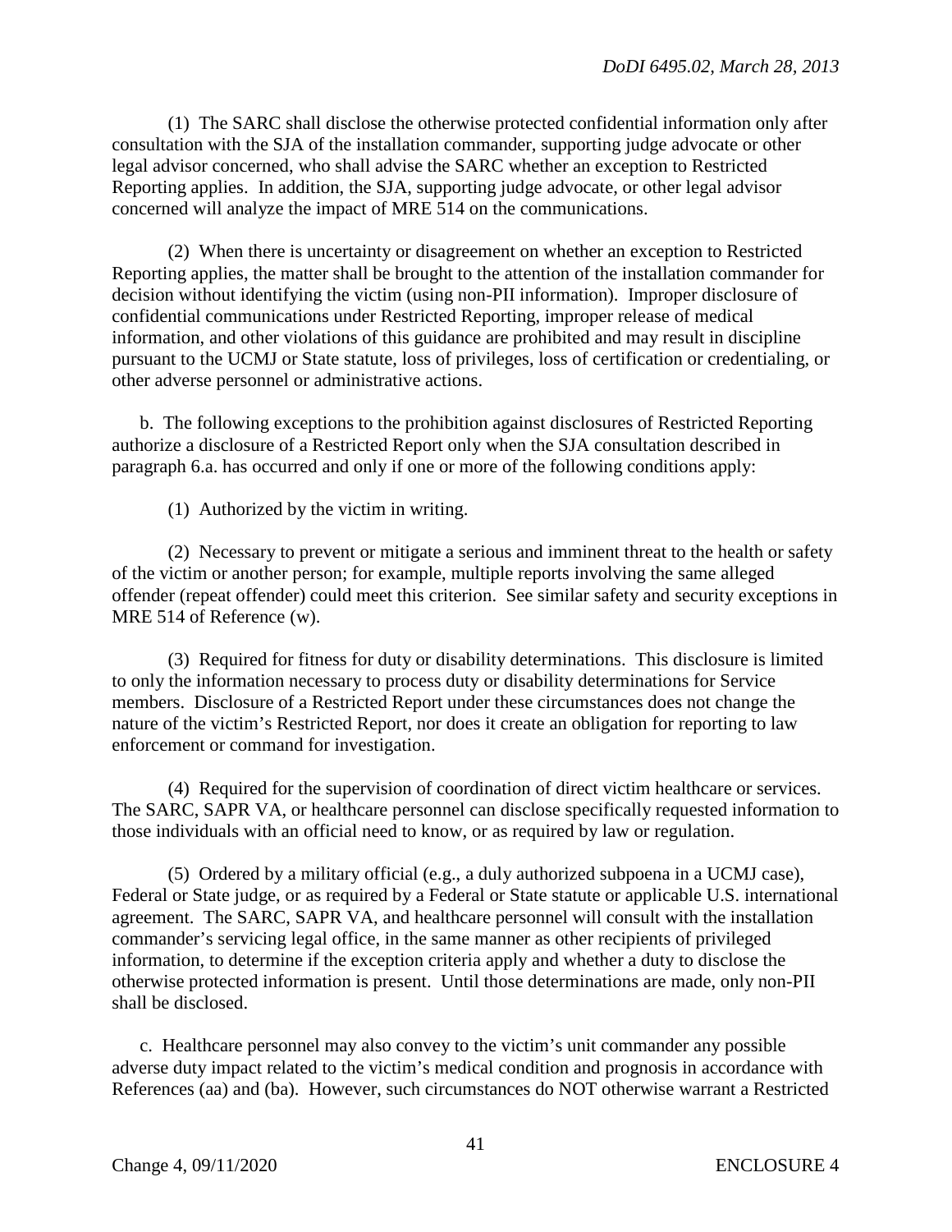(1) The SARC shall disclose the otherwise protected confidential information only after consultation with the SJA of the installation commander, supporting judge advocate or other legal advisor concerned, who shall advise the SARC whether an exception to Restricted Reporting applies. In addition, the SJA, supporting judge advocate, or other legal advisor concerned will analyze the impact of MRE 514 on the communications.

(2) When there is uncertainty or disagreement on whether an exception to Restricted Reporting applies, the matter shall be brought to the attention of the installation commander for decision without identifying the victim (using non-PII information). Improper disclosure of confidential communications under Restricted Reporting, improper release of medical information, and other violations of this guidance are prohibited and may result in discipline pursuant to the UCMJ or State statute, loss of privileges, loss of certification or credentialing, or other adverse personnel or administrative actions.

b. The following exceptions to the prohibition against disclosures of Restricted Reporting authorize a disclosure of a Restricted Report only when the SJA consultation described in paragraph 6.a. has occurred and only if one or more of the following conditions apply:

(1) Authorized by the victim in writing.

(2) Necessary to prevent or mitigate a serious and imminent threat to the health or safety of the victim or another person; for example, multiple reports involving the same alleged offender (repeat offender) could meet this criterion. See similar safety and security exceptions in MRE 514 of Reference (w).

(3) Required for fitness for duty or disability determinations. This disclosure is limited to only the information necessary to process duty or disability determinations for Service members. Disclosure of a Restricted Report under these circumstances does not change the nature of the victim's Restricted Report, nor does it create an obligation for reporting to law enforcement or command for investigation.

(4) Required for the supervision of coordination of direct victim healthcare or services. The SARC, SAPR VA, or healthcare personnel can disclose specifically requested information to those individuals with an official need to know, or as required by law or regulation.

(5) Ordered by a military official (e.g., a duly authorized subpoena in a UCMJ case), Federal or State judge, or as required by a Federal or State statute or applicable U.S. international agreement. The SARC, SAPR VA, and healthcare personnel will consult with the installation commander's servicing legal office, in the same manner as other recipients of privileged information, to determine if the exception criteria apply and whether a duty to disclose the otherwise protected information is present. Until those determinations are made, only non-PII shall be disclosed.

c. Healthcare personnel may also convey to the victim's unit commander any possible adverse duty impact related to the victim's medical condition and prognosis in accordance with References (aa) and (ba). However, such circumstances do NOT otherwise warrant a Restricted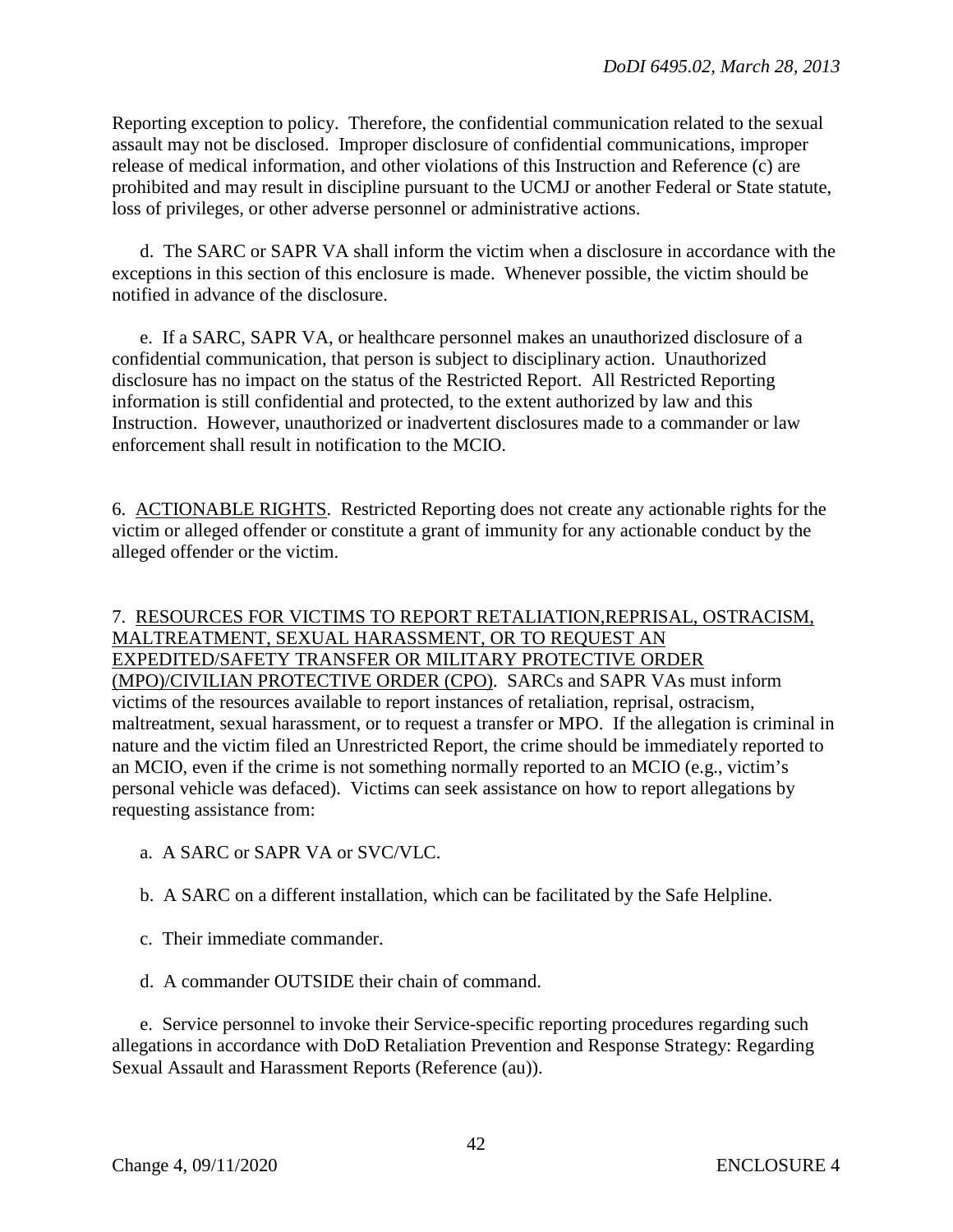Reporting exception to policy. Therefore, the confidential communication related to the sexual assault may not be disclosed. Improper disclosure of confidential communications, improper release of medical information, and other violations of this Instruction and Reference (c) are prohibited and may result in discipline pursuant to the UCMJ or another Federal or State statute, loss of privileges, or other adverse personnel or administrative actions.

d. The SARC or SAPR VA shall inform the victim when a disclosure in accordance with the exceptions in this section of this enclosure is made. Whenever possible, the victim should be notified in advance of the disclosure.

e. If a SARC, SAPR VA, or healthcare personnel makes an unauthorized disclosure of a confidential communication, that person is subject to disciplinary action. Unauthorized disclosure has no impact on the status of the Restricted Report. All Restricted Reporting information is still confidential and protected, to the extent authorized by law and this Instruction. However, unauthorized or inadvertent disclosures made to a commander or law enforcement shall result in notification to the MCIO.

6. ACTIONABLE RIGHTS. Restricted Reporting does not create any actionable rights for the victim or alleged offender or constitute a grant of immunity for any actionable conduct by the alleged offender or the victim.

7. RESOURCES FOR VICTIMS TO REPORT RETALIATION,REPRISAL, OSTRACISM, MALTREATMENT, SEXUAL HARASSMENT, OR TO REQUEST AN EXPEDITED/SAFETY TRANSFER OR MILITARY PROTECTIVE ORDER (MPO)/CIVILIAN PROTECTIVE ORDER (CPO). SARCs and SAPR VAs must inform victims of the resources available to report instances of retaliation, reprisal, ostracism, maltreatment, sexual harassment, or to request a transfer or MPO. If the allegation is criminal in nature and the victim filed an Unrestricted Report, the crime should be immediately reported to an MCIO, even if the crime is not something normally reported to an MCIO (e.g., victim's personal vehicle was defaced). Victims can seek assistance on how to report allegations by requesting assistance from:

a. A SARC or SAPR VA or SVC/VLC.

b. A SARC on a different installation, which can be facilitated by the Safe Helpline.

c. Their immediate commander.

d. A commander OUTSIDE their chain of command.

e. Service personnel to invoke their Service-specific reporting procedures regarding such allegations in accordance with DoD Retaliation Prevention and Response Strategy: Regarding Sexual Assault and Harassment Reports (Reference (au)).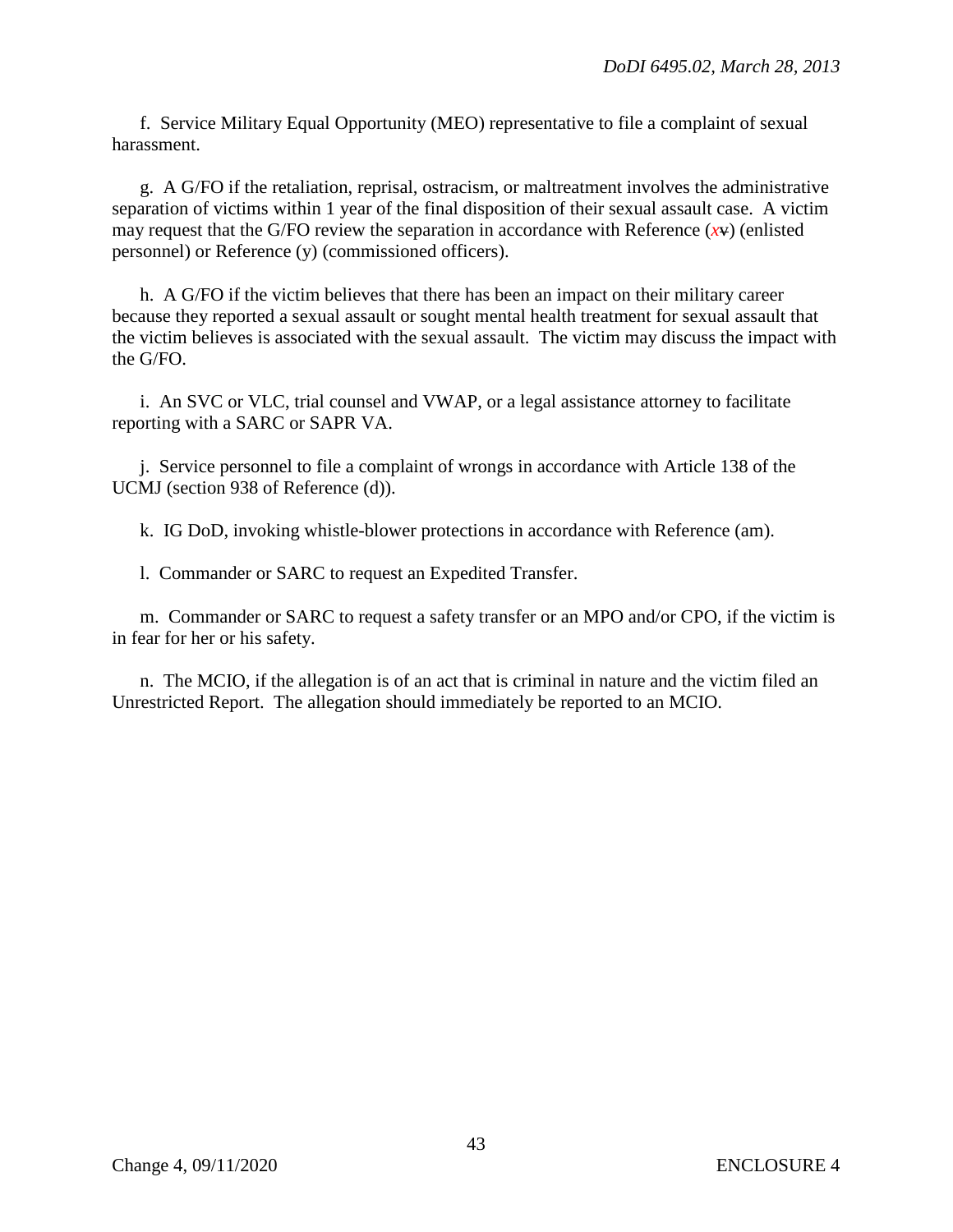f. Service Military Equal Opportunity (MEO) representative to file a complaint of sexual harassment.

g. A G/FO if the retaliation, reprisal, ostracism, or maltreatment involves the administrative separation of victims within 1 year of the final disposition of their sexual assault case. A victim may request that the G/FO review the separation in accordance with Reference (~~v~~x) (enlisted personnel) or Reference (y) (commissioned officers).

h. A G/FO if the victim believes that there has been an impact on their military career because they reported a sexual assault or sought mental health treatment for sexual assault that the victim believes is associated with the sexual assault. The victim may discuss the impact with the G/FO.

i. An SVC or VLC, trial counsel and VWAP, or a legal assistance attorney to facilitate reporting with a SARC or SAPR VA.

j. Service personnel to file a complaint of wrongs in accordance with Article 138 of the UCMJ (section 938 of Reference (d)).

k. IG DoD, invoking whistle-blower protections in accordance with Reference (am).

l. Commander or SARC to request an Expedited Transfer.

m. Commander or SARC to request a safety transfer or an MPO and/or CPO, if the victim is in fear for her or his safety.

n. The MCIO, if the allegation is of an act that is criminal in nature and the victim filed an Unrestricted Report. The allegation should immediately be reported to an MCIO.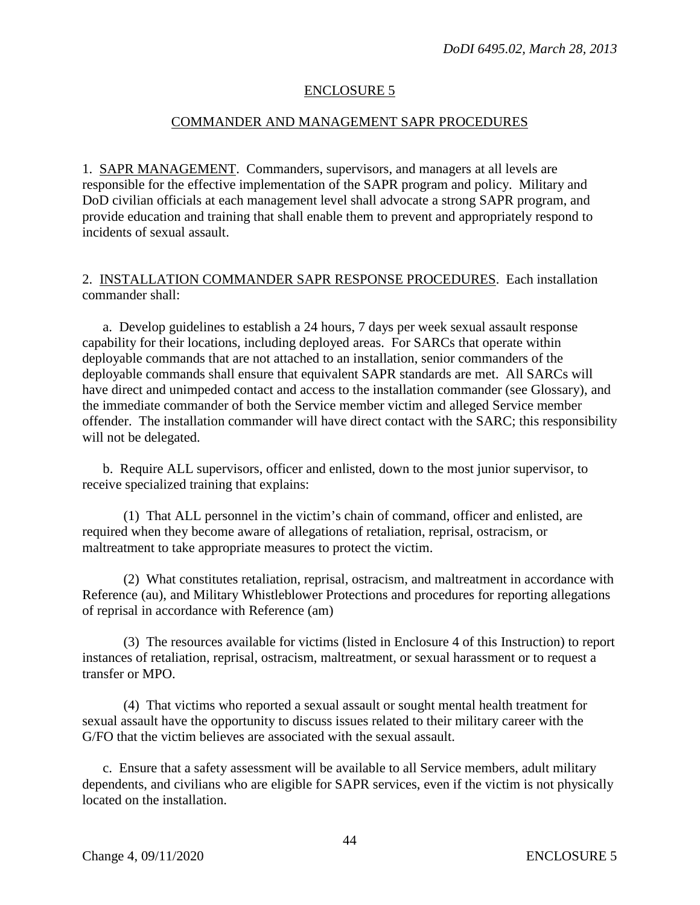## ENCLOSURE 5

## COMMANDER AND MANAGEMENT SAPR PROCEDURES

1. SAPR MANAGEMENT. Commanders, supervisors, and managers at all levels are responsible for the effective implementation of the SAPR program and policy. Military and DoD civilian officials at each management level shall advocate a strong SAPR program, and provide education and training that shall enable them to prevent and appropriately respond to incidents of sexual assault.

2. INSTALLATION COMMANDER SAPR RESPONSE PROCEDURES. Each installation commander shall:

a. Develop guidelines to establish a 24 hours, 7 days per week sexual assault response capability for their locations, including deployed areas. For SARCs that operate within deployable commands that are not attached to an installation, senior commanders of the deployable commands shall ensure that equivalent SAPR standards are met. All SARCs will have direct and unimpeded contact and access to the installation commander (see Glossary), and the immediate commander of both the Service member victim and alleged Service member offender. The installation commander will have direct contact with the SARC; this responsibility will not be delegated.

b. Require ALL supervisors, officer and enlisted, down to the most junior supervisor, to receive specialized training that explains:

(1) That ALL personnel in the victim's chain of command, officer and enlisted, are required when they become aware of allegations of retaliation, reprisal, ostracism, or maltreatment to take appropriate measures to protect the victim.

(2) What constitutes retaliation, reprisal, ostracism, and maltreatment in accordance with Reference (au), and Military Whistleblower Protections and procedures for reporting allegations of reprisal in accordance with Reference (am)

(3) The resources available for victims (listed in Enclosure 4 of this Instruction) to report instances of retaliation, reprisal, ostracism, maltreatment, or sexual harassment or to request a transfer or MPO.

(4) That victims who reported a sexual assault or sought mental health treatment for sexual assault have the opportunity to discuss issues related to their military career with the G/FO that the victim believes are associated with the sexual assault.

c. Ensure that a safety assessment will be available to all Service members, adult military dependents, and civilians who are eligible for SAPR services, even if the victim is not physically located on the installation.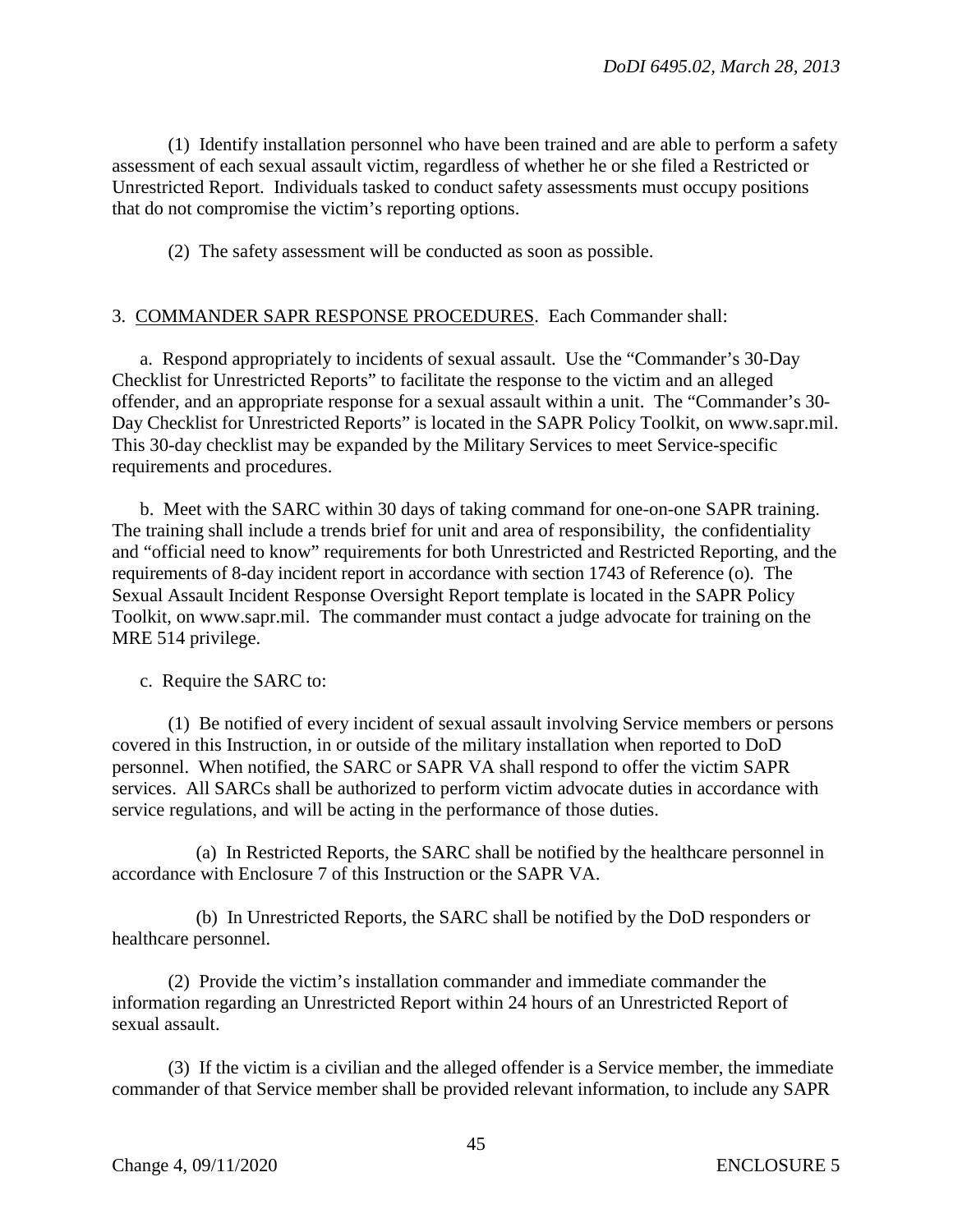(1) Identify installation personnel who have been trained and are able to perform a safety assessment of each sexual assault victim, regardless of whether he or she filed a Restricted or Unrestricted Report. Individuals tasked to conduct safety assessments must occupy positions that do not compromise the victim's reporting options.

(2) The safety assessment will be conducted as soon as possible.

3. COMMANDER SAPR RESPONSE PROCEDURES. Each Commander shall:

a. Respond appropriately to incidents of sexual assault. Use the "Commander's 30-Day Checklist for Unrestricted Reports" to facilitate the response to the victim and an alleged offender, and an appropriate response for a sexual assault within a unit. The "Commander's 30-Day Checklist for Unrestricted Reports" is located in the SAPR Policy Toolkit, on www.sapr.mil. This 30-day checklist may be expanded by the Military Services to meet Service-specific requirements and procedures.

b. Meet with the SARC within 30 days of taking command for one-on-one SAPR training. The training shall include a trends brief for unit and area of responsibility, the confidentiality and "official need to know" requirements for both Unrestricted and Restricted Reporting, and the requirements of 8-day incident report in accordance with section 1743 of Reference (o). The Sexual Assault Incident Response Oversight Report template is located in the SAPR Policy Toolkit, on www.sapr.mil. The commander must contact a judge advocate for training on the MRE 514 privilege.

c. Require the SARC to:

(1) Be notified of every incident of sexual assault involving Service members or persons covered in this Instruction, in or outside of the military installation when reported to DoD personnel. When notified, the SARC or SAPR VA shall respond to offer the victim SAPR services. All SARCs shall be authorized to perform victim advocate duties in accordance with service regulations, and will be acting in the performance of those duties.

(a) In Restricted Reports, the SARC shall be notified by the healthcare personnel in accordance with Enclosure 7 of this Instruction or the SAPR VA.

(b) In Unrestricted Reports, the SARC shall be notified by the DoD responders or healthcare personnel.

(2) Provide the victim's installation commander and immediate commander the information regarding an Unrestricted Report within 24 hours of an Unrestricted Report of sexual assault.

(3) If the victim is a civilian and the alleged offender is a Service member, the immediate commander of that Service member shall be provided relevant information, to include any SAPR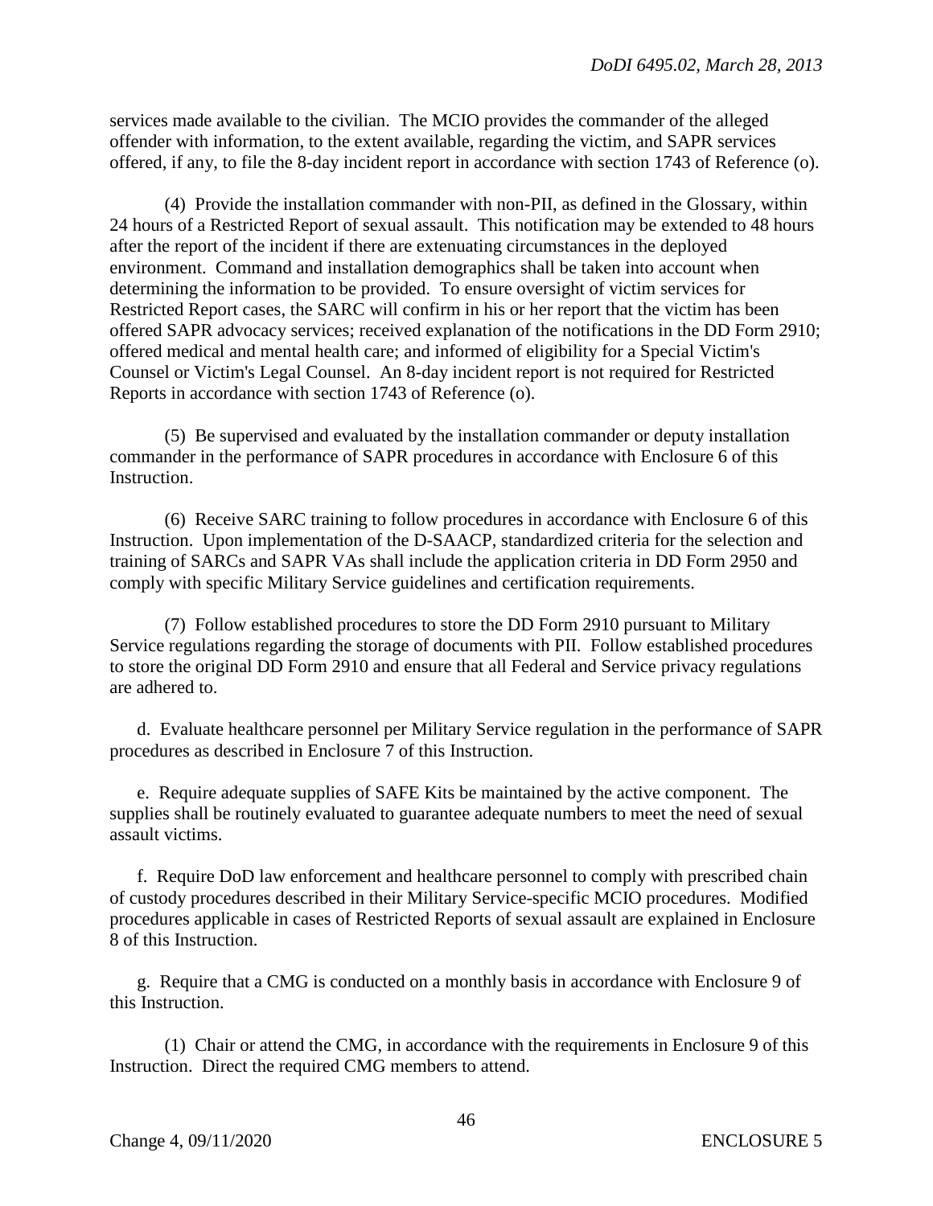services made available to the civilian. The MCIO provides the commander of the alleged offender with information, to the extent available, regarding the victim, and SAPR services offered, if any, to file the 8-day incident report in accordance with section 1743 of Reference (o).

(4) Provide the installation commander with non-PII, as defined in the Glossary, within 24 hours of a Restricted Report of sexual assault. This notification may be extended to 48 hours after the report of the incident if there are extenuating circumstances in the deployed environment. Command and installation demographics shall be taken into account when determining the information to be provided. To ensure oversight of victim services for Restricted Report cases, the SARC will confirm in his or her report that the victim has been offered SAPR advocacy services; received explanation of the notifications in the DD Form 2910; offered medical and mental health care; and informed of eligibility for a Special Victim's Counsel or Victim's Legal Counsel. An 8-day incident report is not required for Restricted Reports in accordance with section 1743 of Reference (o).

(5) Be supervised and evaluated by the installation commander or deputy installation commander in the performance of SAPR procedures in accordance with Enclosure 6 of this Instruction.

(6) Receive SARC training to follow procedures in accordance with Enclosure 6 of this Instruction. Upon implementation of the D-SAACP, standardized criteria for the selection and training of SARCs and SAPR VAs shall include the application criteria in DD Form 2950 and comply with specific Military Service guidelines and certification requirements.

(7) Follow established procedures to store the DD Form 2910 pursuant to Military Service regulations regarding the storage of documents with PII. Follow established procedures to store the original DD Form 2910 and ensure that all Federal and Service privacy regulations are adhered to.

d. Evaluate healthcare personnel per Military Service regulation in the performance of SAPR procedures as described in Enclosure 7 of this Instruction.

e. Require adequate supplies of SAFE Kits be maintained by the active component. The supplies shall be routinely evaluated to guarantee adequate numbers to meet the need of sexual assault victims.

f. Require DoD law enforcement and healthcare personnel to comply with prescribed chain of custody procedures described in their Military Service-specific MCIO procedures. Modified procedures applicable in cases of Restricted Reports of sexual assault are explained in Enclosure 8 of this Instruction.

g. Require that a CMG is conducted on a monthly basis in accordance with Enclosure 9 of this Instruction.

(1) Chair or attend the CMG, in accordance with the requirements in Enclosure 9 of this Instruction. Direct the required CMG members to attend.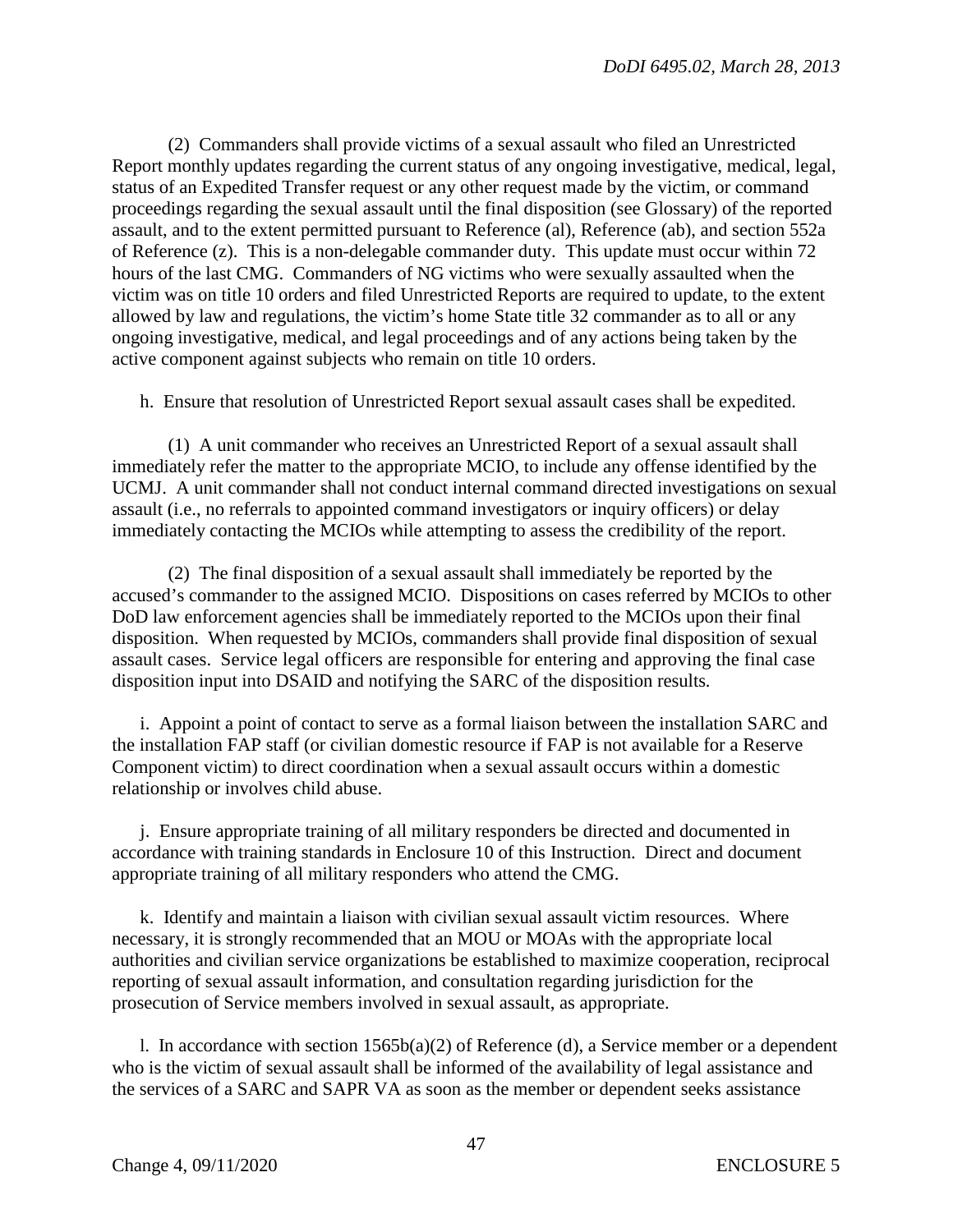(2) Commanders shall provide victims of a sexual assault who filed an Unrestricted Report monthly updates regarding the current status of any ongoing investigative, medical, legal, status of an Expedited Transfer request or any other request made by the victim, or command proceedings regarding the sexual assault until the final disposition (see Glossary) of the reported assault, and to the extent permitted pursuant to Reference (al), Reference (ab), and section 552a of Reference (z). This is a non-delegable commander duty. This update must occur within 72 hours of the last CMG. Commanders of NG victims who were sexually assaulted when the victim was on title 10 orders and filed Unrestricted Reports are required to update, to the extent allowed by law and regulations, the victim's home State title 32 commander as to all or any ongoing investigative, medical, and legal proceedings and of any actions being taken by the active component against subjects who remain on title 10 orders.

h. Ensure that resolution of Unrestricted Report sexual assault cases shall be expedited.

(1) A unit commander who receives an Unrestricted Report of a sexual assault shall immediately refer the matter to the appropriate MCIO, to include any offense identified by the UCMJ. A unit commander shall not conduct internal command directed investigations on sexual assault (i.e., no referrals to appointed command investigators or inquiry officers) or delay immediately contacting the MCIOs while attempting to assess the credibility of the report.

(2) The final disposition of a sexual assault shall immediately be reported by the accused's commander to the assigned MCIO. Dispositions on cases referred by MCIOs to other DoD law enforcement agencies shall be immediately reported to the MCIOs upon their final disposition. When requested by MCIOs, commanders shall provide final disposition of sexual assault cases. Service legal officers are responsible for entering and approving the final case disposition input into DSAID and notifying the SARC of the disposition results.

i. Appoint a point of contact to serve as a formal liaison between the installation SARC and the installation FAP staff (or civilian domestic resource if FAP is not available for a Reserve Component victim) to direct coordination when a sexual assault occurs within a domestic relationship or involves child abuse.

j. Ensure appropriate training of all military responders be directed and documented in accordance with training standards in Enclosure 10 of this Instruction. Direct and document appropriate training of all military responders who attend the CMG.

k. Identify and maintain a liaison with civilian sexual assault victim resources. Where necessary, it is strongly recommended that an MOU or MOAs with the appropriate local authorities and civilian service organizations be established to maximize cooperation, reciprocal reporting of sexual assault information, and consultation regarding jurisdiction for the prosecution of Service members involved in sexual assault, as appropriate.

l. In accordance with section 1565b(a)(2) of Reference (d), a Service member or a dependent who is the victim of sexual assault shall be informed of the availability of legal assistance and the services of a SARC and SAPR VA as soon as the member or dependent seeks assistance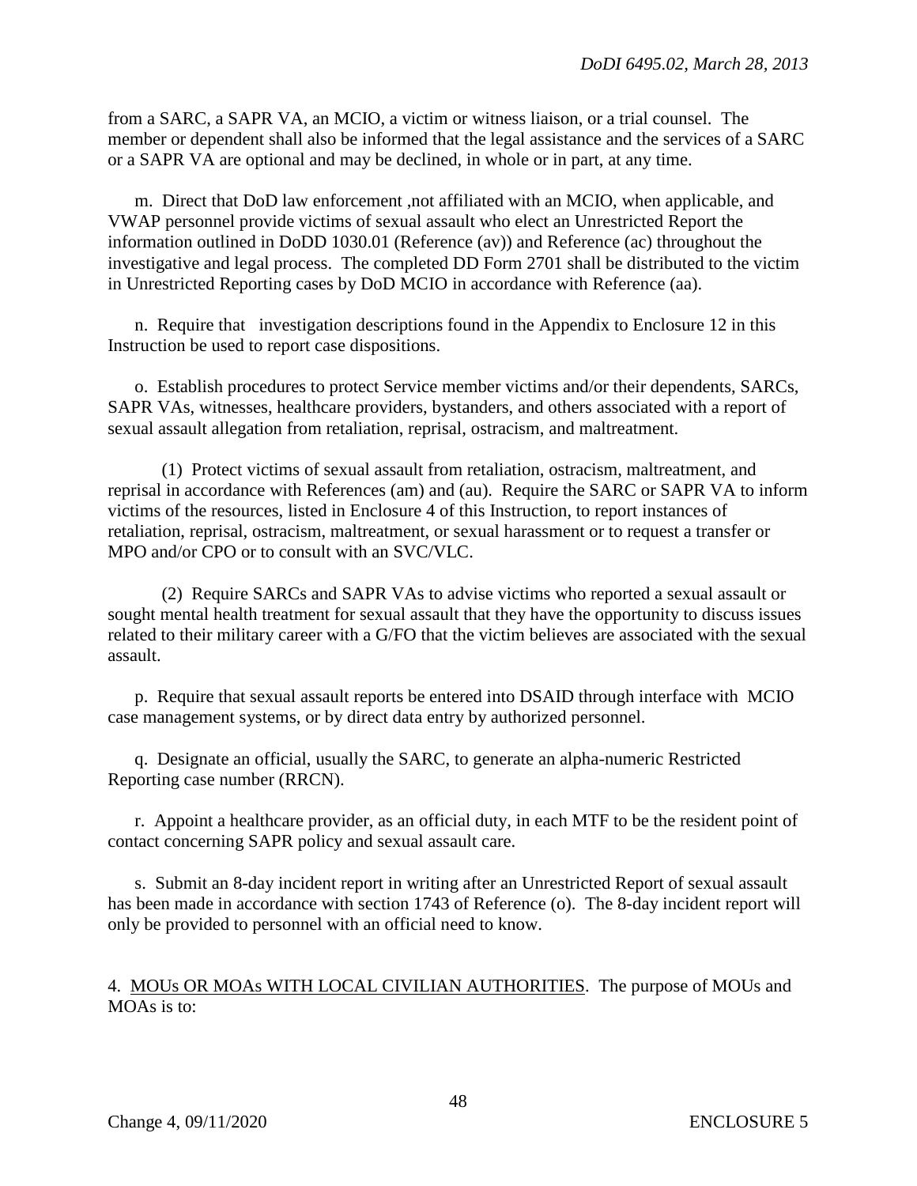from a SARC, a SAPR VA, an MCIO, a victim or witness liaison, or a trial counsel. The member or dependent shall also be informed that the legal assistance and the services of a SARC or a SAPR VA are optional and may be declined, in whole or in part, at any time.

m. Direct that DoD law enforcement ,not affiliated with an MCIO, when applicable, and VWAP personnel provide victims of sexual assault who elect an Unrestricted Report the information outlined in DoDD 1030.01 (Reference (av)) and Reference (ac) throughout the investigative and legal process. The completed DD Form 2701 shall be distributed to the victim in Unrestricted Reporting cases by DoD MCIO in accordance with Reference (aa).

n. Require that investigation descriptions found in the Appendix to Enclosure 12 in this Instruction be used to report case dispositions.

o. Establish procedures to protect Service member victims and/or their dependents, SARCs, SAPR VAs, witnesses, healthcare providers, bystanders, and others associated with a report of sexual assault allegation from retaliation, reprisal, ostracism, and maltreatment.

(1) Protect victims of sexual assault from retaliation, ostracism, maltreatment, and reprisal in accordance with References (am) and (au). Require the SARC or SAPR VA to inform victims of the resources, listed in Enclosure 4 of this Instruction, to report instances of retaliation, reprisal, ostracism, maltreatment, or sexual harassment or to request a transfer or MPO and/or CPO or to consult with an SVC/VLC.

(2) Require SARCs and SAPR VAs to advise victims who reported a sexual assault or sought mental health treatment for sexual assault that they have the opportunity to discuss issues related to their military career with a G/FO that the victim believes are associated with the sexual assault.

p. Require that sexual assault reports be entered into DSAID through interface with MCIO case management systems, or by direct data entry by authorized personnel.

q. Designate an official, usually the SARC, to generate an alpha-numeric Restricted Reporting case number (RRCN).

r. Appoint a healthcare provider, as an official duty, in each MTF to be the resident point of contact concerning SAPR policy and sexual assault care.

s. Submit an 8-day incident report in writing after an Unrestricted Report of sexual assault has been made in accordance with section 1743 of Reference (o). The 8-day incident report will only be provided to personnel with an official need to know.

4. MOUs OR MOAs WITH LOCAL CIVILIAN AUTHORITIES. The purpose of MOUs and MOAs is to: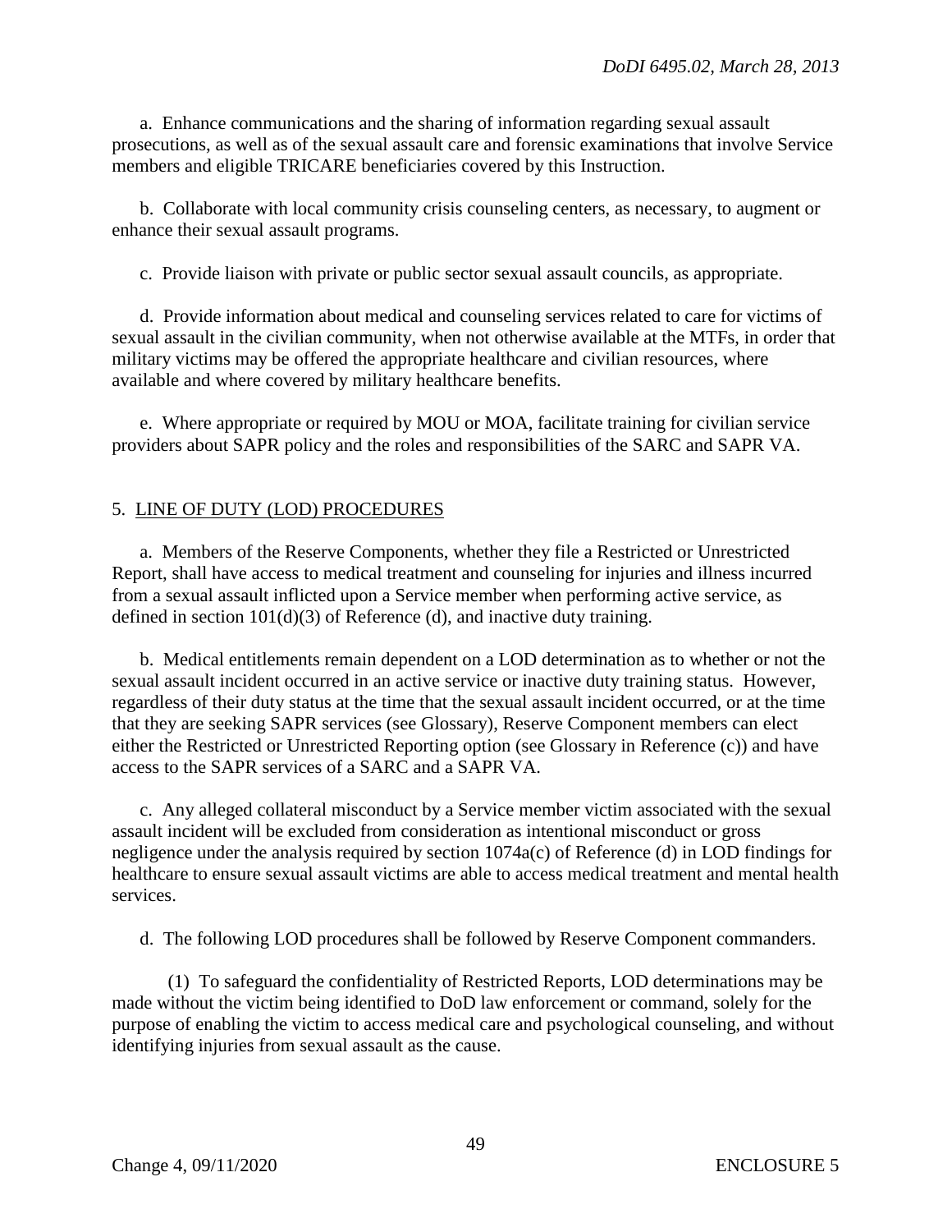a. Enhance communications and the sharing of information regarding sexual assault prosecutions, as well as of the sexual assault care and forensic examinations that involve Service members and eligible TRICARE beneficiaries covered by this Instruction.

b. Collaborate with local community crisis counseling centers, as necessary, to augment or enhance their sexual assault programs.

c. Provide liaison with private or public sector sexual assault councils, as appropriate.

d. Provide information about medical and counseling services related to care for victims of sexual assault in the civilian community, when not otherwise available at the MTFs, in order that military victims may be offered the appropriate healthcare and civilian resources, where available and where covered by military healthcare benefits.

e. Where appropriate or required by MOU or MOA, facilitate training for civilian service providers about SAPR policy and the roles and responsibilities of the SARC and SAPR VA.

## 5. LINE OF DUTY (LOD) PROCEDURES

a. Members of the Reserve Components, whether they file a Restricted or Unrestricted Report, shall have access to medical treatment and counseling for injuries and illness incurred from a sexual assault inflicted upon a Service member when performing active service, as defined in section 101(d)(3) of Reference (d), and inactive duty training.

b. Medical entitlements remain dependent on a LOD determination as to whether or not the sexual assault incident occurred in an active service or inactive duty training status. However, regardless of their duty status at the time that the sexual assault incident occurred, or at the time that they are seeking SAPR services (see Glossary), Reserve Component members can elect either the Restricted or Unrestricted Reporting option (see Glossary in Reference (c)) and have access to the SAPR services of a SARC and a SAPR VA.

c. Any alleged collateral misconduct by a Service member victim associated with the sexual assault incident will be excluded from consideration as intentional misconduct or gross negligence under the analysis required by section 1074a(c) of Reference (d) in LOD findings for healthcare to ensure sexual assault victims are able to access medical treatment and mental health services.

d. The following LOD procedures shall be followed by Reserve Component commanders.

(1) To safeguard the confidentiality of Restricted Reports, LOD determinations may be made without the victim being identified to DoD law enforcement or command, solely for the purpose of enabling the victim to access medical care and psychological counseling, and without identifying injuries from sexual assault as the cause.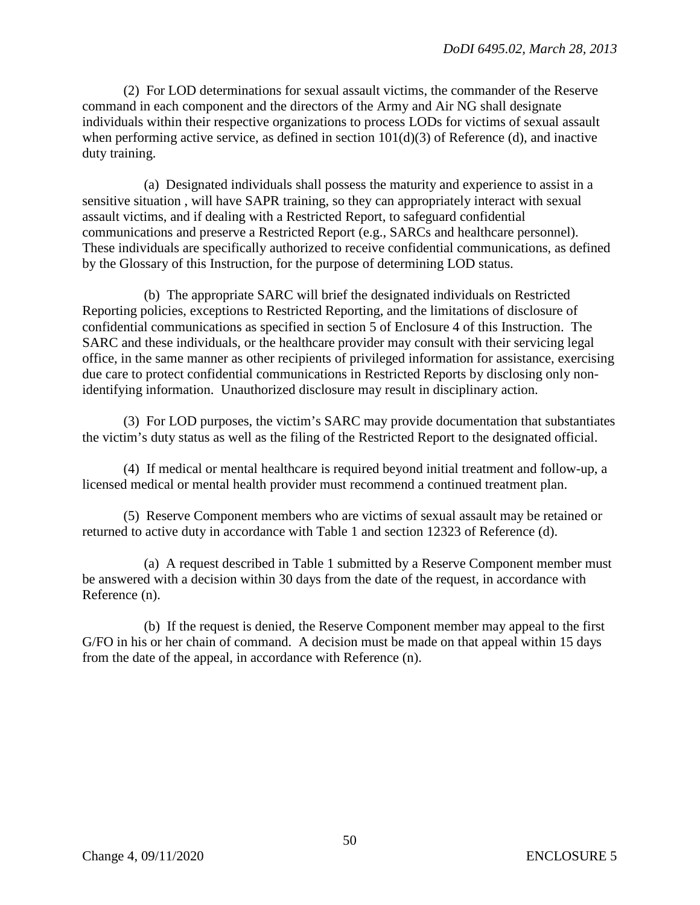(2) For LOD determinations for sexual assault victims, the commander of the Reserve command in each component and the directors of the Army and Air NG shall designate individuals within their respective organizations to process LODs for victims of sexual assault when performing active service, as defined in section 101(d)(3) of Reference (d), and inactive duty training.

(a) Designated individuals shall possess the maturity and experience to assist in a sensitive situation , will have SAPR training, so they can appropriately interact with sexual assault victims, and if dealing with a Restricted Report, to safeguard confidential communications and preserve a Restricted Report (e.g., SARCs and healthcare personnel). These individuals are specifically authorized to receive confidential communications, as defined by the Glossary of this Instruction, for the purpose of determining LOD status.

(b) The appropriate SARC will brief the designated individuals on Restricted Reporting policies, exceptions to Restricted Reporting, and the limitations of disclosure of confidential communications as specified in section 5 of Enclosure 4 of this Instruction. The SARC and these individuals, or the healthcare provider may consult with their servicing legal office, in the same manner as other recipients of privileged information for assistance, exercising due care to protect confidential communications in Restricted Reports by disclosing only non-identifying information. Unauthorized disclosure may result in disciplinary action.

(3) For LOD purposes, the victim's SARC may provide documentation that substantiates the victim's duty status as well as the filing of the Restricted Report to the designated official.

(4) If medical or mental healthcare is required beyond initial treatment and follow-up, a licensed medical or mental health provider must recommend a continued treatment plan.

(5) Reserve Component members who are victims of sexual assault may be retained or returned to active duty in accordance with Table 1 and section 12323 of Reference (d).

(a) A request described in Table 1 submitted by a Reserve Component member must be answered with a decision within 30 days from the date of the request, in accordance with Reference (n).

(b) If the request is denied, the Reserve Component member may appeal to the first G/FO in his or her chain of command. A decision must be made on that appeal within 15 days from the date of the appeal, in accordance with Reference (n).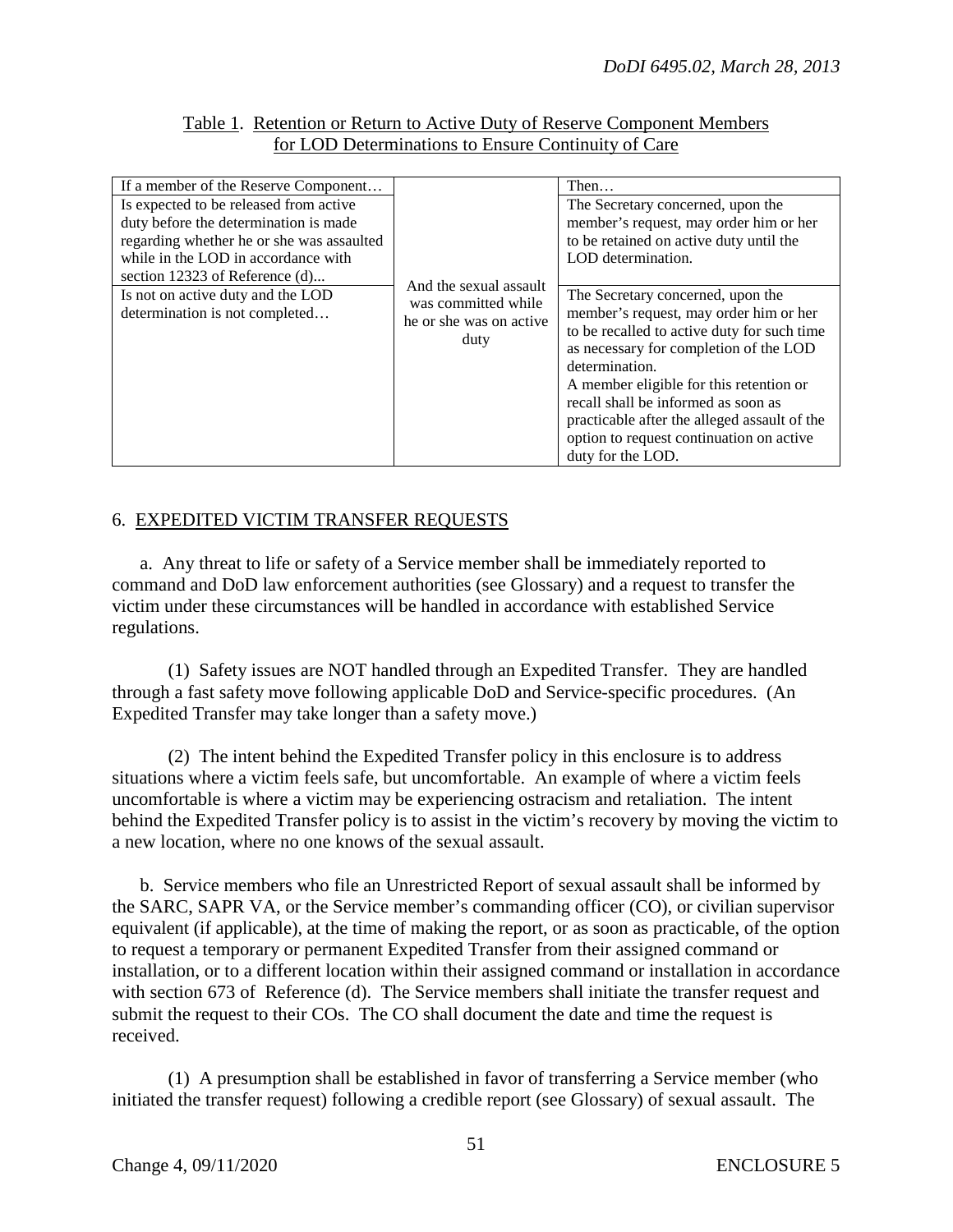Table 1. Retention or Return to Active Duty of Reserve Component Members for LOD Determinations to Ensure Continuity of Care

| If a member of the Reserve Component… | | Then… |
|---|---|---|
| Is expected to be released from active duty before the determination is made regarding whether he or she was assaulted while in the LOD in accordance with section 12323 of Reference (d)... | And the sexual assault was committed while he or she was on active duty | The Secretary concerned, upon the member's request, may order him or her to be retained on active duty until the LOD determination. |
| Is not on active duty and the LOD determination is not completed… | | The Secretary concerned, upon the member's request, may order him or her to be recalled to active duty for such time as necessary for completion of the LOD determination. A member eligible for this retention or recall shall be informed as soon as practicable after the alleged assault of the option to request continuation on active duty for the LOD. |

## 6. EXPEDITED VICTIM TRANSFER REQUESTS

a. Any threat to life or safety of a Service member shall be immediately reported to command and DoD law enforcement authorities (see Glossary) and a request to transfer the victim under these circumstances will be handled in accordance with established Service regulations.

(1) Safety issues are NOT handled through an Expedited Transfer. They are handled through a fast safety move following applicable DoD and Service-specific procedures. (An Expedited Transfer may take longer than a safety move.)

(2) The intent behind the Expedited Transfer policy in this enclosure is to address situations where a victim feels safe, but uncomfortable. An example of where a victim feels uncomfortable is where a victim may be experiencing ostracism and retaliation. The intent behind the Expedited Transfer policy is to assist in the victim's recovery by moving the victim to a new location, where no one knows of the sexual assault.

b. Service members who file an Unrestricted Report of sexual assault shall be informed by the SARC, SAPR VA, or the Service member's commanding officer (CO), or civilian supervisor equivalent (if applicable), at the time of making the report, or as soon as practicable, of the option to request a temporary or permanent Expedited Transfer from their assigned command or installation, or to a different location within their assigned command or installation in accordance with section 673 of Reference (d). The Service members shall initiate the transfer request and submit the request to their COs. The CO shall document the date and time the request is received.

(1) A presumption shall be established in favor of transferring a Service member (who initiated the transfer request) following a credible report (see Glossary) of sexual assault. The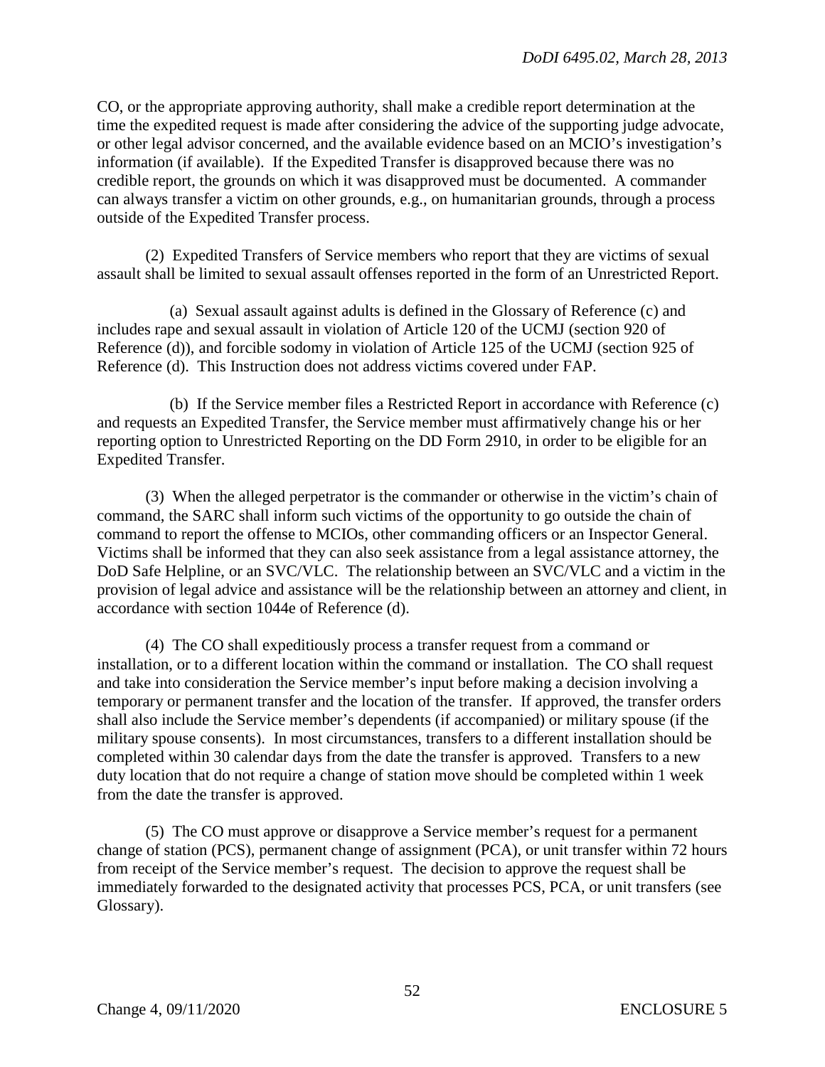CO, or the appropriate approving authority, shall make a credible report determination at the time the expedited request is made after considering the advice of the supporting judge advocate, or other legal advisor concerned, and the available evidence based on an MCIO's investigation's information (if available). If the Expedited Transfer is disapproved because there was no credible report, the grounds on which it was disapproved must be documented. A commander can always transfer a victim on other grounds, e.g., on humanitarian grounds, through a process outside of the Expedited Transfer process.

(2) Expedited Transfers of Service members who report that they are victims of sexual assault shall be limited to sexual assault offenses reported in the form of an Unrestricted Report.

(a) Sexual assault against adults is defined in the Glossary of Reference (c) and includes rape and sexual assault in violation of Article 120 of the UCMJ (section 920 of Reference (d)), and forcible sodomy in violation of Article 125 of the UCMJ (section 925 of Reference (d). This Instruction does not address victims covered under FAP.

(b) If the Service member files a Restricted Report in accordance with Reference (c) and requests an Expedited Transfer, the Service member must affirmatively change his or her reporting option to Unrestricted Reporting on the DD Form 2910, in order to be eligible for an Expedited Transfer.

(3) When the alleged perpetrator is the commander or otherwise in the victim's chain of command, the SARC shall inform such victims of the opportunity to go outside the chain of command to report the offense to MCIOs, other commanding officers or an Inspector General. Victims shall be informed that they can also seek assistance from a legal assistance attorney, the DoD Safe Helpline, or an SVC/VLC. The relationship between an SVC/VLC and a victim in the provision of legal advice and assistance will be the relationship between an attorney and client, in accordance with section 1044e of Reference (d).

(4) The CO shall expeditiously process a transfer request from a command or installation, or to a different location within the command or installation. The CO shall request and take into consideration the Service member's input before making a decision involving a temporary or permanent transfer and the location of the transfer. If approved, the transfer orders shall also include the Service member's dependents (if accompanied) or military spouse (if the military spouse consents). In most circumstances, transfers to a different installation should be completed within 30 calendar days from the date the transfer is approved. Transfers to a new duty location that do not require a change of station move should be completed within 1 week from the date the transfer is approved.

(5) The CO must approve or disapprove a Service member's request for a permanent change of station (PCS), permanent change of assignment (PCA), or unit transfer within 72 hours from receipt of the Service member's request. The decision to approve the request shall be immediately forwarded to the designated activity that processes PCS, PCA, or unit transfers (see Glossary).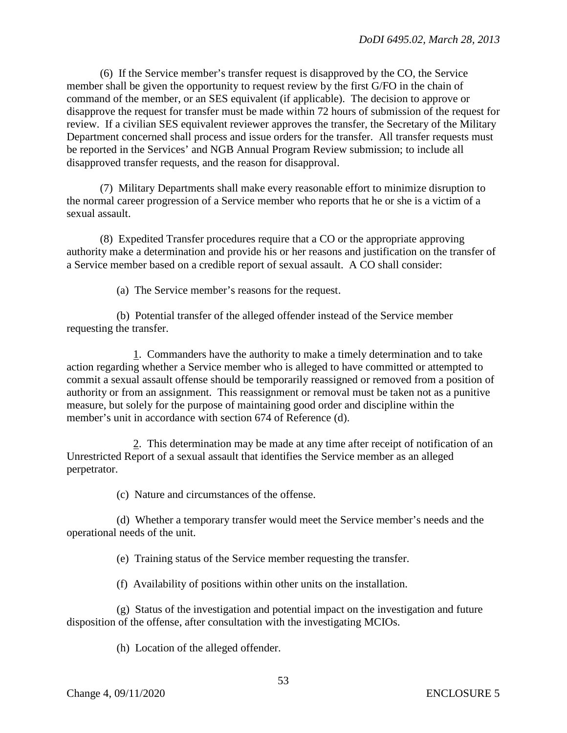(6) If the Service member's transfer request is disapproved by the CO, the Service member shall be given the opportunity to request review by the first G/FO in the chain of command of the member, or an SES equivalent (if applicable). The decision to approve or disapprove the request for transfer must be made within 72 hours of submission of the request for review. If a civilian SES equivalent reviewer approves the transfer, the Secretary of the Military Department concerned shall process and issue orders for the transfer. All transfer requests must be reported in the Services' and NGB Annual Program Review submission; to include all disapproved transfer requests, and the reason for disapproval.

(7) Military Departments shall make every reasonable effort to minimize disruption to the normal career progression of a Service member who reports that he or she is a victim of a sexual assault.

(8) Expedited Transfer procedures require that a CO or the appropriate approving authority make a determination and provide his or her reasons and justification on the transfer of a Service member based on a credible report of sexual assault. A CO shall consider:

(a) The Service member's reasons for the request.

(b) Potential transfer of the alleged offender instead of the Service member requesting the transfer.

1. Commanders have the authority to make a timely determination and to take action regarding whether a Service member who is alleged to have committed or attempted to commit a sexual assault offense should be temporarily reassigned or removed from a position of authority or from an assignment. This reassignment or removal must be taken not as a punitive measure, but solely for the purpose of maintaining good order and discipline within the member's unit in accordance with section 674 of Reference (d).

2. This determination may be made at any time after receipt of notification of an Unrestricted Report of a sexual assault that identifies the Service member as an alleged perpetrator.

(c) Nature and circumstances of the offense.

(d) Whether a temporary transfer would meet the Service member's needs and the operational needs of the unit.

(e) Training status of the Service member requesting the transfer.

(f) Availability of positions within other units on the installation.

(g) Status of the investigation and potential impact on the investigation and future disposition of the offense, after consultation with the investigating MCIOs.

(h) Location of the alleged offender.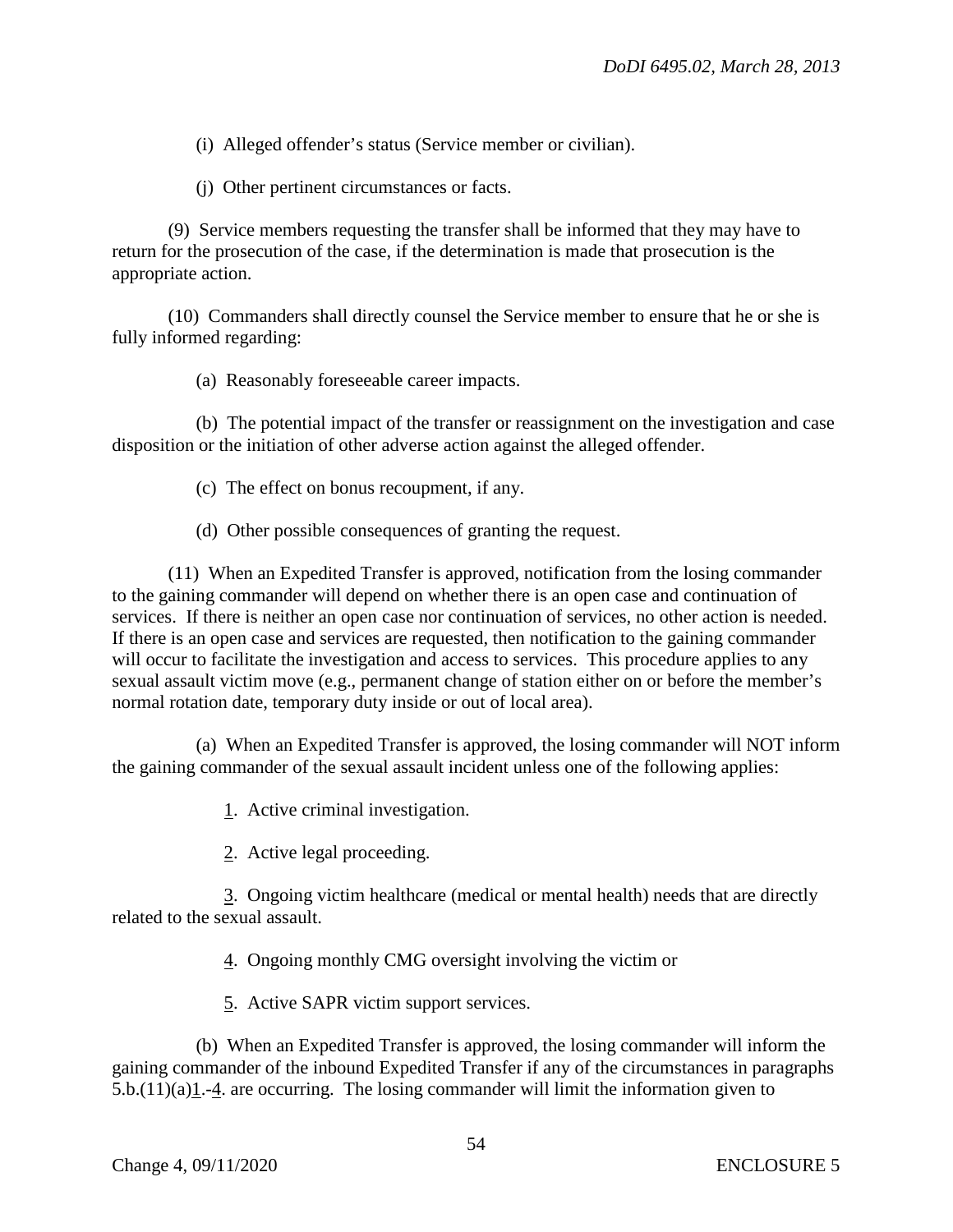(i) Alleged offender's status (Service member or civilian).

(j) Other pertinent circumstances or facts.

(9) Service members requesting the transfer shall be informed that they may have to return for the prosecution of the case, if the determination is made that prosecution is the appropriate action.

(10) Commanders shall directly counsel the Service member to ensure that he or she is fully informed regarding:

(a) Reasonably foreseeable career impacts.

(b) The potential impact of the transfer or reassignment on the investigation and case disposition or the initiation of other adverse action against the alleged offender.

(c) The effect on bonus recoupment, if any.

(d) Other possible consequences of granting the request.

(11) When an Expedited Transfer is approved, notification from the losing commander to the gaining commander will depend on whether there is an open case and continuation of services. If there is neither an open case nor continuation of services, no other action is needed. If there is an open case and services are requested, then notification to the gaining commander will occur to facilitate the investigation and access to services. This procedure applies to any sexual assault victim move (e.g., permanent change of station either on or before the member's normal rotation date, temporary duty inside or out of local area).

(a) When an Expedited Transfer is approved, the losing commander will NOT inform the gaining commander of the sexual assault incident unless one of the following applies:

1. Active criminal investigation.

2. Active legal proceeding.

3. Ongoing victim healthcare (medical or mental health) needs that are directly related to the sexual assault.

4. Ongoing monthly CMG oversight involving the victim or

5. Active SAPR victim support services.

(b) When an Expedited Transfer is approved, the losing commander will inform the gaining commander of the inbound Expedited Transfer if any of the circumstances in paragraphs 5.b.(11)(a)1.-4. are occurring. The losing commander will limit the information given to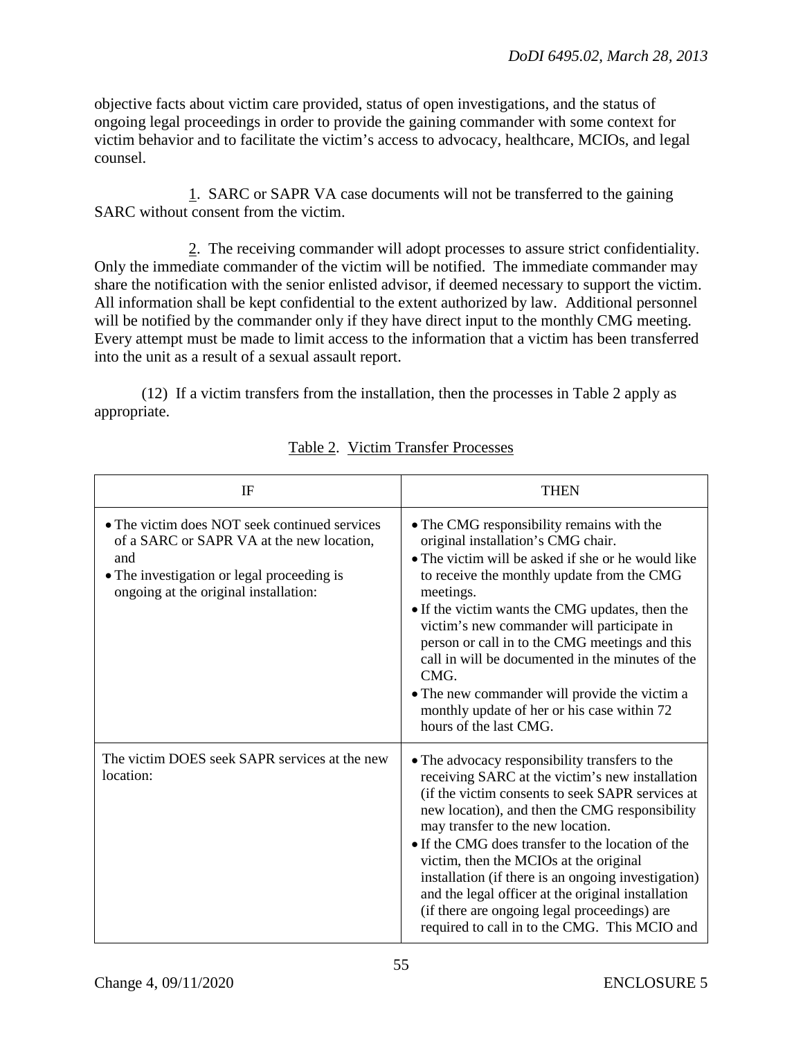objective facts about victim care provided, status of open investigations, and the status of ongoing legal proceedings in order to provide the gaining commander with some context for victim behavior and to facilitate the victim's access to advocacy, healthcare, MCIOs, and legal counsel.

1. SARC or SAPR VA case documents will not be transferred to the gaining SARC without consent from the victim.

2. The receiving commander will adopt processes to assure strict confidentiality. Only the immediate commander of the victim will be notified. The immediate commander may share the notification with the senior enlisted advisor, if deemed necessary to support the victim. All information shall be kept confidential to the extent authorized by law. Additional personnel will be notified by the commander only if they have direct input to the monthly CMG meeting. Every attempt must be made to limit access to the information that a victim has been transferred into the unit as a result of a sexual assault report.

(12) If a victim transfers from the installation, then the processes in Table 2 apply as appropriate.

Table 2. Victim Transfer Processes

| IF | THEN |
|---|---|
| • The victim does NOT seek continued services of a SARC or SAPR VA at the new location, and<br>• The investigation or legal proceeding is ongoing at the original installation: | • The CMG responsibility remains with the original installation's CMG chair.<br>• The victim will be asked if she or he would like to receive the monthly update from the CMG meetings.<br>• If the victim wants the CMG updates, then the victim's new commander will participate in person or call in to the CMG meetings and this call in will be documented in the minutes of the CMG.<br>• The new commander will provide the victim a monthly update of her or his case within 72 hours of the last CMG. |
| The victim DOES seek SAPR services at the new location: | • The advocacy responsibility transfers to the receiving SARC at the victim's new installation (if the victim consents to seek SAPR services at new location), and then the CMG responsibility may transfer to the new location.<br>• If the CMG does transfer to the location of the victim, then the MCIOs at the original installation (if there is an ongoing investigation) and the legal officer at the original installation (if there are ongoing legal proceedings) are required to call in to the CMG. This MCIO and |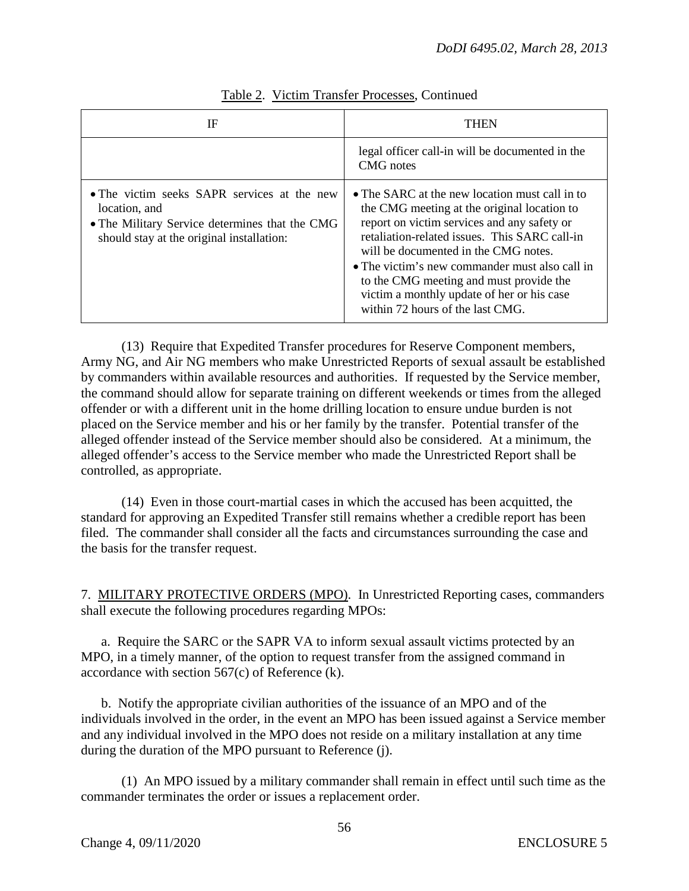Table 2. Victim Transfer Processes, Continued

| IF | THEN |
|---|---|
| | legal officer call-in will be documented in the CMG notes |
| • The victim seeks SAPR services at the new location, and<br>• The Military Service determines that the CMG should stay at the original installation: | • The SARC at the new location must call in to the CMG meeting at the original location to report on victim services and any safety or retaliation-related issues. This SARC call-in will be documented in the CMG notes.<br>• The victim's new commander must also call in to the CMG meeting and must provide the victim a monthly update of her or his case within 72 hours of the last CMG. |

(13) Require that Expedited Transfer procedures for Reserve Component members, Army NG, and Air NG members who make Unrestricted Reports of sexual assault be established by commanders within available resources and authorities. If requested by the Service member, the command should allow for separate training on different weekends or times from the alleged offender or with a different unit in the home drilling location to ensure undue burden is not placed on the Service member and his or her family by the transfer. Potential transfer of the alleged offender instead of the Service member should also be considered. At a minimum, the alleged offender's access to the Service member who made the Unrestricted Report shall be controlled, as appropriate.

(14) Even in those court-martial cases in which the accused has been acquitted, the standard for approving an Expedited Transfer still remains whether a credible report has been filed. The commander shall consider all the facts and circumstances surrounding the case and the basis for the transfer request.

7. MILITARY PROTECTIVE ORDERS (MPO). In Unrestricted Reporting cases, commanders shall execute the following procedures regarding MPOs:

a. Require the SARC or the SAPR VA to inform sexual assault victims protected by an MPO, in a timely manner, of the option to request transfer from the assigned command in accordance with section 567(c) of Reference (k).

b. Notify the appropriate civilian authorities of the issuance of an MPO and of the individuals involved in the order, in the event an MPO has been issued against a Service member and any individual involved in the MPO does not reside on a military installation at any time during the duration of the MPO pursuant to Reference (j).

(1) An MPO issued by a military commander shall remain in effect until such time as the commander terminates the order or issues a replacement order.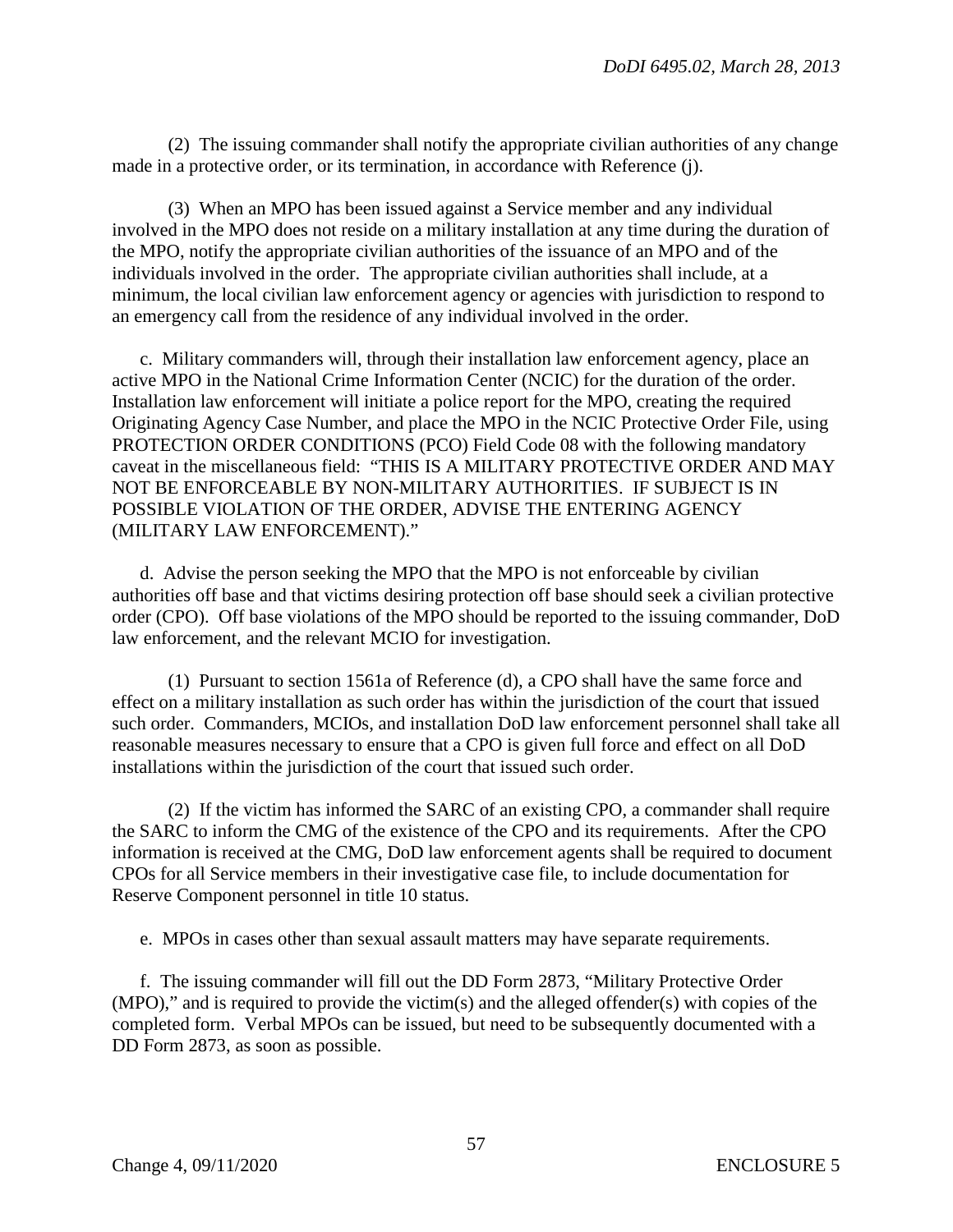(2) The issuing commander shall notify the appropriate civilian authorities of any change made in a protective order, or its termination, in accordance with Reference (j).

(3) When an MPO has been issued against a Service member and any individual involved in the MPO does not reside on a military installation at any time during the duration of the MPO, notify the appropriate civilian authorities of the issuance of an MPO and of the individuals involved in the order. The appropriate civilian authorities shall include, at a minimum, the local civilian law enforcement agency or agencies with jurisdiction to respond to an emergency call from the residence of any individual involved in the order.

c. Military commanders will, through their installation law enforcement agency, place an active MPO in the National Crime Information Center (NCIC) for the duration of the order. Installation law enforcement will initiate a police report for the MPO, creating the required Originating Agency Case Number, and place the MPO in the NCIC Protective Order File, using PROTECTION ORDER CONDITIONS (PCO) Field Code 08 with the following mandatory caveat in the miscellaneous field: "THIS IS A MILITARY PROTECTIVE ORDER AND MAY NOT BE ENFORCEABLE BY NON-MILITARY AUTHORITIES. IF SUBJECT IS IN POSSIBLE VIOLATION OF THE ORDER, ADVISE THE ENTERING AGENCY (MILITARY LAW ENFORCEMENT)."

d. Advise the person seeking the MPO that the MPO is not enforceable by civilian authorities off base and that victims desiring protection off base should seek a civilian protective order (CPO). Off base violations of the MPO should be reported to the issuing commander, DoD law enforcement, and the relevant MCIO for investigation.

(1) Pursuant to section 1561a of Reference (d), a CPO shall have the same force and effect on a military installation as such order has within the jurisdiction of the court that issued such order. Commanders, MCIOs, and installation DoD law enforcement personnel shall take all reasonable measures necessary to ensure that a CPO is given full force and effect on all DoD installations within the jurisdiction of the court that issued such order.

(2) If the victim has informed the SARC of an existing CPO, a commander shall require the SARC to inform the CMG of the existence of the CPO and its requirements. After the CPO information is received at the CMG, DoD law enforcement agents shall be required to document CPOs for all Service members in their investigative case file, to include documentation for Reserve Component personnel in title 10 status.

e. MPOs in cases other than sexual assault matters may have separate requirements.

f. The issuing commander will fill out the DD Form 2873, "Military Protective Order (MPO)," and is required to provide the victim(s) and the alleged offender(s) with copies of the completed form. Verbal MPOs can be issued, but need to be subsequently documented with a DD Form 2873, as soon as possible.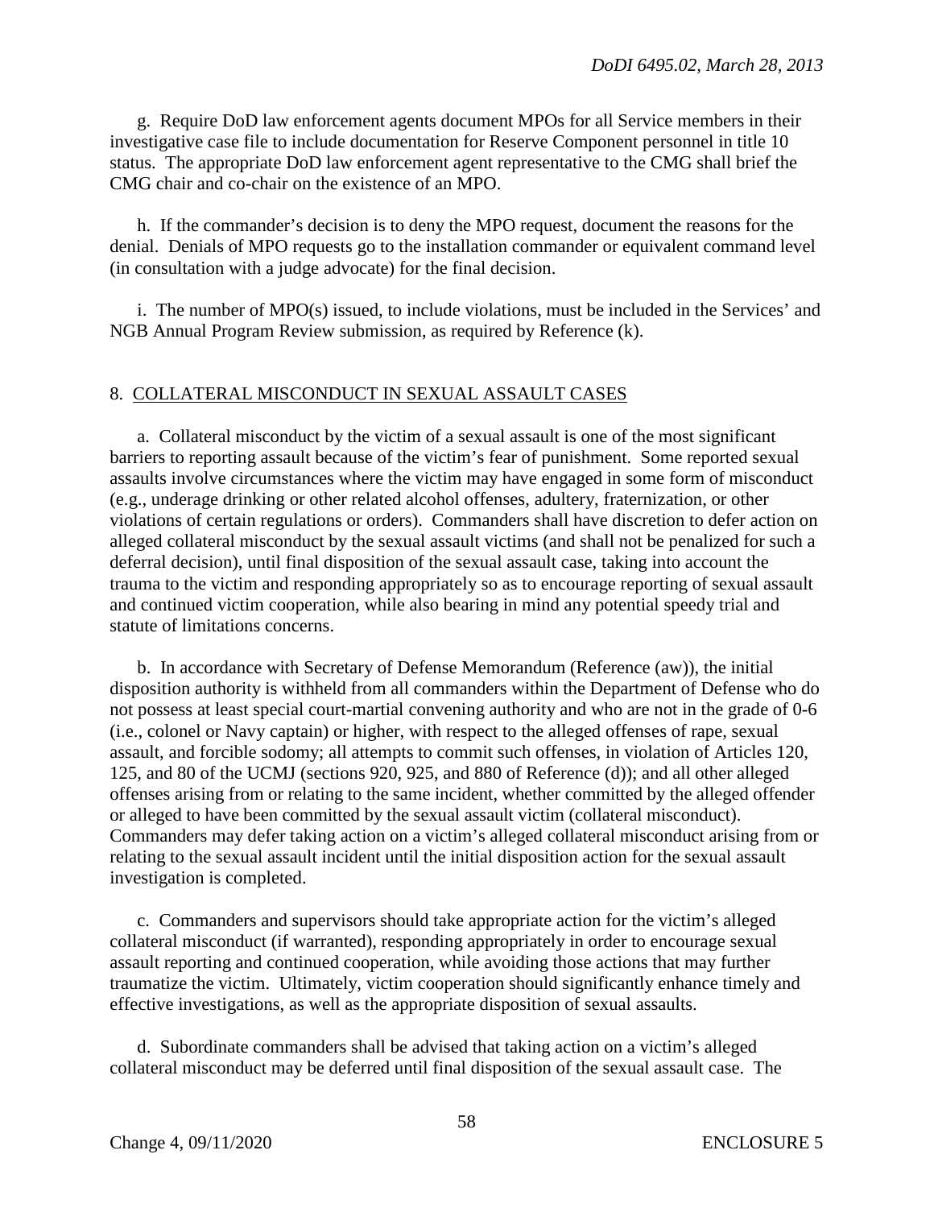g. Require DoD law enforcement agents document MPOs for all Service members in their investigative case file to include documentation for Reserve Component personnel in title 10 status. The appropriate DoD law enforcement agent representative to the CMG shall brief the CMG chair and co-chair on the existence of an MPO.

h. If the commander's decision is to deny the MPO request, document the reasons for the denial. Denials of MPO requests go to the installation commander or equivalent command level (in consultation with a judge advocate) for the final decision.

i. The number of MPO(s) issued, to include violations, must be included in the Services' and NGB Annual Program Review submission, as required by Reference (k).

## 8. COLLATERAL MISCONDUCT IN SEXUAL ASSAULT CASES

a. Collateral misconduct by the victim of a sexual assault is one of the most significant barriers to reporting assault because of the victim's fear of punishment. Some reported sexual assaults involve circumstances where the victim may have engaged in some form of misconduct (e.g., underage drinking or other related alcohol offenses, adultery, fraternization, or other violations of certain regulations or orders). Commanders shall have discretion to defer action on alleged collateral misconduct by the sexual assault victims (and shall not be penalized for such a deferral decision), until final disposition of the sexual assault case, taking into account the trauma to the victim and responding appropriately so as to encourage reporting of sexual assault and continued victim cooperation, while also bearing in mind any potential speedy trial and statute of limitations concerns.

b. In accordance with Secretary of Defense Memorandum (Reference (aw)), the initial disposition authority is withheld from all commanders within the Department of Defense who do not possess at least special court-martial convening authority and who are not in the grade of 0-6 (i.e., colonel or Navy captain) or higher, with respect to the alleged offenses of rape, sexual assault, and forcible sodomy; all attempts to commit such offenses, in violation of Articles 120, 125, and 80 of the UCMJ (sections 920, 925, and 880 of Reference (d)); and all other alleged offenses arising from or relating to the same incident, whether committed by the alleged offender or alleged to have been committed by the sexual assault victim (collateral misconduct). Commanders may defer taking action on a victim's alleged collateral misconduct arising from or relating to the sexual assault incident until the initial disposition action for the sexual assault investigation is completed.

c. Commanders and supervisors should take appropriate action for the victim's alleged collateral misconduct (if warranted), responding appropriately in order to encourage sexual assault reporting and continued cooperation, while avoiding those actions that may further traumatize the victim. Ultimately, victim cooperation should significantly enhance timely and effective investigations, as well as the appropriate disposition of sexual assaults.

d. Subordinate commanders shall be advised that taking action on a victim's alleged collateral misconduct may be deferred until final disposition of the sexual assault case. The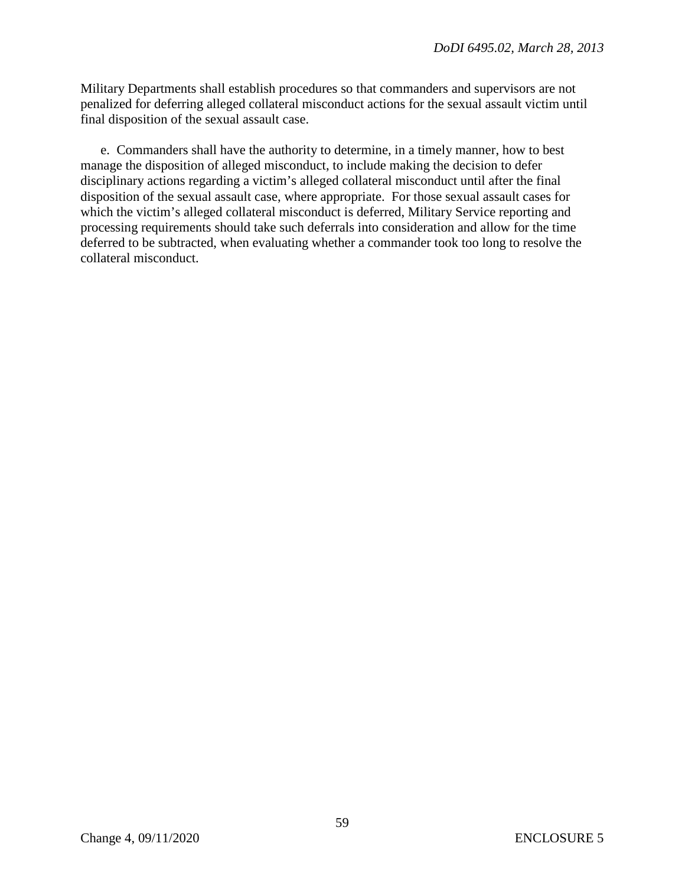Military Departments shall establish procedures so that commanders and supervisors are not penalized for deferring alleged collateral misconduct actions for the sexual assault victim until final disposition of the sexual assault case.

e. Commanders shall have the authority to determine, in a timely manner, how to best manage the disposition of alleged misconduct, to include making the decision to defer disciplinary actions regarding a victim's alleged collateral misconduct until after the final disposition of the sexual assault case, where appropriate. For those sexual assault cases for which the victim's alleged collateral misconduct is deferred, Military Service reporting and processing requirements should take such deferrals into consideration and allow for the time deferred to be subtracted, when evaluating whether a commander took too long to resolve the collateral misconduct.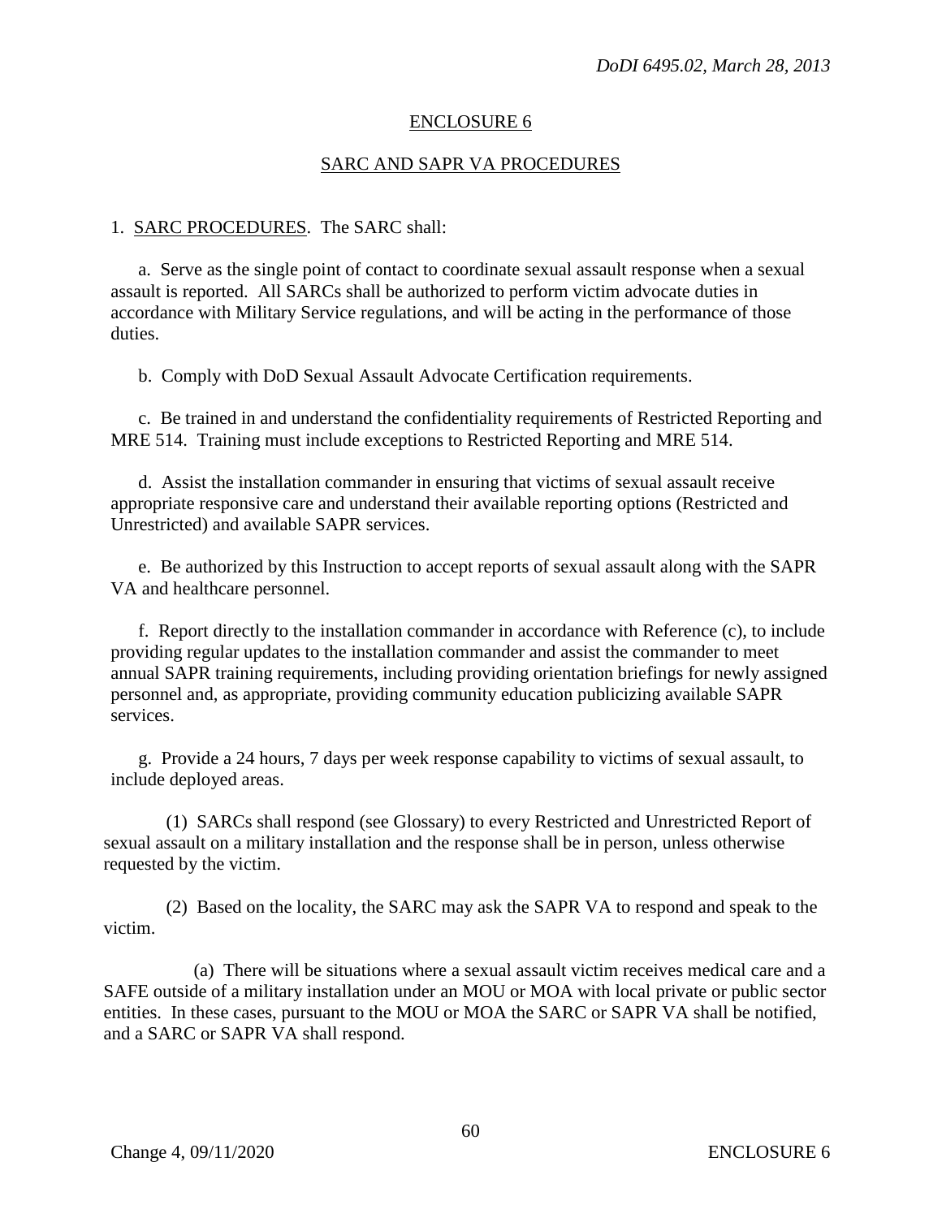## ENCLOSURE 6

## SARC AND SAPR VA PROCEDURES

1. SARC PROCEDURES. The SARC shall:

a. Serve as the single point of contact to coordinate sexual assault response when a sexual assault is reported. All SARCs shall be authorized to perform victim advocate duties in accordance with Military Service regulations, and will be acting in the performance of those duties.

b. Comply with DoD Sexual Assault Advocate Certification requirements.

c. Be trained in and understand the confidentiality requirements of Restricted Reporting and MRE 514. Training must include exceptions to Restricted Reporting and MRE 514.

d. Assist the installation commander in ensuring that victims of sexual assault receive appropriate responsive care and understand their available reporting options (Restricted and Unrestricted) and available SAPR services.

e. Be authorized by this Instruction to accept reports of sexual assault along with the SAPR VA and healthcare personnel.

f. Report directly to the installation commander in accordance with Reference (c), to include providing regular updates to the installation commander and assist the commander to meet annual SAPR training requirements, including providing orientation briefings for newly assigned personnel and, as appropriate, providing community education publicizing available SAPR services.

g. Provide a 24 hours, 7 days per week response capability to victims of sexual assault, to include deployed areas.

(1) SARCs shall respond (see Glossary) to every Restricted and Unrestricted Report of sexual assault on a military installation and the response shall be in person, unless otherwise requested by the victim.

(2) Based on the locality, the SARC may ask the SAPR VA to respond and speak to the victim.

(a) There will be situations where a sexual assault victim receives medical care and a SAFE outside of a military installation under an MOU or MOA with local private or public sector entities. In these cases, pursuant to the MOU or MOA the SARC or SAPR VA shall be notified, and a SARC or SAPR VA shall respond.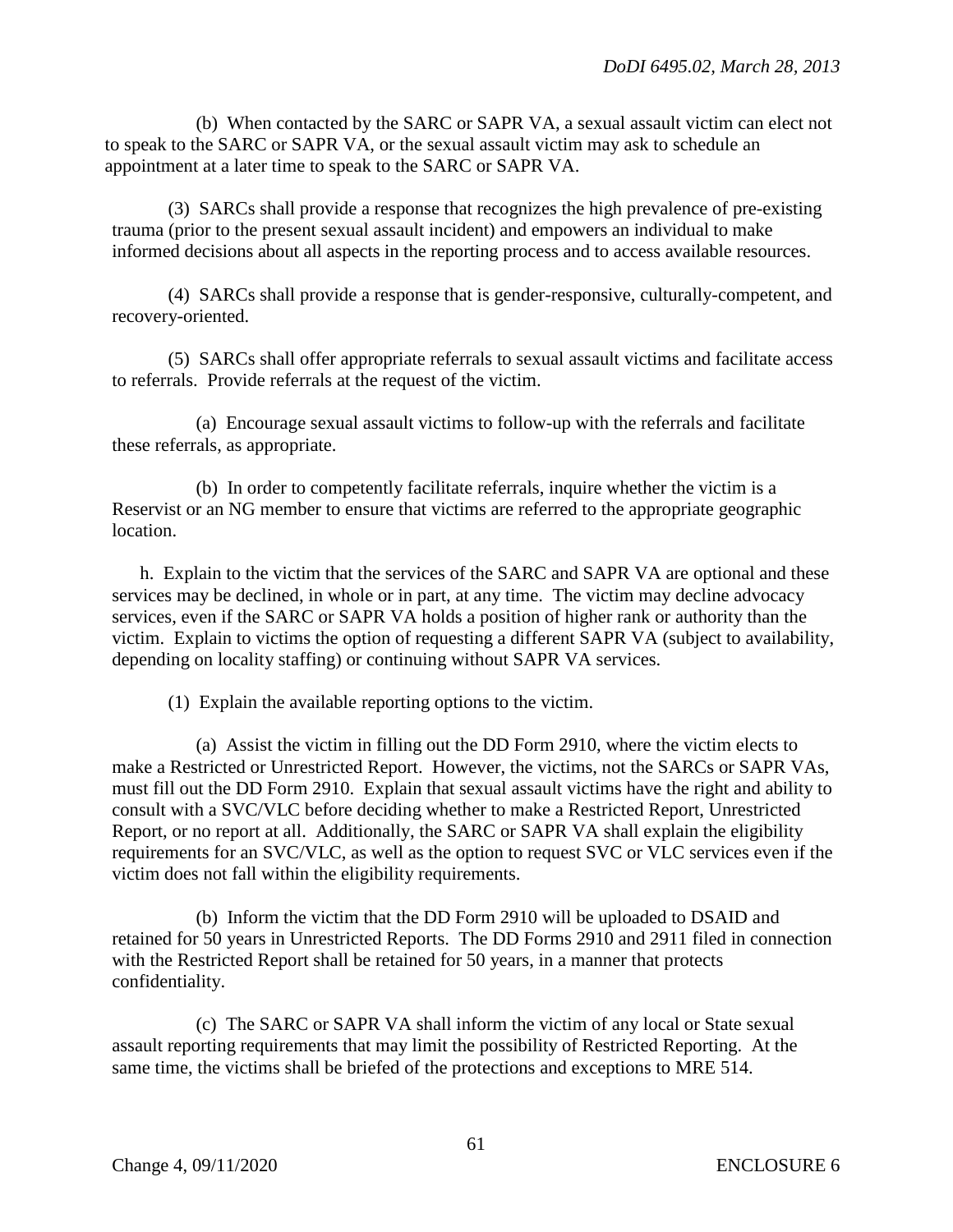(b) When contacted by the SARC or SAPR VA, a sexual assault victim can elect not to speak to the SARC or SAPR VA, or the sexual assault victim may ask to schedule an appointment at a later time to speak to the SARC or SAPR VA.

(3) SARCs shall provide a response that recognizes the high prevalence of pre-existing trauma (prior to the present sexual assault incident) and empowers an individual to make informed decisions about all aspects in the reporting process and to access available resources.

(4) SARCs shall provide a response that is gender-responsive, culturally-competent, and recovery-oriented.

(5) SARCs shall offer appropriate referrals to sexual assault victims and facilitate access to referrals. Provide referrals at the request of the victim.

(a) Encourage sexual assault victims to follow-up with the referrals and facilitate these referrals, as appropriate.

(b) In order to competently facilitate referrals, inquire whether the victim is a Reservist or an NG member to ensure that victims are referred to the appropriate geographic location.

h. Explain to the victim that the services of the SARC and SAPR VA are optional and these services may be declined, in whole or in part, at any time. The victim may decline advocacy services, even if the SARC or SAPR VA holds a position of higher rank or authority than the victim. Explain to victims the option of requesting a different SAPR VA (subject to availability, depending on locality staffing) or continuing without SAPR VA services.

(1) Explain the available reporting options to the victim.

(a) Assist the victim in filling out the DD Form 2910, where the victim elects to make a Restricted or Unrestricted Report. However, the victims, not the SARCs or SAPR VAs, must fill out the DD Form 2910. Explain that sexual assault victims have the right and ability to consult with a SVC/VLC before deciding whether to make a Restricted Report, Unrestricted Report, or no report at all. Additionally, the SARC or SAPR VA shall explain the eligibility requirements for an SVC/VLC, as well as the option to request SVC or VLC services even if the victim does not fall within the eligibility requirements.

(b) Inform the victim that the DD Form 2910 will be uploaded to DSAID and retained for 50 years in Unrestricted Reports. The DD Forms 2910 and 2911 filed in connection with the Restricted Report shall be retained for 50 years, in a manner that protects confidentiality.

(c) The SARC or SAPR VA shall inform the victim of any local or State sexual assault reporting requirements that may limit the possibility of Restricted Reporting. At the same time, the victims shall be briefed of the protections and exceptions to MRE 514.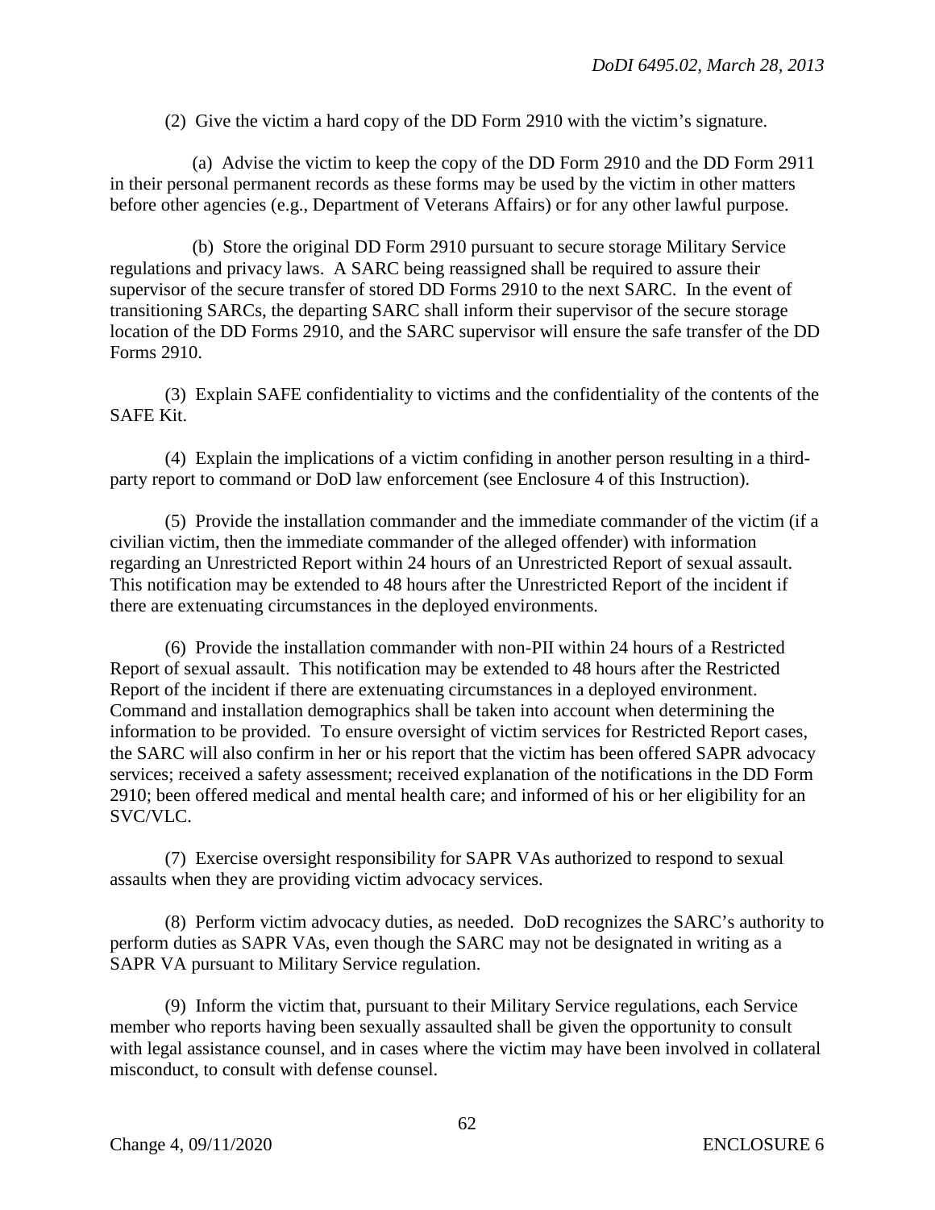(2) Give the victim a hard copy of the DD Form 2910 with the victim's signature.

(a) Advise the victim to keep the copy of the DD Form 2910 and the DD Form 2911 in their personal permanent records as these forms may be used by the victim in other matters before other agencies (e.g., Department of Veterans Affairs) or for any other lawful purpose.

(b) Store the original DD Form 2910 pursuant to secure storage Military Service regulations and privacy laws. A SARC being reassigned shall be required to assure their supervisor of the secure transfer of stored DD Forms 2910 to the next SARC. In the event of transitioning SARCs, the departing SARC shall inform their supervisor of the secure storage location of the DD Forms 2910, and the SARC supervisor will ensure the safe transfer of the DD Forms 2910.

(3) Explain SAFE confidentiality to victims and the confidentiality of the contents of the SAFE Kit.

(4) Explain the implications of a victim confiding in another person resulting in a third-party report to command or DoD law enforcement (see Enclosure 4 of this Instruction).

(5) Provide the installation commander and the immediate commander of the victim (if a civilian victim, then the immediate commander of the alleged offender) with information regarding an Unrestricted Report within 24 hours of an Unrestricted Report of sexual assault. This notification may be extended to 48 hours after the Unrestricted Report of the incident if there are extenuating circumstances in the deployed environments.

(6) Provide the installation commander with non-PII within 24 hours of a Restricted Report of sexual assault. This notification may be extended to 48 hours after the Restricted Report of the incident if there are extenuating circumstances in a deployed environment. Command and installation demographics shall be taken into account when determining the information to be provided. To ensure oversight of victim services for Restricted Report cases, the SARC will also confirm in her or his report that the victim has been offered SAPR advocacy services; received a safety assessment; received explanation of the notifications in the DD Form 2910; been offered medical and mental health care; and informed of his or her eligibility for an SVC/VLC.

(7) Exercise oversight responsibility for SAPR VAs authorized to respond to sexual assaults when they are providing victim advocacy services.

(8) Perform victim advocacy duties, as needed. DoD recognizes the SARC's authority to perform duties as SAPR VAs, even though the SARC may not be designated in writing as a SAPR VA pursuant to Military Service regulation.

(9) Inform the victim that, pursuant to their Military Service regulations, each Service member who reports having been sexually assaulted shall be given the opportunity to consult with legal assistance counsel, and in cases where the victim may have been involved in collateral misconduct, to consult with defense counsel.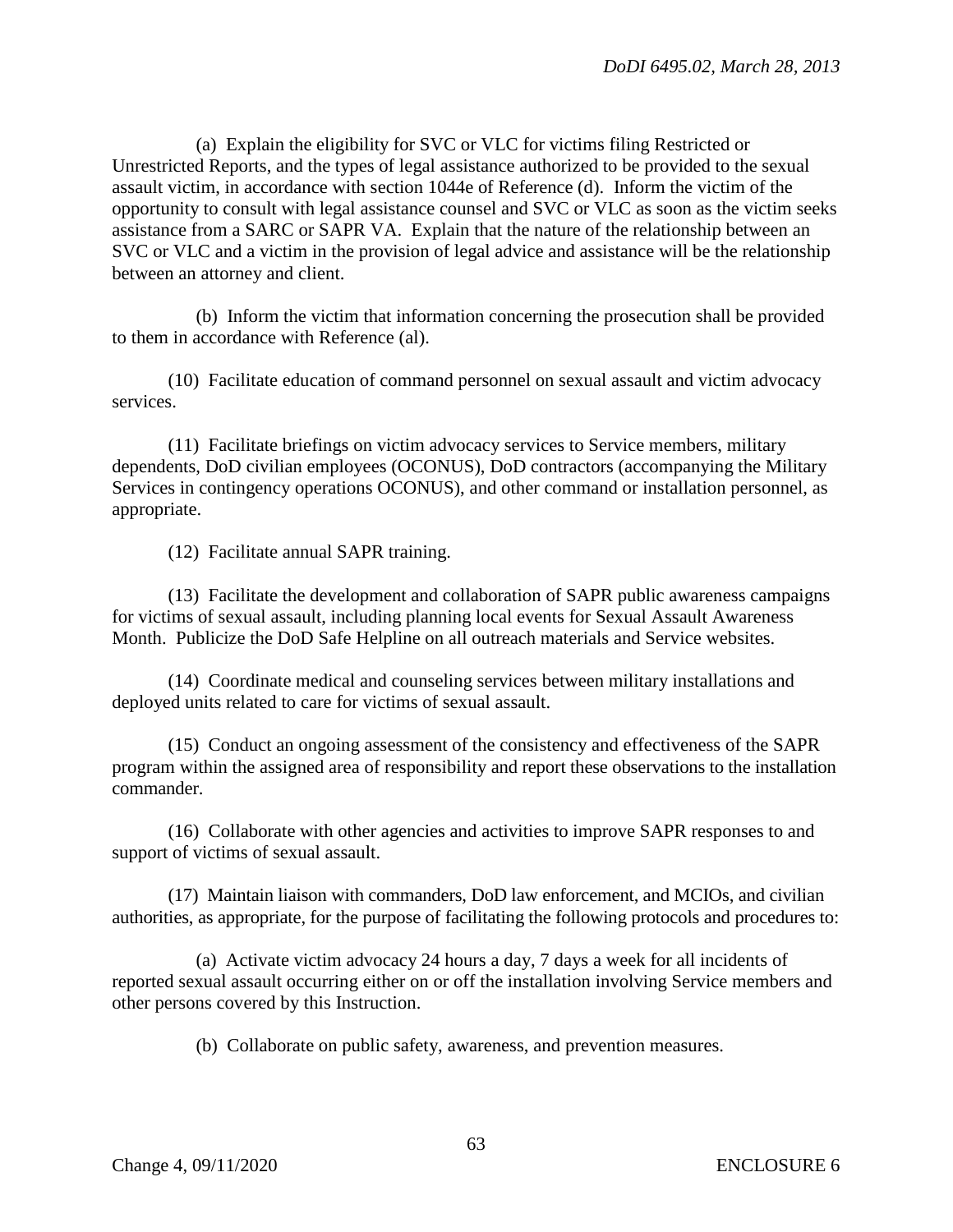(a) Explain the eligibility for SVC or VLC for victims filing Restricted or Unrestricted Reports, and the types of legal assistance authorized to be provided to the sexual assault victim, in accordance with section 1044e of Reference (d). Inform the victim of the opportunity to consult with legal assistance counsel and SVC or VLC as soon as the victim seeks assistance from a SARC or SAPR VA. Explain that the nature of the relationship between an SVC or VLC and a victim in the provision of legal advice and assistance will be the relationship between an attorney and client.

(b) Inform the victim that information concerning the prosecution shall be provided to them in accordance with Reference (al).

(10) Facilitate education of command personnel on sexual assault and victim advocacy services.

(11) Facilitate briefings on victim advocacy services to Service members, military dependents, DoD civilian employees (OCONUS), DoD contractors (accompanying the Military Services in contingency operations OCONUS), and other command or installation personnel, as appropriate.

(12) Facilitate annual SAPR training.

(13) Facilitate the development and collaboration of SAPR public awareness campaigns for victims of sexual assault, including planning local events for Sexual Assault Awareness Month. Publicize the DoD Safe Helpline on all outreach materials and Service websites.

(14) Coordinate medical and counseling services between military installations and deployed units related to care for victims of sexual assault.

(15) Conduct an ongoing assessment of the consistency and effectiveness of the SAPR program within the assigned area of responsibility and report these observations to the installation commander.

(16) Collaborate with other agencies and activities to improve SAPR responses to and support of victims of sexual assault.

(17) Maintain liaison with commanders, DoD law enforcement, and MCIOs, and civilian authorities, as appropriate, for the purpose of facilitating the following protocols and procedures to:

(a) Activate victim advocacy 24 hours a day, 7 days a week for all incidents of reported sexual assault occurring either on or off the installation involving Service members and other persons covered by this Instruction.

(b) Collaborate on public safety, awareness, and prevention measures.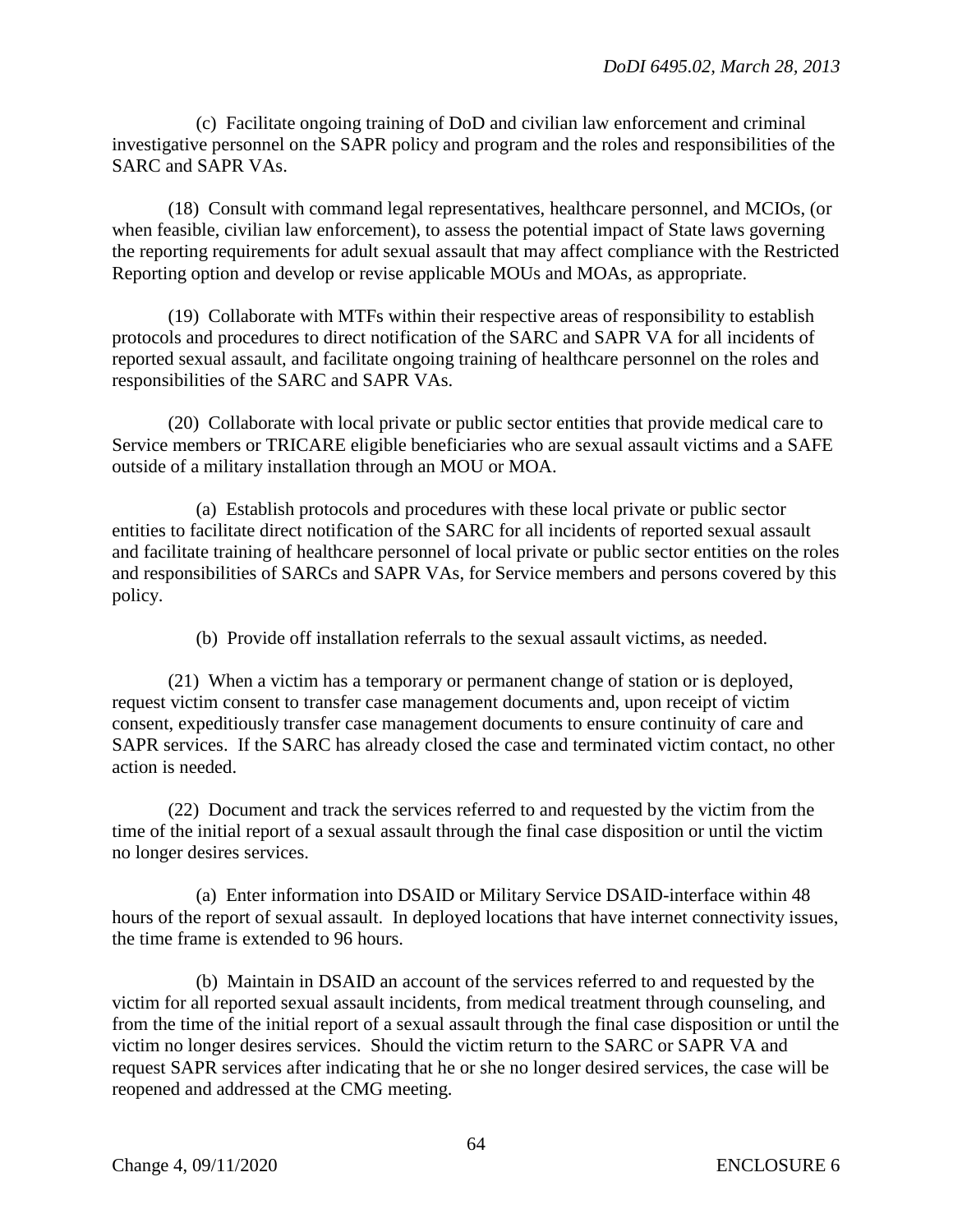(c) Facilitate ongoing training of DoD and civilian law enforcement and criminal investigative personnel on the SAPR policy and program and the roles and responsibilities of the SARC and SAPR VAs.

(18) Consult with command legal representatives, healthcare personnel, and MCIOs, (or when feasible, civilian law enforcement), to assess the potential impact of State laws governing the reporting requirements for adult sexual assault that may affect compliance with the Restricted Reporting option and develop or revise applicable MOUs and MOAs, as appropriate.

(19) Collaborate with MTFs within their respective areas of responsibility to establish protocols and procedures to direct notification of the SARC and SAPR VA for all incidents of reported sexual assault, and facilitate ongoing training of healthcare personnel on the roles and responsibilities of the SARC and SAPR VAs.

(20) Collaborate with local private or public sector entities that provide medical care to Service members or TRICARE eligible beneficiaries who are sexual assault victims and a SAFE outside of a military installation through an MOU or MOA.

(a) Establish protocols and procedures with these local private or public sector entities to facilitate direct notification of the SARC for all incidents of reported sexual assault and facilitate training of healthcare personnel of local private or public sector entities on the roles and responsibilities of SARCs and SAPR VAs, for Service members and persons covered by this policy.

(b) Provide off installation referrals to the sexual assault victims, as needed.

(21) When a victim has a temporary or permanent change of station or is deployed, request victim consent to transfer case management documents and, upon receipt of victim consent, expeditiously transfer case management documents to ensure continuity of care and SAPR services. If the SARC has already closed the case and terminated victim contact, no other action is needed.

(22) Document and track the services referred to and requested by the victim from the time of the initial report of a sexual assault through the final case disposition or until the victim no longer desires services.

(a) Enter information into DSAID or Military Service DSAID-interface within 48 hours of the report of sexual assault. In deployed locations that have internet connectivity issues, the time frame is extended to 96 hours.

(b) Maintain in DSAID an account of the services referred to and requested by the victim for all reported sexual assault incidents, from medical treatment through counseling, and from the time of the initial report of a sexual assault through the final case disposition or until the victim no longer desires services. Should the victim return to the SARC or SAPR VA and request SAPR services after indicating that he or she no longer desired services, the case will be reopened and addressed at the CMG meeting.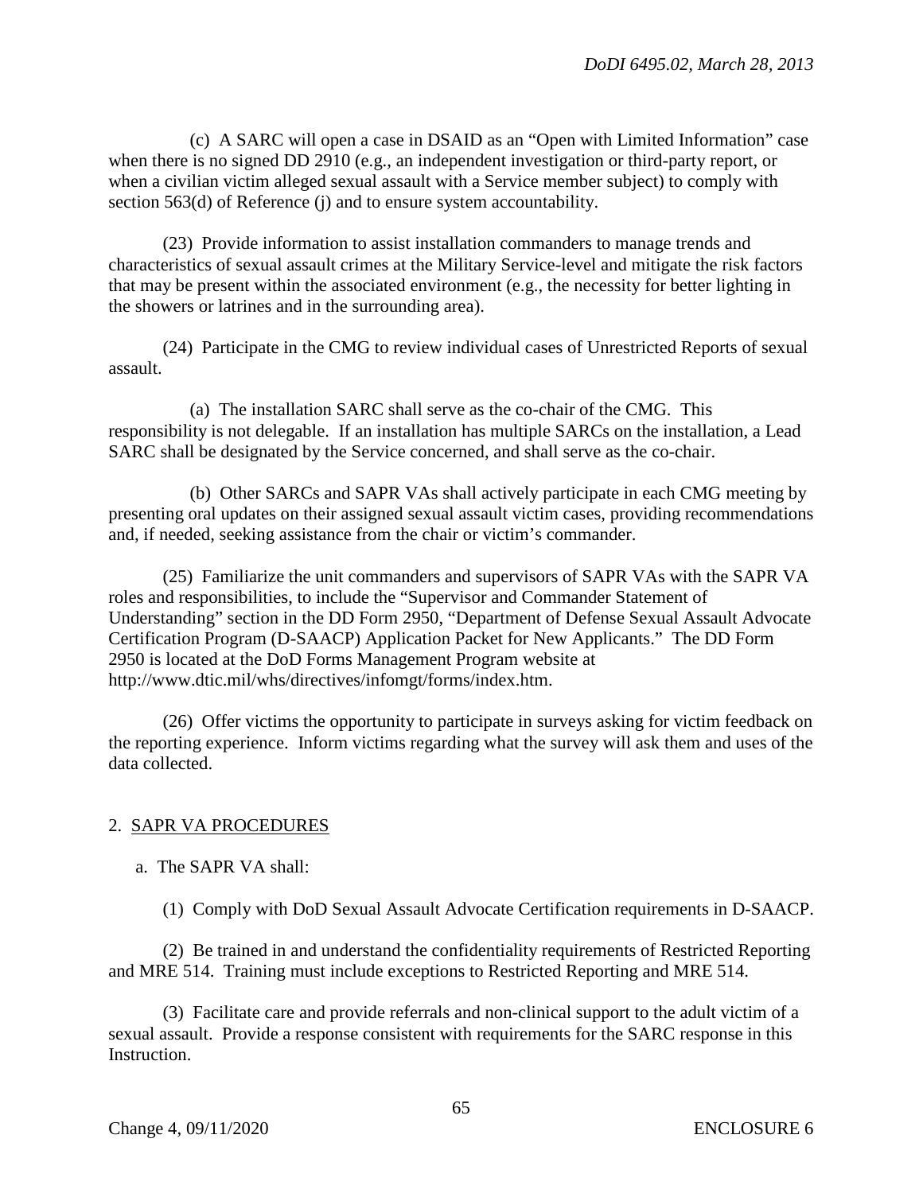(c) A SARC will open a case in DSAID as an "Open with Limited Information" case when there is no signed DD 2910 (e.g., an independent investigation or third-party report, or when a civilian victim alleged sexual assault with a Service member subject) to comply with section 563(d) of Reference (j) and to ensure system accountability.

(23) Provide information to assist installation commanders to manage trends and characteristics of sexual assault crimes at the Military Service-level and mitigate the risk factors that may be present within the associated environment (e.g., the necessity for better lighting in the showers or latrines and in the surrounding area).

(24) Participate in the CMG to review individual cases of Unrestricted Reports of sexual assault.

(a) The installation SARC shall serve as the co-chair of the CMG. This responsibility is not delegable. If an installation has multiple SARCs on the installation, a Lead SARC shall be designated by the Service concerned, and shall serve as the co-chair.

(b) Other SARCs and SAPR VAs shall actively participate in each CMG meeting by presenting oral updates on their assigned sexual assault victim cases, providing recommendations and, if needed, seeking assistance from the chair or victim's commander.

(25) Familiarize the unit commanders and supervisors of SAPR VAs with the SAPR VA roles and responsibilities, to include the "Supervisor and Commander Statement of Understanding" section in the DD Form 2950, "Department of Defense Sexual Assault Advocate Certification Program (D-SAACP) Application Packet for New Applicants." The DD Form 2950 is located at the DoD Forms Management Program website at http://www.dtic.mil/whs/directives/infomgt/forms/index.htm.

(26) Offer victims the opportunity to participate in surveys asking for victim feedback on the reporting experience. Inform victims regarding what the survey will ask them and uses of the data collected.

2. SAPR VA PROCEDURES

a. The SAPR VA shall:

(1) Comply with DoD Sexual Assault Advocate Certification requirements in D-SAACP.

(2) Be trained in and understand the confidentiality requirements of Restricted Reporting and MRE 514. Training must include exceptions to Restricted Reporting and MRE 514.

(3) Facilitate care and provide referrals and non-clinical support to the adult victim of a sexual assault. Provide a response consistent with requirements for the SARC response in this Instruction.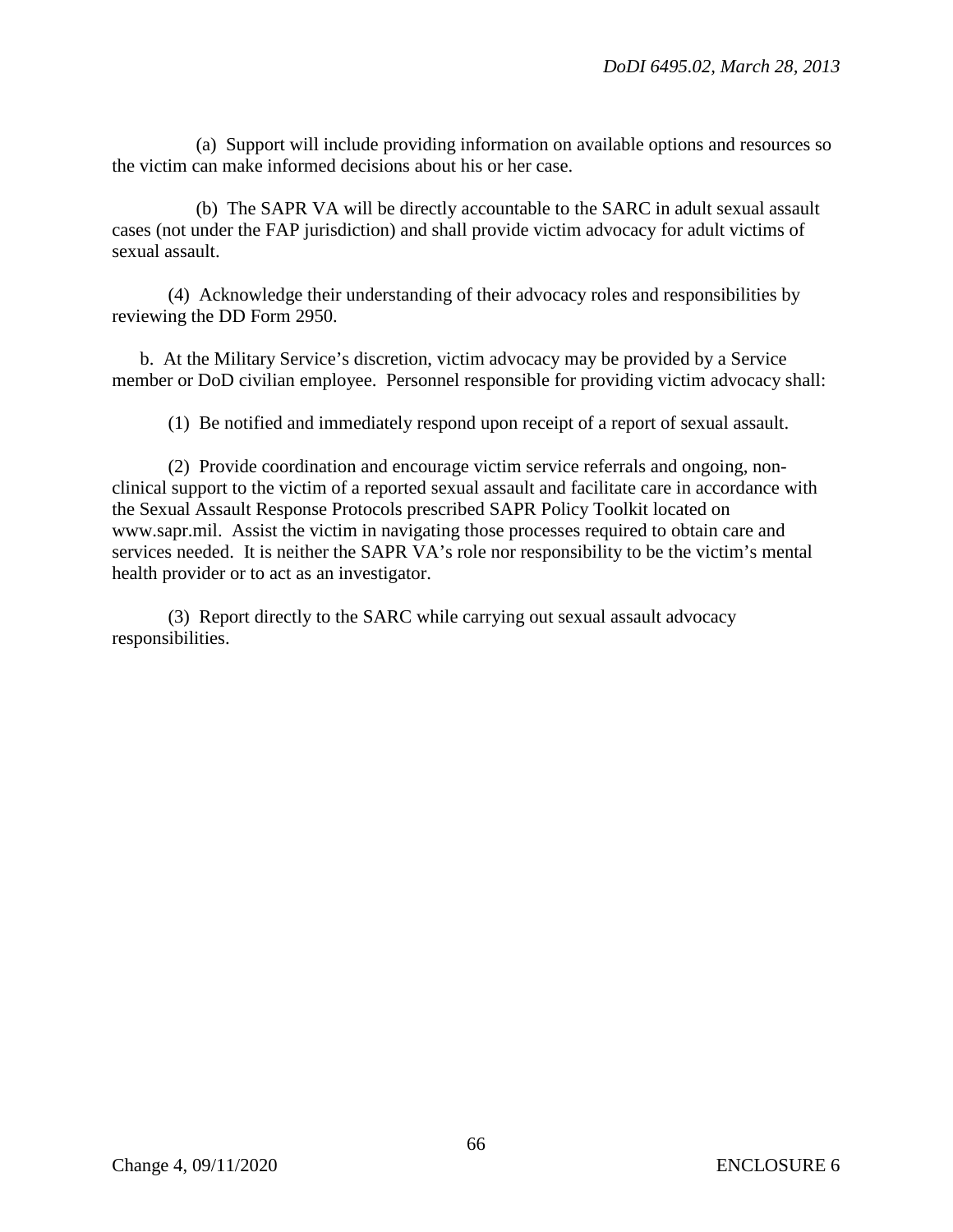(a) Support will include providing information on available options and resources so the victim can make informed decisions about his or her case.

(b) The SAPR VA will be directly accountable to the SARC in adult sexual assault cases (not under the FAP jurisdiction) and shall provide victim advocacy for adult victims of sexual assault.

(4) Acknowledge their understanding of their advocacy roles and responsibilities by reviewing the DD Form 2950.

b. At the Military Service's discretion, victim advocacy may be provided by a Service member or DoD civilian employee. Personnel responsible for providing victim advocacy shall:

(1) Be notified and immediately respond upon receipt of a report of sexual assault.

(2) Provide coordination and encourage victim service referrals and ongoing, non-clinical support to the victim of a reported sexual assault and facilitate care in accordance with the Sexual Assault Response Protocols prescribed SAPR Policy Toolkit located on www.sapr.mil. Assist the victim in navigating those processes required to obtain care and services needed. It is neither the SAPR VA's role nor responsibility to be the victim's mental health provider or to act as an investigator.

(3) Report directly to the SARC while carrying out sexual assault advocacy responsibilities.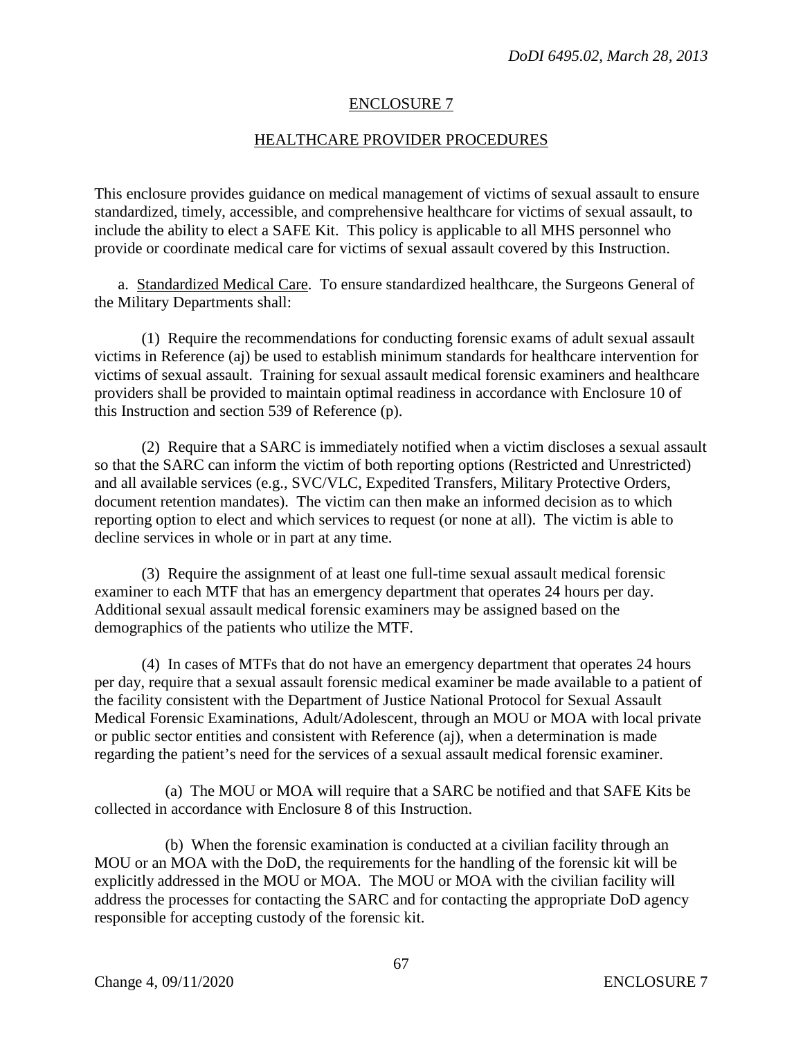## ENCLOSURE 7

## HEALTHCARE PROVIDER PROCEDURES

This enclosure provides guidance on medical management of victims of sexual assault to ensure standardized, timely, accessible, and comprehensive healthcare for victims of sexual assault, to include the ability to elect a SAFE Kit. This policy is applicable to all MHS personnel who provide or coordinate medical care for victims of sexual assault covered by this Instruction.

a. Standardized Medical Care. To ensure standardized healthcare, the Surgeons General of the Military Departments shall:

(1) Require the recommendations for conducting forensic exams of adult sexual assault victims in Reference (aj) be used to establish minimum standards for healthcare intervention for victims of sexual assault. Training for sexual assault medical forensic examiners and healthcare providers shall be provided to maintain optimal readiness in accordance with Enclosure 10 of this Instruction and section 539 of Reference (p).

(2) Require that a SARC is immediately notified when a victim discloses a sexual assault so that the SARC can inform the victim of both reporting options (Restricted and Unrestricted) and all available services (e.g., SVC/VLC, Expedited Transfers, Military Protective Orders, document retention mandates). The victim can then make an informed decision as to which reporting option to elect and which services to request (or none at all). The victim is able to decline services in whole or in part at any time.

(3) Require the assignment of at least one full-time sexual assault medical forensic examiner to each MTF that has an emergency department that operates 24 hours per day. Additional sexual assault medical forensic examiners may be assigned based on the demographics of the patients who utilize the MTF.

(4) In cases of MTFs that do not have an emergency department that operates 24 hours per day, require that a sexual assault forensic medical examiner be made available to a patient of the facility consistent with the Department of Justice National Protocol for Sexual Assault Medical Forensic Examinations, Adult/Adolescent, through an MOU or MOA with local private or public sector entities and consistent with Reference (aj), when a determination is made regarding the patient's need for the services of a sexual assault medical forensic examiner.

(a) The MOU or MOA will require that a SARC be notified and that SAFE Kits be collected in accordance with Enclosure 8 of this Instruction.

(b) When the forensic examination is conducted at a civilian facility through an MOU or an MOA with the DoD, the requirements for the handling of the forensic kit will be explicitly addressed in the MOU or MOA. The MOU or MOA with the civilian facility will address the processes for contacting the SARC and for contacting the appropriate DoD agency responsible for accepting custody of the forensic kit.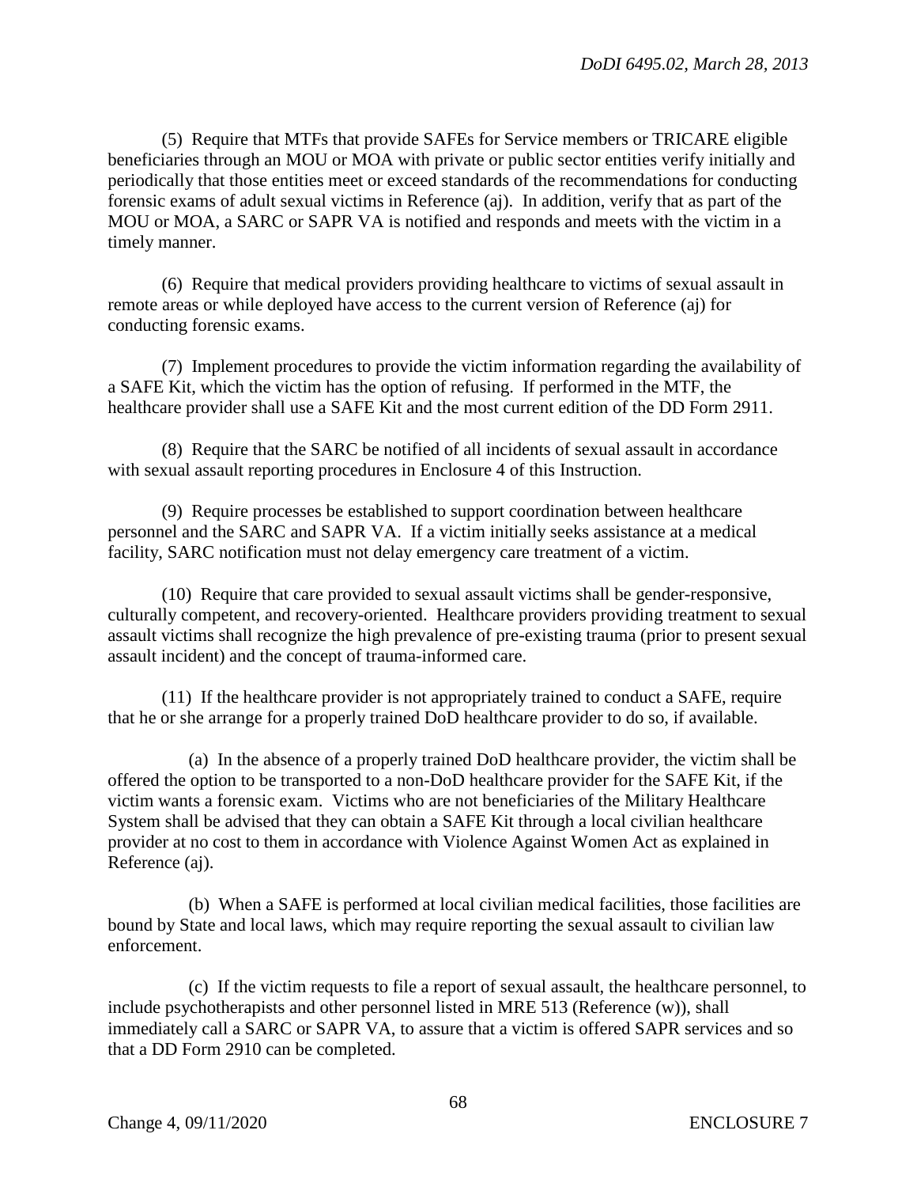(5) Require that MTFs that provide SAFEs for Service members or TRICARE eligible beneficiaries through an MOU or MOA with private or public sector entities verify initially and periodically that those entities meet or exceed standards of the recommendations for conducting forensic exams of adult sexual victims in Reference (aj). In addition, verify that as part of the MOU or MOA, a SARC or SAPR VA is notified and responds and meets with the victim in a timely manner.

(6) Require that medical providers providing healthcare to victims of sexual assault in remote areas or while deployed have access to the current version of Reference (aj) for conducting forensic exams.

(7) Implement procedures to provide the victim information regarding the availability of a SAFE Kit, which the victim has the option of refusing. If performed in the MTF, the healthcare provider shall use a SAFE Kit and the most current edition of the DD Form 2911.

(8) Require that the SARC be notified of all incidents of sexual assault in accordance with sexual assault reporting procedures in Enclosure 4 of this Instruction.

(9) Require processes be established to support coordination between healthcare personnel and the SARC and SAPR VA. If a victim initially seeks assistance at a medical facility, SARC notification must not delay emergency care treatment of a victim.

(10) Require that care provided to sexual assault victims shall be gender-responsive, culturally competent, and recovery-oriented. Healthcare providers providing treatment to sexual assault victims shall recognize the high prevalence of pre-existing trauma (prior to present sexual assault incident) and the concept of trauma-informed care.

(11) If the healthcare provider is not appropriately trained to conduct a SAFE, require that he or she arrange for a properly trained DoD healthcare provider to do so, if available.

(a) In the absence of a properly trained DoD healthcare provider, the victim shall be offered the option to be transported to a non-DoD healthcare provider for the SAFE Kit, if the victim wants a forensic exam. Victims who are not beneficiaries of the Military Healthcare System shall be advised that they can obtain a SAFE Kit through a local civilian healthcare provider at no cost to them in accordance with Violence Against Women Act as explained in Reference (aj).

(b) When a SAFE is performed at local civilian medical facilities, those facilities are bound by State and local laws, which may require reporting the sexual assault to civilian law enforcement.

(c) If the victim requests to file a report of sexual assault, the healthcare personnel, to include psychotherapists and other personnel listed in MRE 513 (Reference (w)), shall immediately call a SARC or SAPR VA, to assure that a victim is offered SAPR services and so that a DD Form 2910 can be completed.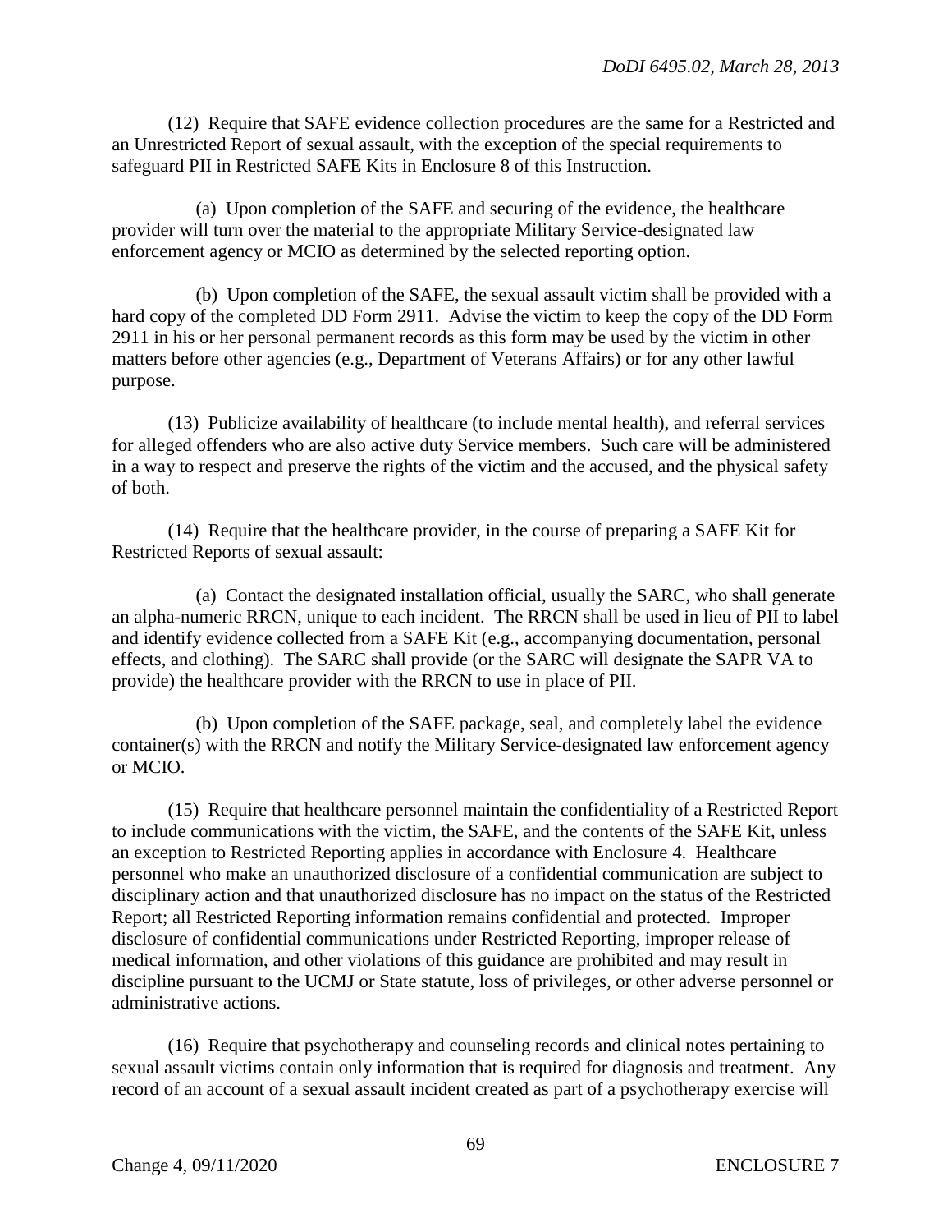(12) Require that SAFE evidence collection procedures are the same for a Restricted and an Unrestricted Report of sexual assault, with the exception of the special requirements to safeguard PII in Restricted SAFE Kits in Enclosure 8 of this Instruction.

(a) Upon completion of the SAFE and securing of the evidence, the healthcare provider will turn over the material to the appropriate Military Service-designated law enforcement agency or MCIO as determined by the selected reporting option.

(b) Upon completion of the SAFE, the sexual assault victim shall be provided with a hard copy of the completed DD Form 2911. Advise the victim to keep the copy of the DD Form 2911 in his or her personal permanent records as this form may be used by the victim in other matters before other agencies (e.g., Department of Veterans Affairs) or for any other lawful purpose.

(13) Publicize availability of healthcare (to include mental health), and referral services for alleged offenders who are also active duty Service members. Such care will be administered in a way to respect and preserve the rights of the victim and the accused, and the physical safety of both.

(14) Require that the healthcare provider, in the course of preparing a SAFE Kit for Restricted Reports of sexual assault:

(a) Contact the designated installation official, usually the SARC, who shall generate an alpha-numeric RRCN, unique to each incident. The RRCN shall be used in lieu of PII to label and identify evidence collected from a SAFE Kit (e.g., accompanying documentation, personal effects, and clothing). The SARC shall provide (or the SARC will designate the SAPR VA to provide) the healthcare provider with the RRCN to use in place of PII.

(b) Upon completion of the SAFE package, seal, and completely label the evidence container(s) with the RRCN and notify the Military Service-designated law enforcement agency or MCIO.

(15) Require that healthcare personnel maintain the confidentiality of a Restricted Report to include communications with the victim, the SAFE, and the contents of the SAFE Kit, unless an exception to Restricted Reporting applies in accordance with Enclosure 4. Healthcare personnel who make an unauthorized disclosure of a confidential communication are subject to disciplinary action and that unauthorized disclosure has no impact on the status of the Restricted Report; all Restricted Reporting information remains confidential and protected. Improper disclosure of confidential communications under Restricted Reporting, improper release of medical information, and other violations of this guidance are prohibited and may result in discipline pursuant to the UCMJ or State statute, loss of privileges, or other adverse personnel or administrative actions.

(16) Require that psychotherapy and counseling records and clinical notes pertaining to sexual assault victims contain only information that is required for diagnosis and treatment. Any record of an account of a sexual assault incident created as part of a psychotherapy exercise will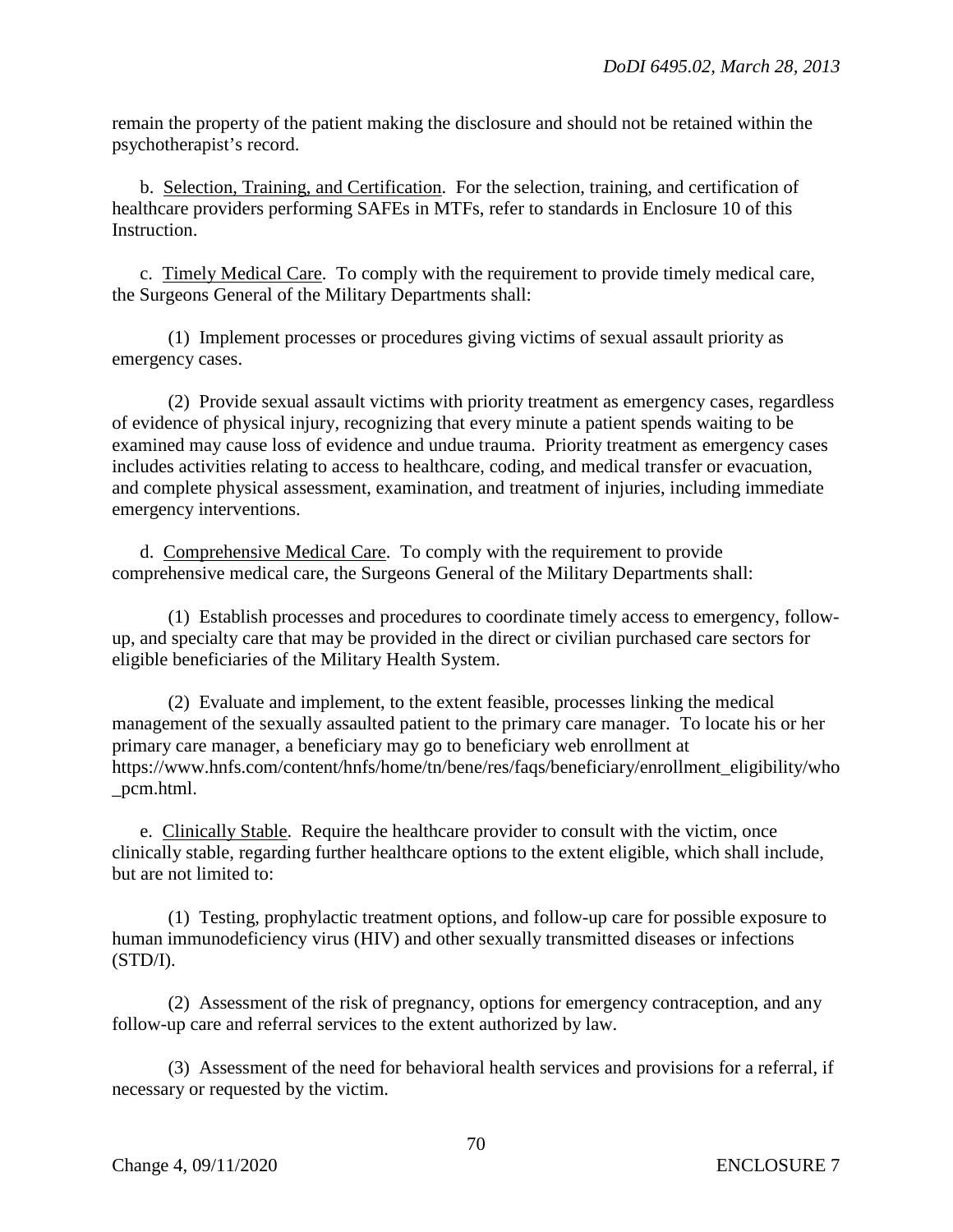remain the property of the patient making the disclosure and should not be retained within the psychotherapist's record.

b. Selection, Training, and Certification. For the selection, training, and certification of healthcare providers performing SAFEs in MTFs, refer to standards in Enclosure 10 of this Instruction.

c. Timely Medical Care. To comply with the requirement to provide timely medical care, the Surgeons General of the Military Departments shall:

(1) Implement processes or procedures giving victims of sexual assault priority as emergency cases.

(2) Provide sexual assault victims with priority treatment as emergency cases, regardless of evidence of physical injury, recognizing that every minute a patient spends waiting to be examined may cause loss of evidence and undue trauma. Priority treatment as emergency cases includes activities relating to access to healthcare, coding, and medical transfer or evacuation, and complete physical assessment, examination, and treatment of injuries, including immediate emergency interventions.

d. Comprehensive Medical Care. To comply with the requirement to provide comprehensive medical care, the Surgeons General of the Military Departments shall:

(1) Establish processes and procedures to coordinate timely access to emergency, follow-up, and specialty care that may be provided in the direct or civilian purchased care sectors for eligible beneficiaries of the Military Health System.

(2) Evaluate and implement, to the extent feasible, processes linking the medical management of the sexually assaulted patient to the primary care manager. To locate his or her primary care manager, a beneficiary may go to beneficiary web enrollment at https://www.hnfs.com/content/hnfs/home/tn/bene/res/faqs/beneficiary/enrollment_eligibility/who_pcm.html.

e. Clinically Stable. Require the healthcare provider to consult with the victim, once clinically stable, regarding further healthcare options to the extent eligible, which shall include, but are not limited to:

(1) Testing, prophylactic treatment options, and follow-up care for possible exposure to human immunodeficiency virus (HIV) and other sexually transmitted diseases or infections (STD/I).

(2) Assessment of the risk of pregnancy, options for emergency contraception, and any follow-up care and referral services to the extent authorized by law.

(3) Assessment of the need for behavioral health services and provisions for a referral, if necessary or requested by the victim.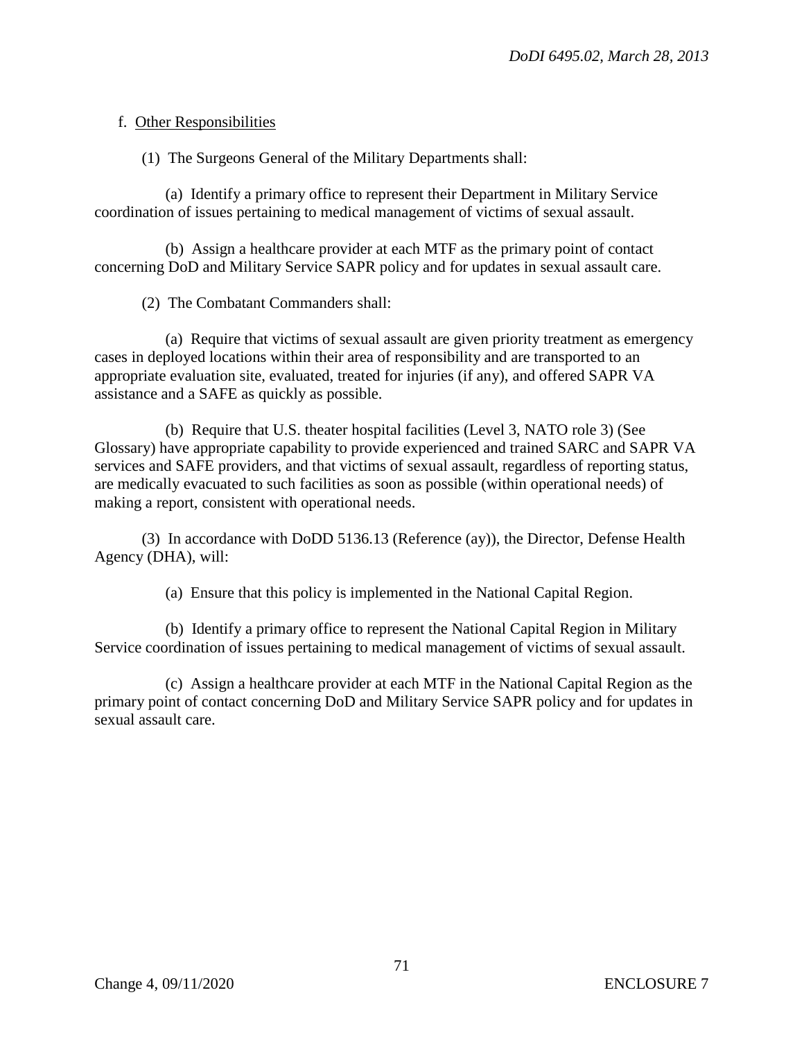f. Other Responsibilities

(1) The Surgeons General of the Military Departments shall:

(a) Identify a primary office to represent their Department in Military Service coordination of issues pertaining to medical management of victims of sexual assault.

(b) Assign a healthcare provider at each MTF as the primary point of contact concerning DoD and Military Service SAPR policy and for updates in sexual assault care.

(2) The Combatant Commanders shall:

(a) Require that victims of sexual assault are given priority treatment as emergency cases in deployed locations within their area of responsibility and are transported to an appropriate evaluation site, evaluated, treated for injuries (if any), and offered SAPR VA assistance and a SAFE as quickly as possible.

(b) Require that U.S. theater hospital facilities (Level 3, NATO role 3) (See Glossary) have appropriate capability to provide experienced and trained SARC and SAPR VA services and SAFE providers, and that victims of sexual assault, regardless of reporting status, are medically evacuated to such facilities as soon as possible (within operational needs) of making a report, consistent with operational needs.

(3) In accordance with DoDD 5136.13 (Reference (ay)), the Director, Defense Health Agency (DHA), will:

(a) Ensure that this policy is implemented in the National Capital Region.

(b) Identify a primary office to represent the National Capital Region in Military Service coordination of issues pertaining to medical management of victims of sexual assault.

(c) Assign a healthcare provider at each MTF in the National Capital Region as the primary point of contact concerning DoD and Military Service SAPR policy and for updates in sexual assault care.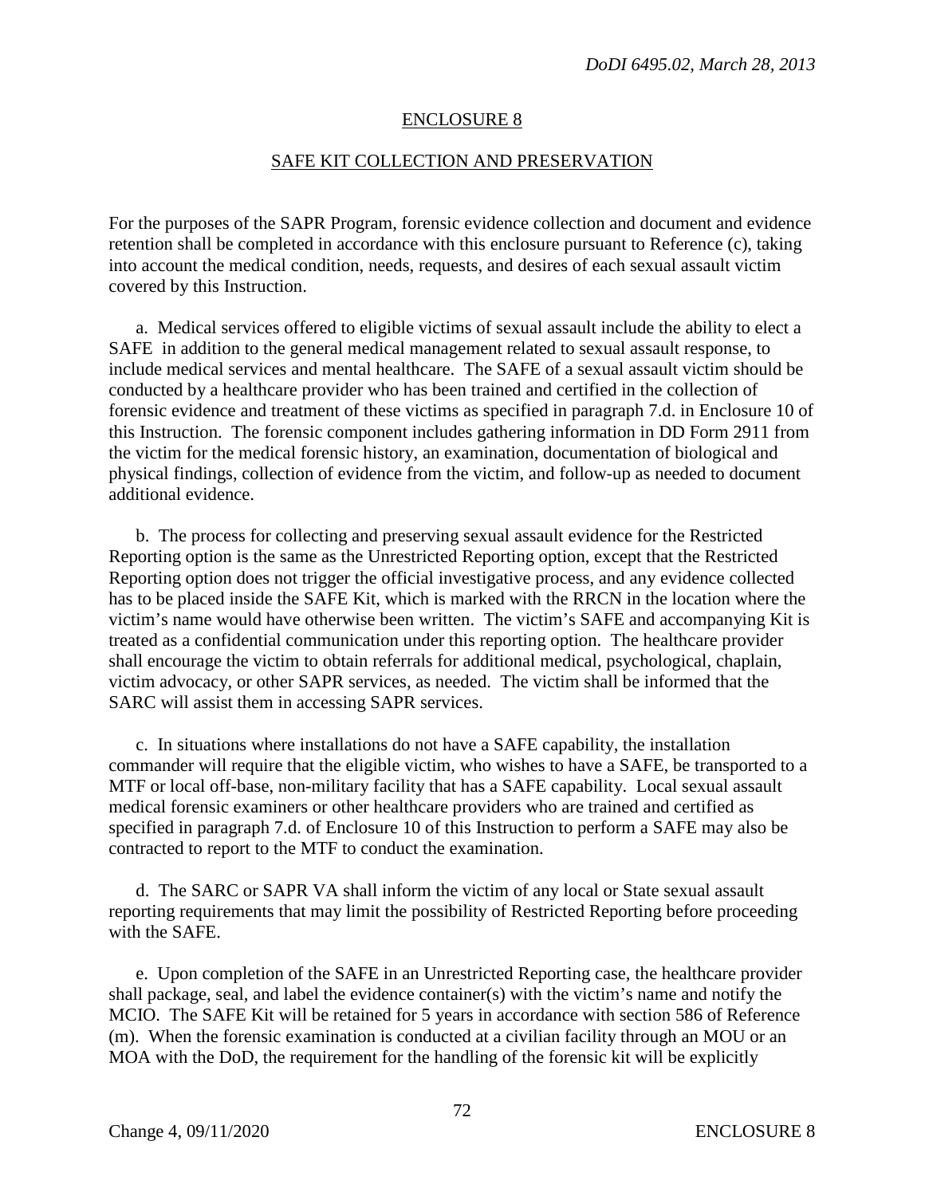## ENCLOSURE 8

## SAFE KIT COLLECTION AND PRESERVATION

For the purposes of the SAPR Program, forensic evidence collection and document and evidence retention shall be completed in accordance with this enclosure pursuant to Reference (c), taking into account the medical condition, needs, requests, and desires of each sexual assault victim covered by this Instruction.

a. Medical services offered to eligible victims of sexual assault include the ability to elect a SAFE in addition to the general medical management related to sexual assault response, to include medical services and mental healthcare. The SAFE of a sexual assault victim should be conducted by a healthcare provider who has been trained and certified in the collection of forensic evidence and treatment of these victims as specified in paragraph 7.d. in Enclosure 10 of this Instruction. The forensic component includes gathering information in DD Form 2911 from the victim for the medical forensic history, an examination, documentation of biological and physical findings, collection of evidence from the victim, and follow-up as needed to document additional evidence.

b. The process for collecting and preserving sexual assault evidence for the Restricted Reporting option is the same as the Unrestricted Reporting option, except that the Restricted Reporting option does not trigger the official investigative process, and any evidence collected has to be placed inside the SAFE Kit, which is marked with the RRCN in the location where the victim's name would have otherwise been written. The victim's SAFE and accompanying Kit is treated as a confidential communication under this reporting option. The healthcare provider shall encourage the victim to obtain referrals for additional medical, psychological, chaplain, victim advocacy, or other SAPR services, as needed. The victim shall be informed that the SARC will assist them in accessing SAPR services.

c. In situations where installations do not have a SAFE capability, the installation commander will require that the eligible victim, who wishes to have a SAFE, be transported to a MTF or local off-base, non-military facility that has a SAFE capability. Local sexual assault medical forensic examiners or other healthcare providers who are trained and certified as specified in paragraph 7.d. of Enclosure 10 of this Instruction to perform a SAFE may also be contracted to report to the MTF to conduct the examination.

d. The SARC or SAPR VA shall inform the victim of any local or State sexual assault reporting requirements that may limit the possibility of Restricted Reporting before proceeding with the SAFE.

e. Upon completion of the SAFE in an Unrestricted Reporting case, the healthcare provider shall package, seal, and label the evidence container(s) with the victim's name and notify the MCIO. The SAFE Kit will be retained for 5 years in accordance with section 586 of Reference (m). When the forensic examination is conducted at a civilian facility through an MOU or an MOA with the DoD, the requirement for the handling of the forensic kit will be explicitly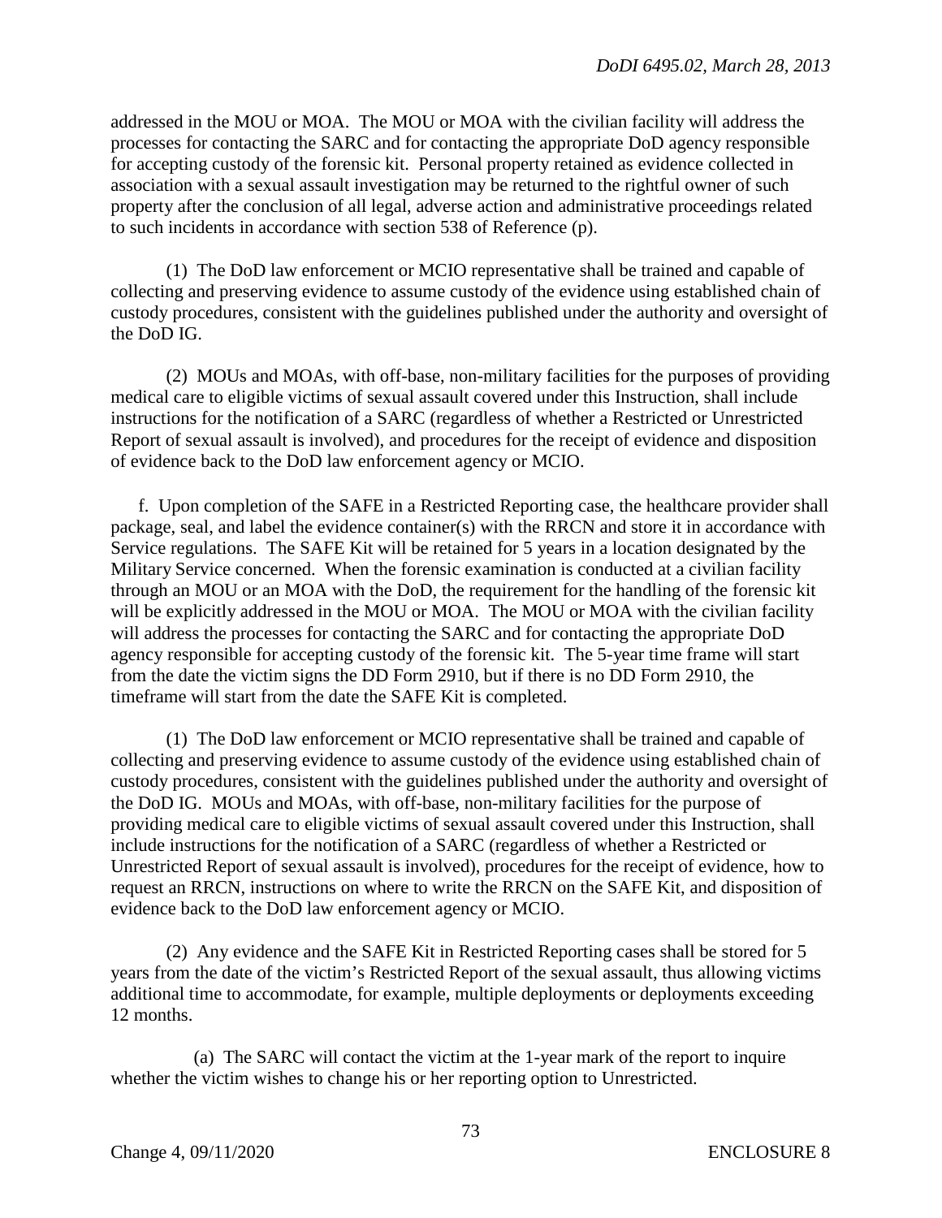addressed in the MOU or MOA. The MOU or MOA with the civilian facility will address the processes for contacting the SARC and for contacting the appropriate DoD agency responsible for accepting custody of the forensic kit. Personal property retained as evidence collected in association with a sexual assault investigation may be returned to the rightful owner of such property after the conclusion of all legal, adverse action and administrative proceedings related to such incidents in accordance with section 538 of Reference (p).

(1) The DoD law enforcement or MCIO representative shall be trained and capable of collecting and preserving evidence to assume custody of the evidence using established chain of custody procedures, consistent with the guidelines published under the authority and oversight of the DoD IG.

(2) MOUs and MOAs, with off-base, non-military facilities for the purposes of providing medical care to eligible victims of sexual assault covered under this Instruction, shall include instructions for the notification of a SARC (regardless of whether a Restricted or Unrestricted Report of sexual assault is involved), and procedures for the receipt of evidence and disposition of evidence back to the DoD law enforcement agency or MCIO.

f. Upon completion of the SAFE in a Restricted Reporting case, the healthcare provider shall package, seal, and label the evidence container(s) with the RRCN and store it in accordance with Service regulations. The SAFE Kit will be retained for 5 years in a location designated by the Military Service concerned. When the forensic examination is conducted at a civilian facility through an MOU or an MOA with the DoD, the requirement for the handling of the forensic kit will be explicitly addressed in the MOU or MOA. The MOU or MOA with the civilian facility will address the processes for contacting the SARC and for contacting the appropriate DoD agency responsible for accepting custody of the forensic kit. The 5-year time frame will start from the date the victim signs the DD Form 2910, but if there is no DD Form 2910, the timeframe will start from the date the SAFE Kit is completed.

(1) The DoD law enforcement or MCIO representative shall be trained and capable of collecting and preserving evidence to assume custody of the evidence using established chain of custody procedures, consistent with the guidelines published under the authority and oversight of the DoD IG. MOUs and MOAs, with off-base, non-military facilities for the purpose of providing medical care to eligible victims of sexual assault covered under this Instruction, shall include instructions for the notification of a SARC (regardless of whether a Restricted or Unrestricted Report of sexual assault is involved), procedures for the receipt of evidence, how to request an RRCN, instructions on where to write the RRCN on the SAFE Kit, and disposition of evidence back to the DoD law enforcement agency or MCIO.

(2) Any evidence and the SAFE Kit in Restricted Reporting cases shall be stored for 5 years from the date of the victim's Restricted Report of the sexual assault, thus allowing victims additional time to accommodate, for example, multiple deployments or deployments exceeding 12 months.

(a) The SARC will contact the victim at the 1-year mark of the report to inquire whether the victim wishes to change his or her reporting option to Unrestricted.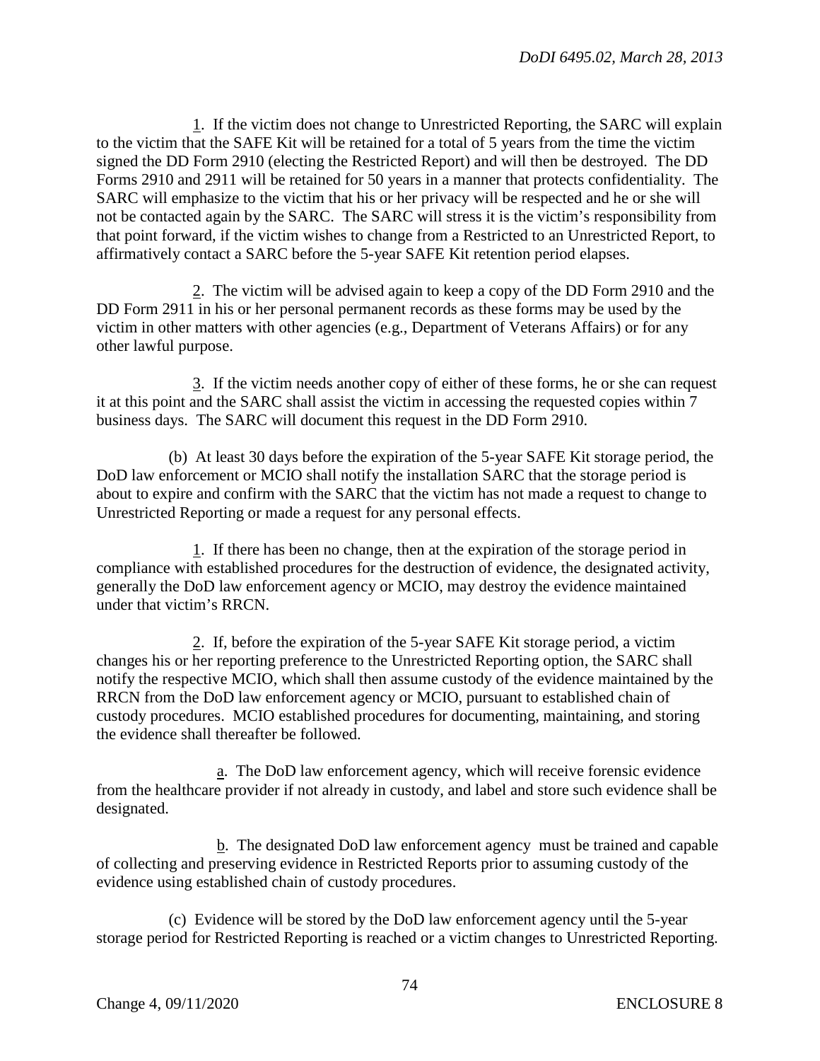1. If the victim does not change to Unrestricted Reporting, the SARC will explain to the victim that the SAFE Kit will be retained for a total of 5 years from the time the victim signed the DD Form 2910 (electing the Restricted Report) and will then be destroyed. The DD Forms 2910 and 2911 will be retained for 50 years in a manner that protects confidentiality. The SARC will emphasize to the victim that his or her privacy will be respected and he or she will not be contacted again by the SARC. The SARC will stress it is the victim's responsibility from that point forward, if the victim wishes to change from a Restricted to an Unrestricted Report, to affirmatively contact a SARC before the 5-year SAFE Kit retention period elapses.

2. The victim will be advised again to keep a copy of the DD Form 2910 and the DD Form 2911 in his or her personal permanent records as these forms may be used by the victim in other matters with other agencies (e.g., Department of Veterans Affairs) or for any other lawful purpose.

3. If the victim needs another copy of either of these forms, he or she can request it at this point and the SARC shall assist the victim in accessing the requested copies within 7 business days. The SARC will document this request in the DD Form 2910.

(b) At least 30 days before the expiration of the 5-year SAFE Kit storage period, the DoD law enforcement or MCIO shall notify the installation SARC that the storage period is about to expire and confirm with the SARC that the victim has not made a request to change to Unrestricted Reporting or made a request for any personal effects.

1. If there has been no change, then at the expiration of the storage period in compliance with established procedures for the destruction of evidence, the designated activity, generally the DoD law enforcement agency or MCIO, may destroy the evidence maintained under that victim's RRCN.

2. If, before the expiration of the 5-year SAFE Kit storage period, a victim changes his or her reporting preference to the Unrestricted Reporting option, the SARC shall notify the respective MCIO, which shall then assume custody of the evidence maintained by the RRCN from the DoD law enforcement agency or MCIO, pursuant to established chain of custody procedures. MCIO established procedures for documenting, maintaining, and storing the evidence shall thereafter be followed.

a. The DoD law enforcement agency, which will receive forensic evidence from the healthcare provider if not already in custody, and label and store such evidence shall be designated.

b. The designated DoD law enforcement agency must be trained and capable of collecting and preserving evidence in Restricted Reports prior to assuming custody of the evidence using established chain of custody procedures.

(c) Evidence will be stored by the DoD law enforcement agency until the 5-year storage period for Restricted Reporting is reached or a victim changes to Unrestricted Reporting.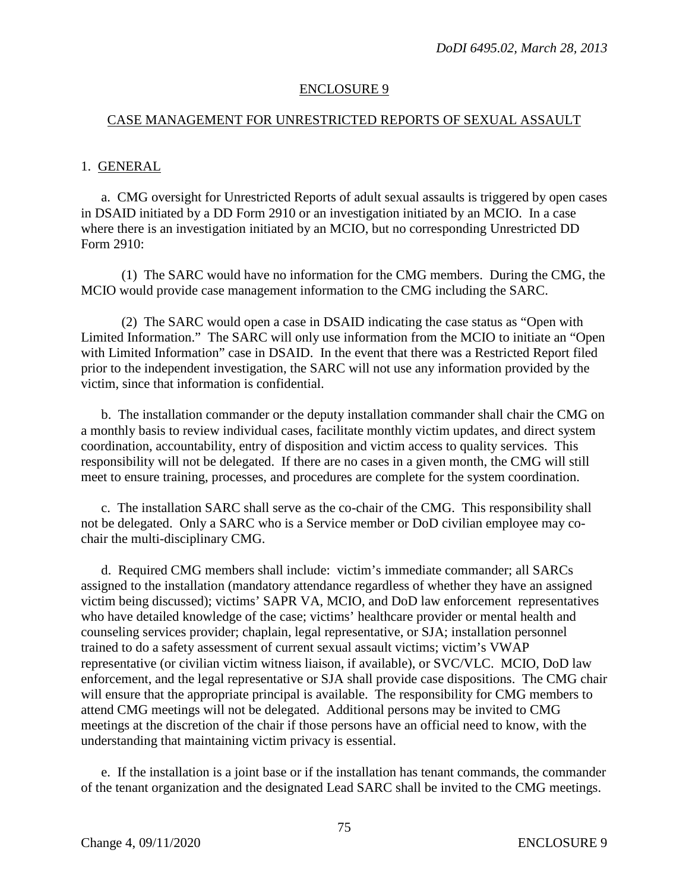## ENCLOSURE 9

## CASE MANAGEMENT FOR UNRESTRICTED REPORTS OF SEXUAL ASSAULT

### 1. GENERAL

a. CMG oversight for Unrestricted Reports of adult sexual assaults is triggered by open cases in DSAID initiated by a DD Form 2910 or an investigation initiated by an MCIO. In a case where there is an investigation initiated by an MCIO, but no corresponding Unrestricted DD Form 2910:

(1) The SARC would have no information for the CMG members. During the CMG, the MCIO would provide case management information to the CMG including the SARC.

(2) The SARC would open a case in DSAID indicating the case status as "Open with Limited Information." The SARC will only use information from the MCIO to initiate an "Open with Limited Information" case in DSAID. In the event that there was a Restricted Report filed prior to the independent investigation, the SARC will not use any information provided by the victim, since that information is confidential.

b. The installation commander or the deputy installation commander shall chair the CMG on a monthly basis to review individual cases, facilitate monthly victim updates, and direct system coordination, accountability, entry of disposition and victim access to quality services. This responsibility will not be delegated. If there are no cases in a given month, the CMG will still meet to ensure training, processes, and procedures are complete for the system coordination.

c. The installation SARC shall serve as the co-chair of the CMG. This responsibility shall not be delegated. Only a SARC who is a Service member or DoD civilian employee may co-chair the multi-disciplinary CMG.

d. Required CMG members shall include: victim's immediate commander; all SARCs assigned to the installation (mandatory attendance regardless of whether they have an assigned victim being discussed); victims' SAPR VA, MCIO, and DoD law enforcement representatives who have detailed knowledge of the case; victims' healthcare provider or mental health and counseling services provider; chaplain, legal representative, or SJA; installation personnel trained to do a safety assessment of current sexual assault victims; victim's VWAP representative (or civilian victim witness liaison, if available), or SVC/VLC. MCIO, DoD law enforcement, and the legal representative or SJA shall provide case dispositions. The CMG chair will ensure that the appropriate principal is available. The responsibility for CMG members to attend CMG meetings will not be delegated. Additional persons may be invited to CMG meetings at the discretion of the chair if those persons have an official need to know, with the understanding that maintaining victim privacy is essential.

e. If the installation is a joint base or if the installation has tenant commands, the commander of the tenant organization and the designated Lead SARC shall be invited to the CMG meetings.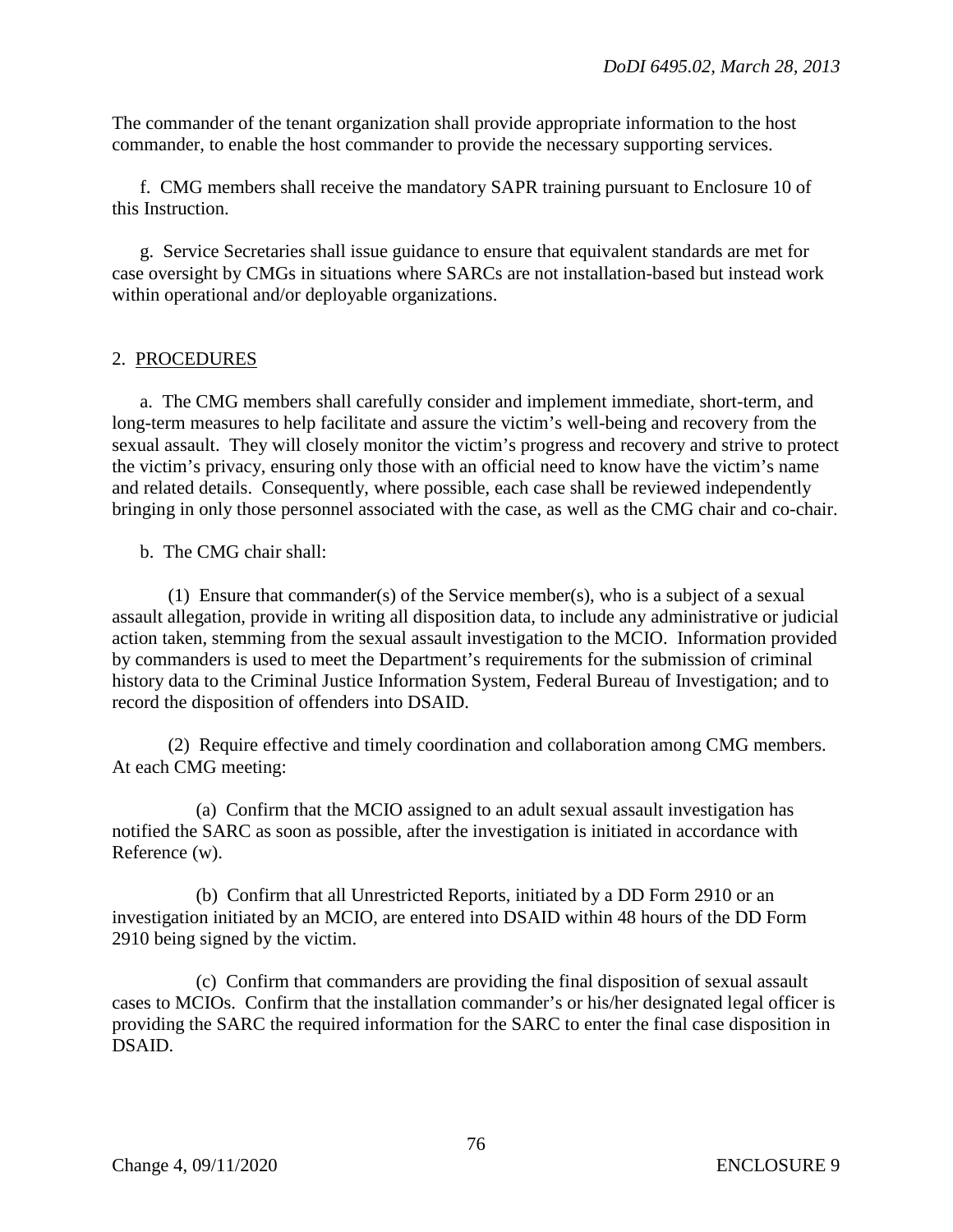The commander of the tenant organization shall provide appropriate information to the host commander, to enable the host commander to provide the necessary supporting services.

f. CMG members shall receive the mandatory SAPR training pursuant to Enclosure 10 of this Instruction.

g. Service Secretaries shall issue guidance to ensure that equivalent standards are met for case oversight by CMGs in situations where SARCs are not installation-based but instead work within operational and/or deployable organizations.

2. PROCEDURES

a. The CMG members shall carefully consider and implement immediate, short-term, and long-term measures to help facilitate and assure the victim's well-being and recovery from the sexual assault. They will closely monitor the victim's progress and recovery and strive to protect the victim's privacy, ensuring only those with an official need to know have the victim's name and related details. Consequently, where possible, each case shall be reviewed independently bringing in only those personnel associated with the case, as well as the CMG chair and co-chair.

b. The CMG chair shall:

(1) Ensure that commander(s) of the Service member(s), who is a subject of a sexual assault allegation, provide in writing all disposition data, to include any administrative or judicial action taken, stemming from the sexual assault investigation to the MCIO. Information provided by commanders is used to meet the Department's requirements for the submission of criminal history data to the Criminal Justice Information System, Federal Bureau of Investigation; and to record the disposition of offenders into DSAID.

(2) Require effective and timely coordination and collaboration among CMG members. At each CMG meeting:

(a) Confirm that the MCIO assigned to an adult sexual assault investigation has notified the SARC as soon as possible, after the investigation is initiated in accordance with Reference (w).

(b) Confirm that all Unrestricted Reports, initiated by a DD Form 2910 or an investigation initiated by an MCIO, are entered into DSAID within 48 hours of the DD Form 2910 being signed by the victim.

(c) Confirm that commanders are providing the final disposition of sexual assault cases to MCIOs. Confirm that the installation commander's or his/her designated legal officer is providing the SARC the required information for the SARC to enter the final case disposition in DSAID.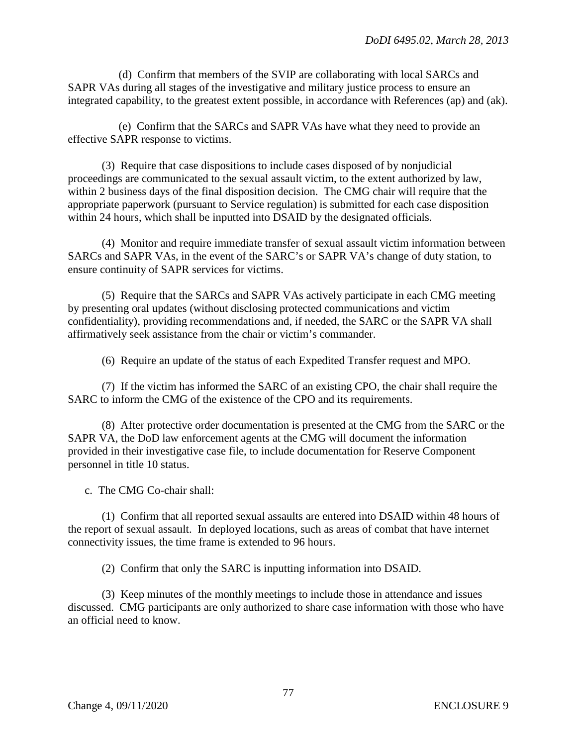(d) Confirm that members of the SVIP are collaborating with local SARCs and SAPR VAs during all stages of the investigative and military justice process to ensure an integrated capability, to the greatest extent possible, in accordance with References (ap) and (ak).

(e) Confirm that the SARCs and SAPR VAs have what they need to provide an effective SAPR response to victims.

(3) Require that case dispositions to include cases disposed of by nonjudicial proceedings are communicated to the sexual assault victim, to the extent authorized by law, within 2 business days of the final disposition decision. The CMG chair will require that the appropriate paperwork (pursuant to Service regulation) is submitted for each case disposition within 24 hours, which shall be inputted into DSAID by the designated officials.

(4) Monitor and require immediate transfer of sexual assault victim information between SARCs and SAPR VAs, in the event of the SARC's or SAPR VA's change of duty station, to ensure continuity of SAPR services for victims.

(5) Require that the SARCs and SAPR VAs actively participate in each CMG meeting by presenting oral updates (without disclosing protected communications and victim confidentiality), providing recommendations and, if needed, the SARC or the SAPR VA shall affirmatively seek assistance from the chair or victim's commander.

(6) Require an update of the status of each Expedited Transfer request and MPO.

(7) If the victim has informed the SARC of an existing CPO, the chair shall require the SARC to inform the CMG of the existence of the CPO and its requirements.

(8) After protective order documentation is presented at the CMG from the SARC or the SAPR VA, the DoD law enforcement agents at the CMG will document the information provided in their investigative case file, to include documentation for Reserve Component personnel in title 10 status.

c. The CMG Co-chair shall:

(1) Confirm that all reported sexual assaults are entered into DSAID within 48 hours of the report of sexual assault. In deployed locations, such as areas of combat that have internet connectivity issues, the time frame is extended to 96 hours.

(2) Confirm that only the SARC is inputting information into DSAID.

(3) Keep minutes of the monthly meetings to include those in attendance and issues discussed. CMG participants are only authorized to share case information with those who have an official need to know.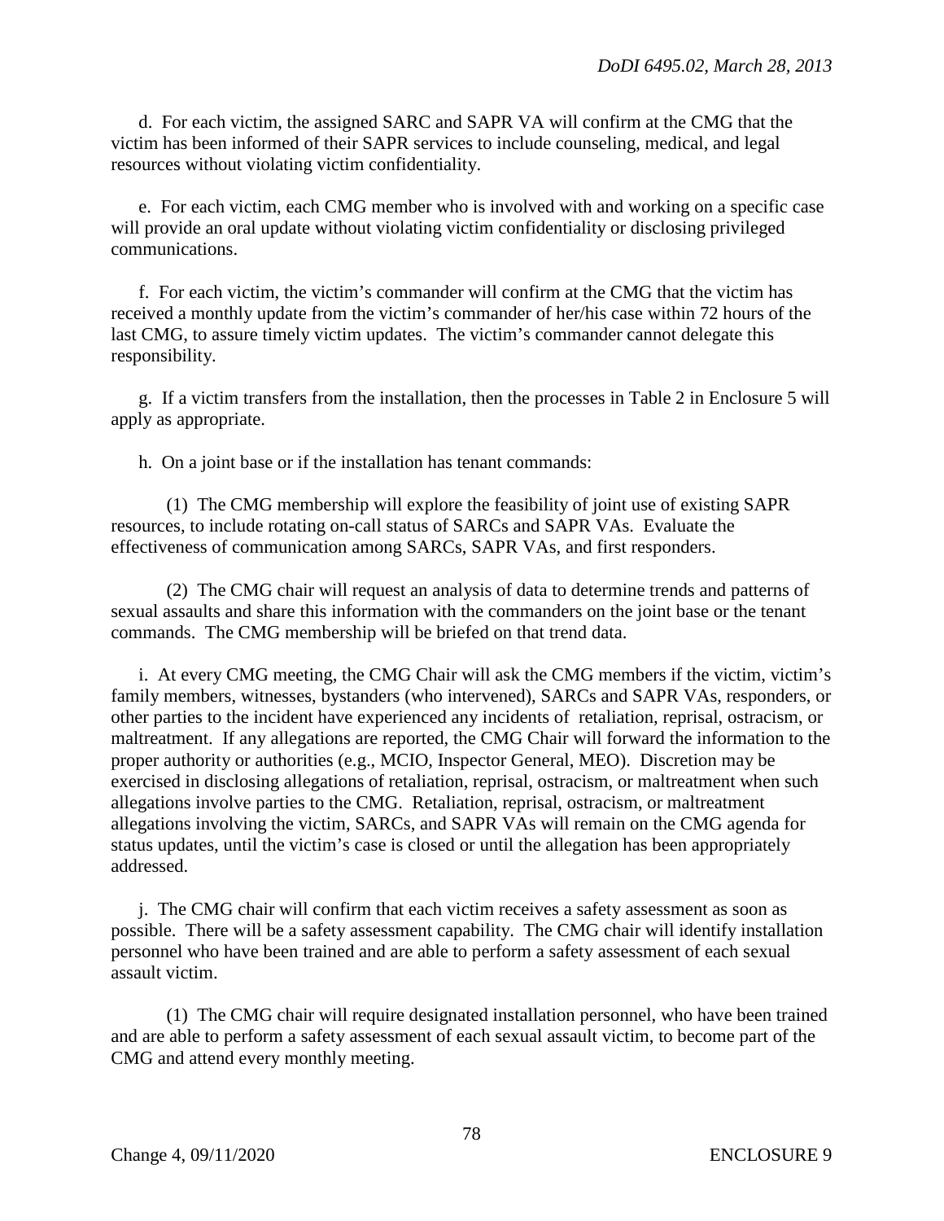d. For each victim, the assigned SARC and SAPR VA will confirm at the CMG that the victim has been informed of their SAPR services to include counseling, medical, and legal resources without violating victim confidentiality.

e. For each victim, each CMG member who is involved with and working on a specific case will provide an oral update without violating victim confidentiality or disclosing privileged communications.

f. For each victim, the victim's commander will confirm at the CMG that the victim has received a monthly update from the victim's commander of her/his case within 72 hours of the last CMG, to assure timely victim updates. The victim's commander cannot delegate this responsibility.

g. If a victim transfers from the installation, then the processes in Table 2 in Enclosure 5 will apply as appropriate.

h. On a joint base or if the installation has tenant commands:

(1) The CMG membership will explore the feasibility of joint use of existing SAPR resources, to include rotating on-call status of SARCs and SAPR VAs. Evaluate the effectiveness of communication among SARCs, SAPR VAs, and first responders.

(2) The CMG chair will request an analysis of data to determine trends and patterns of sexual assaults and share this information with the commanders on the joint base or the tenant commands. The CMG membership will be briefed on that trend data.

i. At every CMG meeting, the CMG Chair will ask the CMG members if the victim, victim's family members, witnesses, bystanders (who intervened), SARCs and SAPR VAs, responders, or other parties to the incident have experienced any incidents of retaliation, reprisal, ostracism, or maltreatment. If any allegations are reported, the CMG Chair will forward the information to the proper authority or authorities (e.g., MCIO, Inspector General, MEO). Discretion may be exercised in disclosing allegations of retaliation, reprisal, ostracism, or maltreatment when such allegations involve parties to the CMG. Retaliation, reprisal, ostracism, or maltreatment allegations involving the victim, SARCs, and SAPR VAs will remain on the CMG agenda for status updates, until the victim's case is closed or until the allegation has been appropriately addressed.

j. The CMG chair will confirm that each victim receives a safety assessment as soon as possible. There will be a safety assessment capability. The CMG chair will identify installation personnel who have been trained and are able to perform a safety assessment of each sexual assault victim.

(1) The CMG chair will require designated installation personnel, who have been trained and are able to perform a safety assessment of each sexual assault victim, to become part of the CMG and attend every monthly meeting.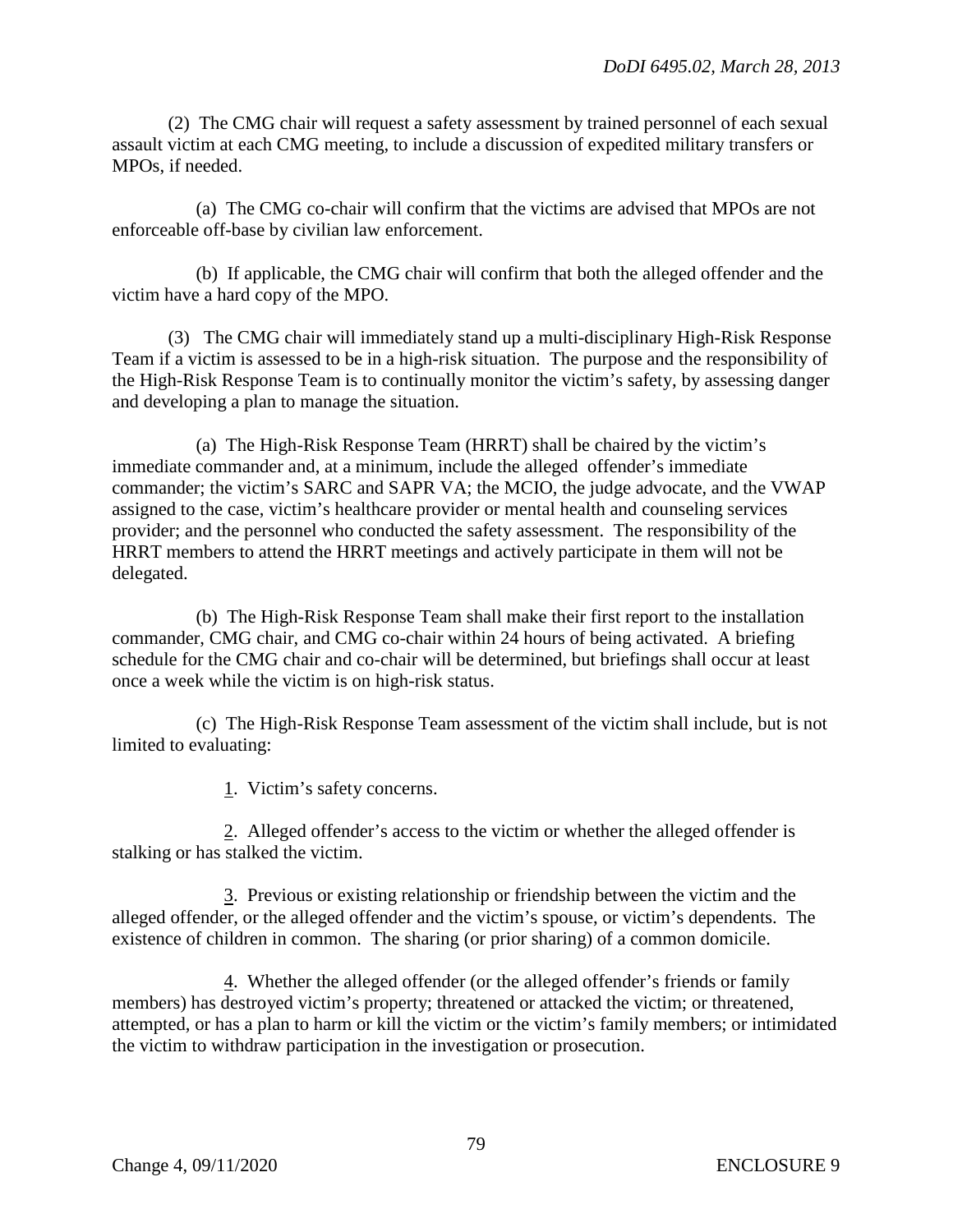(2) The CMG chair will request a safety assessment by trained personnel of each sexual assault victim at each CMG meeting, to include a discussion of expedited military transfers or MPOs, if needed.

(a) The CMG co-chair will confirm that the victims are advised that MPOs are not enforceable off-base by civilian law enforcement.

(b) If applicable, the CMG chair will confirm that both the alleged offender and the victim have a hard copy of the MPO.

(3) The CMG chair will immediately stand up a multi-disciplinary High-Risk Response Team if a victim is assessed to be in a high-risk situation. The purpose and the responsibility of the High-Risk Response Team is to continually monitor the victim's safety, by assessing danger and developing a plan to manage the situation.

(a) The High-Risk Response Team (HRRT) shall be chaired by the victim's immediate commander and, at a minimum, include the alleged offender's immediate commander; the victim's SARC and SAPR VA; the MCIO, the judge advocate, and the VWAP assigned to the case, victim's healthcare provider or mental health and counseling services provider; and the personnel who conducted the safety assessment. The responsibility of the HRRT members to attend the HRRT meetings and actively participate in them will not be delegated.

(b) The High-Risk Response Team shall make their first report to the installation commander, CMG chair, and CMG co-chair within 24 hours of being activated. A briefing schedule for the CMG chair and co-chair will be determined, but briefings shall occur at least once a week while the victim is on high-risk status.

(c) The High-Risk Response Team assessment of the victim shall include, but is not limited to evaluating:

1. Victim's safety concerns.

2. Alleged offender's access to the victim or whether the alleged offender is stalking or has stalked the victim.

3. Previous or existing relationship or friendship between the victim and the alleged offender, or the alleged offender and the victim's spouse, or victim's dependents. The existence of children in common. The sharing (or prior sharing) of a common domicile.

4. Whether the alleged offender (or the alleged offender's friends or family members) has destroyed victim's property; threatened or attacked the victim; or threatened, attempted, or has a plan to harm or kill the victim or the victim's family members; or intimidated the victim to withdraw participation in the investigation or prosecution.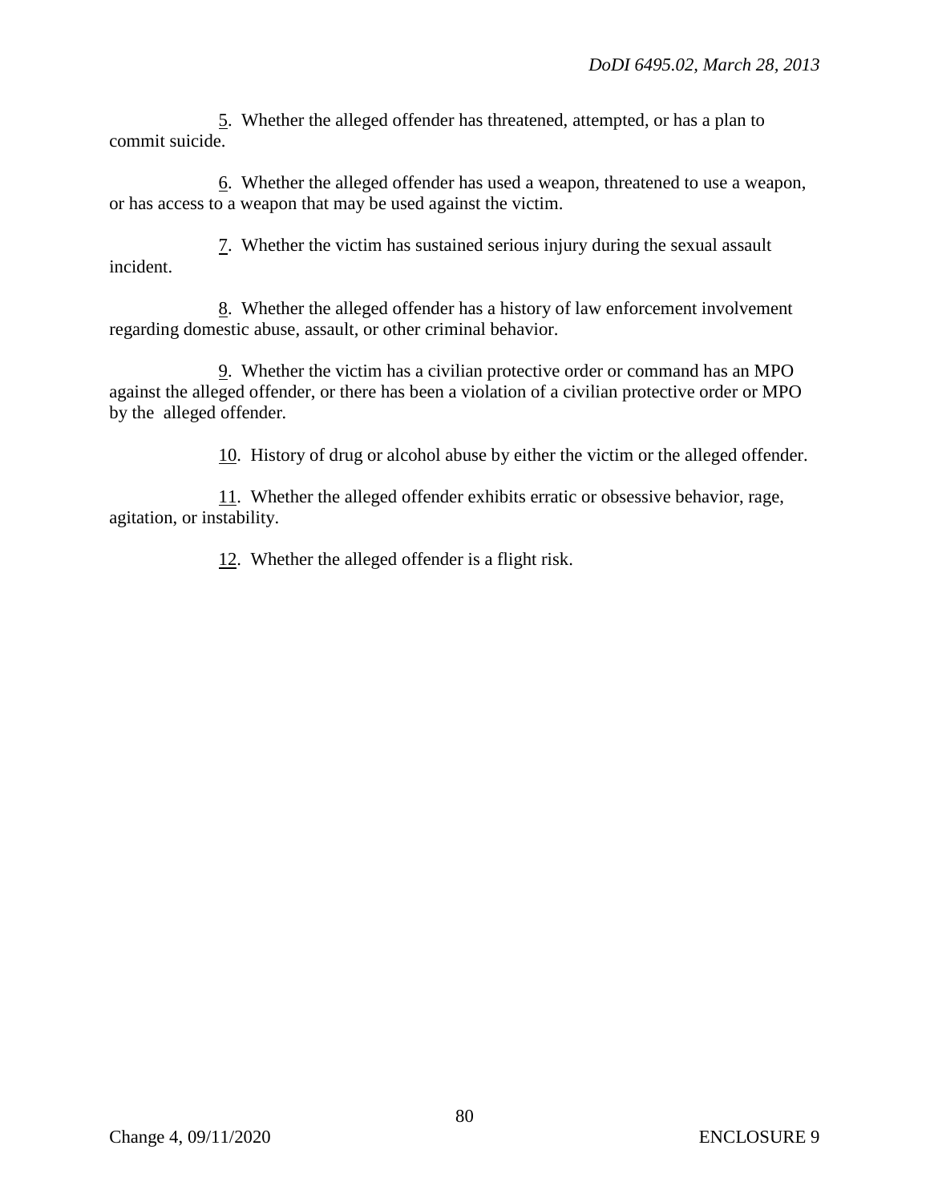5. Whether the alleged offender has threatened, attempted, or has a plan to commit suicide.

6. Whether the alleged offender has used a weapon, threatened to use a weapon, or has access to a weapon that may be used against the victim.

7. Whether the victim has sustained serious injury during the sexual assault incident.

8. Whether the alleged offender has a history of law enforcement involvement regarding domestic abuse, assault, or other criminal behavior.

9. Whether the victim has a civilian protective order or command has an MPO against the alleged offender, or there has been a violation of a civilian protective order or MPO by the alleged offender.

10. History of drug or alcohol abuse by either the victim or the alleged offender.

11. Whether the alleged offender exhibits erratic or obsessive behavior, rage, agitation, or instability.

12. Whether the alleged offender is a flight risk.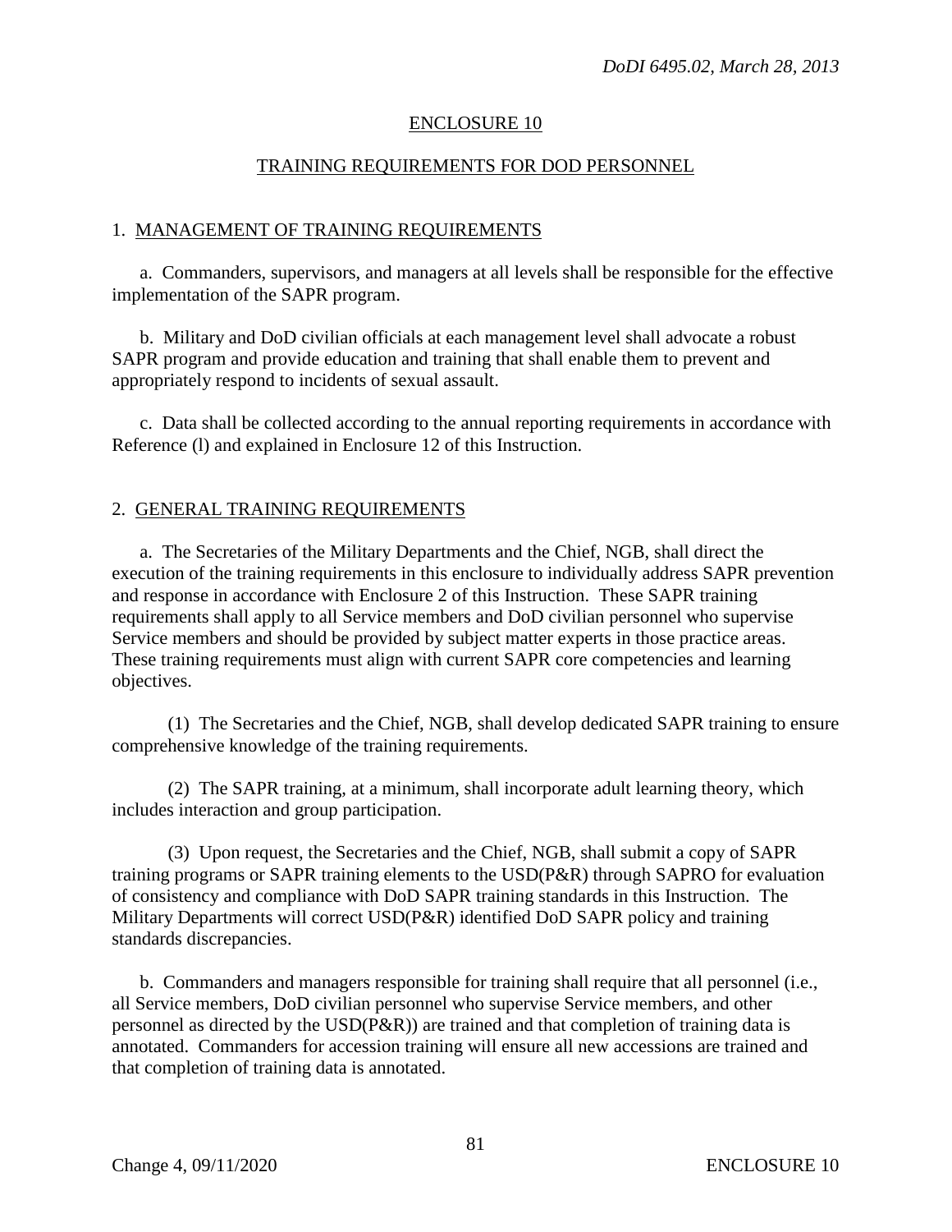## ENCLOSURE 10

## TRAINING REQUIREMENTS FOR DOD PERSONNEL

### 1. MANAGEMENT OF TRAINING REQUIREMENTS

a. Commanders, supervisors, and managers at all levels shall be responsible for the effective implementation of the SAPR program.

b. Military and DoD civilian officials at each management level shall advocate a robust SAPR program and provide education and training that shall enable them to prevent and appropriately respond to incidents of sexual assault.

c. Data shall be collected according to the annual reporting requirements in accordance with Reference (l) and explained in Enclosure 12 of this Instruction.

### 2. GENERAL TRAINING REQUIREMENTS

a. The Secretaries of the Military Departments and the Chief, NGB, shall direct the execution of the training requirements in this enclosure to individually address SAPR prevention and response in accordance with Enclosure 2 of this Instruction. These SAPR training requirements shall apply to all Service members and DoD civilian personnel who supervise Service members and should be provided by subject matter experts in those practice areas. These training requirements must align with current SAPR core competencies and learning objectives.

(1) The Secretaries and the Chief, NGB, shall develop dedicated SAPR training to ensure comprehensive knowledge of the training requirements.

(2) The SAPR training, at a minimum, shall incorporate adult learning theory, which includes interaction and group participation.

(3) Upon request, the Secretaries and the Chief, NGB, shall submit a copy of SAPR training programs or SAPR training elements to the USD(P&R) through SAPRO for evaluation of consistency and compliance with DoD SAPR training standards in this Instruction. The Military Departments will correct USD(P&R) identified DoD SAPR policy and training standards discrepancies.

b. Commanders and managers responsible for training shall require that all personnel (i.e., all Service members, DoD civilian personnel who supervise Service members, and other personnel as directed by the USD(P&R)) are trained and that completion of training data is annotated. Commanders for accession training will ensure all new accessions are trained and that completion of training data is annotated.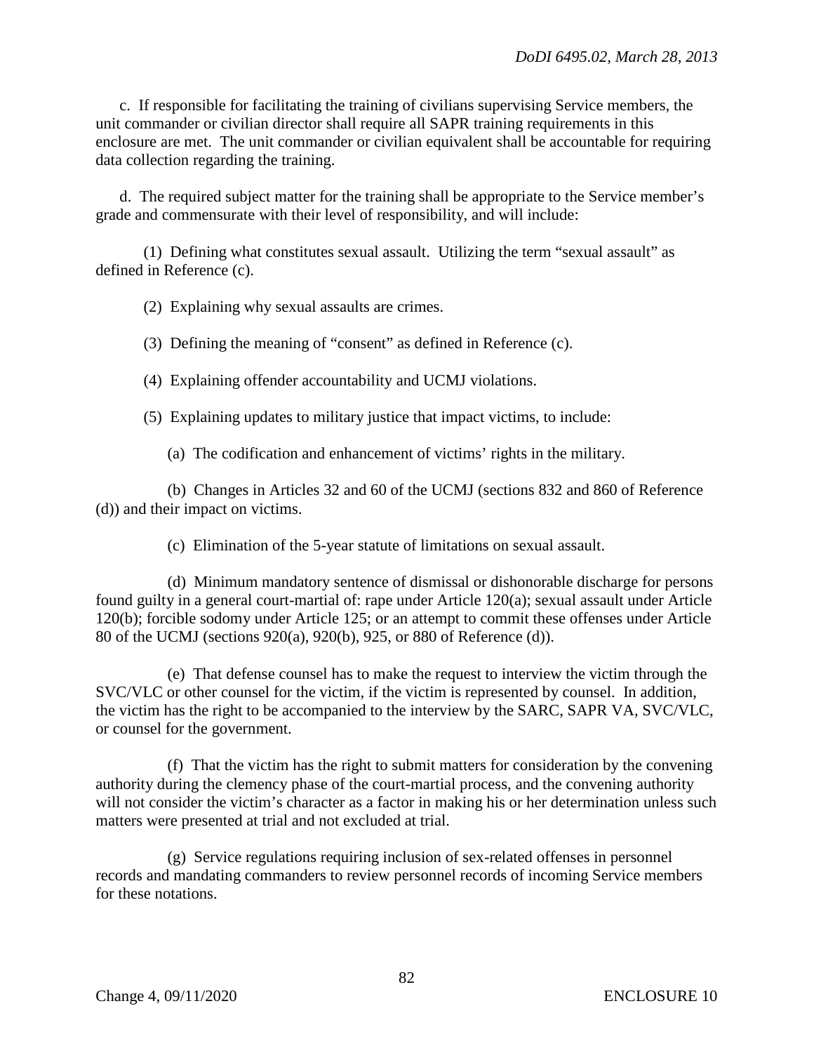c. If responsible for facilitating the training of civilians supervising Service members, the unit commander or civilian director shall require all SAPR training requirements in this enclosure are met. The unit commander or civilian equivalent shall be accountable for requiring data collection regarding the training.

d. The required subject matter for the training shall be appropriate to the Service member's grade and commensurate with their level of responsibility, and will include:

(1) Defining what constitutes sexual assault. Utilizing the term "sexual assault" as defined in Reference (c).

(2) Explaining why sexual assaults are crimes.

(3) Defining the meaning of "consent" as defined in Reference (c).

(4) Explaining offender accountability and UCMJ violations.

(5) Explaining updates to military justice that impact victims, to include:

(a) The codification and enhancement of victims' rights in the military.

(b) Changes in Articles 32 and 60 of the UCMJ (sections 832 and 860 of Reference (d)) and their impact on victims.

(c) Elimination of the 5-year statute of limitations on sexual assault.

(d) Minimum mandatory sentence of dismissal or dishonorable discharge for persons found guilty in a general court-martial of: rape under Article 120(a); sexual assault under Article 120(b); forcible sodomy under Article 125; or an attempt to commit these offenses under Article 80 of the UCMJ (sections 920(a), 920(b), 925, or 880 of Reference (d)).

(e) That defense counsel has to make the request to interview the victim through the SVC/VLC or other counsel for the victim, if the victim is represented by counsel. In addition, the victim has the right to be accompanied to the interview by the SARC, SAPR VA, SVC/VLC, or counsel for the government.

(f) That the victim has the right to submit matters for consideration by the convening authority during the clemency phase of the court-martial process, and the convening authority will not consider the victim's character as a factor in making his or her determination unless such matters were presented at trial and not excluded at trial.

(g) Service regulations requiring inclusion of sex-related offenses in personnel records and mandating commanders to review personnel records of incoming Service members for these notations.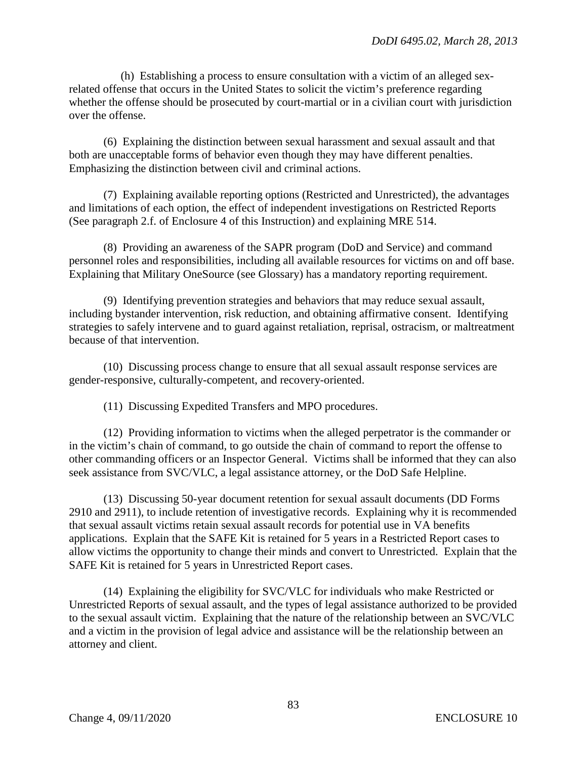(h) Establishing a process to ensure consultation with a victim of an alleged sex-related offense that occurs in the United States to solicit the victim's preference regarding whether the offense should be prosecuted by court-martial or in a civilian court with jurisdiction over the offense.

(6) Explaining the distinction between sexual harassment and sexual assault and that both are unacceptable forms of behavior even though they may have different penalties. Emphasizing the distinction between civil and criminal actions.

(7) Explaining available reporting options (Restricted and Unrestricted), the advantages and limitations of each option, the effect of independent investigations on Restricted Reports (See paragraph 2.f. of Enclosure 4 of this Instruction) and explaining MRE 514.

(8) Providing an awareness of the SAPR program (DoD and Service) and command personnel roles and responsibilities, including all available resources for victims on and off base. Explaining that Military OneSource (see Glossary) has a mandatory reporting requirement.

(9) Identifying prevention strategies and behaviors that may reduce sexual assault, including bystander intervention, risk reduction, and obtaining affirmative consent. Identifying strategies to safely intervene and to guard against retaliation, reprisal, ostracism, or maltreatment because of that intervention.

(10) Discussing process change to ensure that all sexual assault response services are gender-responsive, culturally-competent, and recovery-oriented.

(11) Discussing Expedited Transfers and MPO procedures.

(12) Providing information to victims when the alleged perpetrator is the commander or in the victim's chain of command, to go outside the chain of command to report the offense to other commanding officers or an Inspector General. Victims shall be informed that they can also seek assistance from SVC/VLC, a legal assistance attorney, or the DoD Safe Helpline.

(13) Discussing 50-year document retention for sexual assault documents (DD Forms 2910 and 2911), to include retention of investigative records. Explaining why it is recommended that sexual assault victims retain sexual assault records for potential use in VA benefits applications. Explain that the SAFE Kit is retained for 5 years in a Restricted Report cases to allow victims the opportunity to change their minds and convert to Unrestricted. Explain that the SAFE Kit is retained for 5 years in Unrestricted Report cases.

(14) Explaining the eligibility for SVC/VLC for individuals who make Restricted or Unrestricted Reports of sexual assault, and the types of legal assistance authorized to be provided to the sexual assault victim. Explaining that the nature of the relationship between an SVC/VLC and a victim in the provision of legal advice and assistance will be the relationship between an attorney and client.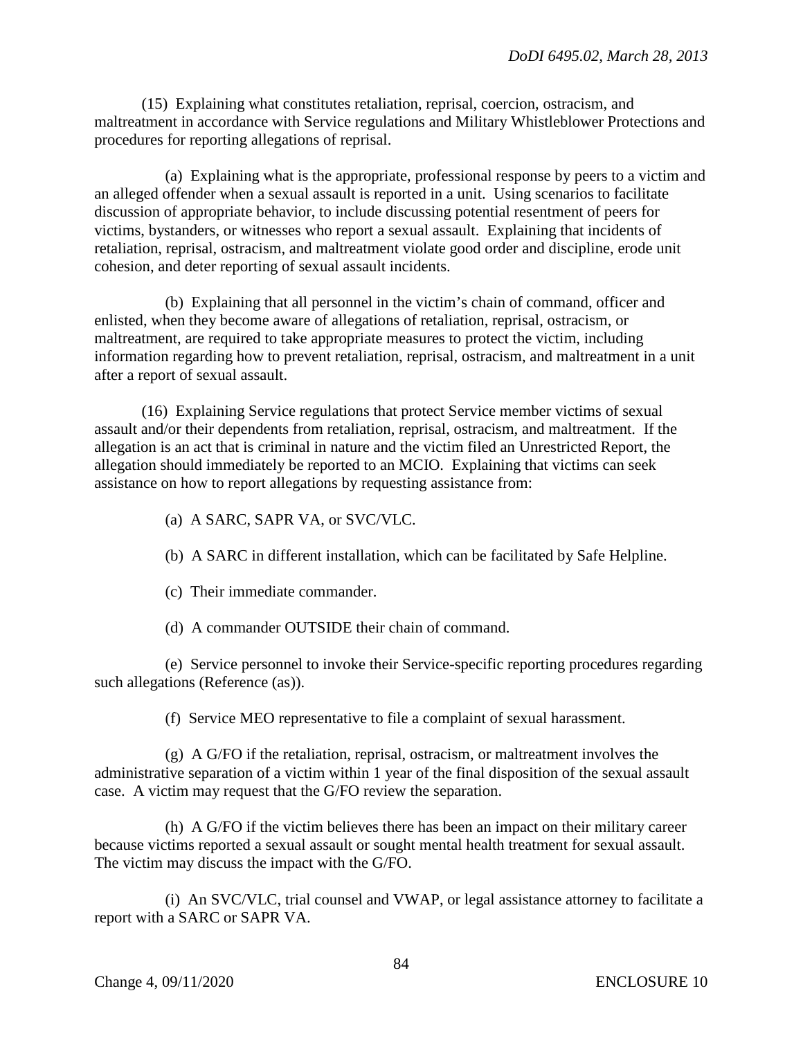(15) Explaining what constitutes retaliation, reprisal, coercion, ostracism, and maltreatment in accordance with Service regulations and Military Whistleblower Protections and procedures for reporting allegations of reprisal.

(a) Explaining what is the appropriate, professional response by peers to a victim and an alleged offender when a sexual assault is reported in a unit. Using scenarios to facilitate discussion of appropriate behavior, to include discussing potential resentment of peers for victims, bystanders, or witnesses who report a sexual assault. Explaining that incidents of retaliation, reprisal, ostracism, and maltreatment violate good order and discipline, erode unit cohesion, and deter reporting of sexual assault incidents.

(b) Explaining that all personnel in the victim's chain of command, officer and enlisted, when they become aware of allegations of retaliation, reprisal, ostracism, or maltreatment, are required to take appropriate measures to protect the victim, including information regarding how to prevent retaliation, reprisal, ostracism, and maltreatment in a unit after a report of sexual assault.

(16) Explaining Service regulations that protect Service member victims of sexual assault and/or their dependents from retaliation, reprisal, ostracism, and maltreatment. If the allegation is an act that is criminal in nature and the victim filed an Unrestricted Report, the allegation should immediately be reported to an MCIO. Explaining that victims can seek assistance on how to report allegations by requesting assistance from:

(a) A SARC, SAPR VA, or SVC/VLC.

(b) A SARC in different installation, which can be facilitated by Safe Helpline.

(c) Their immediate commander.

(d) A commander OUTSIDE their chain of command.

(e) Service personnel to invoke their Service-specific reporting procedures regarding such allegations (Reference (as)).

(f) Service MEO representative to file a complaint of sexual harassment.

(g) A G/FO if the retaliation, reprisal, ostracism, or maltreatment involves the administrative separation of a victim within 1 year of the final disposition of the sexual assault case. A victim may request that the G/FO review the separation.

(h) A G/FO if the victim believes there has been an impact on their military career because victims reported a sexual assault or sought mental health treatment for sexual assault. The victim may discuss the impact with the G/FO.

(i) An SVC/VLC, trial counsel and VWAP, or legal assistance attorney to facilitate a report with a SARC or SAPR VA.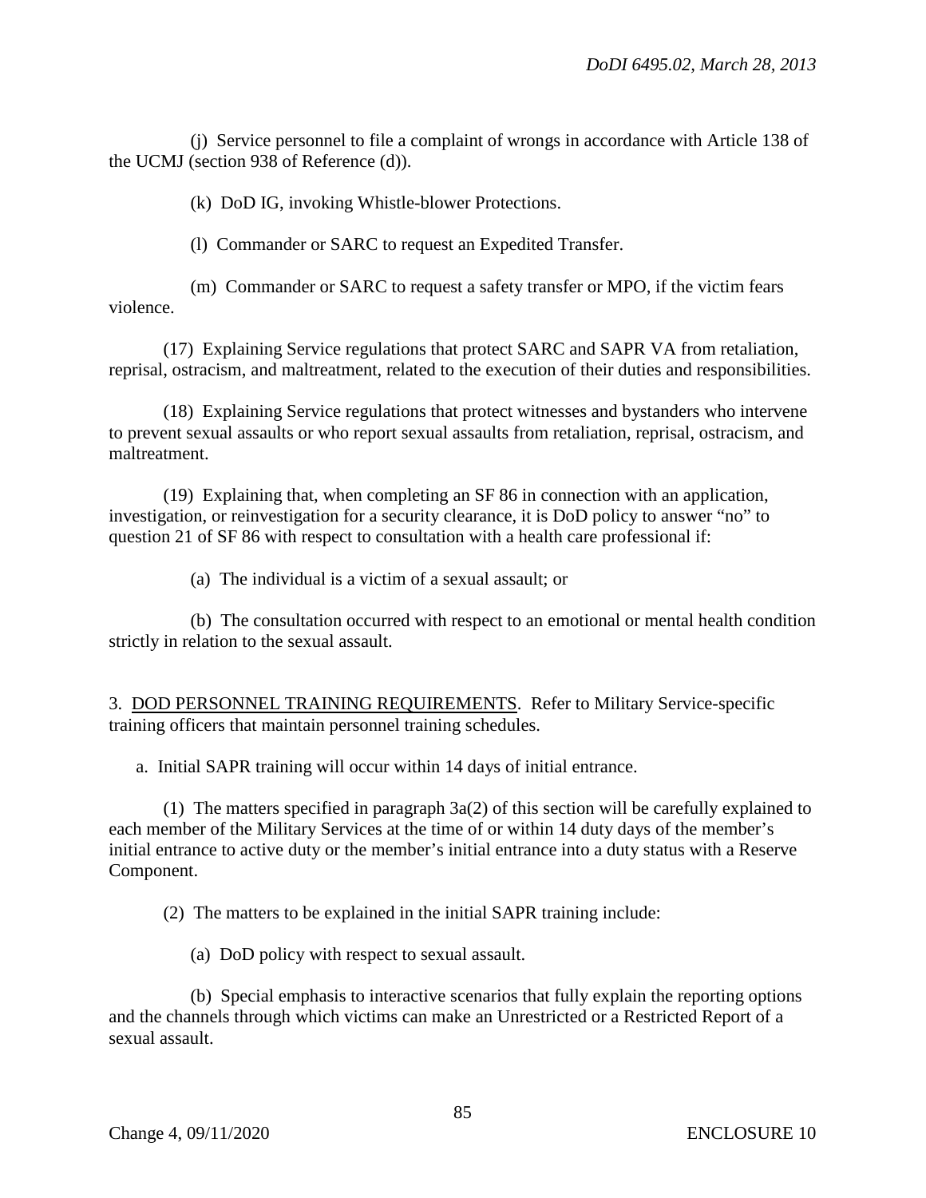(j) Service personnel to file a complaint of wrongs in accordance with Article 138 of the UCMJ (section 938 of Reference (d)).

(k) DoD IG, invoking Whistle-blower Protections.

(l) Commander or SARC to request an Expedited Transfer.

(m) Commander or SARC to request a safety transfer or MPO, if the victim fears violence.

(17) Explaining Service regulations that protect SARC and SAPR VA from retaliation, reprisal, ostracism, and maltreatment, related to the execution of their duties and responsibilities.

(18) Explaining Service regulations that protect witnesses and bystanders who intervene to prevent sexual assaults or who report sexual assaults from retaliation, reprisal, ostracism, and maltreatment.

(19) Explaining that, when completing an SF 86 in connection with an application, investigation, or reinvestigation for a security clearance, it is DoD policy to answer "no" to question 21 of SF 86 with respect to consultation with a health care professional if:

(a) The individual is a victim of a sexual assault; or

(b) The consultation occurred with respect to an emotional or mental health condition strictly in relation to the sexual assault.

3. <u>DOD PERSONNEL TRAINING REQUIREMENTS</u>. Refer to Military Service-specific training officers that maintain personnel training schedules.

a. Initial SAPR training will occur within 14 days of initial entrance.

(1) The matters specified in paragraph 3a(2) of this section will be carefully explained to each member of the Military Services at the time of or within 14 duty days of the member's initial entrance to active duty or the member's initial entrance into a duty status with a Reserve Component.

(2) The matters to be explained in the initial SAPR training include:

(a) DoD policy with respect to sexual assault.

(b) Special emphasis to interactive scenarios that fully explain the reporting options and the channels through which victims can make an Unrestricted or a Restricted Report of a sexual assault.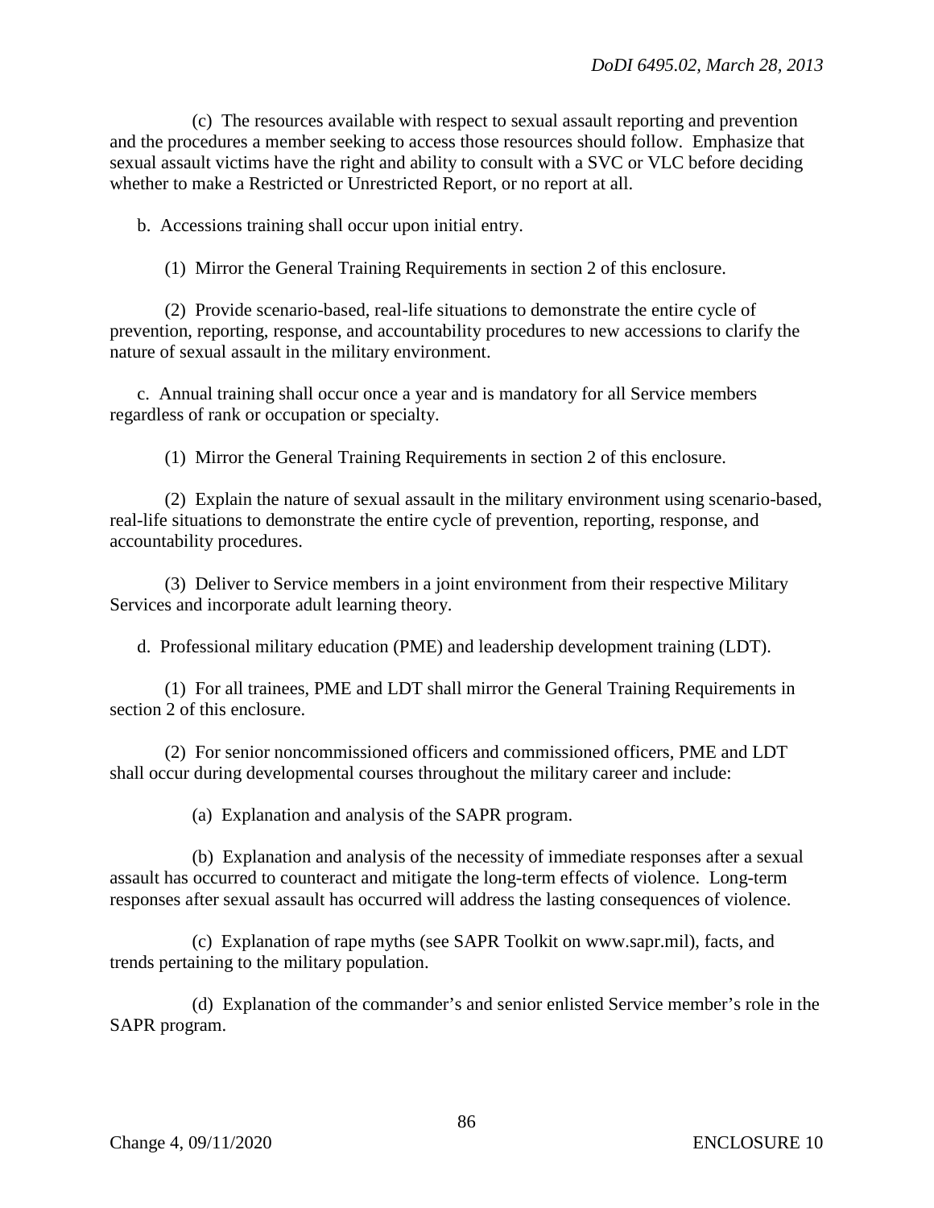(c) The resources available with respect to sexual assault reporting and prevention and the procedures a member seeking to access those resources should follow. Emphasize that sexual assault victims have the right and ability to consult with a SVC or VLC before deciding whether to make a Restricted or Unrestricted Report, or no report at all.

b. Accessions training shall occur upon initial entry.

(1) Mirror the General Training Requirements in section 2 of this enclosure.

(2) Provide scenario-based, real-life situations to demonstrate the entire cycle of prevention, reporting, response, and accountability procedures to new accessions to clarify the nature of sexual assault in the military environment.

c. Annual training shall occur once a year and is mandatory for all Service members regardless of rank or occupation or specialty.

(1) Mirror the General Training Requirements in section 2 of this enclosure.

(2) Explain the nature of sexual assault in the military environment using scenario-based, real-life situations to demonstrate the entire cycle of prevention, reporting, response, and accountability procedures.

(3) Deliver to Service members in a joint environment from their respective Military Services and incorporate adult learning theory.

d. Professional military education (PME) and leadership development training (LDT).

(1) For all trainees, PME and LDT shall mirror the General Training Requirements in section 2 of this enclosure.

(2) For senior noncommissioned officers and commissioned officers, PME and LDT shall occur during developmental courses throughout the military career and include:

(a) Explanation and analysis of the SAPR program.

(b) Explanation and analysis of the necessity of immediate responses after a sexual assault has occurred to counteract and mitigate the long-term effects of violence. Long-term responses after sexual assault has occurred will address the lasting consequences of violence.

(c) Explanation of rape myths (see SAPR Toolkit on www.sapr.mil), facts, and trends pertaining to the military population.

(d) Explanation of the commander's and senior enlisted Service member's role in the SAPR program.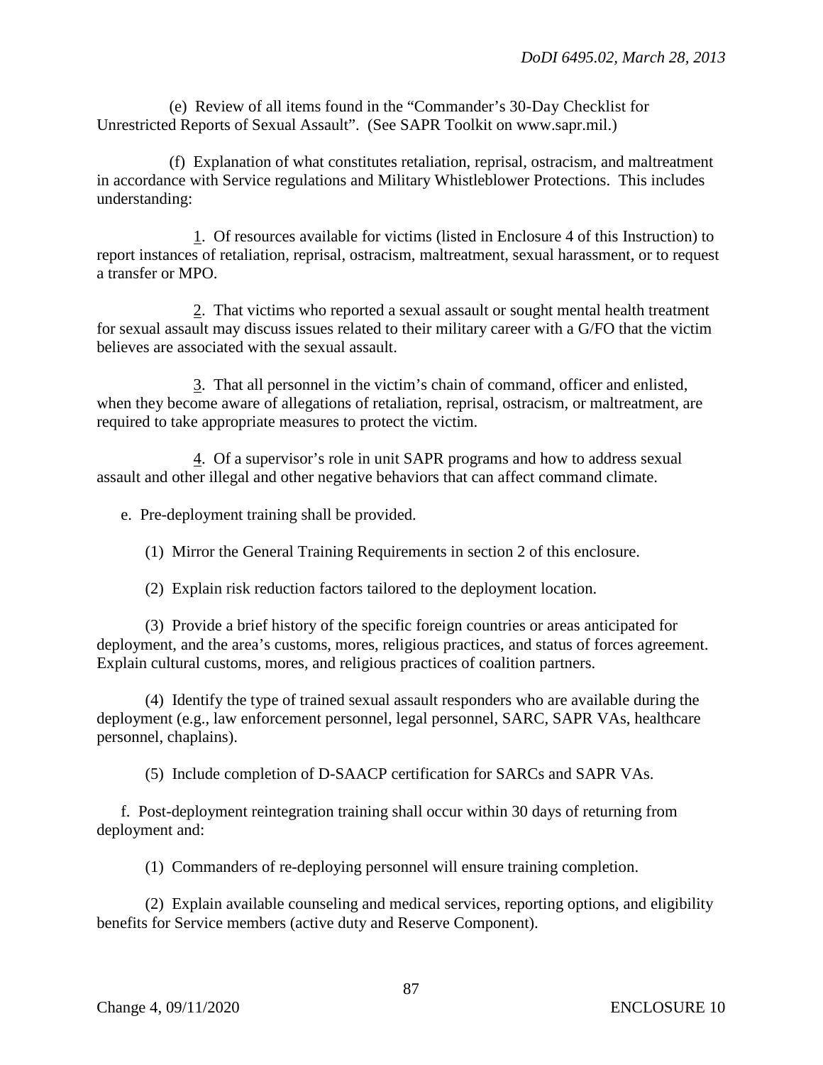(e) Review of all items found in the “Commander’s 30-Day Checklist for Unrestricted Reports of Sexual Assault”. (See SAPR Toolkit on www.sapr.mil.)

(f) Explanation of what constitutes retaliation, reprisal, ostracism, and maltreatment in accordance with Service regulations and Military Whistleblower Protections. This includes understanding:

1. Of resources available for victims (listed in Enclosure 4 of this Instruction) to report instances of retaliation, reprisal, ostracism, maltreatment, sexual harassment, or to request a transfer or MPO.

2. That victims who reported a sexual assault or sought mental health treatment for sexual assault may discuss issues related to their military career with a G/FO that the victim believes are associated with the sexual assault.

3. That all personnel in the victim’s chain of command, officer and enlisted, when they become aware of allegations of retaliation, reprisal, ostracism, or maltreatment, are required to take appropriate measures to protect the victim.

4. Of a supervisor’s role in unit SAPR programs and how to address sexual assault and other illegal and other negative behaviors that can affect command climate.

e. Pre-deployment training shall be provided.

(1) Mirror the General Training Requirements in section 2 of this enclosure.

(2) Explain risk reduction factors tailored to the deployment location.

(3) Provide a brief history of the specific foreign countries or areas anticipated for deployment, and the area’s customs, mores, religious practices, and status of forces agreement. Explain cultural customs, mores, and religious practices of coalition partners.

(4) Identify the type of trained sexual assault responders who are available during the deployment (e.g., law enforcement personnel, legal personnel, SARC, SAPR VAs, healthcare personnel, chaplains).

(5) Include completion of D-SAACP certification for SARCs and SAPR VAs.

f. Post-deployment reintegration training shall occur within 30 days of returning from deployment and:

(1) Commanders of re-deploying personnel will ensure training completion.

(2) Explain available counseling and medical services, reporting options, and eligibility benefits for Service members (active duty and Reserve Component).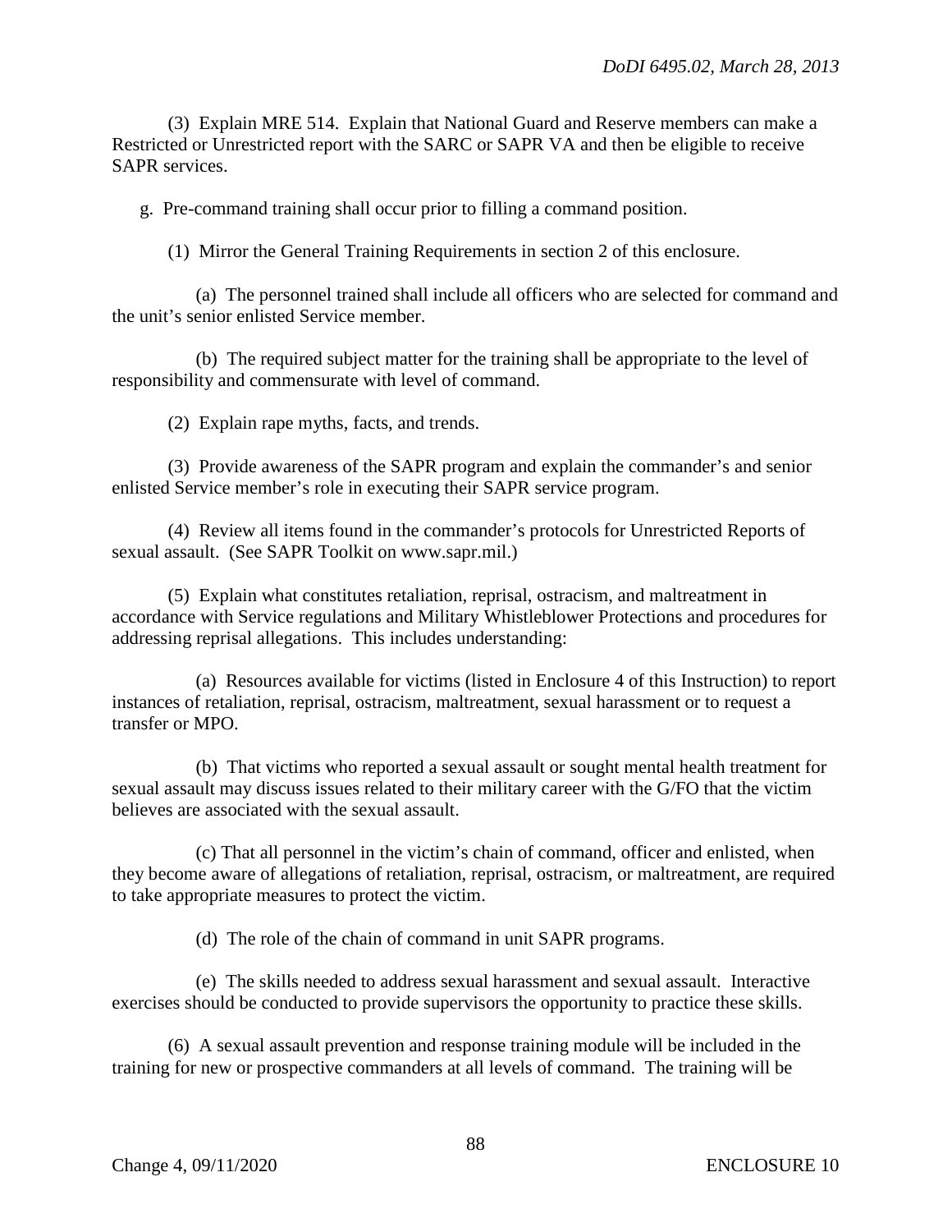(3) Explain MRE 514. Explain that National Guard and Reserve members can make a Restricted or Unrestricted report with the SARC or SAPR VA and then be eligible to receive SAPR services.

g. Pre-command training shall occur prior to filling a command position.

(1) Mirror the General Training Requirements in section 2 of this enclosure.

(a) The personnel trained shall include all officers who are selected for command and the unit's senior enlisted Service member.

(b) The required subject matter for the training shall be appropriate to the level of responsibility and commensurate with level of command.

(2) Explain rape myths, facts, and trends.

(3) Provide awareness of the SAPR program and explain the commander's and senior enlisted Service member's role in executing their SAPR service program.

(4) Review all items found in the commander's protocols for Unrestricted Reports of sexual assault. (See SAPR Toolkit on www.sapr.mil.)

(5) Explain what constitutes retaliation, reprisal, ostracism, and maltreatment in accordance with Service regulations and Military Whistleblower Protections and procedures for addressing reprisal allegations. This includes understanding:

(a) Resources available for victims (listed in Enclosure 4 of this Instruction) to report instances of retaliation, reprisal, ostracism, maltreatment, sexual harassment or to request a transfer or MPO.

(b) That victims who reported a sexual assault or sought mental health treatment for sexual assault may discuss issues related to their military career with the G/FO that the victim believes are associated with the sexual assault.

(c) That all personnel in the victim's chain of command, officer and enlisted, when they become aware of allegations of retaliation, reprisal, ostracism, or maltreatment, are required to take appropriate measures to protect the victim.

(d) The role of the chain of command in unit SAPR programs.

(e) The skills needed to address sexual harassment and sexual assault. Interactive exercises should be conducted to provide supervisors the opportunity to practice these skills.

(6) A sexual assault prevention and response training module will be included in the training for new or prospective commanders at all levels of command. The training will be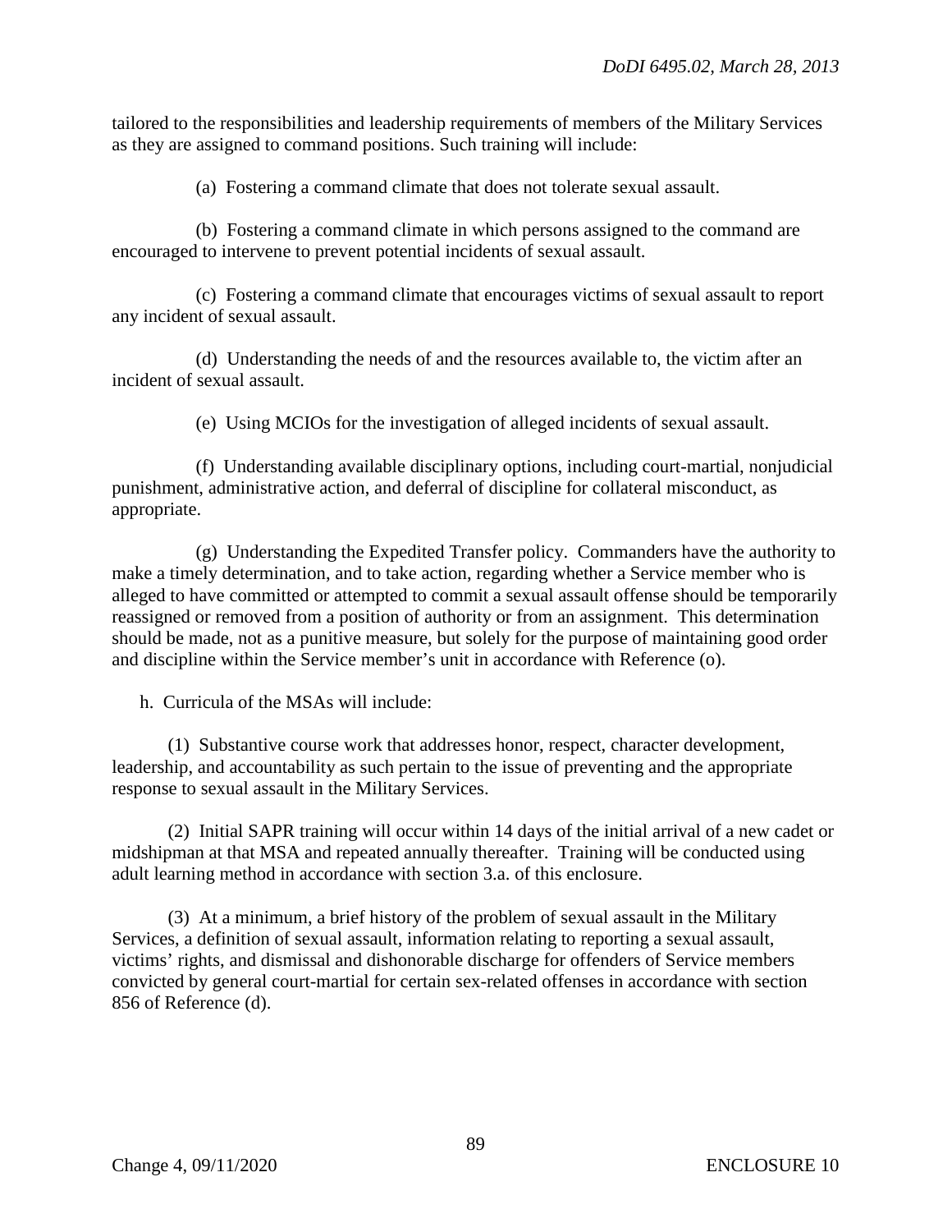tailored to the responsibilities and leadership requirements of members of the Military Services as they are assigned to command positions. Such training will include:

(a) Fostering a command climate that does not tolerate sexual assault.

(b) Fostering a command climate in which persons assigned to the command are encouraged to intervene to prevent potential incidents of sexual assault.

(c) Fostering a command climate that encourages victims of sexual assault to report any incident of sexual assault.

(d) Understanding the needs of and the resources available to, the victim after an incident of sexual assault.

(e) Using MCIOs for the investigation of alleged incidents of sexual assault.

(f) Understanding available disciplinary options, including court-martial, nonjudicial punishment, administrative action, and deferral of discipline for collateral misconduct, as appropriate.

(g) Understanding the Expedited Transfer policy. Commanders have the authority to make a timely determination, and to take action, regarding whether a Service member who is alleged to have committed or attempted to commit a sexual assault offense should be temporarily reassigned or removed from a position of authority or from an assignment. This determination should be made, not as a punitive measure, but solely for the purpose of maintaining good order and discipline within the Service member's unit in accordance with Reference (o).

h. Curricula of the MSAs will include:

(1) Substantive course work that addresses honor, respect, character development, leadership, and accountability as such pertain to the issue of preventing and the appropriate response to sexual assault in the Military Services.

(2) Initial SAPR training will occur within 14 days of the initial arrival of a new cadet or midshipman at that MSA and repeated annually thereafter. Training will be conducted using adult learning method in accordance with section 3.a. of this enclosure.

(3) At a minimum, a brief history of the problem of sexual assault in the Military Services, a definition of sexual assault, information relating to reporting a sexual assault, victims' rights, and dismissal and dishonorable discharge for offenders of Service members convicted by general court-martial for certain sex-related offenses in accordance with section 856 of Reference (d).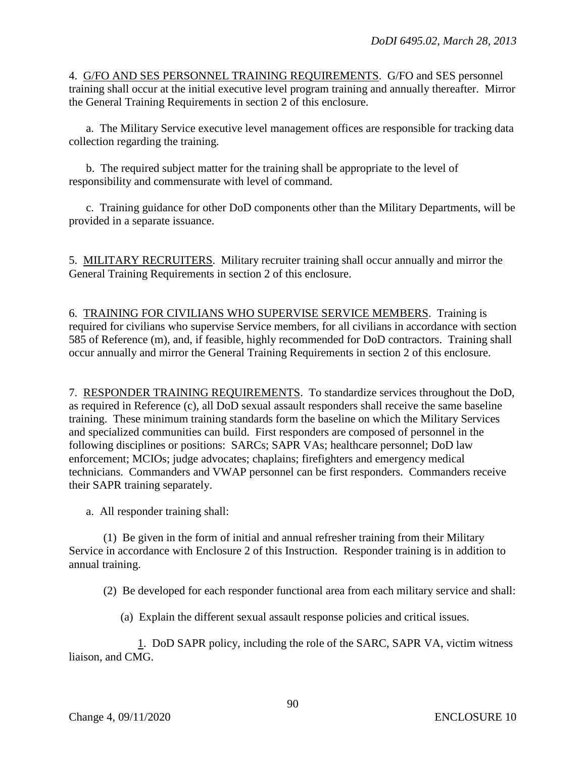4. G/FO AND SES PERSONNEL TRAINING REQUIREMENTS. G/FO and SES personnel training shall occur at the initial executive level program training and annually thereafter. Mirror the General Training Requirements in section 2 of this enclosure.

a. The Military Service executive level management offices are responsible for tracking data collection regarding the training.

b. The required subject matter for the training shall be appropriate to the level of responsibility and commensurate with level of command.

c. Training guidance for other DoD components other than the Military Departments, will be provided in a separate issuance.

5. MILITARY RECRUITERS. Military recruiter training shall occur annually and mirror the General Training Requirements in section 2 of this enclosure.

6. TRAINING FOR CIVILIANS WHO SUPERVISE SERVICE MEMBERS. Training is required for civilians who supervise Service members, for all civilians in accordance with section 585 of Reference (m), and, if feasible, highly recommended for DoD contractors. Training shall occur annually and mirror the General Training Requirements in section 2 of this enclosure.

7. RESPONDER TRAINING REQUIREMENTS. To standardize services throughout the DoD, as required in Reference (c), all DoD sexual assault responders shall receive the same baseline training. These minimum training standards form the baseline on which the Military Services and specialized communities can build. First responders are composed of personnel in the following disciplines or positions: SARCs; SAPR VAs; healthcare personnel; DoD law enforcement; MCIOs; judge advocates; chaplains; firefighters and emergency medical technicians. Commanders and VWAP personnel can be first responders. Commanders receive their SAPR training separately.

a. All responder training shall:

(1) Be given in the form of initial and annual refresher training from their Military Service in accordance with Enclosure 2 of this Instruction. Responder training is in addition to annual training.

(2) Be developed for each responder functional area from each military service and shall:

(a) Explain the different sexual assault response policies and critical issues.

1. DoD SAPR policy, including the role of the SARC, SAPR VA, victim witness liaison, and CMG.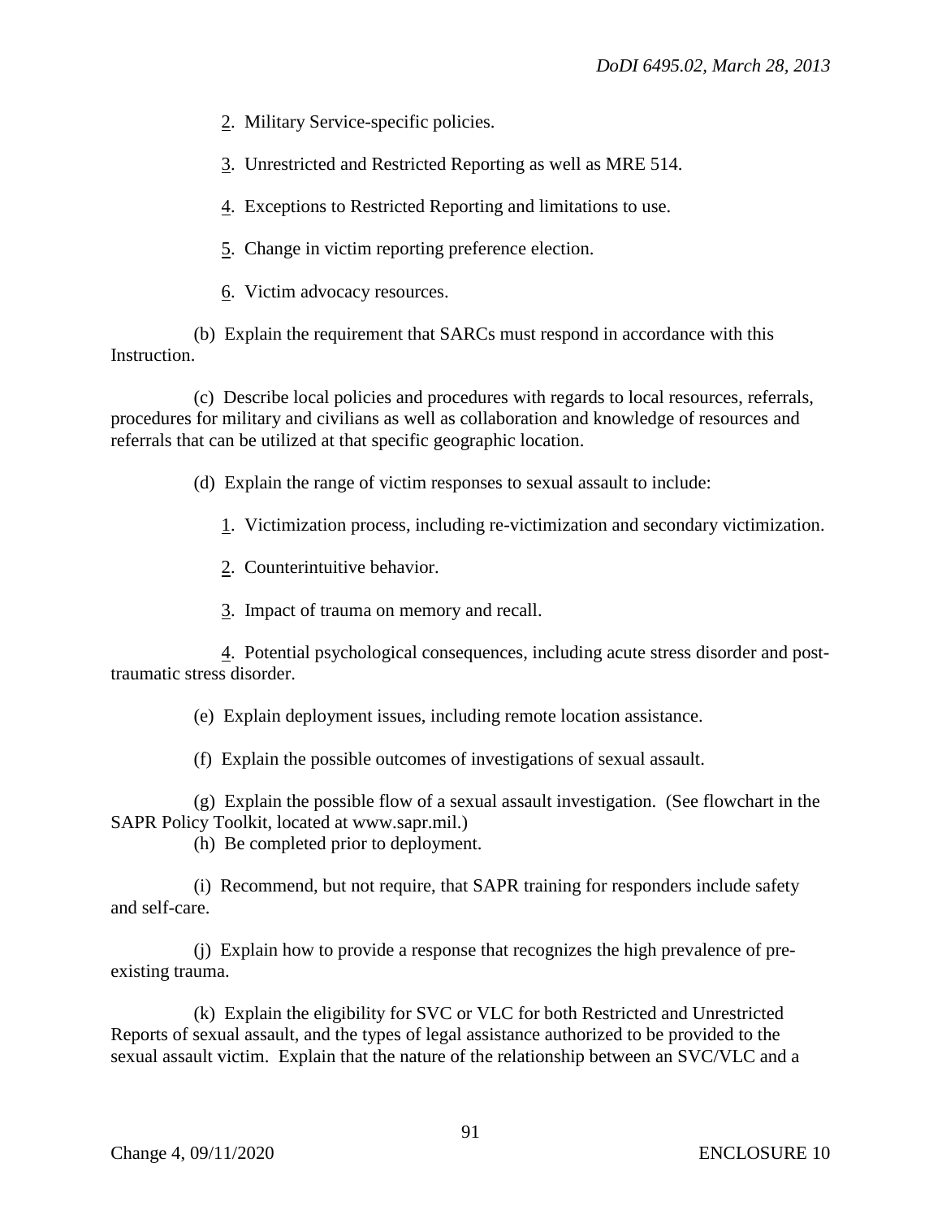2. Military Service-specific policies.

3. Unrestricted and Restricted Reporting as well as MRE 514.

4. Exceptions to Restricted Reporting and limitations to use.

5. Change in victim reporting preference election.

6. Victim advocacy resources.

(b) Explain the requirement that SARCs must respond in accordance with this Instruction.

(c) Describe local policies and procedures with regards to local resources, referrals, procedures for military and civilians as well as collaboration and knowledge of resources and referrals that can be utilized at that specific geographic location.

(d) Explain the range of victim responses to sexual assault to include:

1. Victimization process, including re-victimization and secondary victimization.

2. Counterintuitive behavior.

3. Impact of trauma on memory and recall.

4. Potential psychological consequences, including acute stress disorder and post-traumatic stress disorder.

(e) Explain deployment issues, including remote location assistance.

(f) Explain the possible outcomes of investigations of sexual assault.

(g) Explain the possible flow of a sexual assault investigation. (See flowchart in the SAPR Policy Toolkit, located at www.sapr.mil.)

(h) Be completed prior to deployment.

(i) Recommend, but not require, that SAPR training for responders include safety and self-care.

(j) Explain how to provide a response that recognizes the high prevalence of pre-existing trauma.

(k) Explain the eligibility for SVC or VLC for both Restricted and Unrestricted Reports of sexual assault, and the types of legal assistance authorized to be provided to the sexual assault victim. Explain that the nature of the relationship between an SVC/VLC and a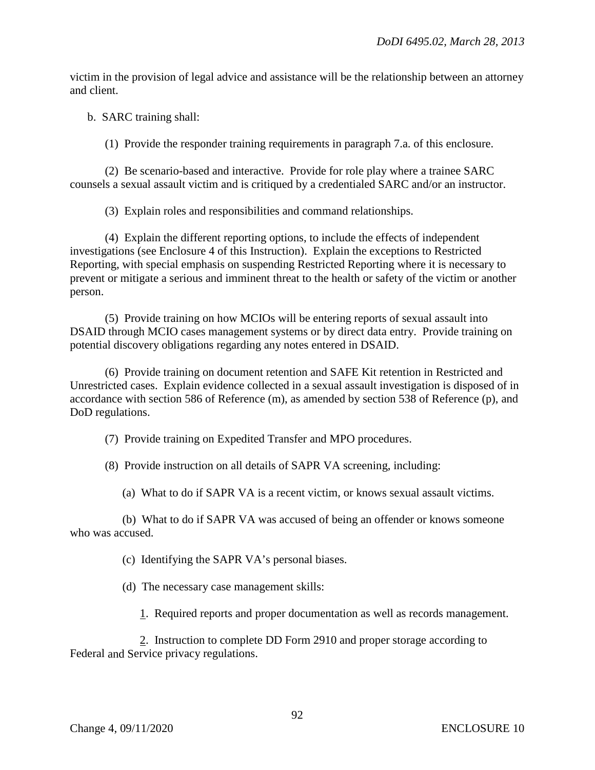victim in the provision of legal advice and assistance will be the relationship between an attorney and client.

b. SARC training shall:

(1) Provide the responder training requirements in paragraph 7.a. of this enclosure.

(2) Be scenario-based and interactive. Provide for role play where a trainee SARC counsels a sexual assault victim and is critiqued by a credentialed SARC and/or an instructor.

(3) Explain roles and responsibilities and command relationships.

(4) Explain the different reporting options, to include the effects of independent investigations (see Enclosure 4 of this Instruction). Explain the exceptions to Restricted Reporting, with special emphasis on suspending Restricted Reporting where it is necessary to prevent or mitigate a serious and imminent threat to the health or safety of the victim or another person.

(5) Provide training on how MCIOs will be entering reports of sexual assault into DSAID through MCIO cases management systems or by direct data entry. Provide training on potential discovery obligations regarding any notes entered in DSAID.

(6) Provide training on document retention and SAFE Kit retention in Restricted and Unrestricted cases. Explain evidence collected in a sexual assault investigation is disposed of in accordance with section 586 of Reference (m), as amended by section 538 of Reference (p), and DoD regulations.

(7) Provide training on Expedited Transfer and MPO procedures.

(8) Provide instruction on all details of SAPR VA screening, including:

(a) What to do if SAPR VA is a recent victim, or knows sexual assault victims.

(b) What to do if SAPR VA was accused of being an offender or knows someone who was accused.

(c) Identifying the SAPR VA's personal biases.

(d) The necessary case management skills:

1. Required reports and proper documentation as well as records management.

2. Instruction to complete DD Form 2910 and proper storage according to Federal and Service privacy regulations.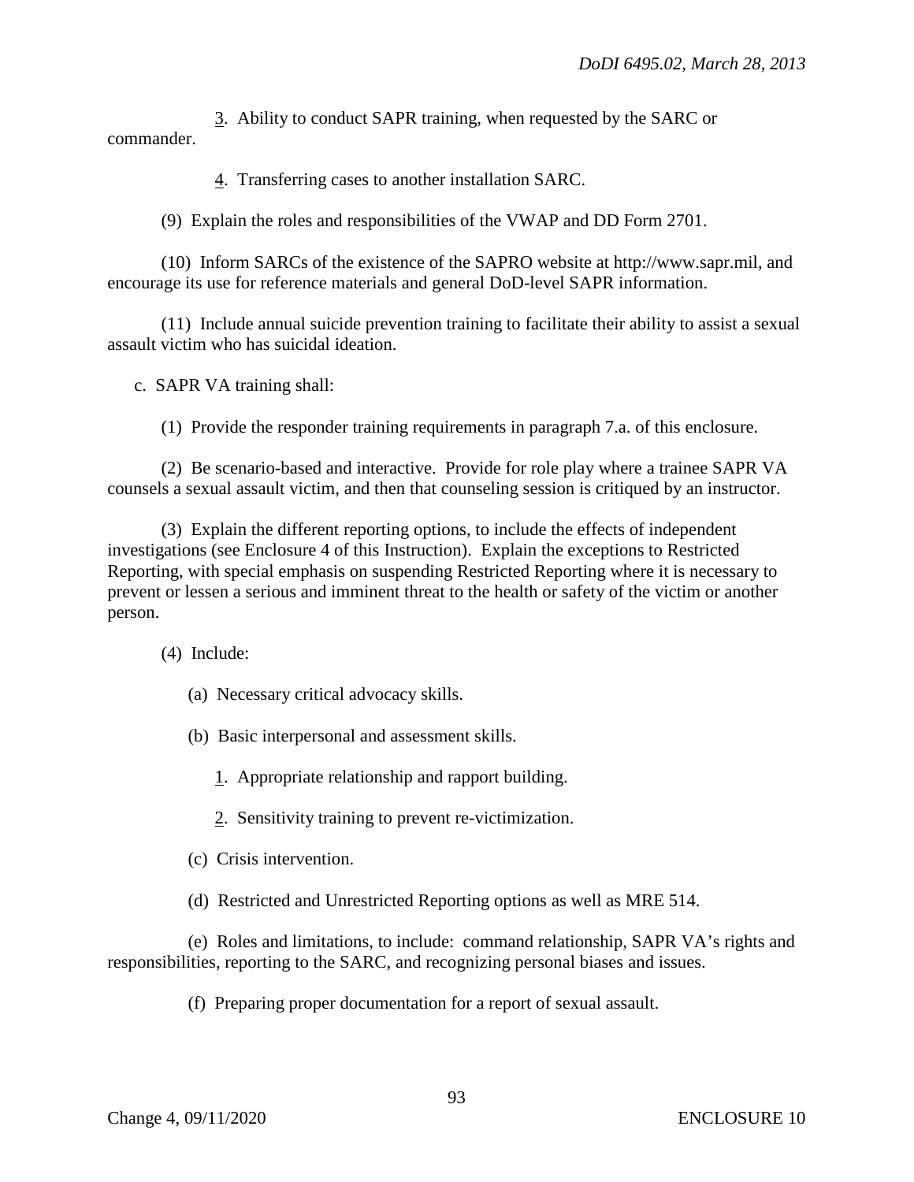3. Ability to conduct SAPR training, when requested by the SARC or commander.

4. Transferring cases to another installation SARC.

(9) Explain the roles and responsibilities of the VWAP and DD Form 2701.

(10) Inform SARCs of the existence of the SAPRO website at http://www.sapr.mil, and encourage its use for reference materials and general DoD-level SAPR information.

(11) Include annual suicide prevention training to facilitate their ability to assist a sexual assault victim who has suicidal ideation.

c. SAPR VA training shall:

(1) Provide the responder training requirements in paragraph 7.a. of this enclosure.

(2) Be scenario-based and interactive. Provide for role play where a trainee SAPR VA counsels a sexual assault victim, and then that counseling session is critiqued by an instructor.

(3) Explain the different reporting options, to include the effects of independent investigations (see Enclosure 4 of this Instruction). Explain the exceptions to Restricted Reporting, with special emphasis on suspending Restricted Reporting where it is necessary to prevent or lessen a serious and imminent threat to the health or safety of the victim or another person.

(4) Include:

(a) Necessary critical advocacy skills.

(b) Basic interpersonal and assessment skills.

1. Appropriate relationship and rapport building.

2. Sensitivity training to prevent re-victimization.

(c) Crisis intervention.

(d) Restricted and Unrestricted Reporting options as well as MRE 514.

(e) Roles and limitations, to include: command relationship, SAPR VA's rights and responsibilities, reporting to the SARC, and recognizing personal biases and issues.

(f) Preparing proper documentation for a report of sexual assault.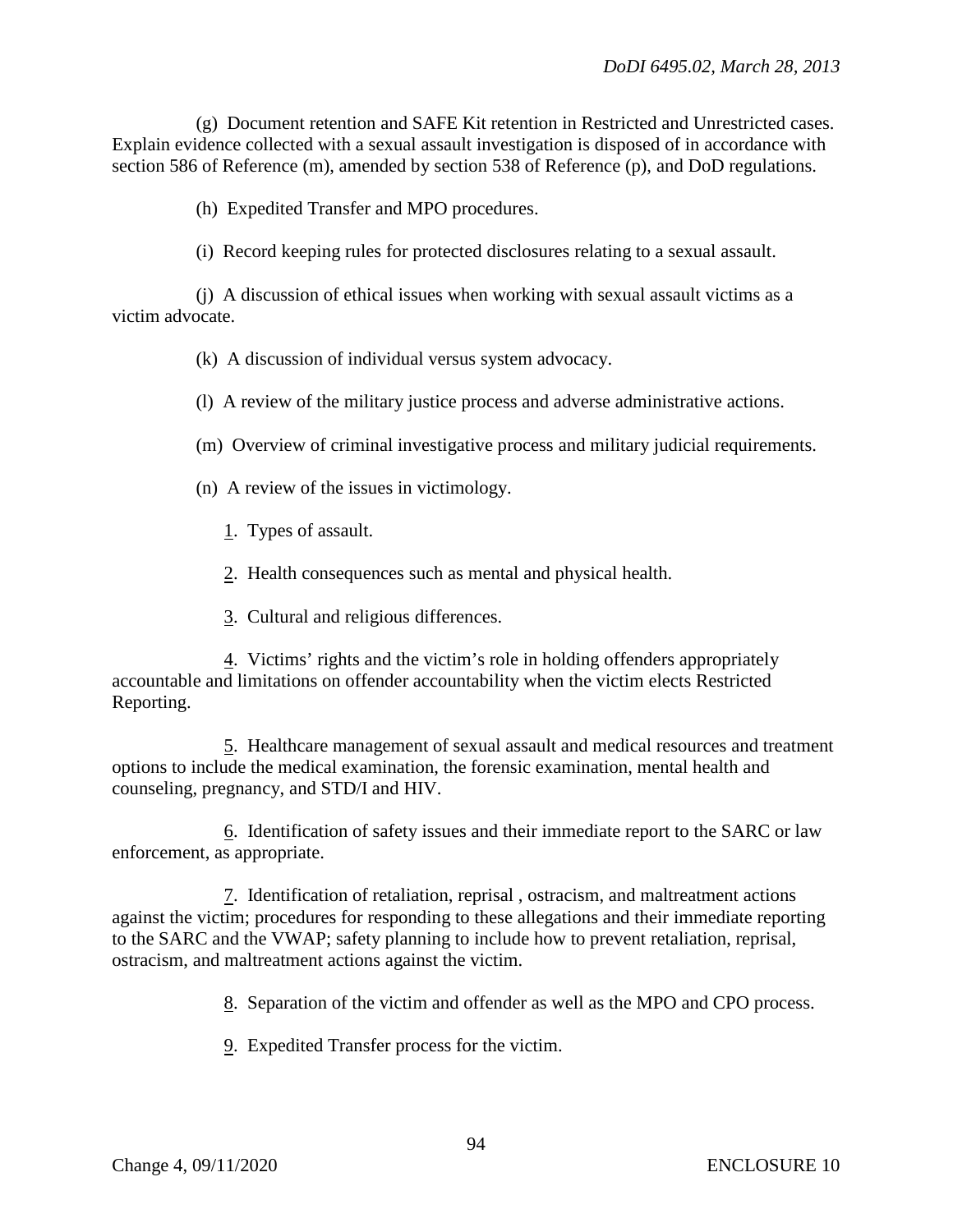(g) Document retention and SAFE Kit retention in Restricted and Unrestricted cases. Explain evidence collected with a sexual assault investigation is disposed of in accordance with section 586 of Reference (m), amended by section 538 of Reference (p), and DoD regulations.

(h) Expedited Transfer and MPO procedures.

(i) Record keeping rules for protected disclosures relating to a sexual assault.

(j) A discussion of ethical issues when working with sexual assault victims as a victim advocate.

(k) A discussion of individual versus system advocacy.

(l) A review of the military justice process and adverse administrative actions.

(m) Overview of criminal investigative process and military judicial requirements.

(n) A review of the issues in victimology.

1. Types of assault.

2. Health consequences such as mental and physical health.

3. Cultural and religious differences.

4. Victims' rights and the victim's role in holding offenders appropriately accountable and limitations on offender accountability when the victim elects Restricted Reporting.

5. Healthcare management of sexual assault and medical resources and treatment options to include the medical examination, the forensic examination, mental health and counseling, pregnancy, and STD/I and HIV.

6. Identification of safety issues and their immediate report to the SARC or law enforcement, as appropriate.

7. Identification of retaliation, reprisal , ostracism, and maltreatment actions against the victim; procedures for responding to these allegations and their immediate reporting to the SARC and the VWAP; safety planning to include how to prevent retaliation, reprisal, ostracism, and maltreatment actions against the victim.

8. Separation of the victim and offender as well as the MPO and CPO process.

9. Expedited Transfer process for the victim.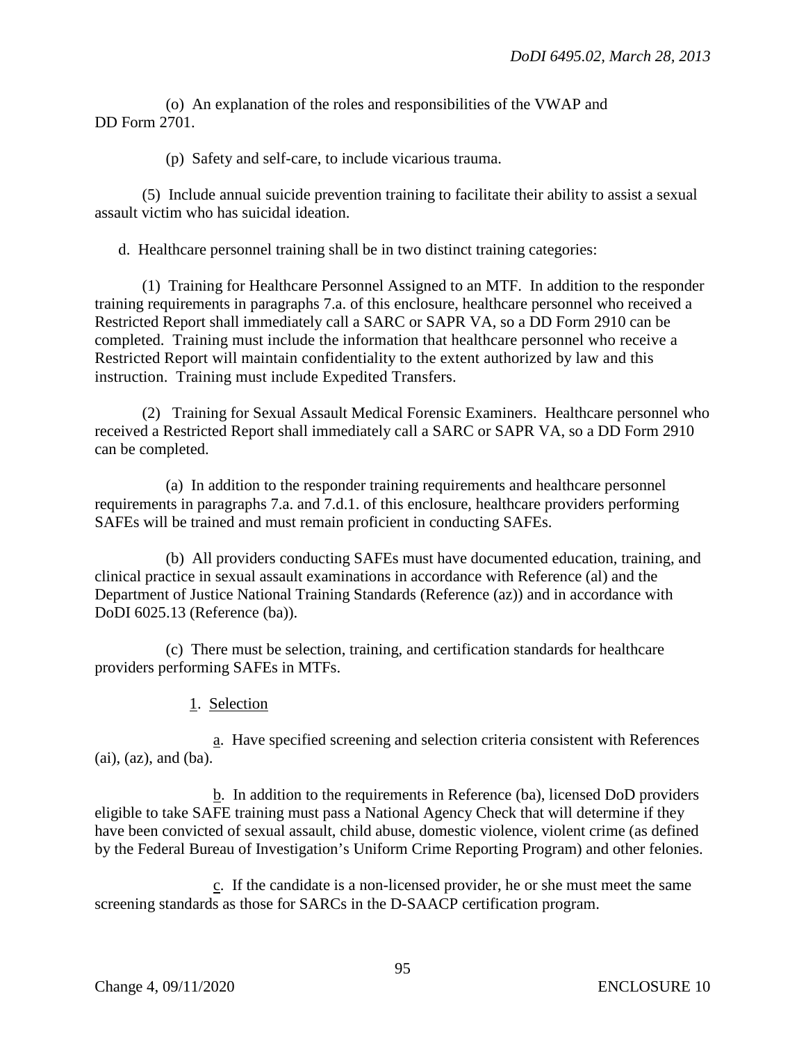(o) An explanation of the roles and responsibilities of the VWAP and DD Form 2701.

(p) Safety and self-care, to include vicarious trauma.

(5) Include annual suicide prevention training to facilitate their ability to assist a sexual assault victim who has suicidal ideation.

d. Healthcare personnel training shall be in two distinct training categories:

(1) Training for Healthcare Personnel Assigned to an MTF. In addition to the responder training requirements in paragraphs 7.a. of this enclosure, healthcare personnel who received a Restricted Report shall immediately call a SARC or SAPR VA, so a DD Form 2910 can be completed. Training must include the information that healthcare personnel who receive a Restricted Report will maintain confidentiality to the extent authorized by law and this instruction. Training must include Expedited Transfers.

(2) Training for Sexual Assault Medical Forensic Examiners. Healthcare personnel who received a Restricted Report shall immediately call a SARC or SAPR VA, so a DD Form 2910 can be completed.

(a) In addition to the responder training requirements and healthcare personnel requirements in paragraphs 7.a. and 7.d.1. of this enclosure, healthcare providers performing SAFEs will be trained and must remain proficient in conducting SAFEs.

(b) All providers conducting SAFEs must have documented education, training, and clinical practice in sexual assault examinations in accordance with Reference (al) and the Department of Justice National Training Standards (Reference (az)) and in accordance with DoDI 6025.13 (Reference (ba)).

(c) There must be selection, training, and certification standards for healthcare providers performing SAFEs in MTFs.

1. Selection

a. Have specified screening and selection criteria consistent with References (ai), (az), and (ba).

b. In addition to the requirements in Reference (ba), licensed DoD providers eligible to take SAFE training must pass a National Agency Check that will determine if they have been convicted of sexual assault, child abuse, domestic violence, violent crime (as defined by the Federal Bureau of Investigation's Uniform Crime Reporting Program) and other felonies.

c. If the candidate is a non-licensed provider, he or she must meet the same screening standards as those for SARCs in the D-SAACP certification program.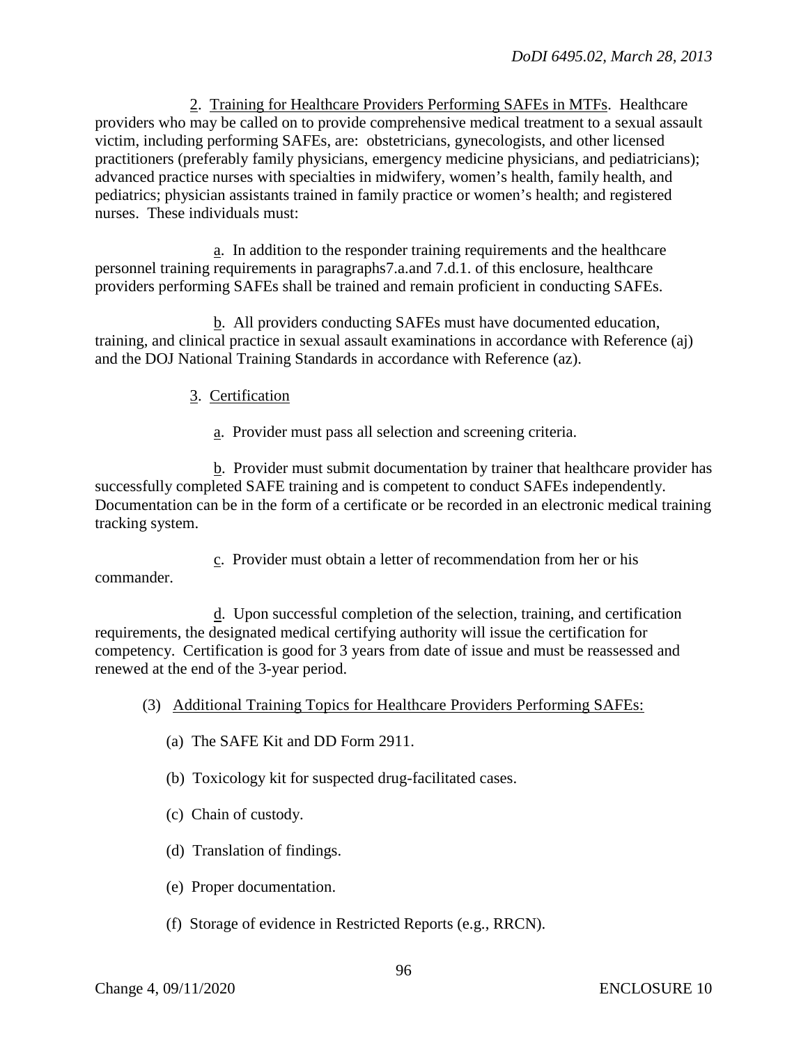2. Training for Healthcare Providers Performing SAFEs in MTFs. Healthcare providers who may be called on to provide comprehensive medical treatment to a sexual assault victim, including performing SAFEs, are: obstetricians, gynecologists, and other licensed practitioners (preferably family physicians, emergency medicine physicians, and pediatricians); advanced practice nurses with specialties in midwifery, women's health, family health, and pediatrics; physician assistants trained in family practice or women's health; and registered nurses. These individuals must:

a. In addition to the responder training requirements and the healthcare personnel training requirements in paragraphs7.a.and 7.d.1. of this enclosure, healthcare providers performing SAFEs shall be trained and remain proficient in conducting SAFEs.

b. All providers conducting SAFEs must have documented education, training, and clinical practice in sexual assault examinations in accordance with Reference (aj) and the DOJ National Training Standards in accordance with Reference (az).

3. Certification

a. Provider must pass all selection and screening criteria.

b. Provider must submit documentation by trainer that healthcare provider has successfully completed SAFE training and is competent to conduct SAFEs independently. Documentation can be in the form of a certificate or be recorded in an electronic medical training tracking system.

c. Provider must obtain a letter of recommendation from her or his commander.

d. Upon successful completion of the selection, training, and certification requirements, the designated medical certifying authority will issue the certification for competency. Certification is good for 3 years from date of issue and must be reassessed and renewed at the end of the 3-year period.

(3) Additional Training Topics for Healthcare Providers Performing SAFEs:

(a) The SAFE Kit and DD Form 2911.

(b) Toxicology kit for suspected drug-facilitated cases.

(c) Chain of custody.

(d) Translation of findings.

(e) Proper documentation.

(f) Storage of evidence in Restricted Reports (e.g., RRCN).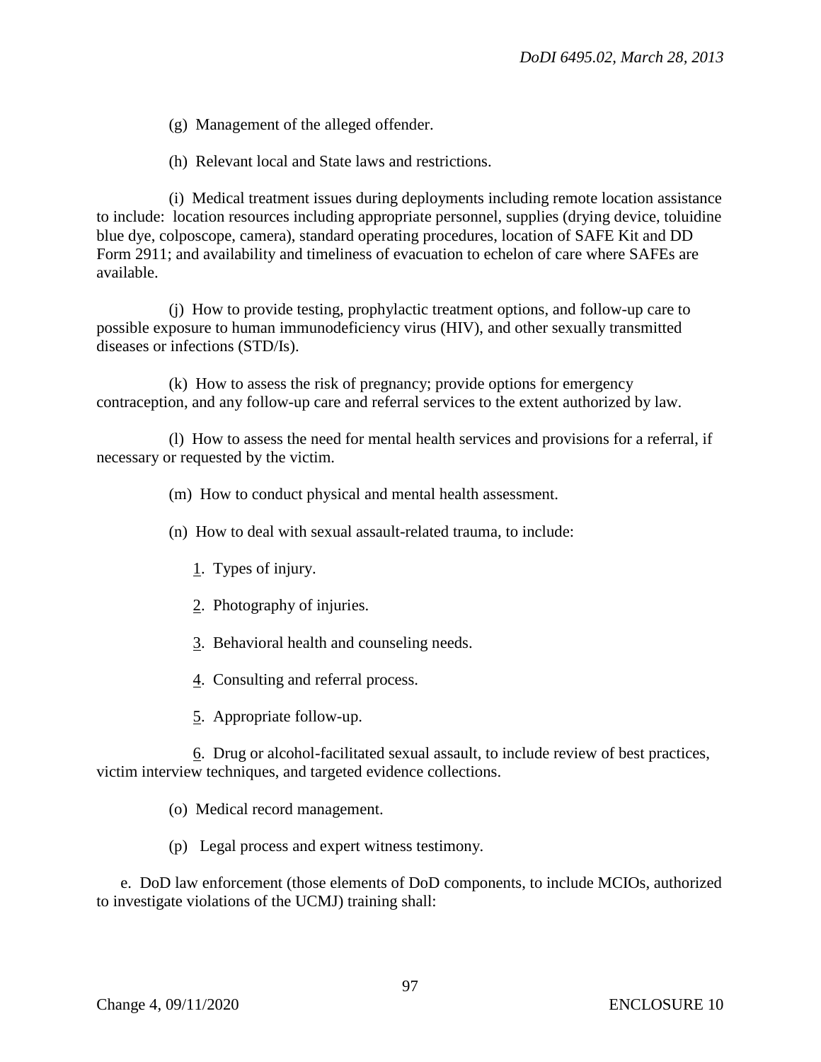(g) Management of the alleged offender.

(h) Relevant local and State laws and restrictions.

(i) Medical treatment issues during deployments including remote location assistance to include: location resources including appropriate personnel, supplies (drying device, toluidine blue dye, colposcope, camera), standard operating procedures, location of SAFE Kit and DD Form 2911; and availability and timeliness of evacuation to echelon of care where SAFEs are available.

(j) How to provide testing, prophylactic treatment options, and follow-up care to possible exposure to human immunodeficiency virus (HIV), and other sexually transmitted diseases or infections (STD/Is).

(k) How to assess the risk of pregnancy; provide options for emergency contraception, and any follow-up care and referral services to the extent authorized by law.

(l) How to assess the need for mental health services and provisions for a referral, if necessary or requested by the victim.

(m) How to conduct physical and mental health assessment.

(n) How to deal with sexual assault-related trauma, to include:

1. Types of injury.

2. Photography of injuries.

3. Behavioral health and counseling needs.

4. Consulting and referral process.

5. Appropriate follow-up.

6. Drug or alcohol-facilitated sexual assault, to include review of best practices, victim interview techniques, and targeted evidence collections.

(o) Medical record management.

(p) Legal process and expert witness testimony.

e. DoD law enforcement (those elements of DoD components, to include MCIOs, authorized to investigate violations of the UCMJ) training shall: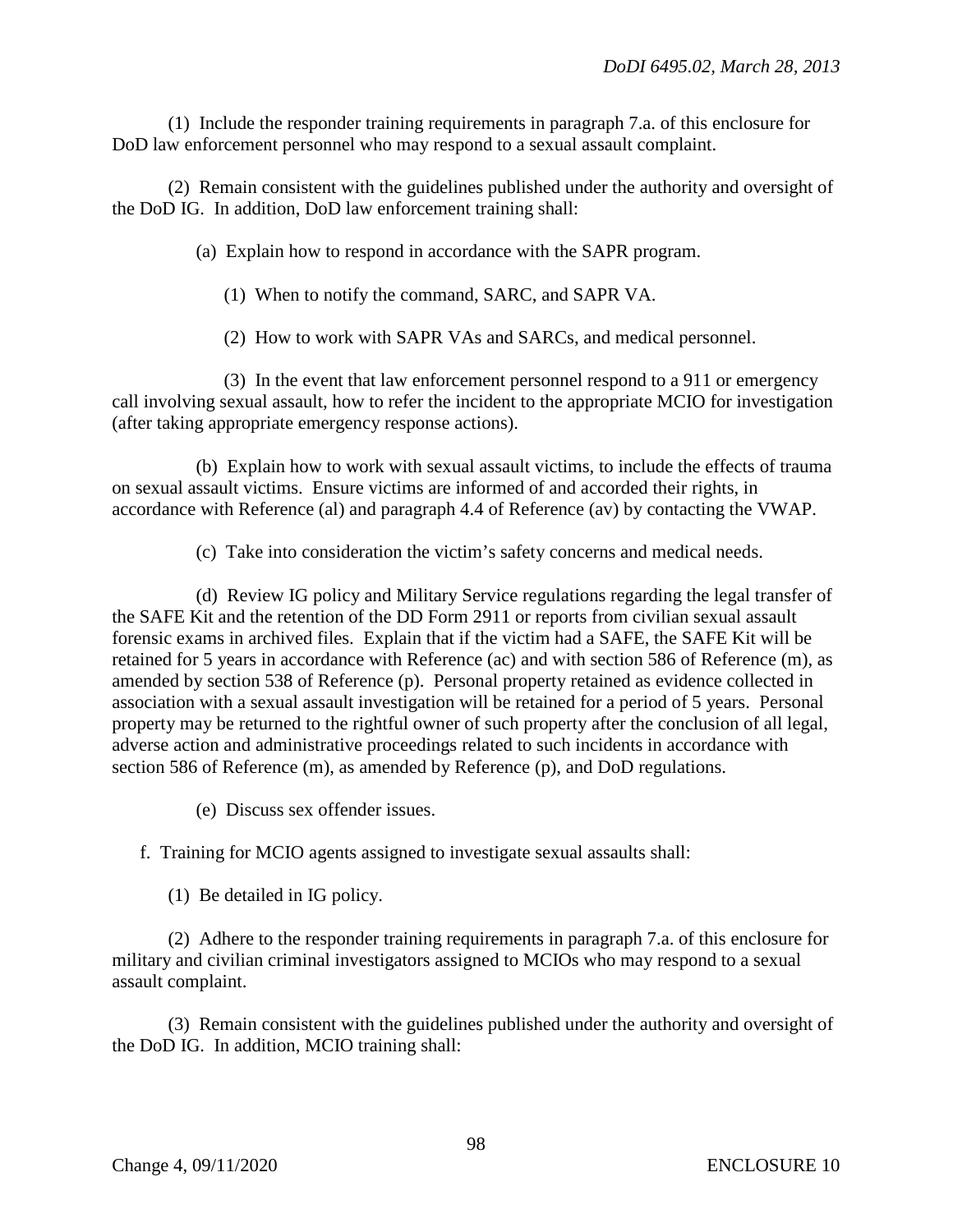(1) Include the responder training requirements in paragraph 7.a. of this enclosure for DoD law enforcement personnel who may respond to a sexual assault complaint.

(2) Remain consistent with the guidelines published under the authority and oversight of the DoD IG. In addition, DoD law enforcement training shall:

(a) Explain how to respond in accordance with the SAPR program.

(1) When to notify the command, SARC, and SAPR VA.

(2) How to work with SAPR VAs and SARCs, and medical personnel.

(3) In the event that law enforcement personnel respond to a 911 or emergency call involving sexual assault, how to refer the incident to the appropriate MCIO for investigation (after taking appropriate emergency response actions).

(b) Explain how to work with sexual assault victims, to include the effects of trauma on sexual assault victims. Ensure victims are informed of and accorded their rights, in accordance with Reference (al) and paragraph 4.4 of Reference (av) by contacting the VWAP.

(c) Take into consideration the victim's safety concerns and medical needs.

(d) Review IG policy and Military Service regulations regarding the legal transfer of the SAFE Kit and the retention of the DD Form 2911 or reports from civilian sexual assault forensic exams in archived files. Explain that if the victim had a SAFE, the SAFE Kit will be retained for 5 years in accordance with Reference (ac) and with section 586 of Reference (m), as amended by section 538 of Reference (p). Personal property retained as evidence collected in association with a sexual assault investigation will be retained for a period of 5 years. Personal property may be returned to the rightful owner of such property after the conclusion of all legal, adverse action and administrative proceedings related to such incidents in accordance with section 586 of Reference (m), as amended by Reference (p), and DoD regulations.

(e) Discuss sex offender issues.

f. Training for MCIO agents assigned to investigate sexual assaults shall:

(1) Be detailed in IG policy.

(2) Adhere to the responder training requirements in paragraph 7.a. of this enclosure for military and civilian criminal investigators assigned to MCIOs who may respond to a sexual assault complaint.

(3) Remain consistent with the guidelines published under the authority and oversight of the DoD IG. In addition, MCIO training shall: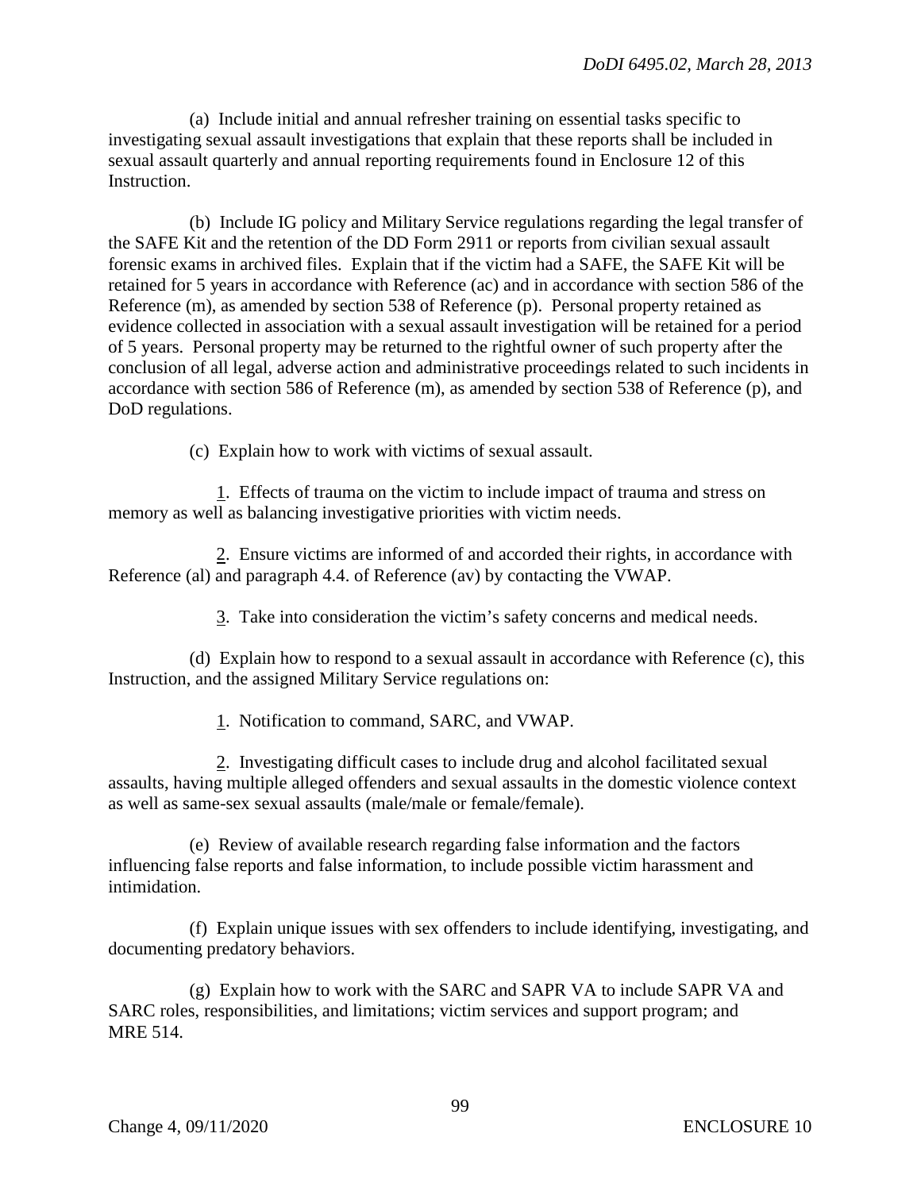(a) Include initial and annual refresher training on essential tasks specific to investigating sexual assault investigations that explain that these reports shall be included in sexual assault quarterly and annual reporting requirements found in Enclosure 12 of this Instruction.

(b) Include IG policy and Military Service regulations regarding the legal transfer of the SAFE Kit and the retention of the DD Form 2911 or reports from civilian sexual assault forensic exams in archived files. Explain that if the victim had a SAFE, the SAFE Kit will be retained for 5 years in accordance with Reference (ac) and in accordance with section 586 of the Reference (m), as amended by section 538 of Reference (p). Personal property retained as evidence collected in association with a sexual assault investigation will be retained for a period of 5 years. Personal property may be returned to the rightful owner of such property after the conclusion of all legal, adverse action and administrative proceedings related to such incidents in accordance with section 586 of Reference (m), as amended by section 538 of Reference (p), and DoD regulations.

(c) Explain how to work with victims of sexual assault.

1. Effects of trauma on the victim to include impact of trauma and stress on memory as well as balancing investigative priorities with victim needs.

2. Ensure victims are informed of and accorded their rights, in accordance with Reference (al) and paragraph 4.4. of Reference (av) by contacting the VWAP.

3. Take into consideration the victim's safety concerns and medical needs.

(d) Explain how to respond to a sexual assault in accordance with Reference (c), this Instruction, and the assigned Military Service regulations on:

1. Notification to command, SARC, and VWAP.

2. Investigating difficult cases to include drug and alcohol facilitated sexual assaults, having multiple alleged offenders and sexual assaults in the domestic violence context as well as same-sex sexual assaults (male/male or female/female).

(e) Review of available research regarding false information and the factors influencing false reports and false information, to include possible victim harassment and intimidation.

(f) Explain unique issues with sex offenders to include identifying, investigating, and documenting predatory behaviors.

(g) Explain how to work with the SARC and SAPR VA to include SAPR VA and SARC roles, responsibilities, and limitations; victim services and support program; and MRE 514.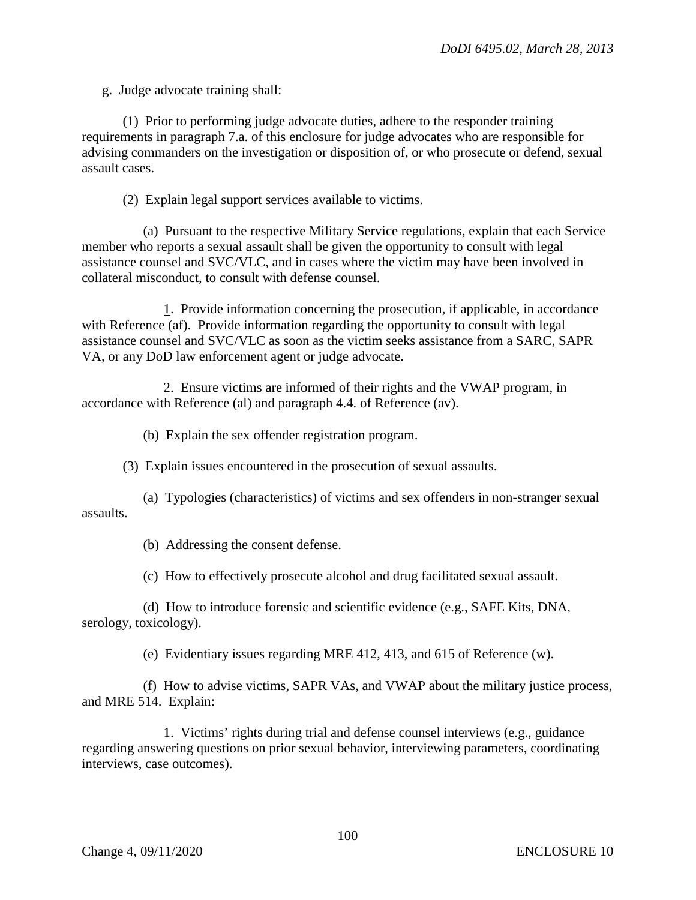g. Judge advocate training shall:

(1) Prior to performing judge advocate duties, adhere to the responder training requirements in paragraph 7.a. of this enclosure for judge advocates who are responsible for advising commanders on the investigation or disposition of, or who prosecute or defend, sexual assault cases.

(2) Explain legal support services available to victims.

(a) Pursuant to the respective Military Service regulations, explain that each Service member who reports a sexual assault shall be given the opportunity to consult with legal assistance counsel and SVC/VLC, and in cases where the victim may have been involved in collateral misconduct, to consult with defense counsel.

1. Provide information concerning the prosecution, if applicable, in accordance with Reference (af). Provide information regarding the opportunity to consult with legal assistance counsel and SVC/VLC as soon as the victim seeks assistance from a SARC, SAPR VA, or any DoD law enforcement agent or judge advocate.

2. Ensure victims are informed of their rights and the VWAP program, in accordance with Reference (al) and paragraph 4.4. of Reference (av).

(b) Explain the sex offender registration program.

(3) Explain issues encountered in the prosecution of sexual assaults.

(a) Typologies (characteristics) of victims and sex offenders in non-stranger sexual assaults.

(b) Addressing the consent defense.

(c) How to effectively prosecute alcohol and drug facilitated sexual assault.

(d) How to introduce forensic and scientific evidence (e.g., SAFE Kits, DNA, serology, toxicology).

(e) Evidentiary issues regarding MRE 412, 413, and 615 of Reference (w).

(f) How to advise victims, SAPR VAs, and VWAP about the military justice process, and MRE 514. Explain:

1. Victims' rights during trial and defense counsel interviews (e.g., guidance regarding answering questions on prior sexual behavior, interviewing parameters, coordinating interviews, case outcomes).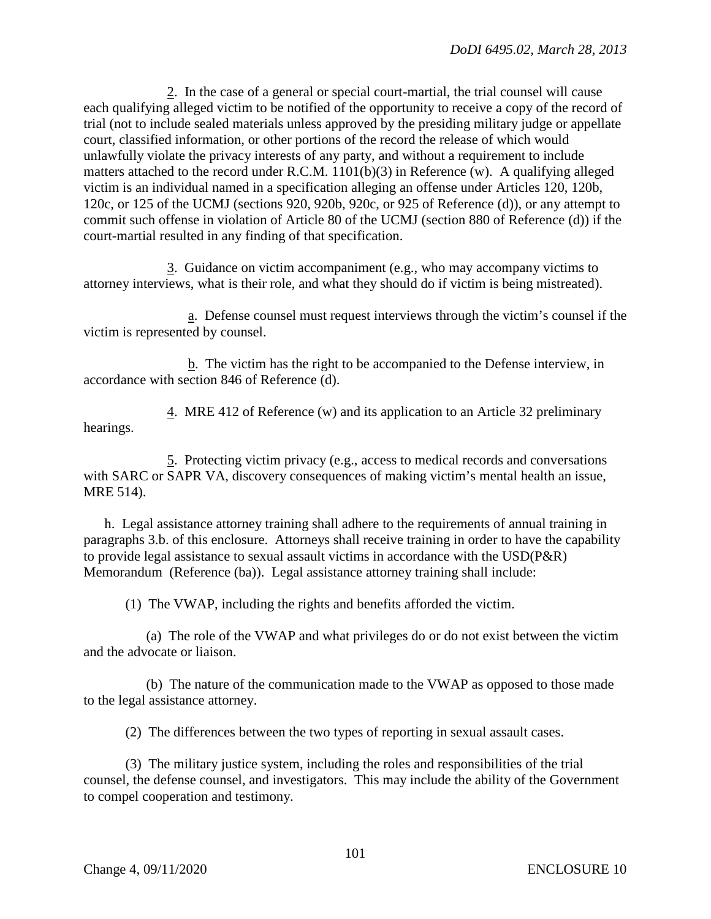2. In the case of a general or special court-martial, the trial counsel will cause each qualifying alleged victim to be notified of the opportunity to receive a copy of the record of trial (not to include sealed materials unless approved by the presiding military judge or appellate court, classified information, or other portions of the record the release of which would unlawfully violate the privacy interests of any party, and without a requirement to include matters attached to the record under R.C.M. 1101(b)(3) in Reference (w). A qualifying alleged victim is an individual named in a specification alleging an offense under Articles 120, 120b, 120c, or 125 of the UCMJ (sections 920, 920b, 920c, or 925 of Reference (d)), or any attempt to commit such offense in violation of Article 80 of the UCMJ (section 880 of Reference (d)) if the court-martial resulted in any finding of that specification.

3. Guidance on victim accompaniment (e.g., who may accompany victims to attorney interviews, what is their role, and what they should do if victim is being mistreated).

a. Defense counsel must request interviews through the victim's counsel if the victim is represented by counsel.

b. The victim has the right to be accompanied to the Defense interview, in accordance with section 846 of Reference (d).

4. MRE 412 of Reference (w) and its application to an Article 32 preliminary hearings.

5. Protecting victim privacy (e.g., access to medical records and conversations with SARC or SAPR VA, discovery consequences of making victim's mental health an issue, MRE 514).

h. Legal assistance attorney training shall adhere to the requirements of annual training in paragraphs 3.b. of this enclosure. Attorneys shall receive training in order to have the capability to provide legal assistance to sexual assault victims in accordance with the USD(P&R) Memorandum (Reference (ba)). Legal assistance attorney training shall include:

(1) The VWAP, including the rights and benefits afforded the victim.

(a) The role of the VWAP and what privileges do or do not exist between the victim and the advocate or liaison.

(b) The nature of the communication made to the VWAP as opposed to those made to the legal assistance attorney.

(2) The differences between the two types of reporting in sexual assault cases.

(3) The military justice system, including the roles and responsibilities of the trial counsel, the defense counsel, and investigators. This may include the ability of the Government to compel cooperation and testimony.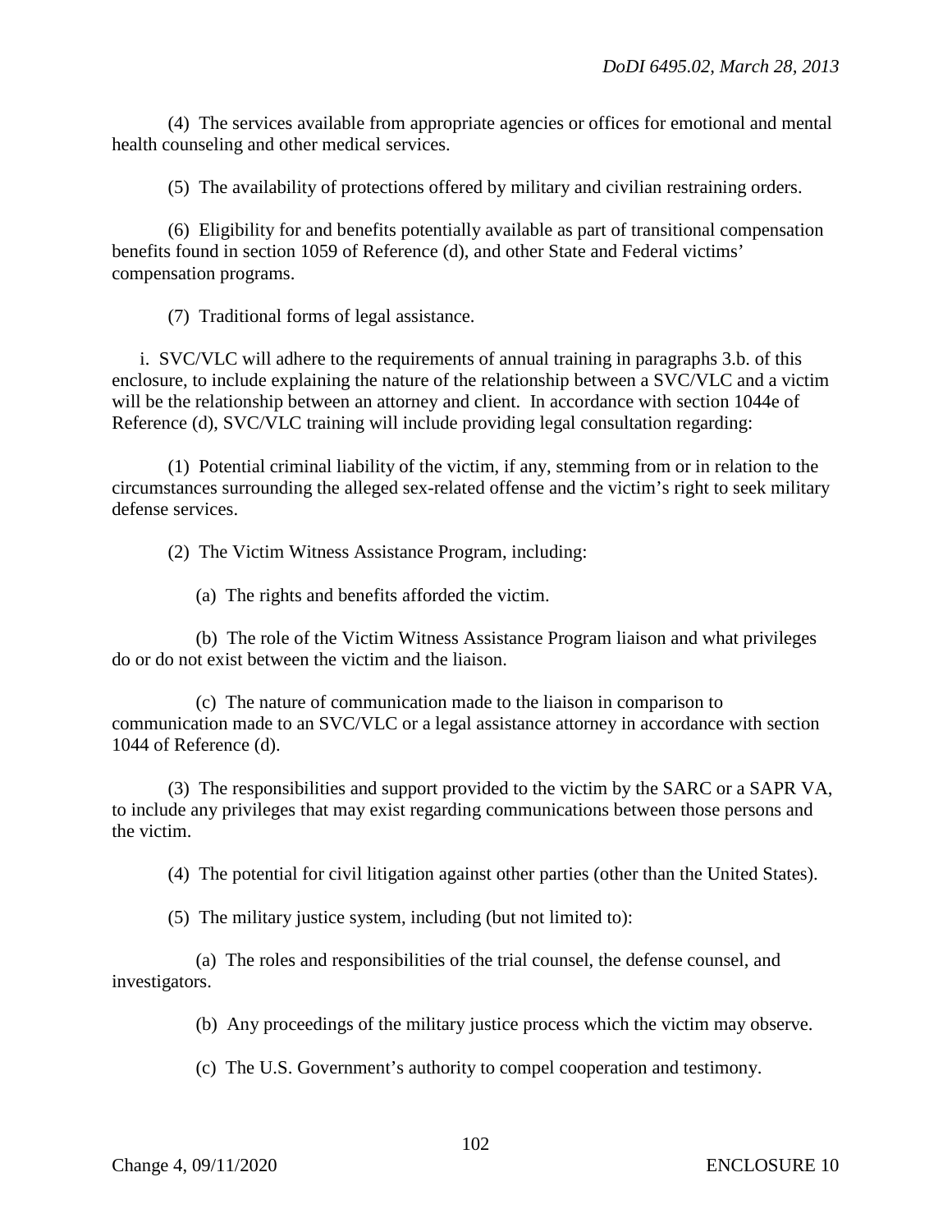(4) The services available from appropriate agencies or offices for emotional and mental health counseling and other medical services.

(5) The availability of protections offered by military and civilian restraining orders.

(6) Eligibility for and benefits potentially available as part of transitional compensation benefits found in section 1059 of Reference (d), and other State and Federal victims' compensation programs.

(7) Traditional forms of legal assistance.

i. SVC/VLC will adhere to the requirements of annual training in paragraphs 3.b. of this enclosure, to include explaining the nature of the relationship between a SVC/VLC and a victim will be the relationship between an attorney and client. In accordance with section 1044e of Reference (d), SVC/VLC training will include providing legal consultation regarding:

(1) Potential criminal liability of the victim, if any, stemming from or in relation to the circumstances surrounding the alleged sex-related offense and the victim's right to seek military defense services.

(2) The Victim Witness Assistance Program, including:

(a) The rights and benefits afforded the victim.

(b) The role of the Victim Witness Assistance Program liaison and what privileges do or do not exist between the victim and the liaison.

(c) The nature of communication made to the liaison in comparison to communication made to an SVC/VLC or a legal assistance attorney in accordance with section 1044 of Reference (d).

(3) The responsibilities and support provided to the victim by the SARC or a SAPR VA, to include any privileges that may exist regarding communications between those persons and the victim.

(4) The potential for civil litigation against other parties (other than the United States).

(5) The military justice system, including (but not limited to):

(a) The roles and responsibilities of the trial counsel, the defense counsel, and investigators.

(b) Any proceedings of the military justice process which the victim may observe.

(c) The U.S. Government's authority to compel cooperation and testimony.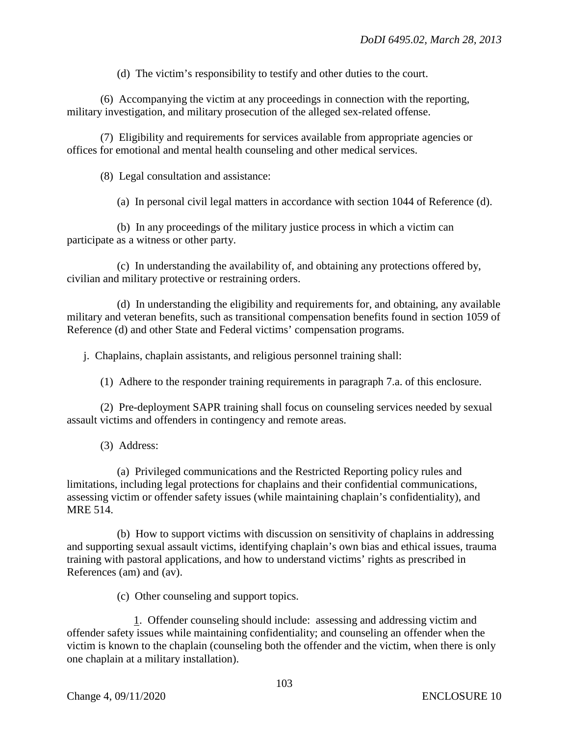(d) The victim's responsibility to testify and other duties to the court.

(6) Accompanying the victim at any proceedings in connection with the reporting, military investigation, and military prosecution of the alleged sex-related offense.

(7) Eligibility and requirements for services available from appropriate agencies or offices for emotional and mental health counseling and other medical services.

(8) Legal consultation and assistance:

(a) In personal civil legal matters in accordance with section 1044 of Reference (d).

(b) In any proceedings of the military justice process in which a victim can participate as a witness or other party.

(c) In understanding the availability of, and obtaining any protections offered by, civilian and military protective or restraining orders.

(d) In understanding the eligibility and requirements for, and obtaining, any available military and veteran benefits, such as transitional compensation benefits found in section 1059 of Reference (d) and other State and Federal victims' compensation programs.

j. Chaplains, chaplain assistants, and religious personnel training shall:

(1) Adhere to the responder training requirements in paragraph 7.a. of this enclosure.

(2) Pre-deployment SAPR training shall focus on counseling services needed by sexual assault victims and offenders in contingency and remote areas.

(3) Address:

(a) Privileged communications and the Restricted Reporting policy rules and limitations, including legal protections for chaplains and their confidential communications, assessing victim or offender safety issues (while maintaining chaplain's confidentiality), and MRE 514.

(b) How to support victims with discussion on sensitivity of chaplains in addressing and supporting sexual assault victims, identifying chaplain's own bias and ethical issues, trauma training with pastoral applications, and how to understand victims' rights as prescribed in References (am) and (av).

(c) Other counseling and support topics.

1. Offender counseling should include: assessing and addressing victim and offender safety issues while maintaining confidentiality; and counseling an offender when the victim is known to the chaplain (counseling both the offender and the victim, when there is only one chaplain at a military installation).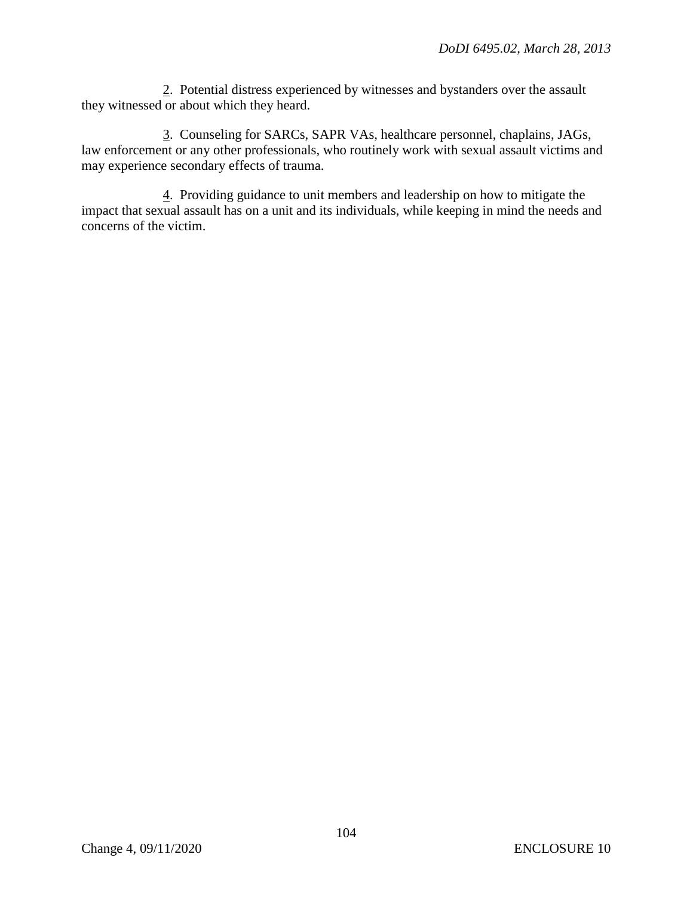2. Potential distress experienced by witnesses and bystanders over the assault they witnessed or about which they heard.

3. Counseling for SARCs, SAPR VAs, healthcare personnel, chaplains, JAGs, law enforcement or any other professionals, who routinely work with sexual assault victims and may experience secondary effects of trauma.

4. Providing guidance to unit members and leadership on how to mitigate the impact that sexual assault has on a unit and its individuals, while keeping in mind the needs and concerns of the victim.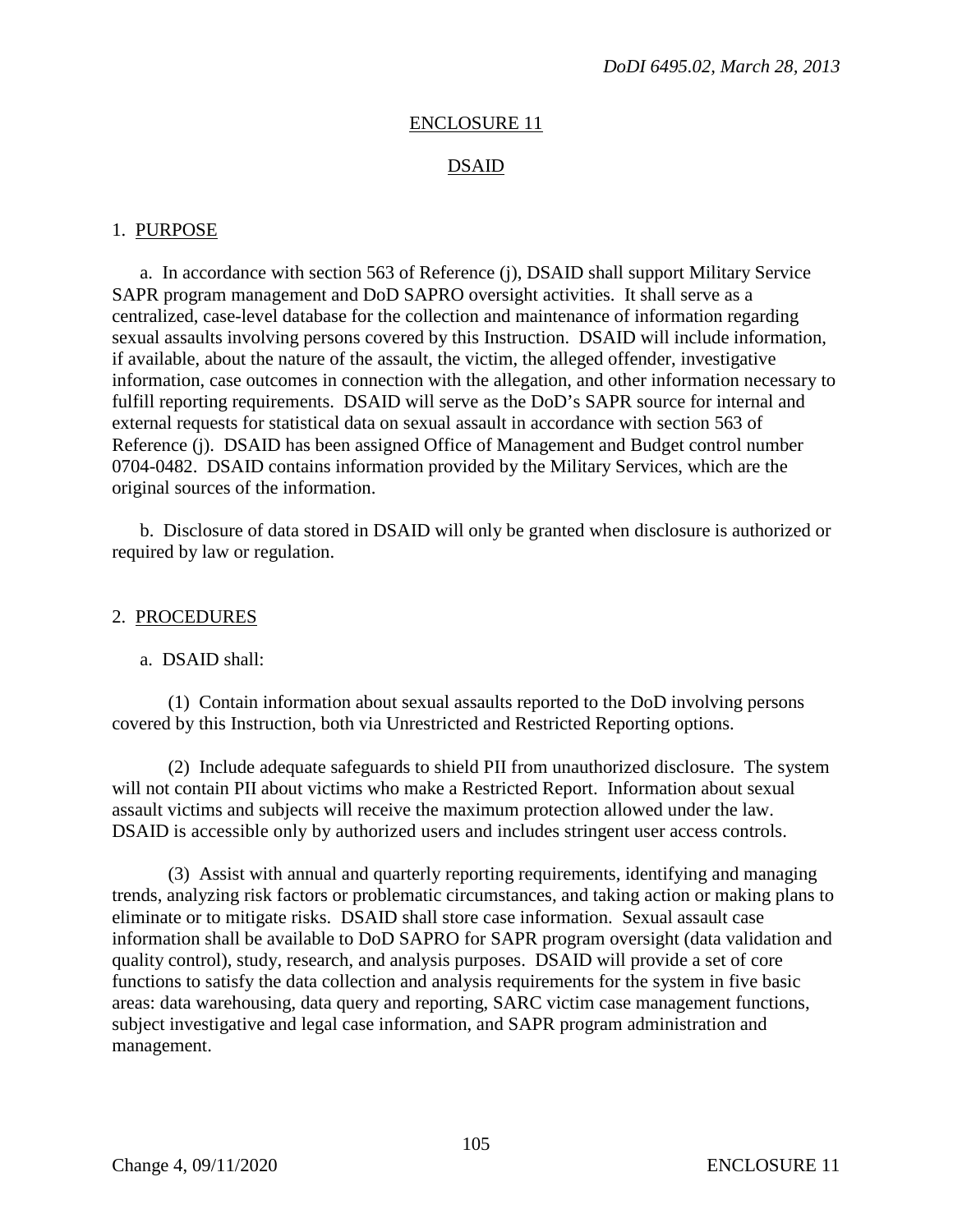## ENCLOSURE 11

## DSAID

1. PURPOSE

a. In accordance with section 563 of Reference (j), DSAID shall support Military Service SAPR program management and DoD SAPRO oversight activities. It shall serve as a centralized, case-level database for the collection and maintenance of information regarding sexual assaults involving persons covered by this Instruction. DSAID will include information, if available, about the nature of the assault, the victim, the alleged offender, investigative information, case outcomes in connection with the allegation, and other information necessary to fulfill reporting requirements. DSAID will serve as the DoD's SAPR source for internal and external requests for statistical data on sexual assault in accordance with section 563 of Reference (j). DSAID has been assigned Office of Management and Budget control number 0704-0482. DSAID contains information provided by the Military Services, which are the original sources of the information.

b. Disclosure of data stored in DSAID will only be granted when disclosure is authorized or required by law or regulation.

2. PROCEDURES

a. DSAID shall:

(1) Contain information about sexual assaults reported to the DoD involving persons covered by this Instruction, both via Unrestricted and Restricted Reporting options.

(2) Include adequate safeguards to shield PII from unauthorized disclosure. The system will not contain PII about victims who make a Restricted Report. Information about sexual assault victims and subjects will receive the maximum protection allowed under the law. DSAID is accessible only by authorized users and includes stringent user access controls.

(3) Assist with annual and quarterly reporting requirements, identifying and managing trends, analyzing risk factors or problematic circumstances, and taking action or making plans to eliminate or to mitigate risks. DSAID shall store case information. Sexual assault case information shall be available to DoD SAPRO for SAPR program oversight (data validation and quality control), study, research, and analysis purposes. DSAID will provide a set of core functions to satisfy the data collection and analysis requirements for the system in five basic areas: data warehousing, data query and reporting, SARC victim case management functions, subject investigative and legal case information, and SAPR program administration and management.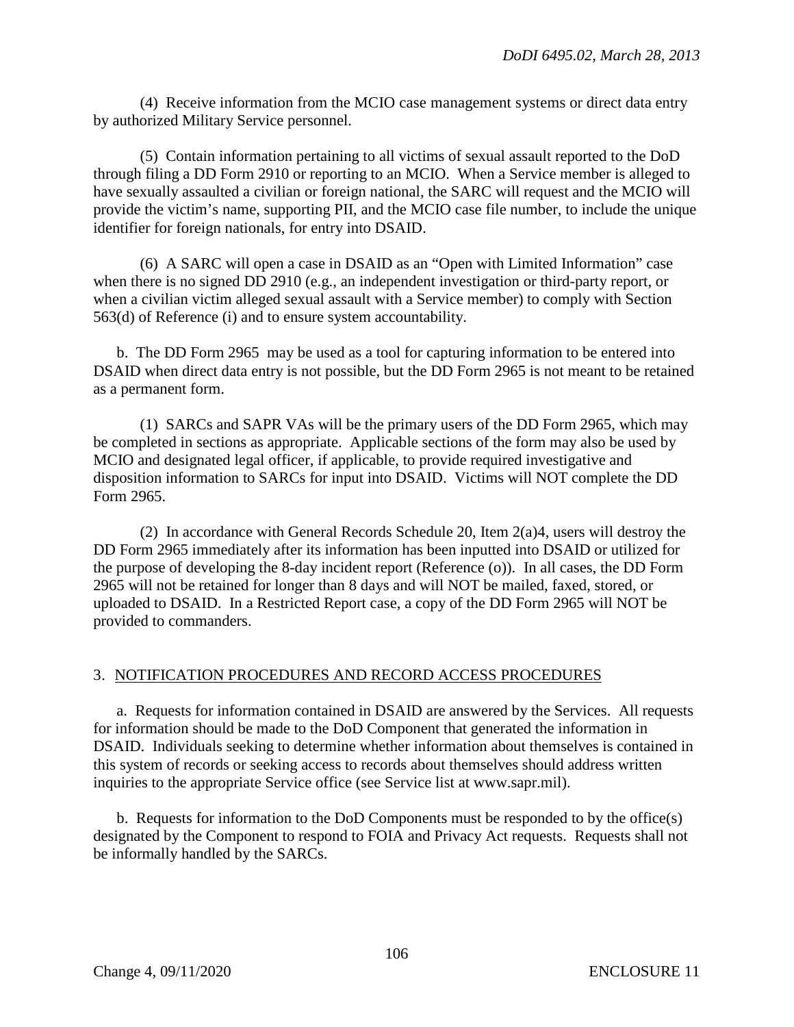(4) Receive information from the MCIO case management systems or direct data entry by authorized Military Service personnel.

(5) Contain information pertaining to all victims of sexual assault reported to the DoD through filing a DD Form 2910 or reporting to an MCIO. When a Service member is alleged to have sexually assaulted a civilian or foreign national, the SARC will request and the MCIO will provide the victim's name, supporting PII, and the MCIO case file number, to include the unique identifier for foreign nationals, for entry into DSAID.

(6) A SARC will open a case in DSAID as an "Open with Limited Information" case when there is no signed DD 2910 (e.g., an independent investigation or third-party report, or when a civilian victim alleged sexual assault with a Service member) to comply with Section 563(d) of Reference (i) and to ensure system accountability.

b. The DD Form 2965 may be used as a tool for capturing information to be entered into DSAID when direct data entry is not possible, but the DD Form 2965 is not meant to be retained as a permanent form.

(1) SARCs and SAPR VAs will be the primary users of the DD Form 2965, which may be completed in sections as appropriate. Applicable sections of the form may also be used by MCIO and designated legal officer, if applicable, to provide required investigative and disposition information to SARCs for input into DSAID. Victims will NOT complete the DD Form 2965.

(2) In accordance with General Records Schedule 20, Item 2(a)4, users will destroy the DD Form 2965 immediately after its information has been inputted into DSAID or utilized for the purpose of developing the 8-day incident report (Reference (o)). In all cases, the DD Form 2965 will not be retained for longer than 8 days and will NOT be mailed, faxed, stored, or uploaded to DSAID. In a Restricted Report case, a copy of the DD Form 2965 will NOT be provided to commanders.

3. NOTIFICATION PROCEDURES AND RECORD ACCESS PROCEDURES

a. Requests for information contained in DSAID are answered by the Services. All requests for information should be made to the DoD Component that generated the information in DSAID. Individuals seeking to determine whether information about themselves is contained in this system of records or seeking access to records about themselves should address written inquiries to the appropriate Service office (see Service list at www.sapr.mil).

b. Requests for information to the DoD Components must be responded to by the office(s) designated by the Component to respond to FOIA and Privacy Act requests. Requests shall not be informally handled by the SARCs.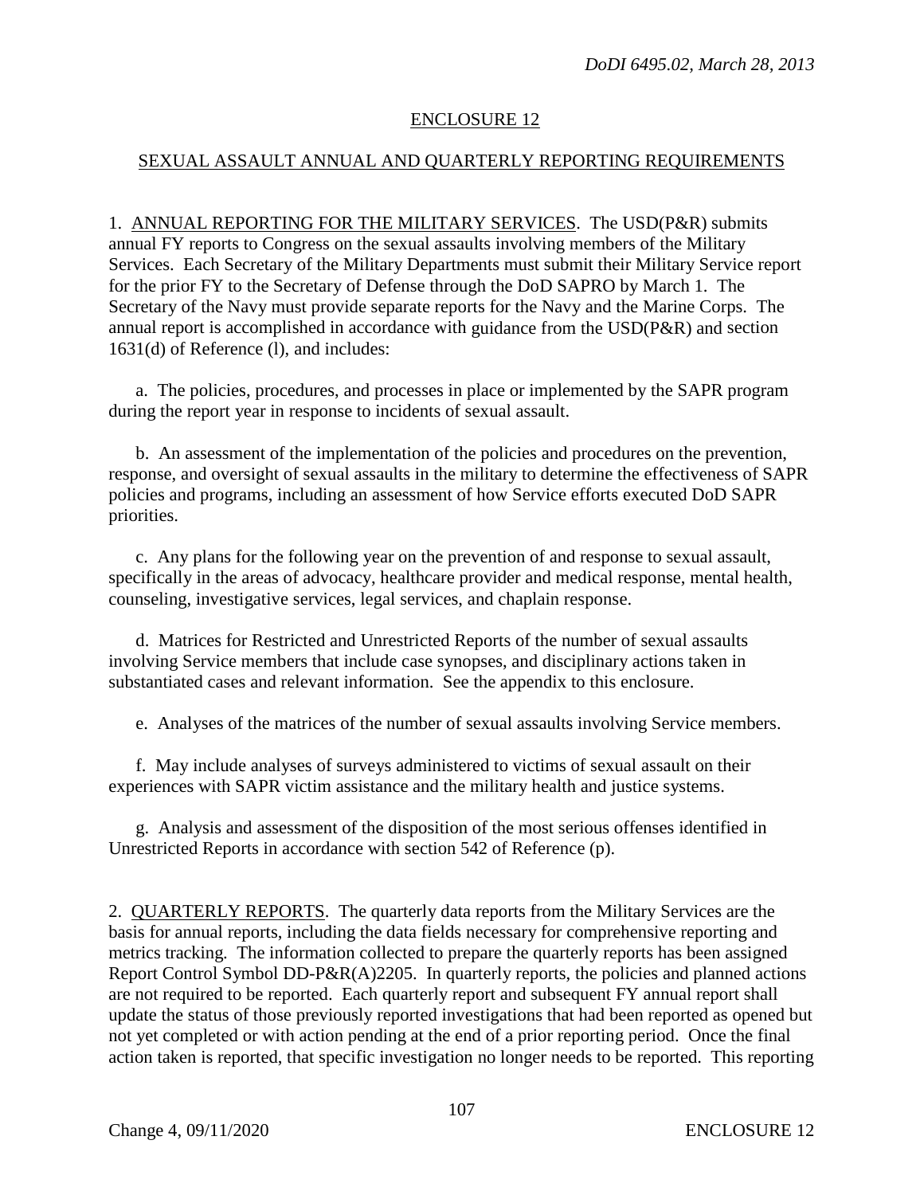## ENCLOSURE 12

## SEXUAL ASSAULT ANNUAL AND QUARTERLY REPORTING REQUIREMENTS

1. ANNUAL REPORTING FOR THE MILITARY SERVICES. The USD(P&R) submits annual FY reports to Congress on the sexual assaults involving members of the Military Services. Each Secretary of the Military Departments must submit their Military Service report for the prior FY to the Secretary of Defense through the DoD SAPRO by March 1. The Secretary of the Navy must provide separate reports for the Navy and the Marine Corps. The annual report is accomplished in accordance with guidance from the USD(P&R) and section 1631(d) of Reference (l), and includes:

a. The policies, procedures, and processes in place or implemented by the SAPR program during the report year in response to incidents of sexual assault.

b. An assessment of the implementation of the policies and procedures on the prevention, response, and oversight of sexual assaults in the military to determine the effectiveness of SAPR policies and programs, including an assessment of how Service efforts executed DoD SAPR priorities.

c. Any plans for the following year on the prevention of and response to sexual assault, specifically in the areas of advocacy, healthcare provider and medical response, mental health, counseling, investigative services, legal services, and chaplain response.

d. Matrices for Restricted and Unrestricted Reports of the number of sexual assaults involving Service members that include case synopses, and disciplinary actions taken in substantiated cases and relevant information. See the appendix to this enclosure.

e. Analyses of the matrices of the number of sexual assaults involving Service members.

f. May include analyses of surveys administered to victims of sexual assault on their experiences with SAPR victim assistance and the military health and justice systems.

g. Analysis and assessment of the disposition of the most serious offenses identified in Unrestricted Reports in accordance with section 542 of Reference (p).

2. QUARTERLY REPORTS. The quarterly data reports from the Military Services are the basis for annual reports, including the data fields necessary for comprehensive reporting and metrics tracking. The information collected to prepare the quarterly reports has been assigned Report Control Symbol DD-P&R(A)2205. In quarterly reports, the policies and planned actions are not required to be reported. Each quarterly report and subsequent FY annual report shall update the status of those previously reported investigations that had been reported as opened but not yet completed or with action pending at the end of a prior reporting period. Once the final action taken is reported, that specific investigation no longer needs to be reported. This reporting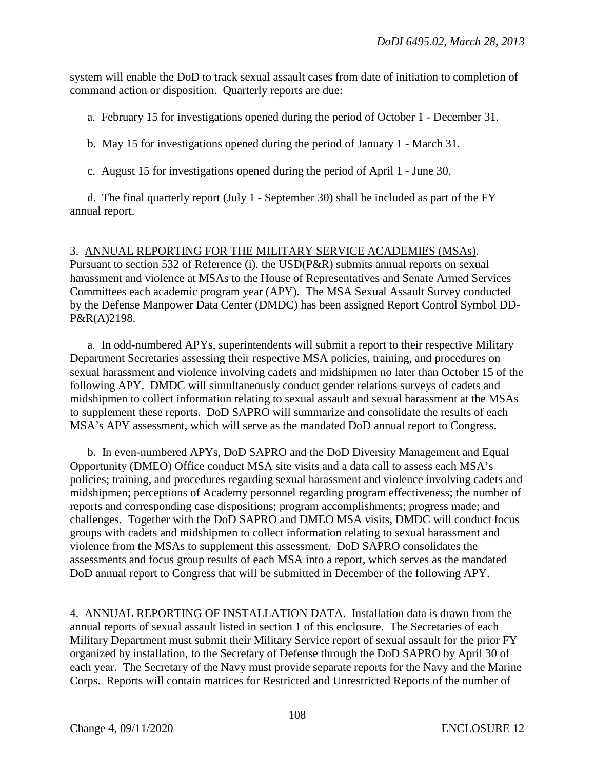system will enable the DoD to track sexual assault cases from date of initiation to completion of command action or disposition. Quarterly reports are due:

a. February 15 for investigations opened during the period of October 1 - December 31.

b. May 15 for investigations opened during the period of January 1 - March 31.

c. August 15 for investigations opened during the period of April 1 - June 30.

d. The final quarterly report (July 1 - September 30) shall be included as part of the FY annual report.

3. <u>ANNUAL REPORTING FOR THE MILITARY SERVICE ACADEMIES (MSAs)</u>. Pursuant to section 532 of Reference (i), the USD(P&R) submits annual reports on sexual harassment and violence at MSAs to the House of Representatives and Senate Armed Services Committees each academic program year (APY). The MSA Sexual Assault Survey conducted by the Defense Manpower Data Center (DMDC) has been assigned Report Control Symbol DD-P&R(A)2198.

a. In odd-numbered APYs, superintendents will submit a report to their respective Military Department Secretaries assessing their respective MSA policies, training, and procedures on sexual harassment and violence involving cadets and midshipmen no later than October 15 of the following APY. DMDC will simultaneously conduct gender relations surveys of cadets and midshipmen to collect information relating to sexual assault and sexual harassment at the MSAs to supplement these reports. DoD SAPRO will summarize and consolidate the results of each MSA's APY assessment, which will serve as the mandated DoD annual report to Congress.

b. In even-numbered APYs, DoD SAPRO and the DoD Diversity Management and Equal Opportunity (DMEO) Office conduct MSA site visits and a data call to assess each MSA's policies; training, and procedures regarding sexual harassment and violence involving cadets and midshipmen; perceptions of Academy personnel regarding program effectiveness; the number of reports and corresponding case dispositions; program accomplishments; progress made; and challenges. Together with the DoD SAPRO and DMEO MSA visits, DMDC will conduct focus groups with cadets and midshipmen to collect information relating to sexual harassment and violence from the MSAs to supplement this assessment. DoD SAPRO consolidates the assessments and focus group results of each MSA into a report, which serves as the mandated DoD annual report to Congress that will be submitted in December of the following APY.

4. <u>ANNUAL REPORTING OF INSTALLATION DATA</u>. Installation data is drawn from the annual reports of sexual assault listed in section 1 of this enclosure. The Secretaries of each Military Department must submit their Military Service report of sexual assault for the prior FY organized by installation, to the Secretary of Defense through the DoD SAPRO by April 30 of each year. The Secretary of the Navy must provide separate reports for the Navy and the Marine Corps. Reports will contain matrices for Restricted and Unrestricted Reports of the number of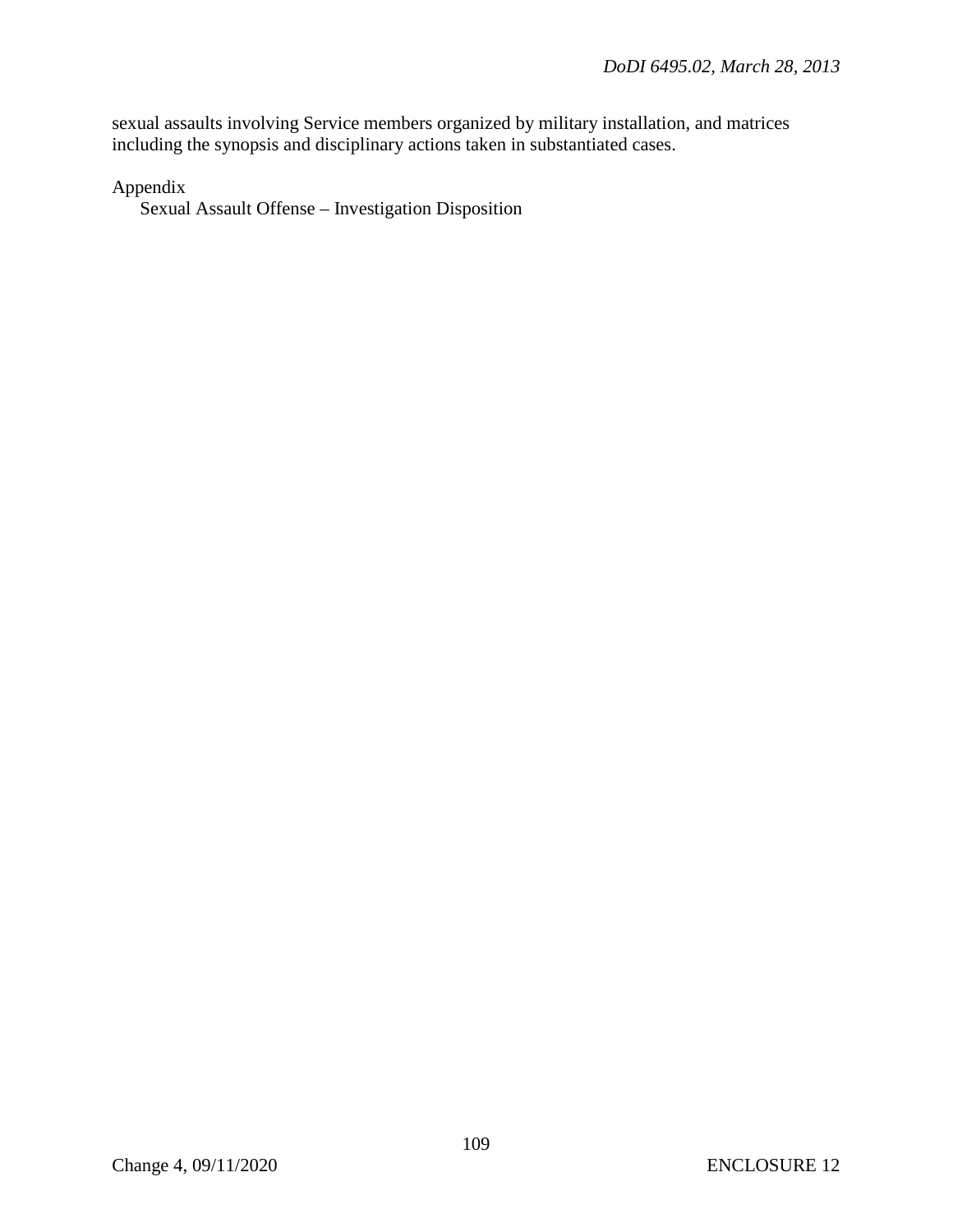sexual assaults involving Service members organized by military installation, and matrices including the synopsis and disciplinary actions taken in substantiated cases.

Appendix
    Sexual Assault Offense – Investigation Disposition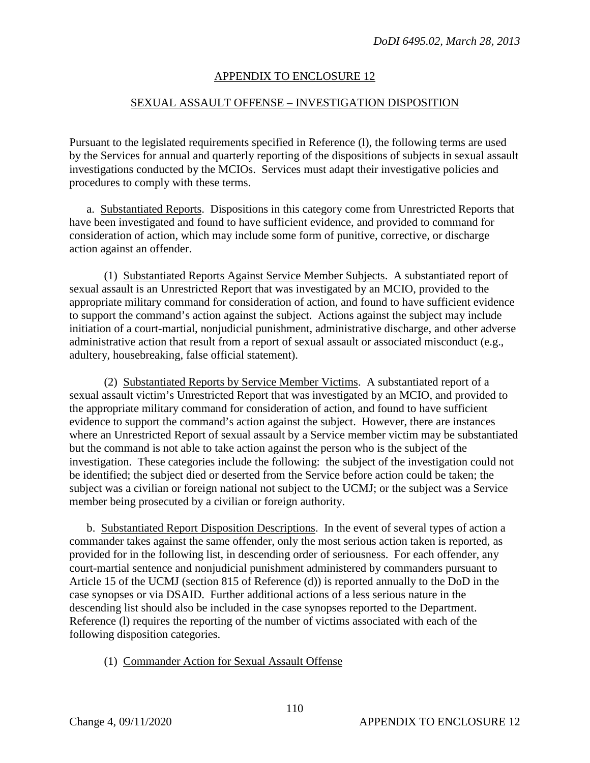## APPENDIX TO ENCLOSURE 12

## SEXUAL ASSAULT OFFENSE – INVESTIGATION DISPOSITION

Pursuant to the legislated requirements specified in Reference (l), the following terms are used by the Services for annual and quarterly reporting of the dispositions of subjects in sexual assault investigations conducted by the MCIOs. Services must adapt their investigative policies and procedures to comply with these terms.

a. Substantiated Reports. Dispositions in this category come from Unrestricted Reports that have been investigated and found to have sufficient evidence, and provided to command for consideration of action, which may include some form of punitive, corrective, or discharge action against an offender.

(1) Substantiated Reports Against Service Member Subjects. A substantiated report of sexual assault is an Unrestricted Report that was investigated by an MCIO, provided to the appropriate military command for consideration of action, and found to have sufficient evidence to support the command's action against the subject. Actions against the subject may include initiation of a court-martial, nonjudicial punishment, administrative discharge, and other adverse administrative action that result from a report of sexual assault or associated misconduct (e.g., adultery, housebreaking, false official statement).

(2) Substantiated Reports by Service Member Victims. A substantiated report of a sexual assault victim's Unrestricted Report that was investigated by an MCIO, and provided to the appropriate military command for consideration of action, and found to have sufficient evidence to support the command's action against the subject. However, there are instances where an Unrestricted Report of sexual assault by a Service member victim may be substantiated but the command is not able to take action against the person who is the subject of the investigation. These categories include the following: the subject of the investigation could not be identified; the subject died or deserted from the Service before action could be taken; the subject was a civilian or foreign national not subject to the UCMJ; or the subject was a Service member being prosecuted by a civilian or foreign authority.

b. Substantiated Report Disposition Descriptions. In the event of several types of action a commander takes against the same offender, only the most serious action taken is reported, as provided for in the following list, in descending order of seriousness. For each offender, any court-martial sentence and nonjudicial punishment administered by commanders pursuant to Article 15 of the UCMJ (section 815 of Reference (d)) is reported annually to the DoD in the case synopses or via DSAID. Further additional actions of a less serious nature in the descending list should also be included in the case synopses reported to the Department. Reference (l) requires the reporting of the number of victims associated with each of the following disposition categories.

(1) Commander Action for Sexual Assault Offense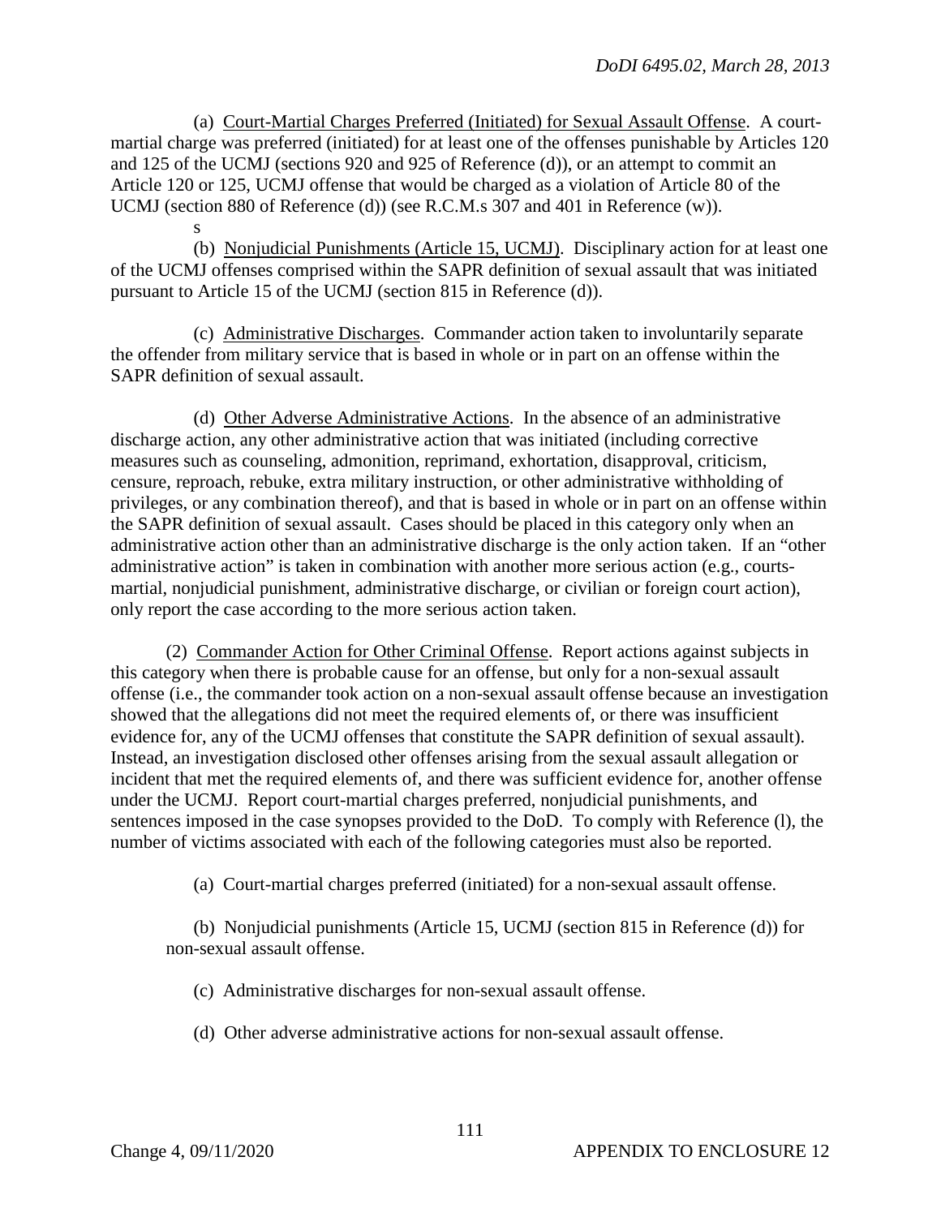(a) Court-Martial Charges Preferred (Initiated) for Sexual Assault Offense. A court-martial charge was preferred (initiated) for at least one of the offenses punishable by Articles 120 and 125 of the UCMJ (sections 920 and 925 of Reference (d)), or an attempt to commit an Article 120 or 125, UCMJ offense that would be charged as a violation of Article 80 of the UCMJ (section 880 of Reference (d)) (see R.C.M.s 307 and 401 in Reference (w)).

s

(b) Nonjudicial Punishments (Article 15, UCMJ). Disciplinary action for at least one of the UCMJ offenses comprised within the SAPR definition of sexual assault that was initiated pursuant to Article 15 of the UCMJ (section 815 in Reference (d)).

(c) Administrative Discharges. Commander action taken to involuntarily separate the offender from military service that is based in whole or in part on an offense within the SAPR definition of sexual assault.

(d) Other Adverse Administrative Actions. In the absence of an administrative discharge action, any other administrative action that was initiated (including corrective measures such as counseling, admonition, reprimand, exhortation, disapproval, criticism, censure, reproach, rebuke, extra military instruction, or other administrative withholding of privileges, or any combination thereof), and that is based in whole or in part on an offense within the SAPR definition of sexual assault. Cases should be placed in this category only when an administrative action other than an administrative discharge is the only action taken. If an "other administrative action" is taken in combination with another more serious action (e.g., courts-martial, nonjudicial punishment, administrative discharge, or civilian or foreign court action), only report the case according to the more serious action taken.

(2) Commander Action for Other Criminal Offense. Report actions against subjects in this category when there is probable cause for an offense, but only for a non-sexual assault offense (i.e., the commander took action on a non-sexual assault offense because an investigation showed that the allegations did not meet the required elements of, or there was insufficient evidence for, any of the UCMJ offenses that constitute the SAPR definition of sexual assault). Instead, an investigation disclosed other offenses arising from the sexual assault allegation or incident that met the required elements of, and there was sufficient evidence for, another offense under the UCMJ. Report court-martial charges preferred, nonjudicial punishments, and sentences imposed in the case synopses provided to the DoD. To comply with Reference (l), the number of victims associated with each of the following categories must also be reported.

(a) Court-martial charges preferred (initiated) for a non-sexual assault offense.

(b) Nonjudicial punishments (Article 15, UCMJ (section 815 in Reference (d)) for non-sexual assault offense.

(c) Administrative discharges for non-sexual assault offense.

(d) Other adverse administrative actions for non-sexual assault offense.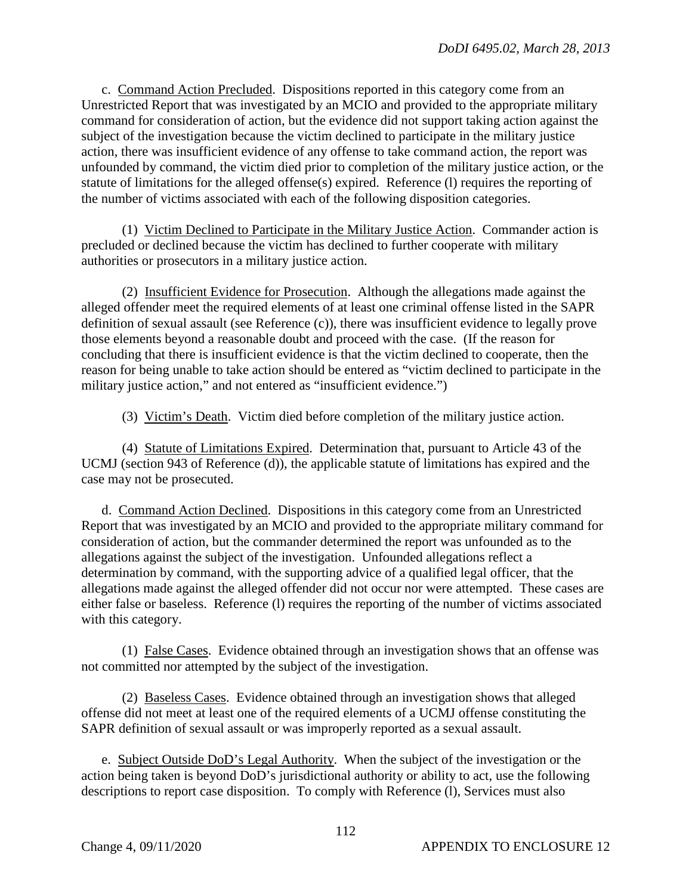c. <u>Command Action Precluded</u>. Dispositions reported in this category come from an Unrestricted Report that was investigated by an MCIO and provided to the appropriate military command for consideration of action, but the evidence did not support taking action against the subject of the investigation because the victim declined to participate in the military justice action, there was insufficient evidence of any offense to take command action, the report was unfounded by command, the victim died prior to completion of the military justice action, or the statute of limitations for the alleged offense(s) expired. Reference (l) requires the reporting of the number of victims associated with each of the following disposition categories.

(1) <u>Victim Declined to Participate in the Military Justice Action</u>. Commander action is precluded or declined because the victim has declined to further cooperate with military authorities or prosecutors in a military justice action.

(2) <u>Insufficient Evidence for Prosecution</u>. Although the allegations made against the alleged offender meet the required elements of at least one criminal offense listed in the SAPR definition of sexual assault (see Reference (c)), there was insufficient evidence to legally prove those elements beyond a reasonable doubt and proceed with the case. (If the reason for concluding that there is insufficient evidence is that the victim declined to cooperate, then the reason for being unable to take action should be entered as "victim declined to participate in the military justice action," and not entered as "insufficient evidence.")

(3) <u>Victim's Death</u>. Victim died before completion of the military justice action.

(4) <u>Statute of Limitations Expired</u>. Determination that, pursuant to Article 43 of the UCMJ (section 943 of Reference (d)), the applicable statute of limitations has expired and the case may not be prosecuted.

d. <u>Command Action Declined</u>. Dispositions in this category come from an Unrestricted Report that was investigated by an MCIO and provided to the appropriate military command for consideration of action, but the commander determined the report was unfounded as to the allegations against the subject of the investigation. Unfounded allegations reflect a determination by command, with the supporting advice of a qualified legal officer, that the allegations made against the alleged offender did not occur nor were attempted. These cases are either false or baseless. Reference (l) requires the reporting of the number of victims associated with this category.

(1) <u>False Cases</u>. Evidence obtained through an investigation shows that an offense was not committed nor attempted by the subject of the investigation.

(2) <u>Baseless Cases</u>. Evidence obtained through an investigation shows that alleged offense did not meet at least one of the required elements of a UCMJ offense constituting the SAPR definition of sexual assault or was improperly reported as a sexual assault.

e. <u>Subject Outside DoD's Legal Authority</u>. When the subject of the investigation or the action being taken is beyond DoD's jurisdictional authority or ability to act, use the following descriptions to report case disposition. To comply with Reference (l), Services must also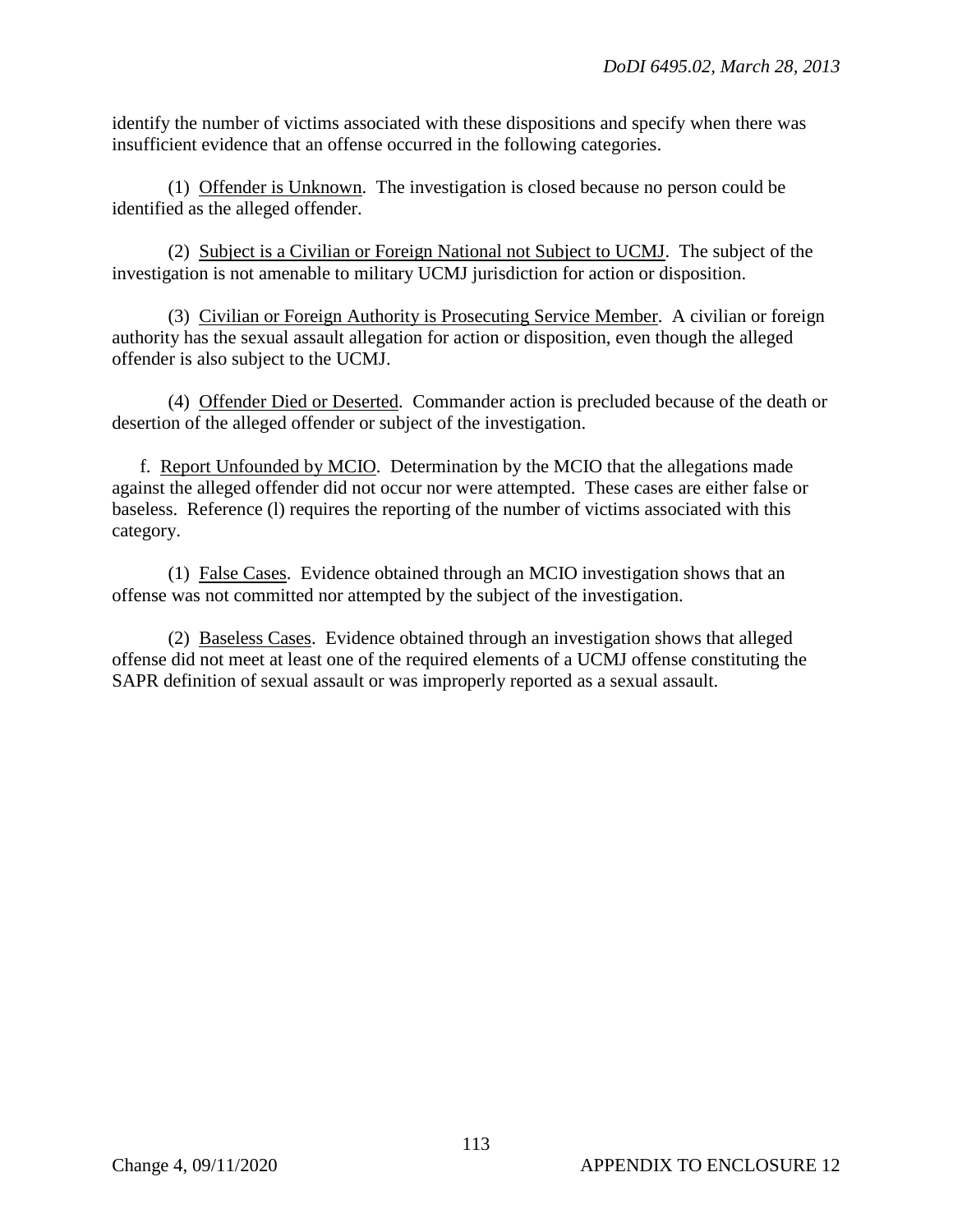identify the number of victims associated with these dispositions and specify when there was insufficient evidence that an offense occurred in the following categories.

(1) Offender is Unknown. The investigation is closed because no person could be identified as the alleged offender.

(2) Subject is a Civilian or Foreign National not Subject to UCMJ. The subject of the investigation is not amenable to military UCMJ jurisdiction for action or disposition.

(3) Civilian or Foreign Authority is Prosecuting Service Member. A civilian or foreign authority has the sexual assault allegation for action or disposition, even though the alleged offender is also subject to the UCMJ.

(4) Offender Died or Deserted. Commander action is precluded because of the death or desertion of the alleged offender or subject of the investigation.

f. Report Unfounded by MCIO. Determination by the MCIO that the allegations made against the alleged offender did not occur nor were attempted. These cases are either false or baseless. Reference (l) requires the reporting of the number of victims associated with this category.

(1) False Cases. Evidence obtained through an MCIO investigation shows that an offense was not committed nor attempted by the subject of the investigation.

(2) Baseless Cases. Evidence obtained through an investigation shows that alleged offense did not meet at least one of the required elements of a UCMJ offense constituting the SAPR definition of sexual assault or was improperly reported as a sexual assault.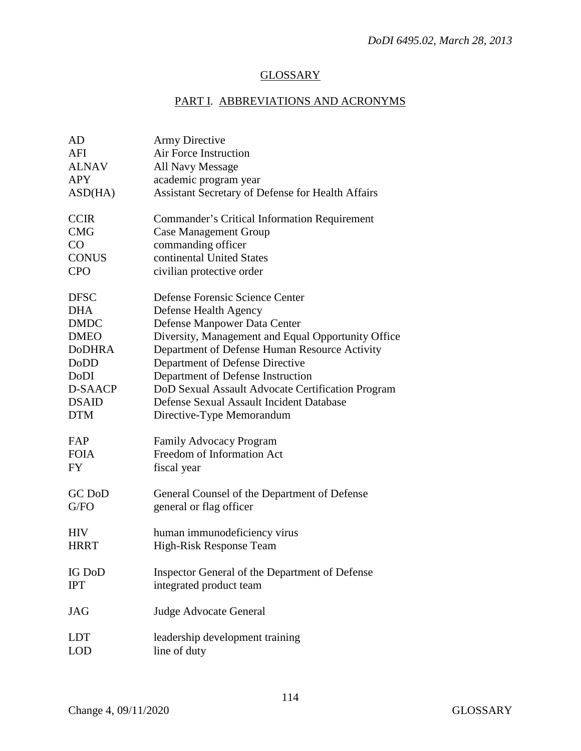## GLOSSARY

## PART I. ABBREVIATIONS AND ACRONYMS

| | |
|---|---|
| AD | Army Directive |
| AFI | Air Force Instruction |
| ALNAV | All Navy Message |
| APY | academic program year |
| ASD(HA) | Assistant Secretary of Defense for Health Affairs |
| CCIR | Commander's Critical Information Requirement |
| CMG | Case Management Group |
| CO | commanding officer |
| CONUS | continental United States |
| CPO | civilian protective order |
| DFSC | Defense Forensic Science Center |
| DHA | Defense Health Agency |
| DMDC | Defense Manpower Data Center |
| DMEO | Diversity, Management and Equal Opportunity Office |
| DoDHRA | Department of Defense Human Resource Activity |
| DoDD | Department of Defense Directive |
| DoDI | Department of Defense Instruction |
| D-SAACP | DoD Sexual Assault Advocate Certification Program |
| DSAID | Defense Sexual Assault Incident Database |
| DTM | Directive-Type Memorandum |
| FAP | Family Advocacy Program |
| FOIA | Freedom of Information Act |
| FY | fiscal year |
| GC DoD | General Counsel of the Department of Defense |
| G/FO | general or flag officer |
| HIV | human immunodeficiency virus |
| HRRT | High-Risk Response Team |
| IG DoD | Inspector General of the Department of Defense |
| IPT | integrated product team |
| JAG | Judge Advocate General |
| LDT | leadership development training |
| LOD | line of duty |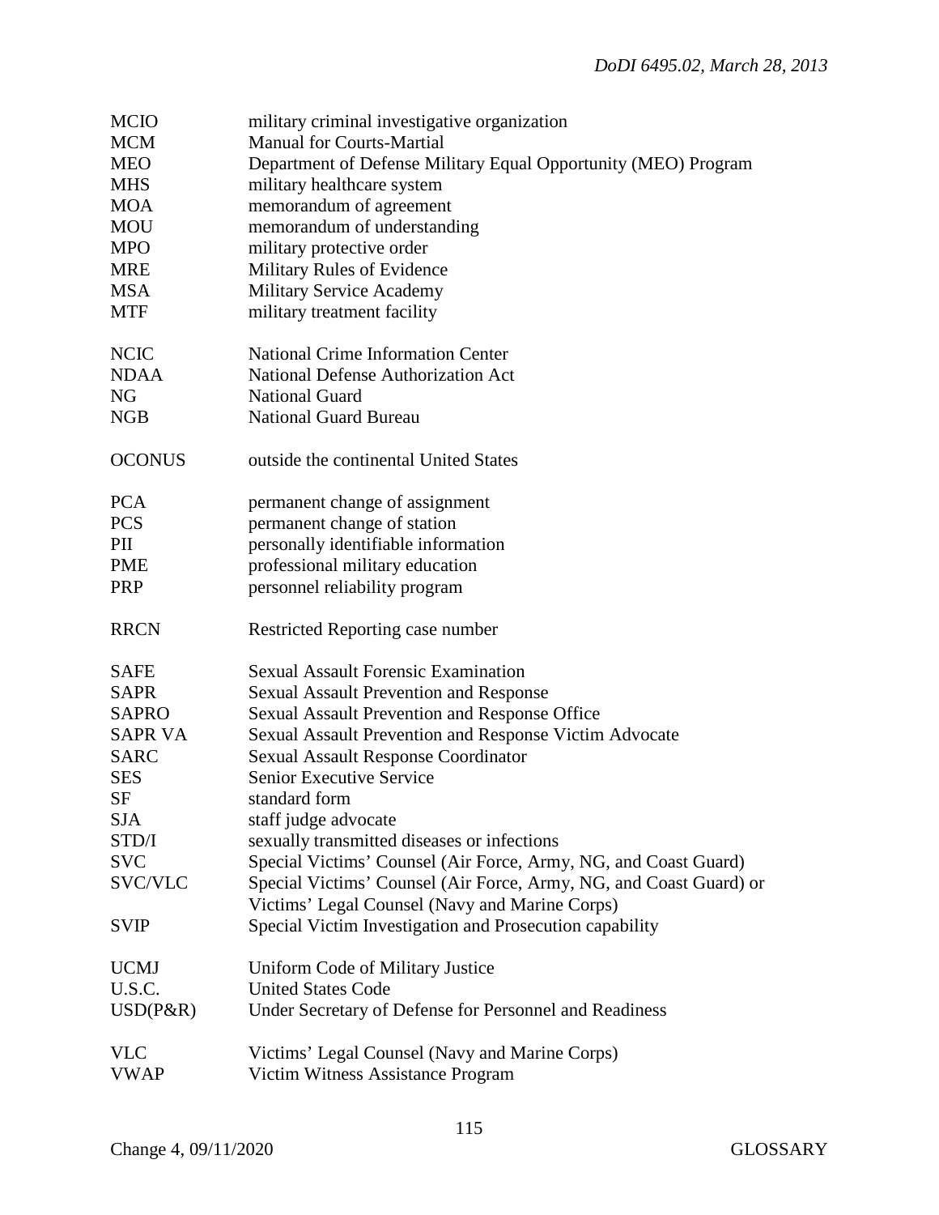| | |
|---|---|
| MCIO | military criminal investigative organization |
| MCM | Manual for Courts-Martial |
| MEO | Department of Defense Military Equal Opportunity (MEO) Program |
| MHS | military healthcare system |
| MOA | memorandum of agreement |
| MOU | memorandum of understanding |
| MPO | military protective order |
| MRE | Military Rules of Evidence |
| MSA | Military Service Academy |
| MTF | military treatment facility |
| | |
| NCIC | National Crime Information Center |
| NDAA | National Defense Authorization Act |
| NG | National Guard |
| NGB | National Guard Bureau |
| | |
| OCONUS | outside the continental United States |
| | |
| PCA | permanent change of assignment |
| PCS | permanent change of station |
| PII | personally identifiable information |
| PME | professional military education |
| PRP | personnel reliability program |
| | |
| RRCN | Restricted Reporting case number |
| | |
| SAFE | Sexual Assault Forensic Examination |
| SAPR | Sexual Assault Prevention and Response |
| SAPRO | Sexual Assault Prevention and Response Office |
| SAPR VA | Sexual Assault Prevention and Response Victim Advocate |
| SARC | Sexual Assault Response Coordinator |
| SES | Senior Executive Service |
| SF | standard form |
| SJA | staff judge advocate |
| STD/I | sexually transmitted diseases or infections |
| SVC | Special Victims' Counsel (Air Force, Army, NG, and Coast Guard) |
| SVC/VLC | Special Victims' Counsel (Air Force, Army, NG, and Coast Guard) or Victims' Legal Counsel (Navy and Marine Corps) |
| SVIP | Special Victim Investigation and Prosecution capability |
| | |
| UCMJ | Uniform Code of Military Justice |
| U.S.C. | United States Code |
| USD(P&R) | Under Secretary of Defense for Personnel and Readiness |
| | |
| VLC | Victims' Legal Counsel (Navy and Marine Corps) |
| VWAP | Victim Witness Assistance Program |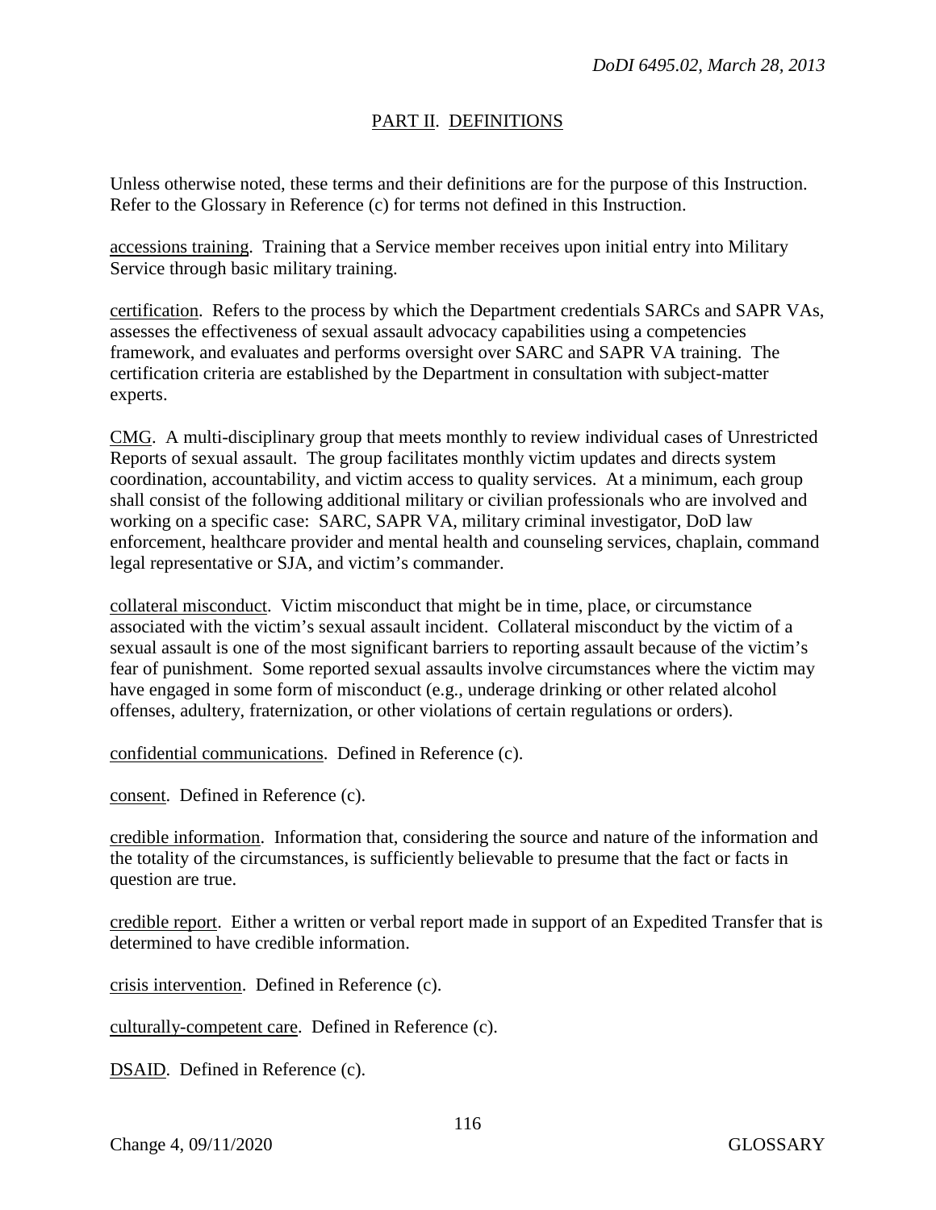## PART II. DEFINITIONS

Unless otherwise noted, these terms and their definitions are for the purpose of this Instruction. Refer to the Glossary in Reference (c) for terms not defined in this Instruction.

accessions training. Training that a Service member receives upon initial entry into Military Service through basic military training.

certification. Refers to the process by which the Department credentials SARCs and SAPR VAs, assesses the effectiveness of sexual assault advocacy capabilities using a competencies framework, and evaluates and performs oversight over SARC and SAPR VA training. The certification criteria are established by the Department in consultation with subject-matter experts.

CMG. A multi-disciplinary group that meets monthly to review individual cases of Unrestricted Reports of sexual assault. The group facilitates monthly victim updates and directs system coordination, accountability, and victim access to quality services. At a minimum, each group shall consist of the following additional military or civilian professionals who are involved and working on a specific case: SARC, SAPR VA, military criminal investigator, DoD law enforcement, healthcare provider and mental health and counseling services, chaplain, command legal representative or SJA, and victim's commander.

collateral misconduct. Victim misconduct that might be in time, place, or circumstance associated with the victim's sexual assault incident. Collateral misconduct by the victim of a sexual assault is one of the most significant barriers to reporting assault because of the victim's fear of punishment. Some reported sexual assaults involve circumstances where the victim may have engaged in some form of misconduct (e.g., underage drinking or other related alcohol offenses, adultery, fraternization, or other violations of certain regulations or orders).

confidential communications. Defined in Reference (c).

consent. Defined in Reference (c).

credible information. Information that, considering the source and nature of the information and the totality of the circumstances, is sufficiently believable to presume that the fact or facts in question are true.

credible report. Either a written or verbal report made in support of an Expedited Transfer that is determined to have credible information.

crisis intervention. Defined in Reference (c).

culturally-competent care. Defined in Reference (c).

DSAID. Defined in Reference (c).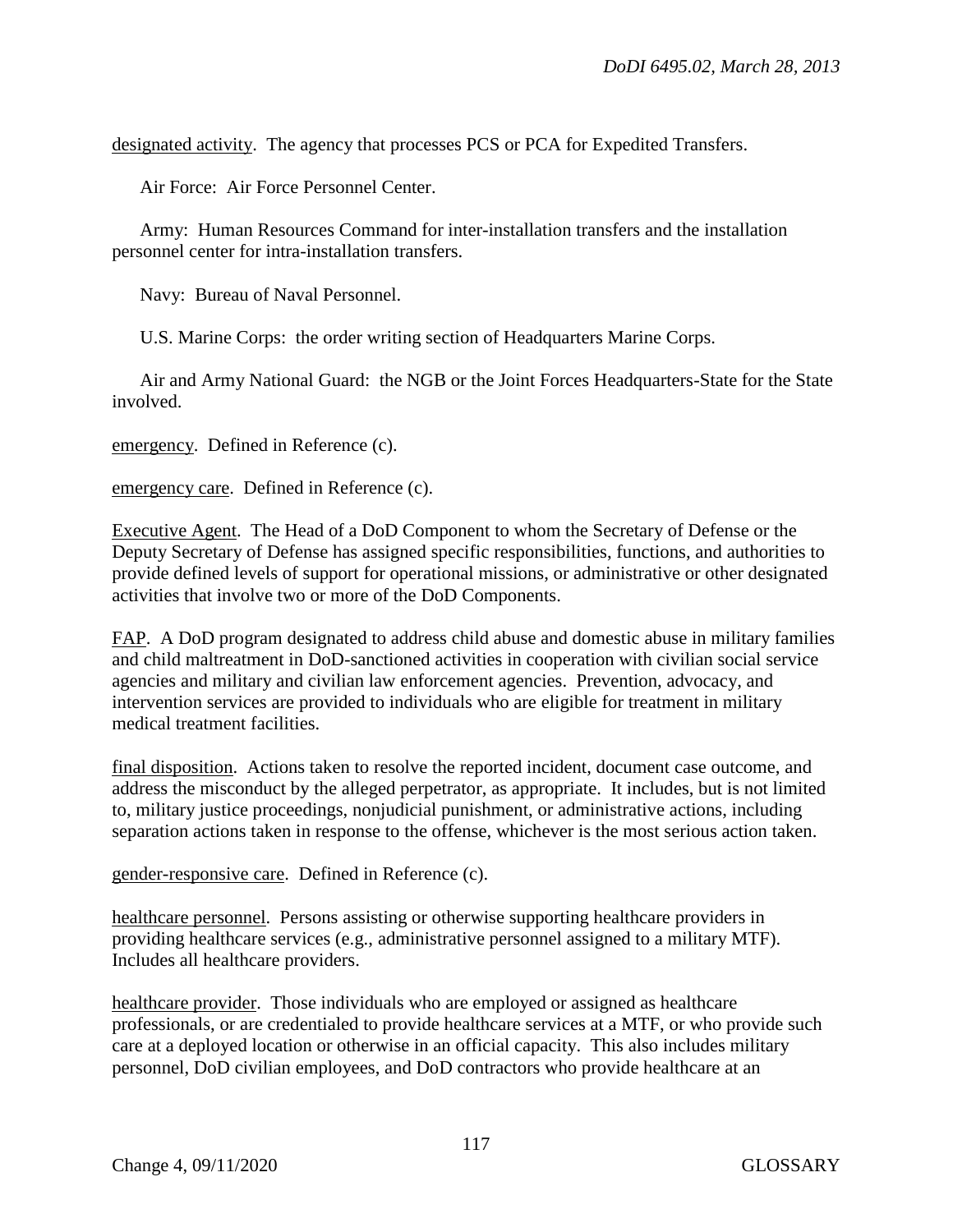designated activity. The agency that processes PCS or PCA for Expedited Transfers.

Air Force: Air Force Personnel Center.

Army: Human Resources Command for inter-installation transfers and the installation personnel center for intra-installation transfers.

Navy: Bureau of Naval Personnel.

U.S. Marine Corps: the order writing section of Headquarters Marine Corps.

Air and Army National Guard: the NGB or the Joint Forces Headquarters-State for the State involved.

emergency. Defined in Reference (c).

emergency care. Defined in Reference (c).

Executive Agent. The Head of a DoD Component to whom the Secretary of Defense or the Deputy Secretary of Defense has assigned specific responsibilities, functions, and authorities to provide defined levels of support for operational missions, or administrative or other designated activities that involve two or more of the DoD Components.

FAP. A DoD program designated to address child abuse and domestic abuse in military families and child maltreatment in DoD-sanctioned activities in cooperation with civilian social service agencies and military and civilian law enforcement agencies. Prevention, advocacy, and intervention services are provided to individuals who are eligible for treatment in military medical treatment facilities.

final disposition. Actions taken to resolve the reported incident, document case outcome, and address the misconduct by the alleged perpetrator, as appropriate. It includes, but is not limited to, military justice proceedings, nonjudicial punishment, or administrative actions, including separation actions taken in response to the offense, whichever is the most serious action taken.

gender-responsive care. Defined in Reference (c).

healthcare personnel. Persons assisting or otherwise supporting healthcare providers in providing healthcare services (e.g., administrative personnel assigned to a military MTF). Includes all healthcare providers.

healthcare provider. Those individuals who are employed or assigned as healthcare professionals, or are credentialed to provide healthcare services at a MTF, or who provide such care at a deployed location or otherwise in an official capacity. This also includes military personnel, DoD civilian employees, and DoD contractors who provide healthcare at an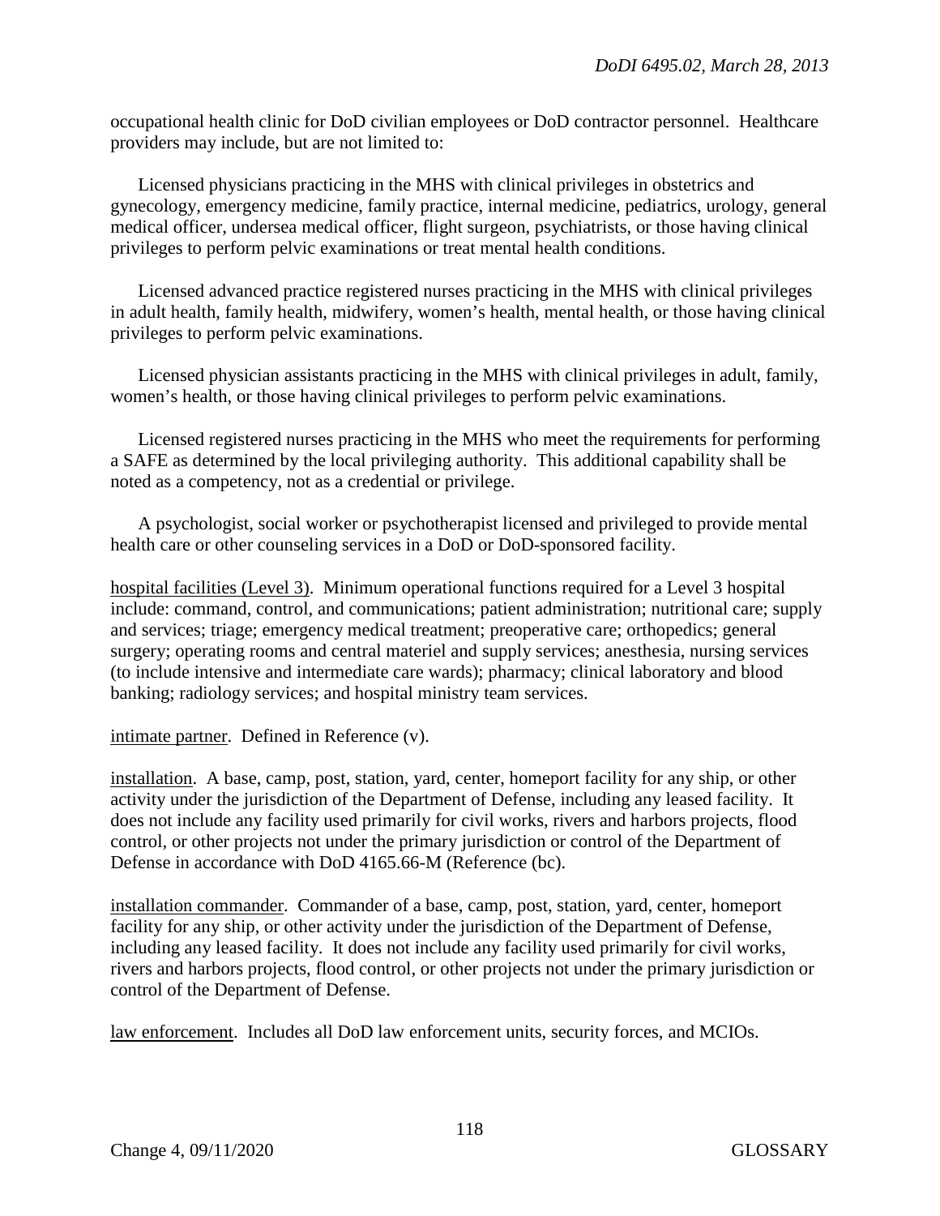occupational health clinic for DoD civilian employees or DoD contractor personnel. Healthcare providers may include, but are not limited to:

Licensed physicians practicing in the MHS with clinical privileges in obstetrics and gynecology, emergency medicine, family practice, internal medicine, pediatrics, urology, general medical officer, undersea medical officer, flight surgeon, psychiatrists, or those having clinical privileges to perform pelvic examinations or treat mental health conditions.

Licensed advanced practice registered nurses practicing in the MHS with clinical privileges in adult health, family health, midwifery, women's health, mental health, or those having clinical privileges to perform pelvic examinations.

Licensed physician assistants practicing in the MHS with clinical privileges in adult, family, women's health, or those having clinical privileges to perform pelvic examinations.

Licensed registered nurses practicing in the MHS who meet the requirements for performing a SAFE as determined by the local privileging authority. This additional capability shall be noted as a competency, not as a credential or privilege.

A psychologist, social worker or psychotherapist licensed and privileged to provide mental health care or other counseling services in a DoD or DoD-sponsored facility.

<u>hospital facilities (Level 3)</u>. Minimum operational functions required for a Level 3 hospital include: command, control, and communications; patient administration; nutritional care; supply and services; triage; emergency medical treatment; preoperative care; orthopedics; general surgery; operating rooms and central materiel and supply services; anesthesia, nursing services (to include intensive and intermediate care wards); pharmacy; clinical laboratory and blood banking; radiology services; and hospital ministry team services.

<u>intimate partner</u>. Defined in Reference (v).

<u>installation</u>. A base, camp, post, station, yard, center, homeport facility for any ship, or other activity under the jurisdiction of the Department of Defense, including any leased facility. It does not include any facility used primarily for civil works, rivers and harbors projects, flood control, or other projects not under the primary jurisdiction or control of the Department of Defense in accordance with DoD 4165.66-M (Reference (bc).

<u>installation commander</u>. Commander of a base, camp, post, station, yard, center, homeport facility for any ship, or other activity under the jurisdiction of the Department of Defense, including any leased facility. It does not include any facility used primarily for civil works, rivers and harbors projects, flood control, or other projects not under the primary jurisdiction or control of the Department of Defense.

<u>law enforcement</u>. Includes all DoD law enforcement units, security forces, and MCIOs.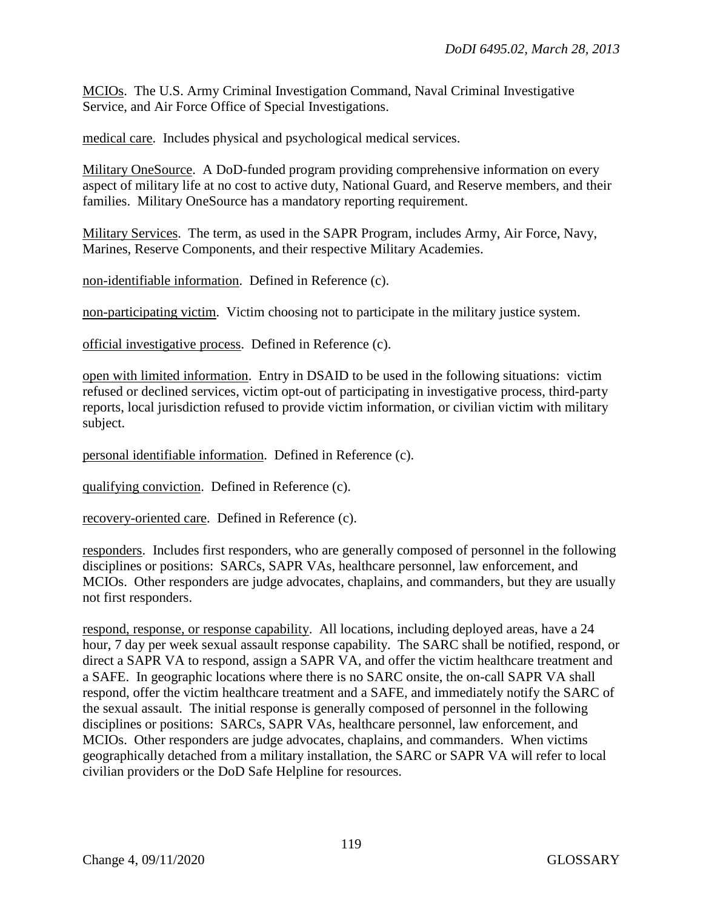MCIOs. The U.S. Army Criminal Investigation Command, Naval Criminal Investigative Service, and Air Force Office of Special Investigations.

medical care. Includes physical and psychological medical services.

Military OneSource. A DoD-funded program providing comprehensive information on every aspect of military life at no cost to active duty, National Guard, and Reserve members, and their families. Military OneSource has a mandatory reporting requirement.

Military Services. The term, as used in the SAPR Program, includes Army, Air Force, Navy, Marines, Reserve Components, and their respective Military Academies.

non-identifiable information. Defined in Reference (c).

non-participating victim. Victim choosing not to participate in the military justice system.

official investigative process. Defined in Reference (c).

open with limited information. Entry in DSAID to be used in the following situations: victim refused or declined services, victim opt-out of participating in investigative process, third-party reports, local jurisdiction refused to provide victim information, or civilian victim with military subject.

personal identifiable information. Defined in Reference (c).

qualifying conviction. Defined in Reference (c).

recovery-oriented care. Defined in Reference (c).

responders. Includes first responders, who are generally composed of personnel in the following disciplines or positions: SARCs, SAPR VAs, healthcare personnel, law enforcement, and MCIOs. Other responders are judge advocates, chaplains, and commanders, but they are usually not first responders.

respond, response, or response capability. All locations, including deployed areas, have a 24 hour, 7 day per week sexual assault response capability. The SARC shall be notified, respond, or direct a SAPR VA to respond, assign a SAPR VA, and offer the victim healthcare treatment and a SAFE. In geographic locations where there is no SARC onsite, the on-call SAPR VA shall respond, offer the victim healthcare treatment and a SAFE, and immediately notify the SARC of the sexual assault. The initial response is generally composed of personnel in the following disciplines or positions: SARCs, SAPR VAs, healthcare personnel, law enforcement, and MCIOs. Other responders are judge advocates, chaplains, and commanders. When victims geographically detached from a military installation, the SARC or SAPR VA will refer to local civilian providers or the DoD Safe Helpline for resources.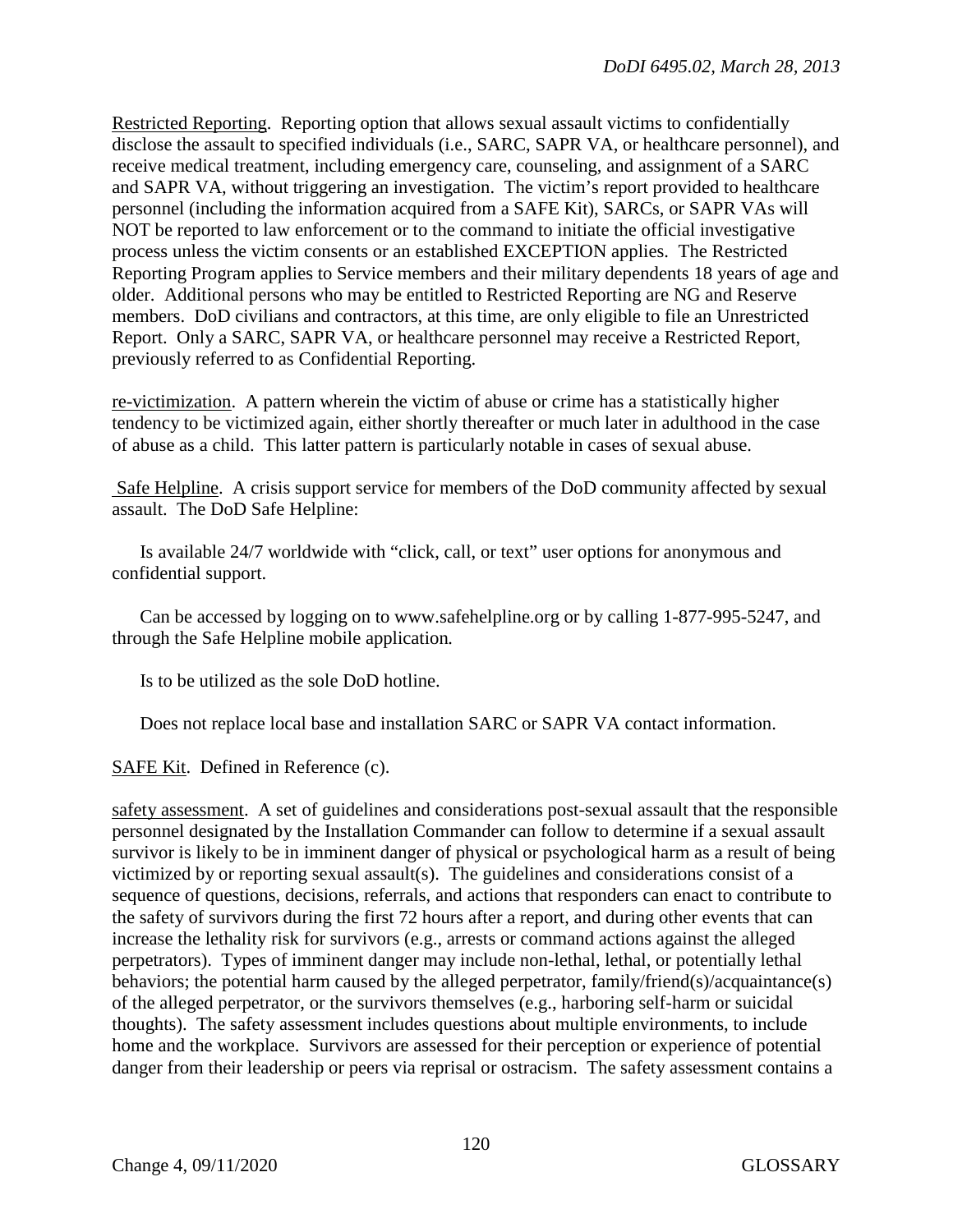Restricted Reporting. Reporting option that allows sexual assault victims to confidentially disclose the assault to specified individuals (i.e., SARC, SAPR VA, or healthcare personnel), and receive medical treatment, including emergency care, counseling, and assignment of a SARC and SAPR VA, without triggering an investigation. The victim's report provided to healthcare personnel (including the information acquired from a SAFE Kit), SARCs, or SAPR VAs will NOT be reported to law enforcement or to the command to initiate the official investigative process unless the victim consents or an established EXCEPTION applies. The Restricted Reporting Program applies to Service members and their military dependents 18 years of age and older. Additional persons who may be entitled to Restricted Reporting are NG and Reserve members. DoD civilians and contractors, at this time, are only eligible to file an Unrestricted Report. Only a SARC, SAPR VA, or healthcare personnel may receive a Restricted Report, previously referred to as Confidential Reporting.

re-victimization. A pattern wherein the victim of abuse or crime has a statistically higher tendency to be victimized again, either shortly thereafter or much later in adulthood in the case of abuse as a child. This latter pattern is particularly notable in cases of sexual abuse.

Safe Helpline. A crisis support service for members of the DoD community affected by sexual assault. The DoD Safe Helpline:

Is available 24/7 worldwide with "click, call, or text" user options for anonymous and confidential support.

Can be accessed by logging on to www.safehelpline.org or by calling 1-877-995-5247, and through the Safe Helpline mobile application.

Is to be utilized as the sole DoD hotline.

Does not replace local base and installation SARC or SAPR VA contact information.

SAFE Kit. Defined in Reference (c).

safety assessment. A set of guidelines and considerations post-sexual assault that the responsible personnel designated by the Installation Commander can follow to determine if a sexual assault survivor is likely to be in imminent danger of physical or psychological harm as a result of being victimized by or reporting sexual assault(s). The guidelines and considerations consist of a sequence of questions, decisions, referrals, and actions that responders can enact to contribute to the safety of survivors during the first 72 hours after a report, and during other events that can increase the lethality risk for survivors (e.g., arrests or command actions against the alleged perpetrators). Types of imminent danger may include non-lethal, lethal, or potentially lethal behaviors; the potential harm caused by the alleged perpetrator, family/friend(s)/acquaintance(s) of the alleged perpetrator, or the survivors themselves (e.g., harboring self-harm or suicidal thoughts). The safety assessment includes questions about multiple environments, to include home and the workplace. Survivors are assessed for their perception or experience of potential danger from their leadership or peers via reprisal or ostracism. The safety assessment contains a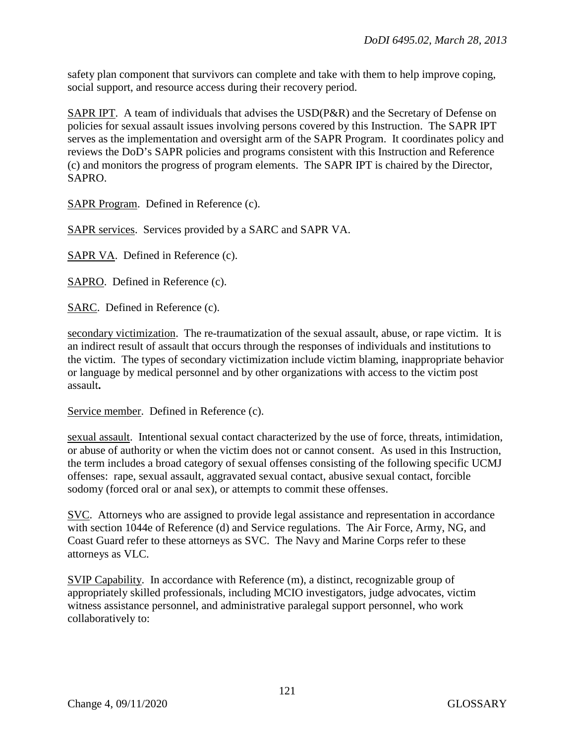safety plan component that survivors can complete and take with them to help improve coping, social support, and resource access during their recovery period.

SAPR IPT. A team of individuals that advises the USD(P&R) and the Secretary of Defense on policies for sexual assault issues involving persons covered by this Instruction. The SAPR IPT serves as the implementation and oversight arm of the SAPR Program. It coordinates policy and reviews the DoD's SAPR policies and programs consistent with this Instruction and Reference (c) and monitors the progress of program elements. The SAPR IPT is chaired by the Director, SAPRO.

SAPR Program. Defined in Reference (c).

SAPR services. Services provided by a SARC and SAPR VA.

SAPR VA. Defined in Reference (c).

SAPRO. Defined in Reference (c).

SARC. Defined in Reference (c).

secondary victimization. The re-traumatization of the sexual assault, abuse, or rape victim. It is an indirect result of assault that occurs through the responses of individuals and institutions to the victim. The types of secondary victimization include victim blaming, inappropriate behavior or language by medical personnel and by other organizations with access to the victim post assault**.**

Service member. Defined in Reference (c).

sexual assault. Intentional sexual contact characterized by the use of force, threats, intimidation, or abuse of authority or when the victim does not or cannot consent. As used in this Instruction, the term includes a broad category of sexual offenses consisting of the following specific UCMJ offenses: rape, sexual assault, aggravated sexual contact, abusive sexual contact, forcible sodomy (forced oral or anal sex), or attempts to commit these offenses.

SVC. Attorneys who are assigned to provide legal assistance and representation in accordance with section 1044e of Reference (d) and Service regulations. The Air Force, Army, NG, and Coast Guard refer to these attorneys as SVC. The Navy and Marine Corps refer to these attorneys as VLC.

SVIP Capability. In accordance with Reference (m), a distinct, recognizable group of appropriately skilled professionals, including MCIO investigators, judge advocates, victim witness assistance personnel, and administrative paralegal support personnel, who work collaboratively to: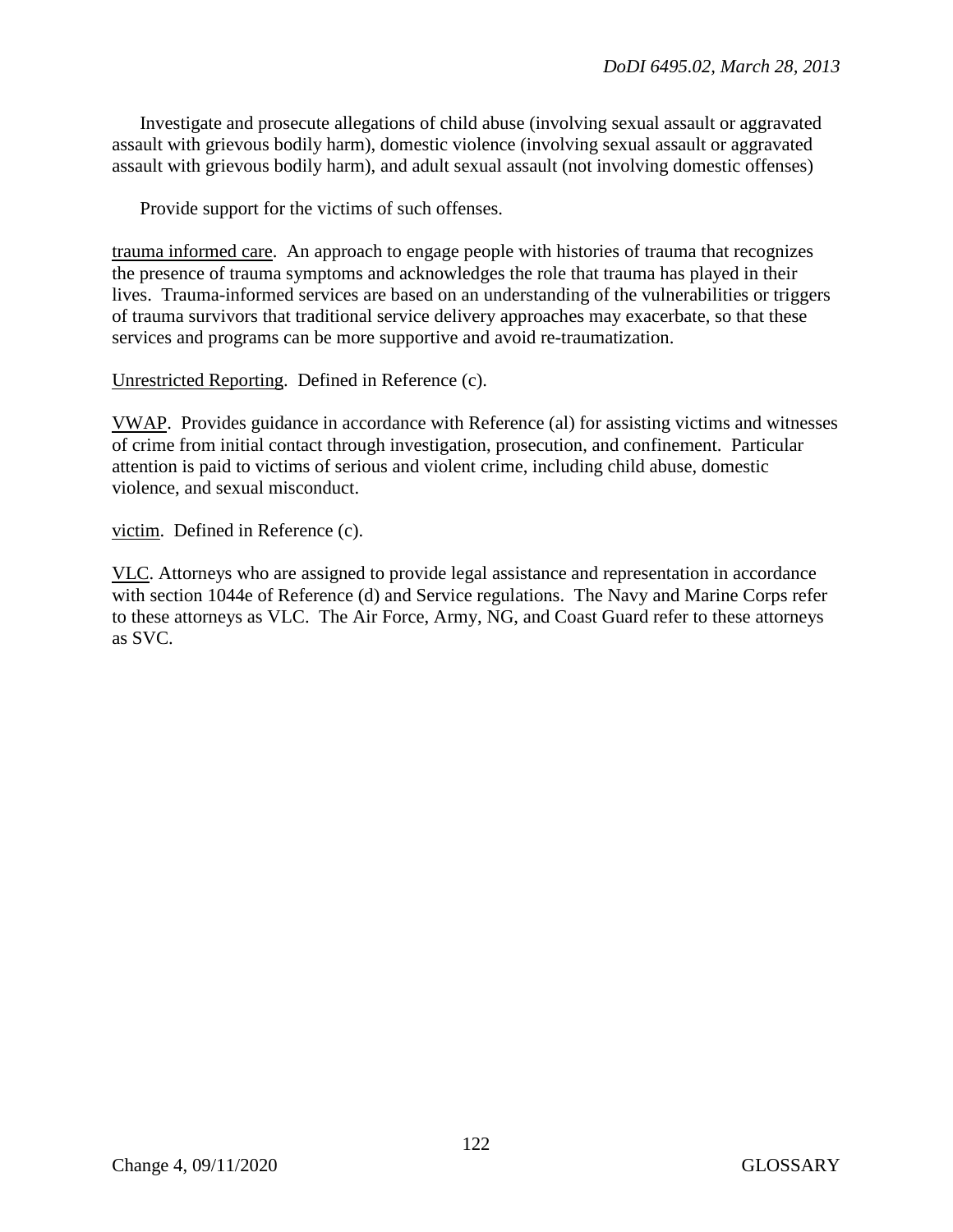Investigate and prosecute allegations of child abuse (involving sexual assault or aggravated assault with grievous bodily harm), domestic violence (involving sexual assault or aggravated assault with grievous bodily harm), and adult sexual assault (not involving domestic offenses)

Provide support for the victims of such offenses.

trauma informed care. An approach to engage people with histories of trauma that recognizes the presence of trauma symptoms and acknowledges the role that trauma has played in their lives. Trauma-informed services are based on an understanding of the vulnerabilities or triggers of trauma survivors that traditional service delivery approaches may exacerbate, so that these services and programs can be more supportive and avoid re-traumatization.

Unrestricted Reporting. Defined in Reference (c).

VWAP. Provides guidance in accordance with Reference (al) for assisting victims and witnesses of crime from initial contact through investigation, prosecution, and confinement. Particular attention is paid to victims of serious and violent crime, including child abuse, domestic violence, and sexual misconduct.

victim. Defined in Reference (c).

VLC. Attorneys who are assigned to provide legal assistance and representation in accordance with section 1044e of Reference (d) and Service regulations. The Navy and Marine Corps refer to these attorneys as VLC. The Air Force, Army, NG, and Coast Guard refer to these attorneys as SVC.